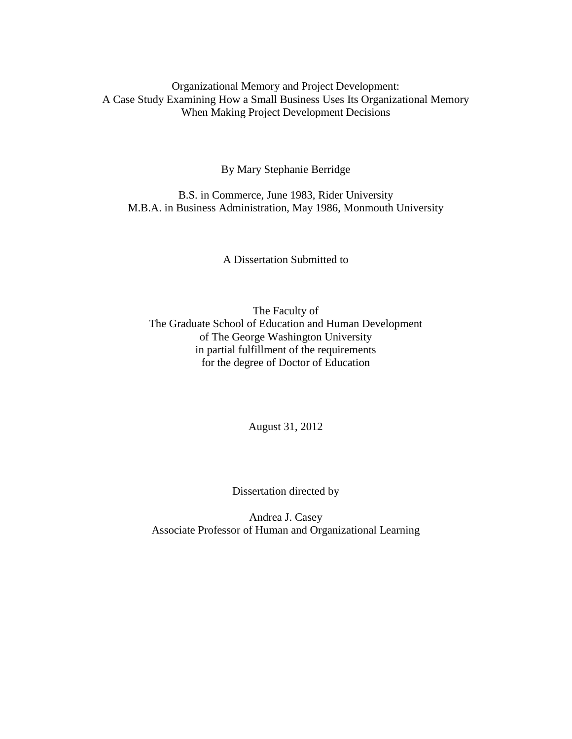# Organizational Memory and Project Development:
## A Case Study Examining How a Small Business Uses Its Organizational Memory When Making Project Development Decisions

By Mary Stephanie Berridge

B.S. in Commerce, June 1983, Rider University
M.B.A. in Business Administration, May 1986, Monmouth University

A Dissertation Submitted to

The Faculty of
The Graduate School of Education and Human Development
of The George Washington University
in partial fulfillment of the requirements
for the degree of Doctor of Education

August 31, 2012

Dissertation directed by

Andrea J. Casey
Associate Professor of Human and Organizational Learning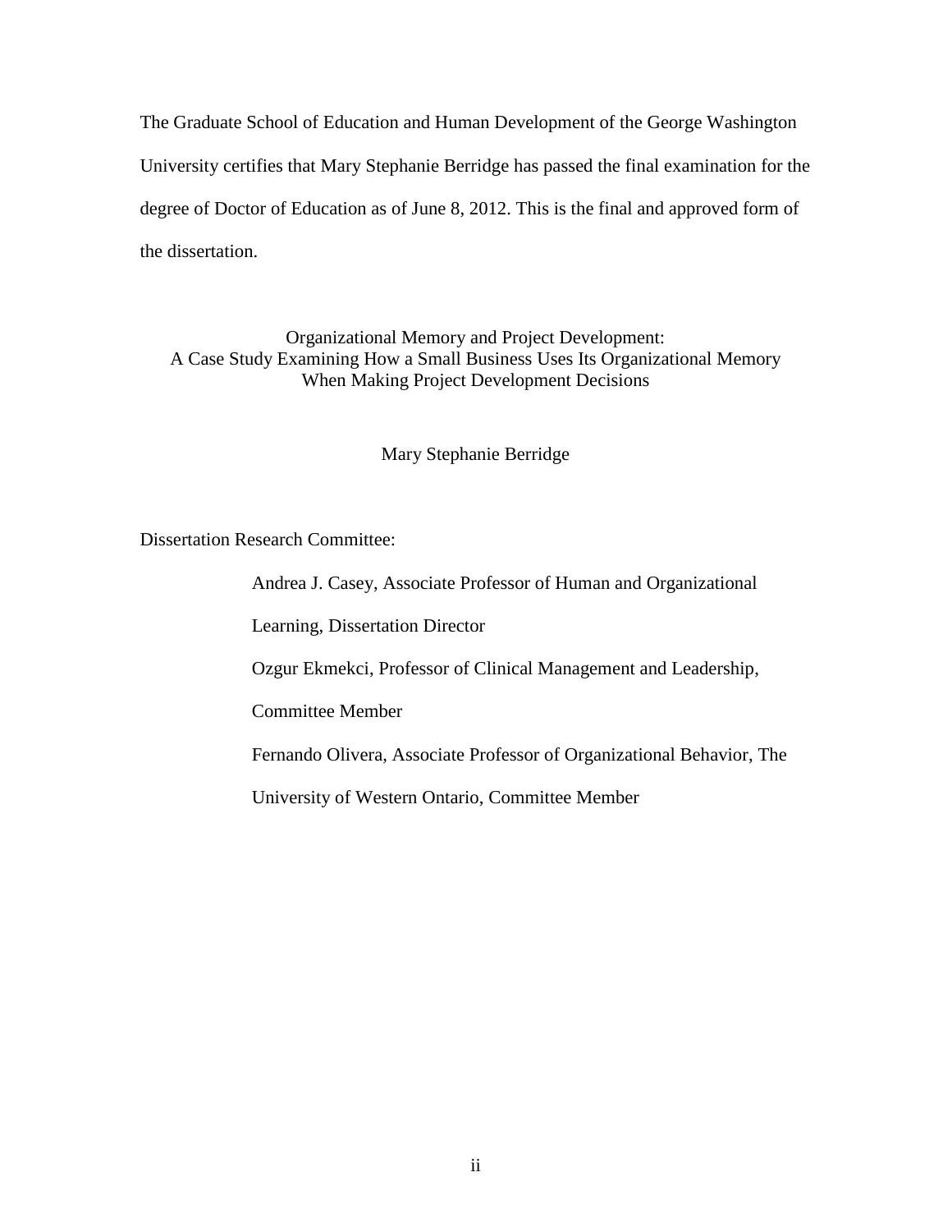The Graduate School of Education and Human Development of the George Washington University certifies that Mary Stephanie Berridge has passed the final examination for the degree of Doctor of Education as of June 8, 2012. This is the final and approved form of the dissertation.

Organizational Memory and Project Development:
A Case Study Examining How a Small Business Uses Its Organizational Memory
When Making Project Development Decisions

Mary Stephanie Berridge

Dissertation Research Committee:

Andrea J. Casey, Associate Professor of Human and Organizational Learning, Dissertation Director

Ozgur Ekmekci, Professor of Clinical Management and Leadership, Committee Member

Fernando Olivera, Associate Professor of Organizational Behavior, The University of Western Ontario, Committee Member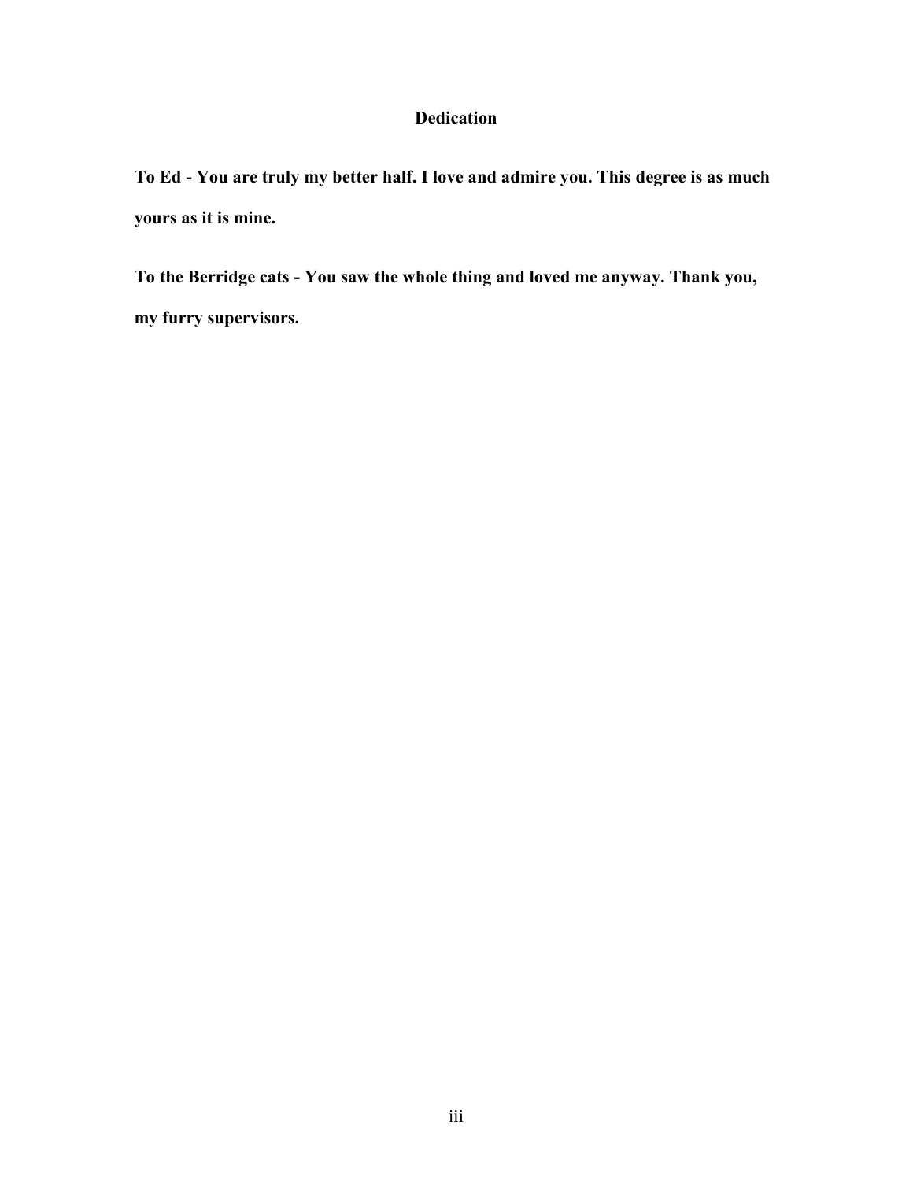# Dedication

**To Ed - You are truly my better half. I love and admire you. This degree is as much yours as it is mine.**

**To the Berridge cats - You saw the whole thing and loved me anyway. Thank you, my furry supervisors.**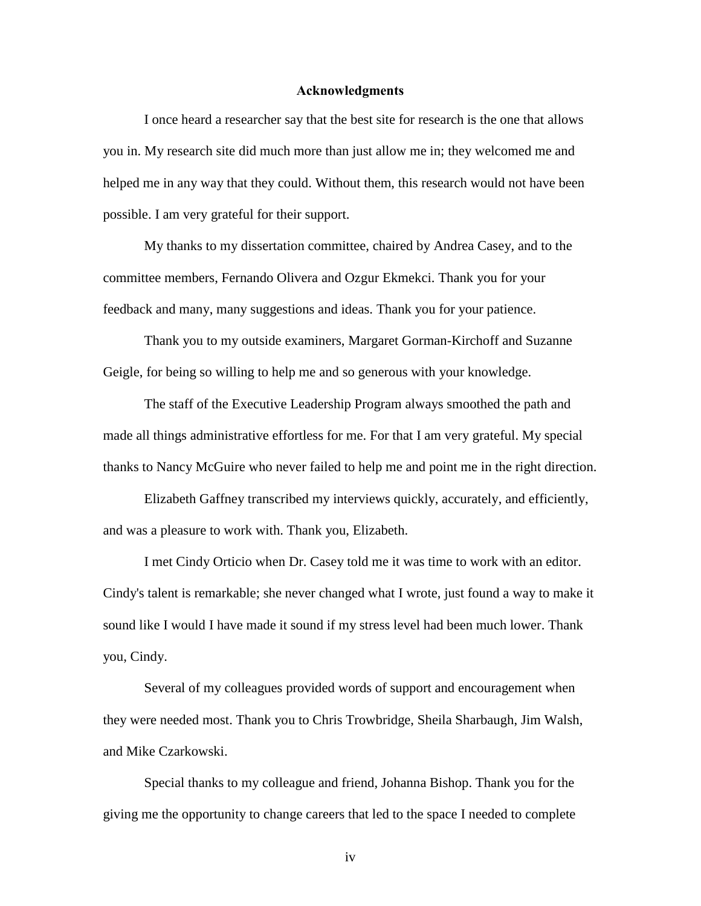# Acknowledgments

I once heard a researcher say that the best site for research is the one that allows you in. My research site did much more than just allow me in; they welcomed me and helped me in any way that they could. Without them, this research would not have been possible. I am very grateful for their support.

My thanks to my dissertation committee, chaired by Andrea Casey, and to the committee members, Fernando Olivera and Ozgur Ekmekci. Thank you for your feedback and many, many suggestions and ideas. Thank you for your patience.

Thank you to my outside examiners, Margaret Gorman-Kirchoff and Suzanne Geigle, for being so willing to help me and so generous with your knowledge.

The staff of the Executive Leadership Program always smoothed the path and made all things administrative effortless for me. For that I am very grateful. My special thanks to Nancy McGuire who never failed to help me and point me in the right direction.

Elizabeth Gaffney transcribed my interviews quickly, accurately, and efficiently, and was a pleasure to work with. Thank you, Elizabeth.

I met Cindy Orticio when Dr. Casey told me it was time to work with an editor. Cindy's talent is remarkable; she never changed what I wrote, just found a way to make it sound like I would I have made it sound if my stress level had been much lower. Thank you, Cindy.

Several of my colleagues provided words of support and encouragement when they were needed most. Thank you to Chris Trowbridge, Sheila Sharbaugh, Jim Walsh, and Mike Czarkowski.

Special thanks to my colleague and friend, Johanna Bishop. Thank you for the giving me the opportunity to change careers that led to the space I needed to complete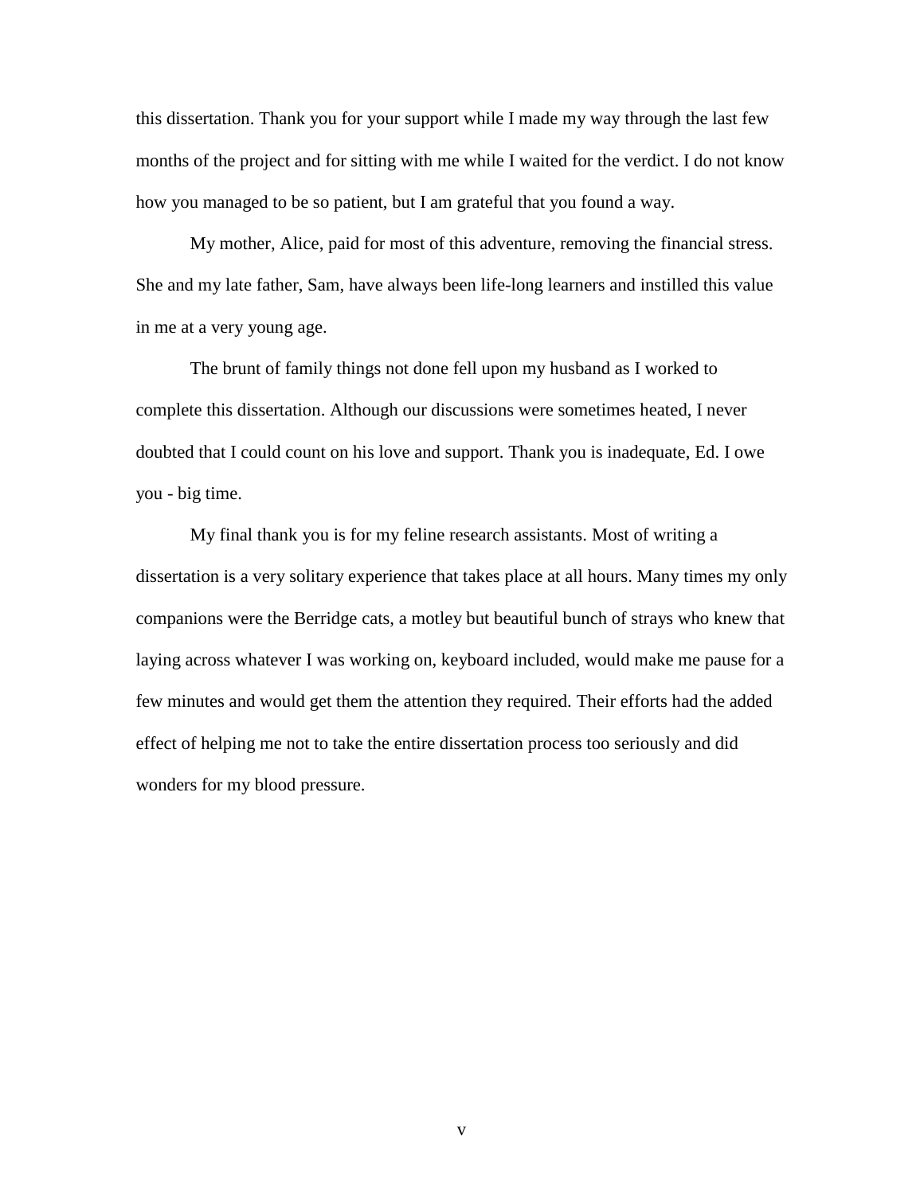this dissertation. Thank you for your support while I made my way through the last few months of the project and for sitting with me while I waited for the verdict. I do not know how you managed to be so patient, but I am grateful that you found a way.

My mother, Alice, paid for most of this adventure, removing the financial stress. She and my late father, Sam, have always been life-long learners and instilled this value in me at a very young age.

The brunt of family things not done fell upon my husband as I worked to complete this dissertation. Although our discussions were sometimes heated, I never doubted that I could count on his love and support. Thank you is inadequate, Ed. I owe you - big time.

My final thank you is for my feline research assistants. Most of writing a dissertation is a very solitary experience that takes place at all hours. Many times my only companions were the Berridge cats, a motley but beautiful bunch of strays who knew that laying across whatever I was working on, keyboard included, would make me pause for a few minutes and would get them the attention they required. Their efforts had the added effect of helping me not to take the entire dissertation process too seriously and did wonders for my blood pressure.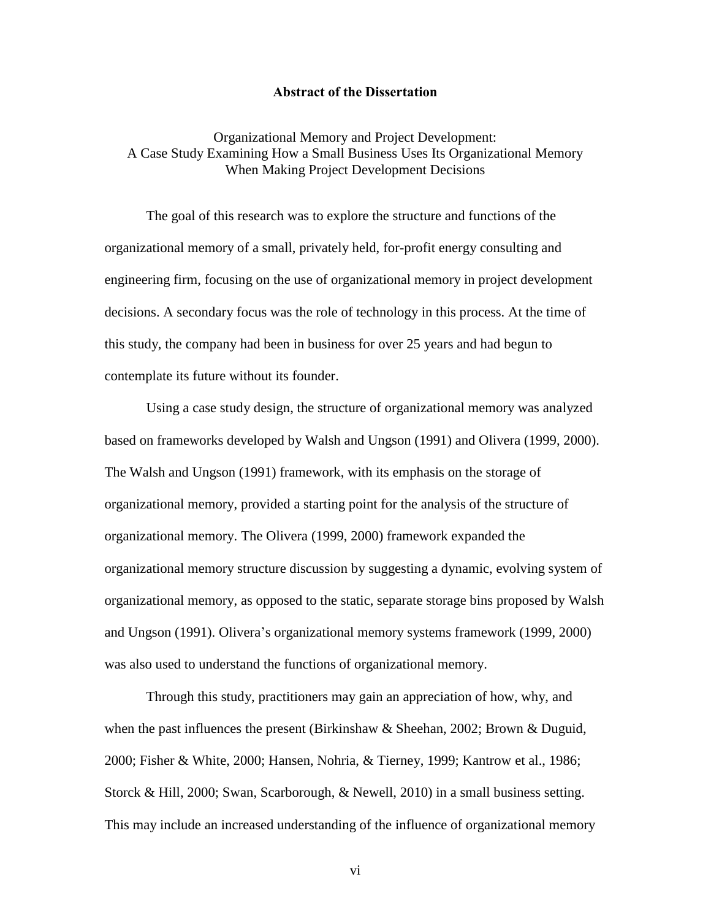## Abstract of the Dissertation

Organizational Memory and Project Development:
A Case Study Examining How a Small Business Uses Its Organizational Memory
When Making Project Development Decisions

The goal of this research was to explore the structure and functions of the organizational memory of a small, privately held, for-profit energy consulting and engineering firm, focusing on the use of organizational memory in project development decisions. A secondary focus was the role of technology in this process. At the time of this study, the company had been in business for over 25 years and had begun to contemplate its future without its founder.

Using a case study design, the structure of organizational memory was analyzed based on frameworks developed by Walsh and Ungson (1991) and Olivera (1999, 2000). The Walsh and Ungson (1991) framework, with its emphasis on the storage of organizational memory, provided a starting point for the analysis of the structure of organizational memory. The Olivera (1999, 2000) framework expanded the organizational memory structure discussion by suggesting a dynamic, evolving system of organizational memory, as opposed to the static, separate storage bins proposed by Walsh and Ungson (1991). Olivera's organizational memory systems framework (1999, 2000) was also used to understand the functions of organizational memory.

Through this study, practitioners may gain an appreciation of how, why, and when the past influences the present (Birkinshaw & Sheehan, 2002; Brown & Duguid, 2000; Fisher & White, 2000; Hansen, Nohria, & Tierney, 1999; Kantrow et al., 1986; Storck & Hill, 2000; Swan, Scarborough, & Newell, 2010) in a small business setting. This may include an increased understanding of the influence of organizational memory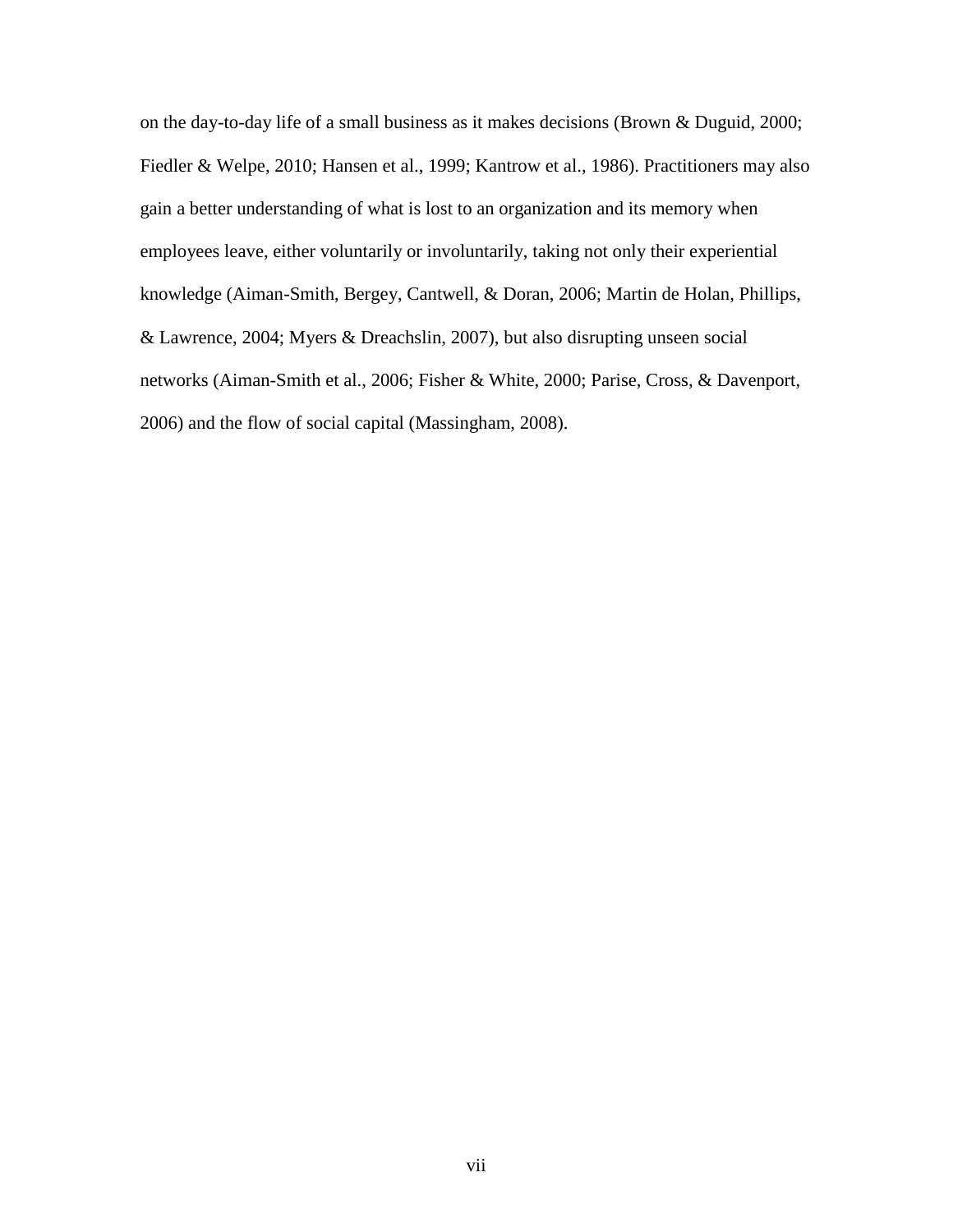on the day-to-day life of a small business as it makes decisions (Brown & Duguid, 2000; Fiedler & Welpe, 2010; Hansen et al., 1999; Kantrow et al., 1986). Practitioners may also gain a better understanding of what is lost to an organization and its memory when employees leave, either voluntarily or involuntarily, taking not only their experiential knowledge (Aiman-Smith, Bergey, Cantwell, & Doran, 2006; Martin de Holan, Phillips, & Lawrence, 2004; Myers & Dreachslin, 2007), but also disrupting unseen social networks (Aiman-Smith et al., 2006; Fisher & White, 2000; Parise, Cross, & Davenport, 2006) and the flow of social capital (Massingham, 2008).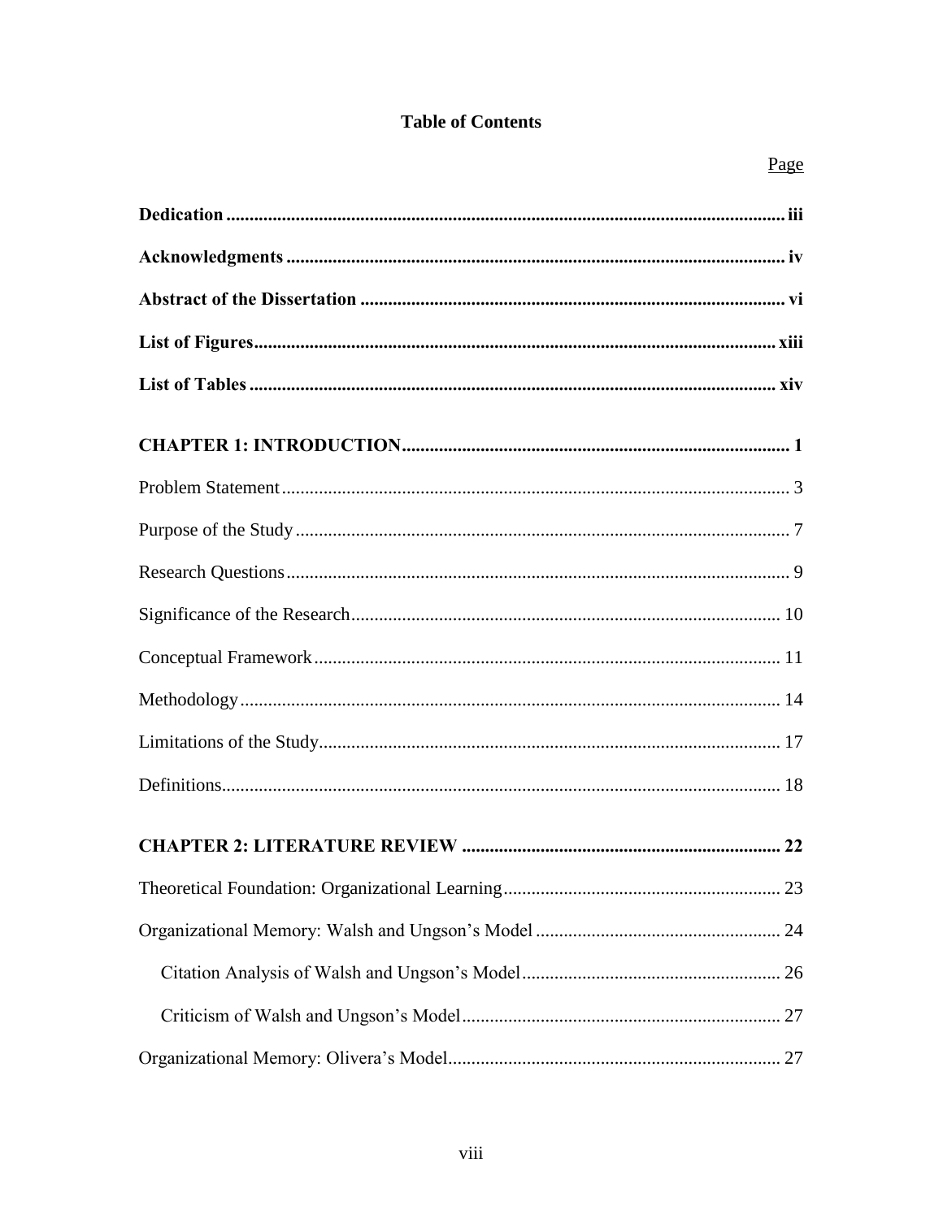# Table of Contents

Page

**Dedication** ........ iii

**Acknowledgments** ........ iv

**Abstract of the Dissertation** ........ vi

**List of Figures** ........ xiii

**List of Tables** ........ xiv

**CHAPTER 1: INTRODUCTION** ........ 1

Problem Statement ........ 3

Purpose of the Study ........ 7

Research Questions ........ 9

Significance of the Research ........ 10

Conceptual Framework ........ 11

Methodology ........ 14

Limitations of the Study ........ 17

Definitions ........ 18

**CHAPTER 2: LITERATURE REVIEW** ........ 22

Theoretical Foundation: Organizational Learning ........ 23

Organizational Memory: Walsh and Ungson's Model ........ 24

Citation Analysis of Walsh and Ungson's Model ........ 26

Criticism of Walsh and Ungson's Model ........ 27

Organizational Memory: Olivera's Model ........ 27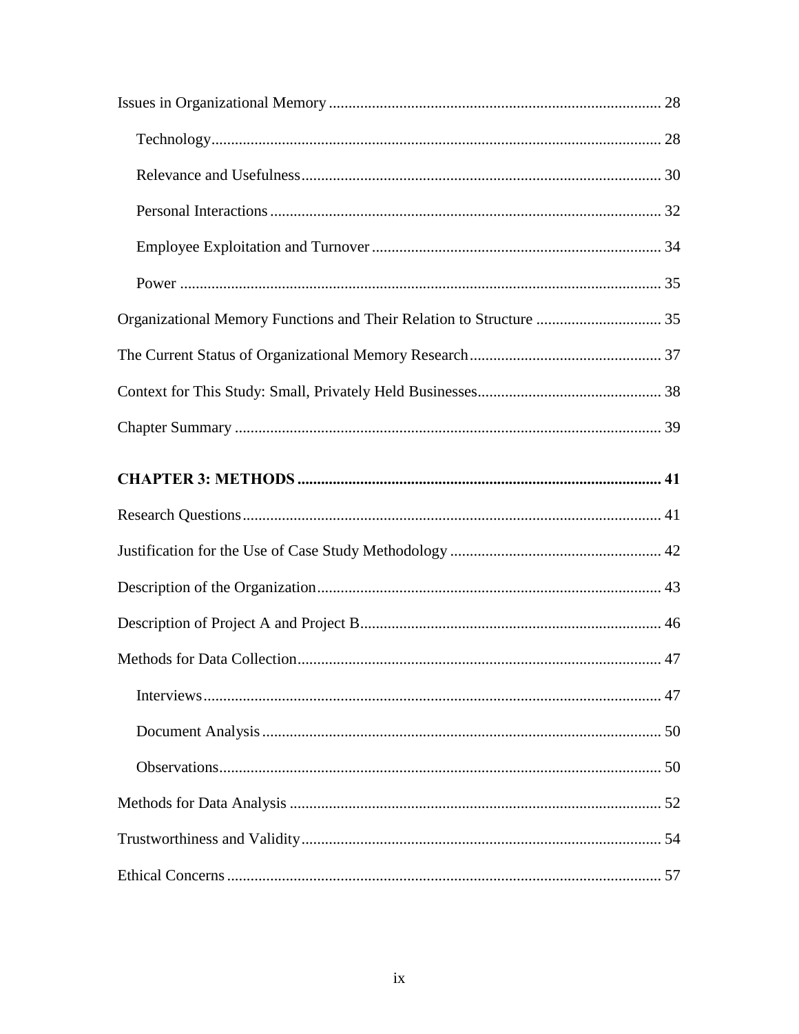Issues in Organizational Memory .................................................................................... 28

  Technology.................................................................................................... 28

  Relevance and Usefulness.............................................................................. 30

  Personal Interactions...................................................................................... 32

  Employee Exploitation and Turnover .............................................................. 34

  Power .......................................................................................................... 35

Organizational Memory Functions and Their Relation to Structure ................................ 35

The Current Status of Organizational Memory Research................................................ 37

Context for This Study: Small, Privately Held Businesses............................................... 38

Chapter Summary .......................................................................................................... 39

**CHAPTER 3: METHODS ........................................................................................... 41**

Research Questions......................................................................................................... 41

Justification for the Use of Case Study Methodology ..................................................... 42

Description of the Organization...................................................................................... 43

Description of Project A and Project B............................................................................ 46

Methods for Data Collection............................................................................................ 47

  Interviews..................................................................................................... 47

  Document Analysis ........................................................................................ 50

  Observations.................................................................................................. 50

Methods for Data Analysis .............................................................................................. 52

Trustworthiness and Validity........................................................................................... 54

Ethical Concerns ............................................................................................................. 57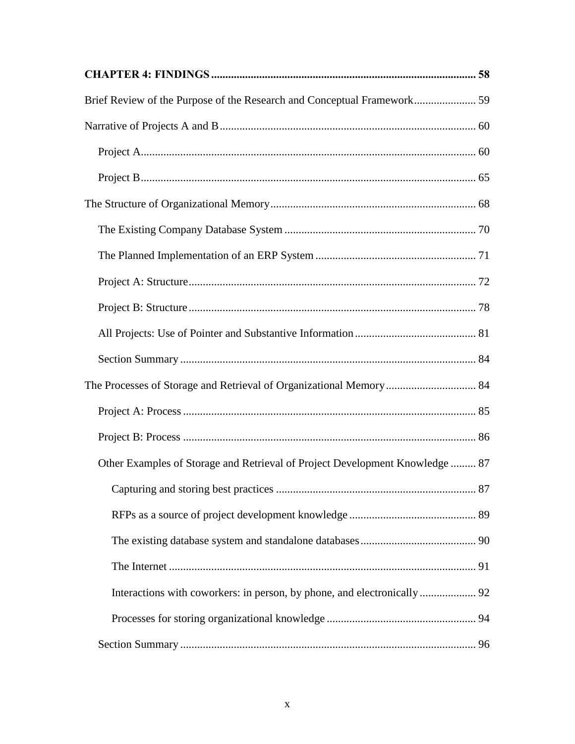**CHAPTER 4: FINDINGS** ............................................................................................ **58**

Brief Review of the Purpose of the Research and Conceptual Framework...................... 59

Narrative of Projects A and B........................................................................................ 60

Project A.................................................................................................................... 60

Project B.................................................................................................................... 65

The Structure of Organizational Memory........................................................................ 68

The Existing Company Database System .................................................................. 70

The Planned Implementation of an ERP System ....................................................... 71

Project A: Structure..................................................................................................... 72

Project B: Structure..................................................................................................... 78

All Projects: Use of Pointer and Substantive Information .......................................... 81

Section Summary ....................................................................................................... 84

The Processes of Storage and Retrieval of Organizational Memory................................ 84

Project A: Process ...................................................................................................... 85

Project B: Process ...................................................................................................... 86

Other Examples of Storage and Retrieval of Project Development Knowledge ......... 87

Capturing and storing best practices ...................................................................... 87

RFPs as a source of project development knowledge ............................................ 89

The existing database system and standalone databases ........................................ 90

The Internet ........................................................................................................... 91

Interactions with coworkers: in person, by phone, and electronically.................... 92

Processes for storing organizational knowledge .................................................... 94

Section Summary ....................................................................................................... 96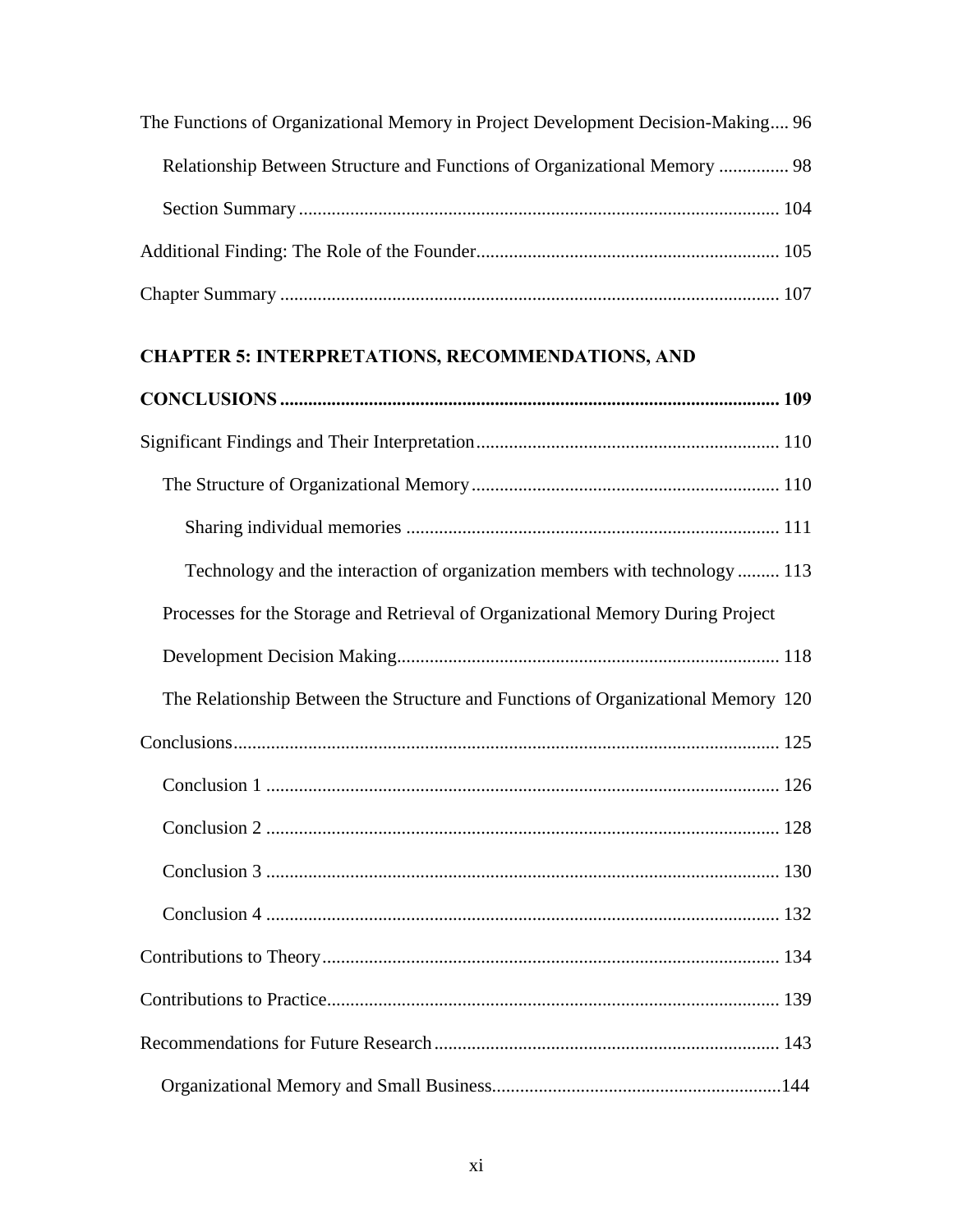The Functions of Organizational Memory in Project Development Decision-Making.... 96

Relationship Between Structure and Functions of Organizational Memory ............... 98

Section Summary ...................................................................................................... 104

Additional Finding: The Role of the Founder................................................................ 105

Chapter Summary ........................................................................................................... 107

**CHAPTER 5: INTERPRETATIONS, RECOMMENDATIONS, AND CONCLUSIONS ........................................................................................................... 109**

Significant Findings and Their Interpretation................................................................ 110

The Structure of Organizational Memory................................................................. 110

Sharing individual memories ............................................................................... 111

Technology and the interaction of organization members with technology ......... 113

Processes for the Storage and Retrieval of Organizational Memory During Project Development Decision Making................................................................................. 118

The Relationship Between the Structure and Functions of Organizational Memory 120

Conclusions..................................................................................................................... 125

Conclusion 1 ............................................................................................................. 126

Conclusion 2 ............................................................................................................. 128

Conclusion 3 ............................................................................................................. 130

Conclusion 4 ............................................................................................................. 132

Contributions to Theory................................................................................................. 134

Contributions to Practice................................................................................................ 139

Recommendations for Future Research......................................................................... 143

Organizational Memory and Small Business.............................................................144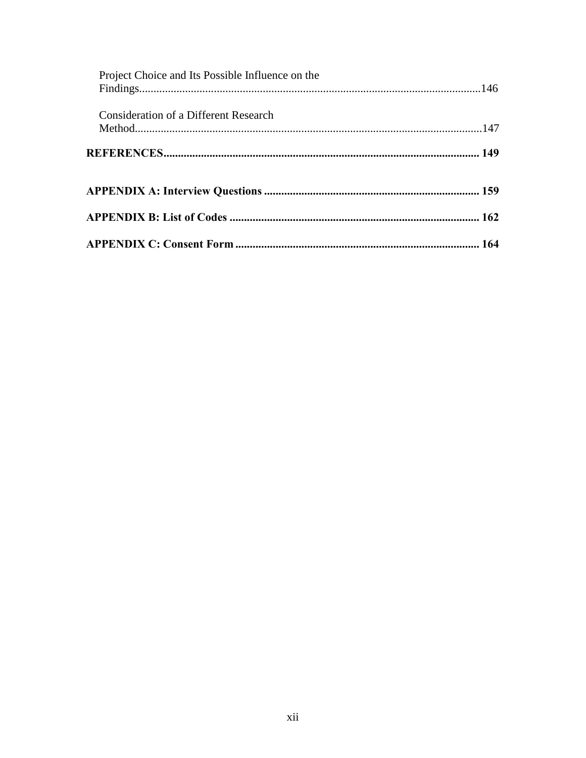Project Choice and Its Possible Influence on the Findings....................................................................................................................146

Consideration of a Different Research Method.......................................................................................................................147

**REFERENCES............................................................................................................ 149**

**APPENDIX A: Interview Questions ......................................................................... 159**

**APPENDIX B: List of Codes ..................................................................................... 162**

**APPENDIX C: Consent Form ................................................................................... 164**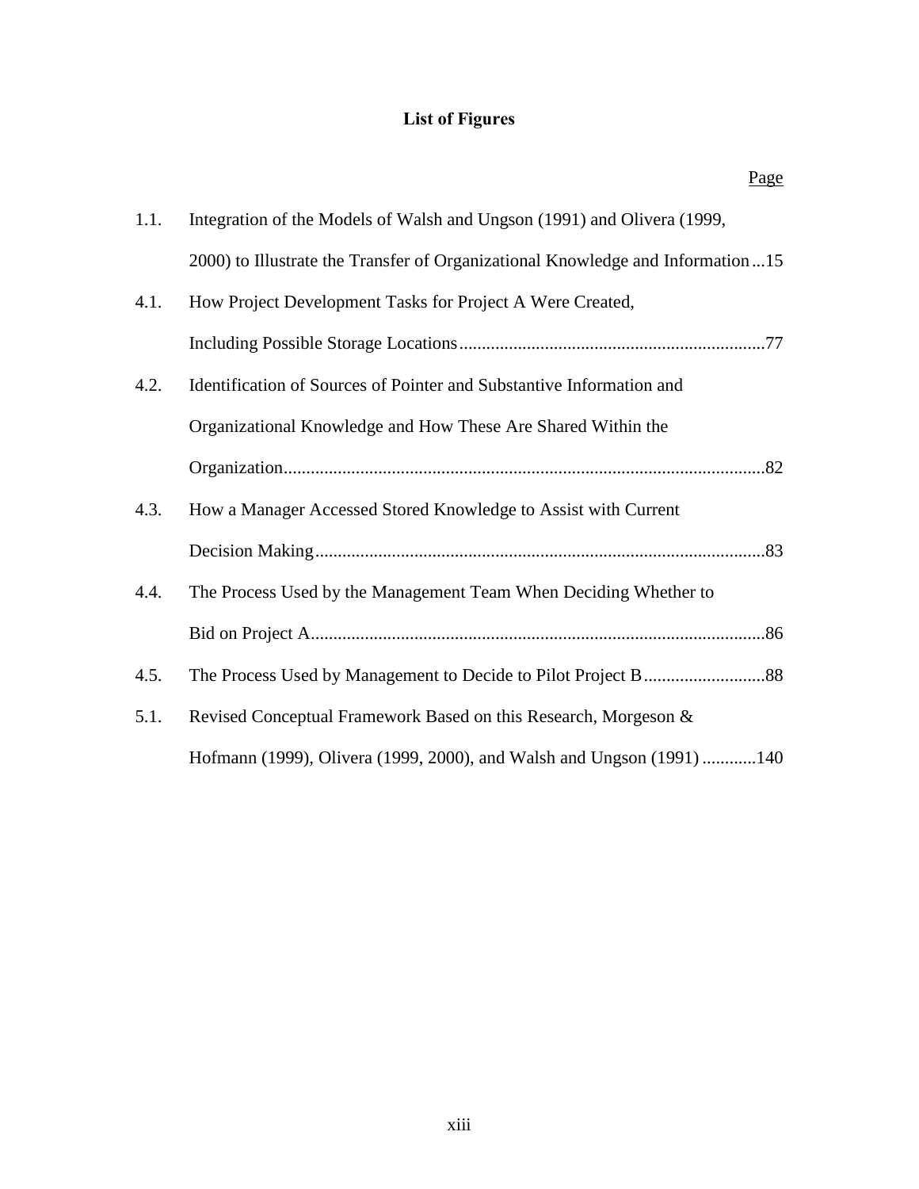# List of Figures

| | | Page |
|---|---|---|
| 1.1. | Integration of the Models of Walsh and Ungson (1991) and Olivera (1999, 2000) to Illustrate the Transfer of Organizational Knowledge and Information | 15 |
| 4.1. | How Project Development Tasks for Project A Were Created, Including Possible Storage Locations | 77 |
| 4.2. | Identification of Sources of Pointer and Substantive Information and Organizational Knowledge and How These Are Shared Within the Organization | 82 |
| 4.3. | How a Manager Accessed Stored Knowledge to Assist with Current Decision Making | 83 |
| 4.4. | The Process Used by the Management Team When Deciding Whether to Bid on Project A | 86 |
| 4.5. | The Process Used by Management to Decide to Pilot Project B | 88 |
| 5.1. | Revised Conceptual Framework Based on this Research, Morgeson & Hofmann (1999), Olivera (1999, 2000), and Walsh and Ungson (1991) | 140 |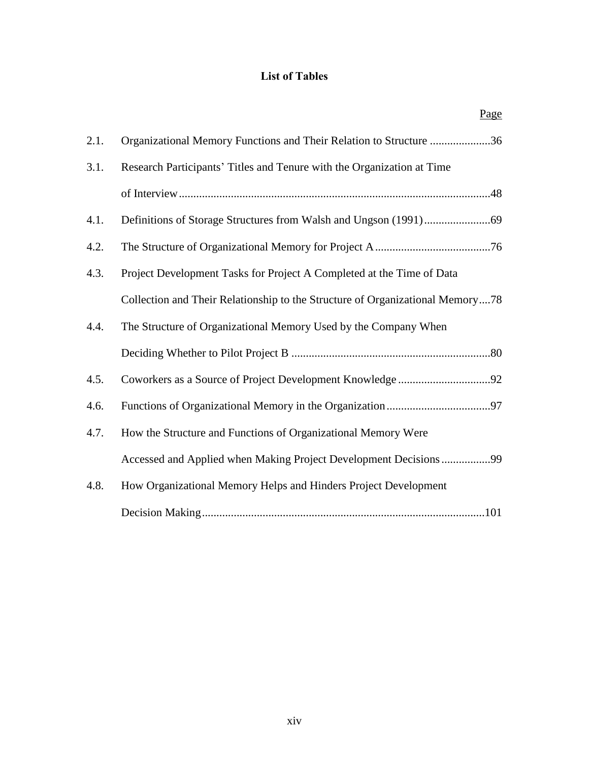## List of Tables

| | | Page |
|---|---|---|
| 2.1. | Organizational Memory Functions and Their Relation to Structure | 36 |
| 3.1. | Research Participants' Titles and Tenure with the Organization at Time of Interview | 48 |
| 4.1. | Definitions of Storage Structures from Walsh and Ungson (1991) | 69 |
| 4.2. | The Structure of Organizational Memory for Project A | 76 |
| 4.3. | Project Development Tasks for Project A Completed at the Time of Data Collection and Their Relationship to the Structure of Organizational Memory | 78 |
| 4.4. | The Structure of Organizational Memory Used by the Company When Deciding Whether to Pilot Project B | 80 |
| 4.5. | Coworkers as a Source of Project Development Knowledge | 92 |
| 4.6. | Functions of Organizational Memory in the Organization | 97 |
| 4.7. | How the Structure and Functions of Organizational Memory Were Accessed and Applied when Making Project Development Decisions | 99 |
| 4.8. | How Organizational Memory Helps and Hinders Project Development Decision Making | 101 |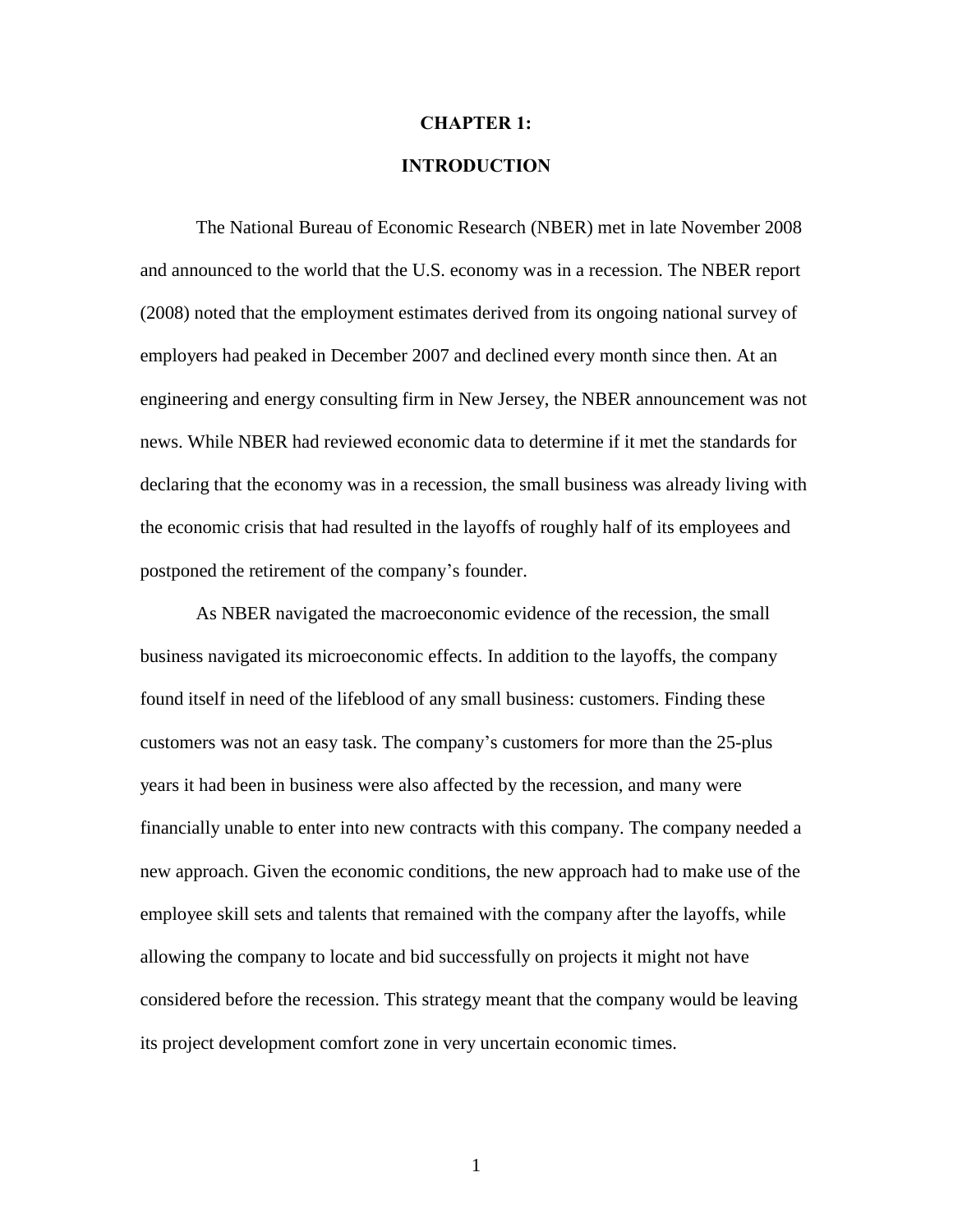# CHAPTER 1:

# INTRODUCTION

The National Bureau of Economic Research (NBER) met in late November 2008 and announced to the world that the U.S. economy was in a recession. The NBER report (2008) noted that the employment estimates derived from its ongoing national survey of employers had peaked in December 2007 and declined every month since then. At an engineering and energy consulting firm in New Jersey, the NBER announcement was not news. While NBER had reviewed economic data to determine if it met the standards for declaring that the economy was in a recession, the small business was already living with the economic crisis that had resulted in the layoffs of roughly half of its employees and postponed the retirement of the company's founder.

As NBER navigated the macroeconomic evidence of the recession, the small business navigated its microeconomic effects. In addition to the layoffs, the company found itself in need of the lifeblood of any small business: customers. Finding these customers was not an easy task. The company's customers for more than the 25-plus years it had been in business were also affected by the recession, and many were financially unable to enter into new contracts with this company. The company needed a new approach. Given the economic conditions, the new approach had to make use of the employee skill sets and talents that remained with the company after the layoffs, while allowing the company to locate and bid successfully on projects it might not have considered before the recession. This strategy meant that the company would be leaving its project development comfort zone in very uncertain economic times.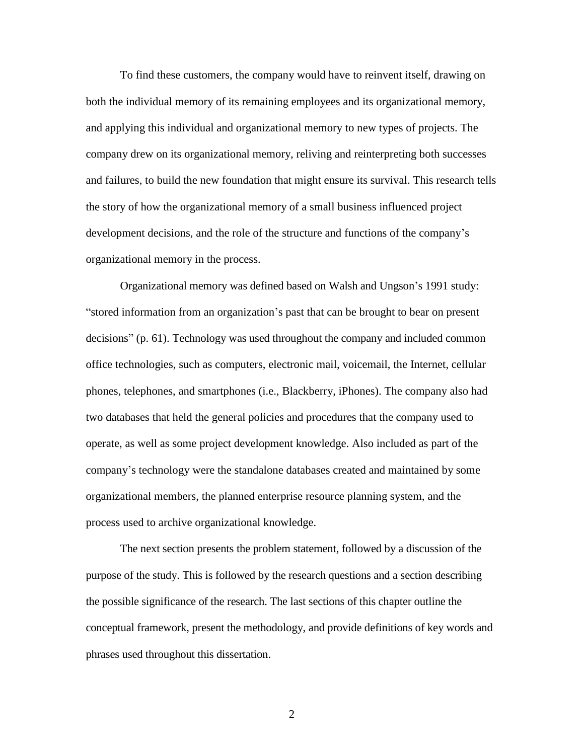To find these customers, the company would have to reinvent itself, drawing on both the individual memory of its remaining employees and its organizational memory, and applying this individual and organizational memory to new types of projects. The company drew on its organizational memory, reliving and reinterpreting both successes and failures, to build the new foundation that might ensure its survival. This research tells the story of how the organizational memory of a small business influenced project development decisions, and the role of the structure and functions of the company's organizational memory in the process.

Organizational memory was defined based on Walsh and Ungson's 1991 study: "stored information from an organization's past that can be brought to bear on present decisions" (p. 61). Technology was used throughout the company and included common office technologies, such as computers, electronic mail, voicemail, the Internet, cellular phones, telephones, and smartphones (i.e., Blackberry, iPhones). The company also had two databases that held the general policies and procedures that the company used to operate, as well as some project development knowledge. Also included as part of the company's technology were the standalone databases created and maintained by some organizational members, the planned enterprise resource planning system, and the process used to archive organizational knowledge.

The next section presents the problem statement, followed by a discussion of the purpose of the study. This is followed by the research questions and a section describing the possible significance of the research. The last sections of this chapter outline the conceptual framework, present the methodology, and provide definitions of key words and phrases used throughout this dissertation.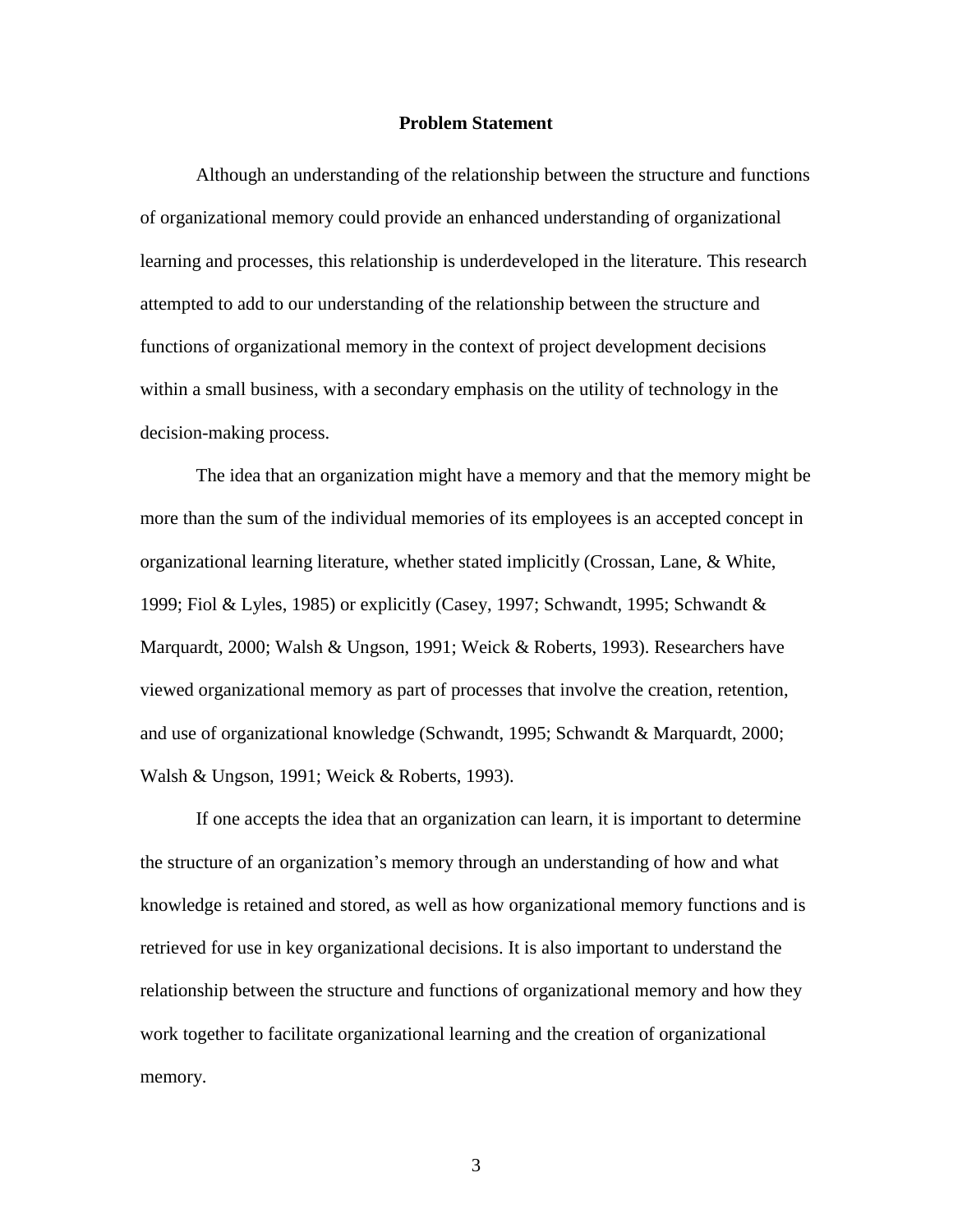## Problem Statement

Although an understanding of the relationship between the structure and functions of organizational memory could provide an enhanced understanding of organizational learning and processes, this relationship is underdeveloped in the literature. This research attempted to add to our understanding of the relationship between the structure and functions of organizational memory in the context of project development decisions within a small business, with a secondary emphasis on the utility of technology in the decision-making process.

The idea that an organization might have a memory and that the memory might be more than the sum of the individual memories of its employees is an accepted concept in organizational learning literature, whether stated implicitly (Crossan, Lane, & White, 1999; Fiol & Lyles, 1985) or explicitly (Casey, 1997; Schwandt, 1995; Schwandt & Marquardt, 2000; Walsh & Ungson, 1991; Weick & Roberts, 1993). Researchers have viewed organizational memory as part of processes that involve the creation, retention, and use of organizational knowledge (Schwandt, 1995; Schwandt & Marquardt, 2000; Walsh & Ungson, 1991; Weick & Roberts, 1993).

If one accepts the idea that an organization can learn, it is important to determine the structure of an organization's memory through an understanding of how and what knowledge is retained and stored, as well as how organizational memory functions and is retrieved for use in key organizational decisions. It is also important to understand the relationship between the structure and functions of organizational memory and how they work together to facilitate organizational learning and the creation of organizational memory.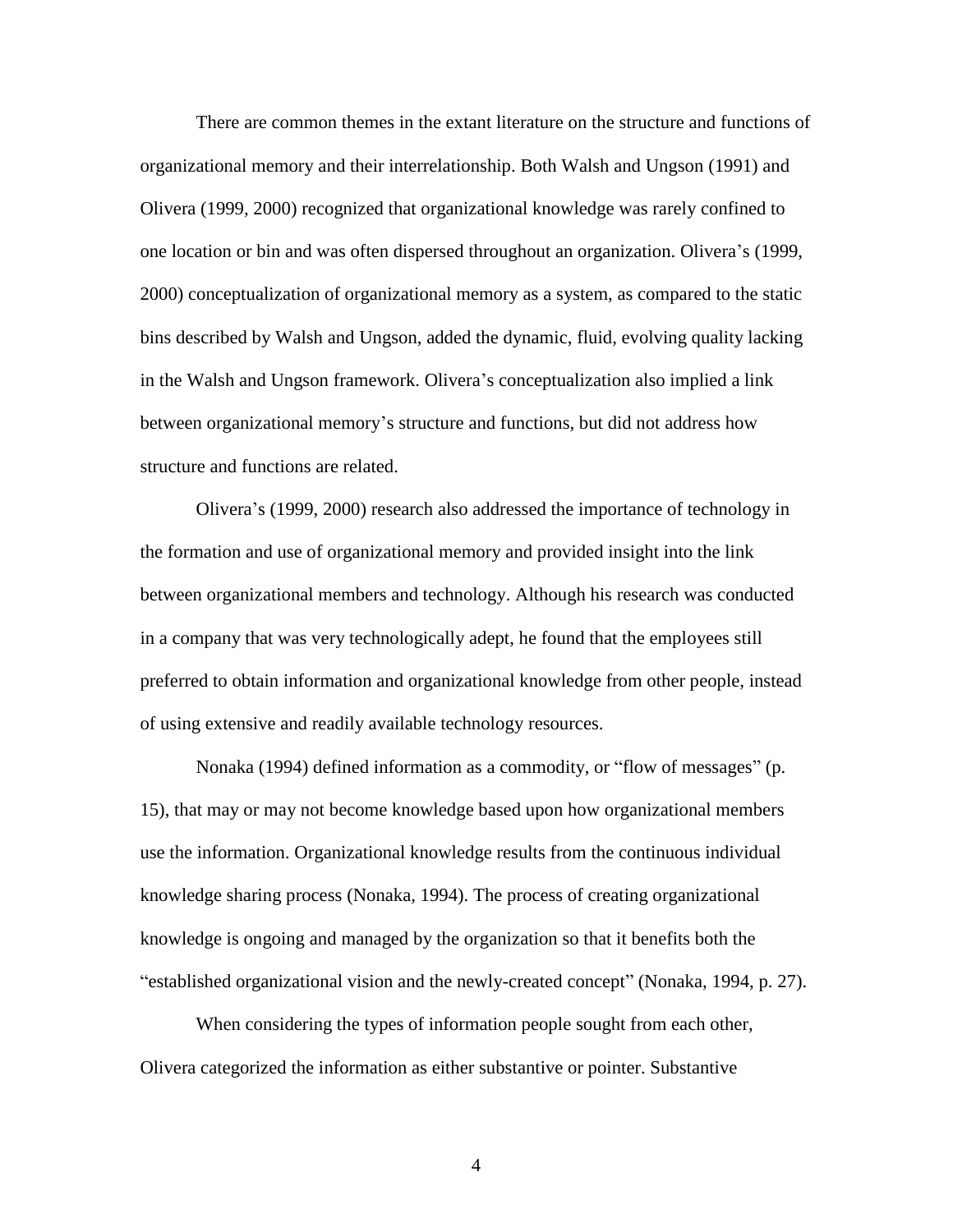There are common themes in the extant literature on the structure and functions of organizational memory and their interrelationship. Both Walsh and Ungson (1991) and Olivera (1999, 2000) recognized that organizational knowledge was rarely confined to one location or bin and was often dispersed throughout an organization. Olivera's (1999, 2000) conceptualization of organizational memory as a system, as compared to the static bins described by Walsh and Ungson, added the dynamic, fluid, evolving quality lacking in the Walsh and Ungson framework. Olivera's conceptualization also implied a link between organizational memory's structure and functions, but did not address how structure and functions are related.

Olivera's (1999, 2000) research also addressed the importance of technology in the formation and use of organizational memory and provided insight into the link between organizational members and technology. Although his research was conducted in a company that was very technologically adept, he found that the employees still preferred to obtain information and organizational knowledge from other people, instead of using extensive and readily available technology resources.

Nonaka (1994) defined information as a commodity, or "flow of messages" (p. 15), that may or may not become knowledge based upon how organizational members use the information. Organizational knowledge results from the continuous individual knowledge sharing process (Nonaka, 1994). The process of creating organizational knowledge is ongoing and managed by the organization so that it benefits both the "established organizational vision and the newly-created concept" (Nonaka, 1994, p. 27).

When considering the types of information people sought from each other, Olivera categorized the information as either substantive or pointer. Substantive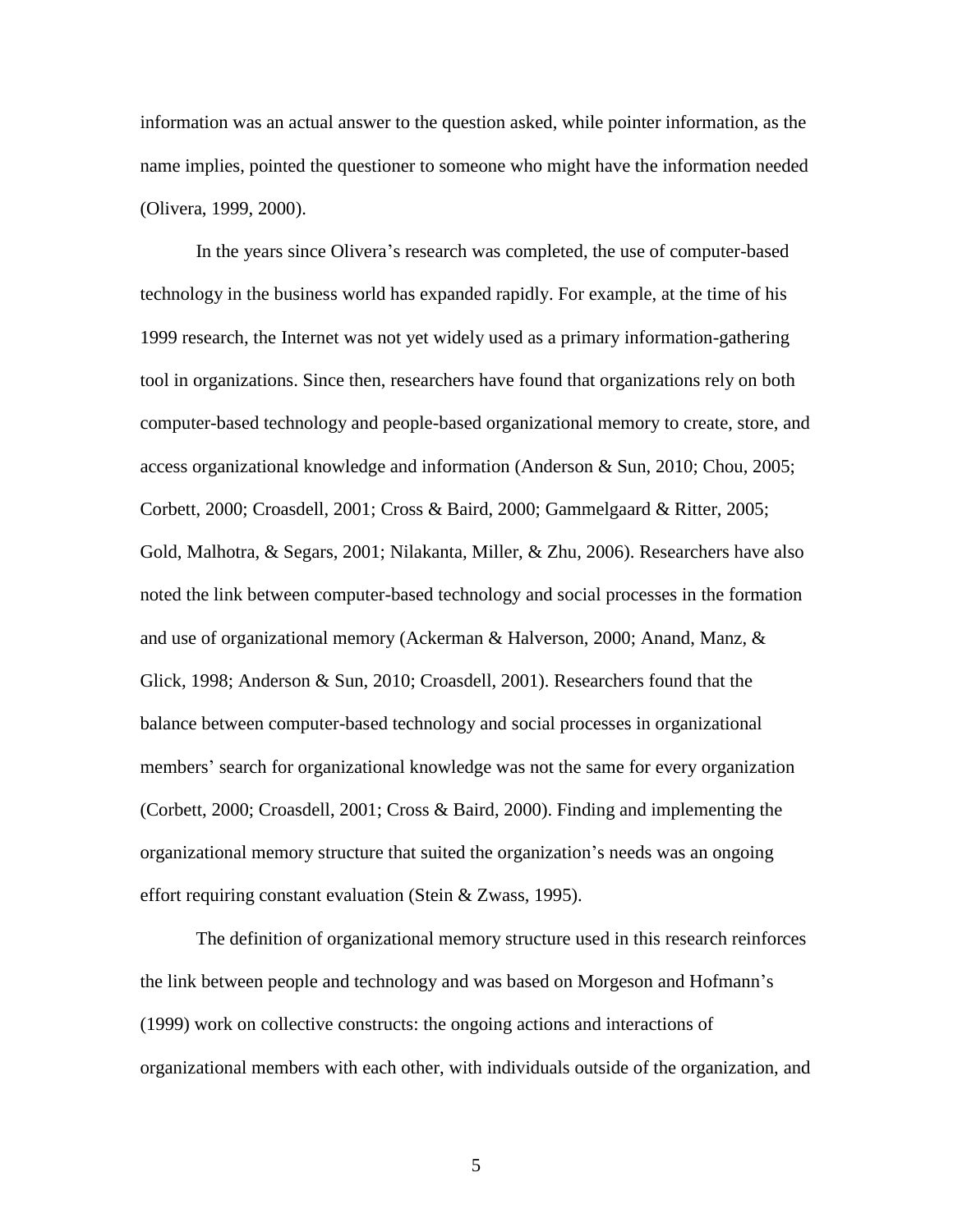information was an actual answer to the question asked, while pointer information, as the name implies, pointed the questioner to someone who might have the information needed (Olivera, 1999, 2000).

In the years since Olivera's research was completed, the use of computer-based technology in the business world has expanded rapidly. For example, at the time of his 1999 research, the Internet was not yet widely used as a primary information-gathering tool in organizations. Since then, researchers have found that organizations rely on both computer-based technology and people-based organizational memory to create, store, and access organizational knowledge and information (Anderson & Sun, 2010; Chou, 2005; Corbett, 2000; Croasdell, 2001; Cross & Baird, 2000; Gammelgaard & Ritter, 2005; Gold, Malhotra, & Segars, 2001; Nilakanta, Miller, & Zhu, 2006). Researchers have also noted the link between computer-based technology and social processes in the formation and use of organizational memory (Ackerman & Halverson, 2000; Anand, Manz, & Glick, 1998; Anderson & Sun, 2010; Croasdell, 2001). Researchers found that the balance between computer-based technology and social processes in organizational members' search for organizational knowledge was not the same for every organization (Corbett, 2000; Croasdell, 2001; Cross & Baird, 2000). Finding and implementing the organizational memory structure that suited the organization's needs was an ongoing effort requiring constant evaluation (Stein & Zwass, 1995).

The definition of organizational memory structure used in this research reinforces the link between people and technology and was based on Morgeson and Hofmann's (1999) work on collective constructs: the ongoing actions and interactions of organizational members with each other, with individuals outside of the organization, and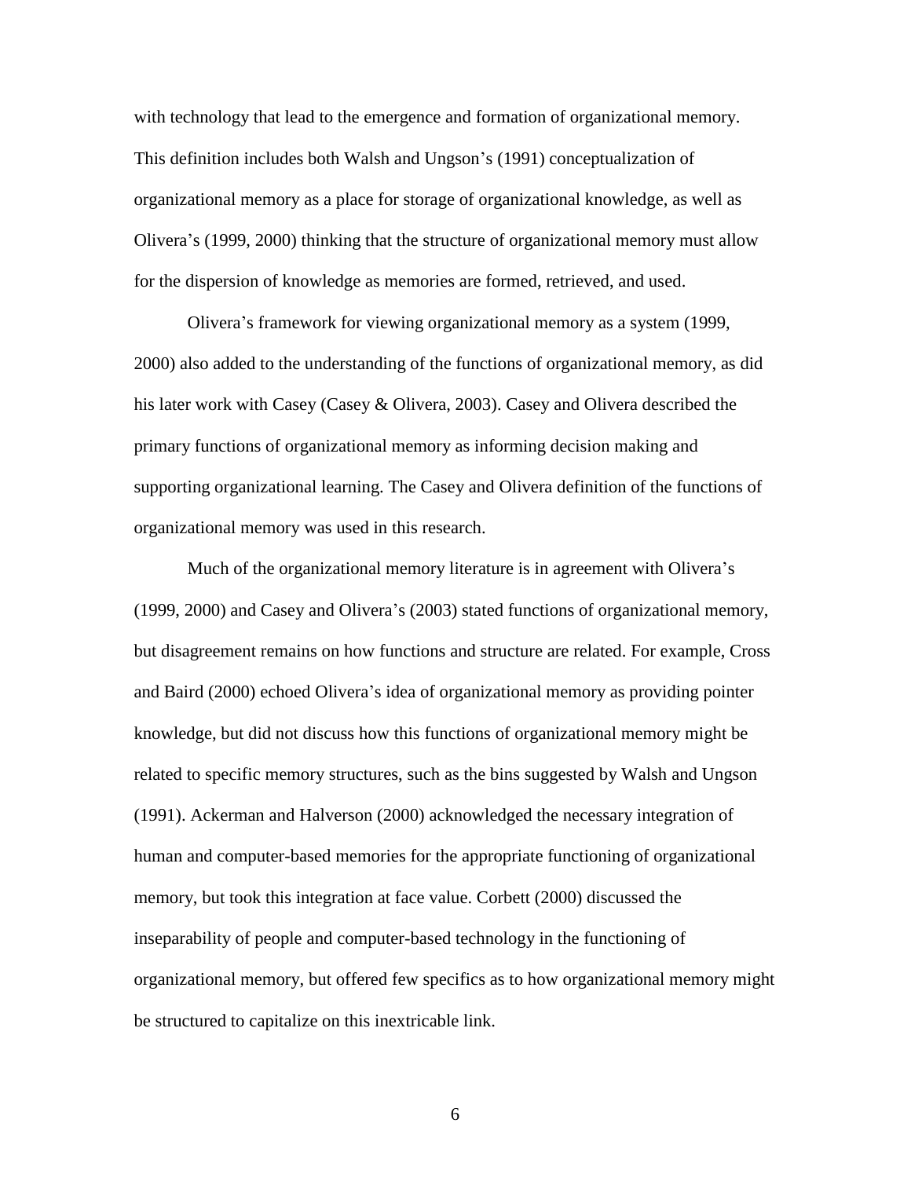with technology that lead to the emergence and formation of organizational memory. This definition includes both Walsh and Ungson's (1991) conceptualization of organizational memory as a place for storage of organizational knowledge, as well as Olivera's (1999, 2000) thinking that the structure of organizational memory must allow for the dispersion of knowledge as memories are formed, retrieved, and used.

Olivera's framework for viewing organizational memory as a system (1999, 2000) also added to the understanding of the functions of organizational memory, as did his later work with Casey (Casey & Olivera, 2003). Casey and Olivera described the primary functions of organizational memory as informing decision making and supporting organizational learning. The Casey and Olivera definition of the functions of organizational memory was used in this research.

Much of the organizational memory literature is in agreement with Olivera's (1999, 2000) and Casey and Olivera's (2003) stated functions of organizational memory, but disagreement remains on how functions and structure are related. For example, Cross and Baird (2000) echoed Olivera's idea of organizational memory as providing pointer knowledge, but did not discuss how this functions of organizational memory might be related to specific memory structures, such as the bins suggested by Walsh and Ungson (1991). Ackerman and Halverson (2000) acknowledged the necessary integration of human and computer-based memories for the appropriate functioning of organizational memory, but took this integration at face value. Corbett (2000) discussed the inseparability of people and computer-based technology in the functioning of organizational memory, but offered few specifics as to how organizational memory might be structured to capitalize on this inextricable link.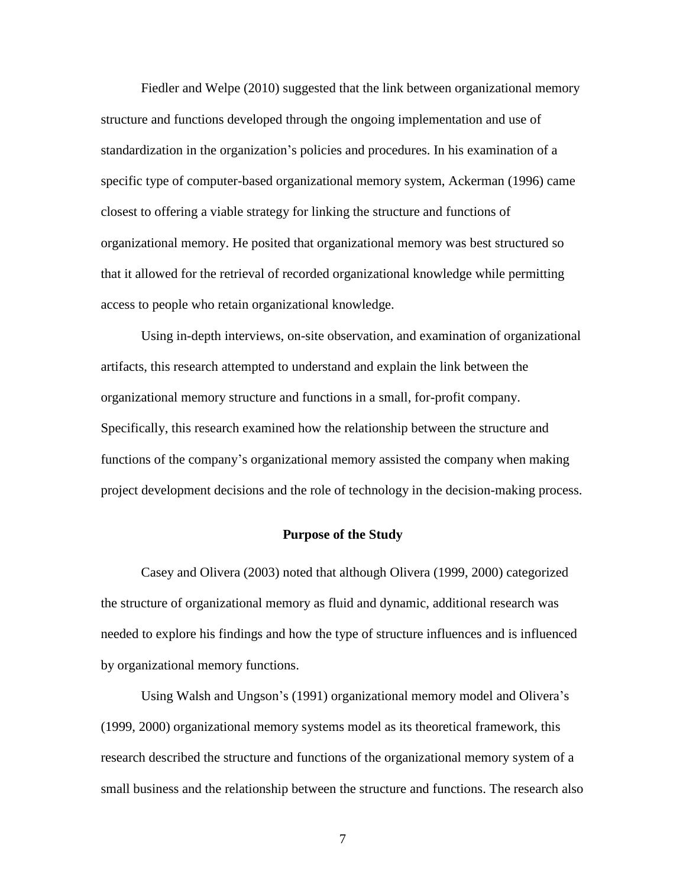Fiedler and Welpe (2010) suggested that the link between organizational memory structure and functions developed through the ongoing implementation and use of standardization in the organization's policies and procedures. In his examination of a specific type of computer-based organizational memory system, Ackerman (1996) came closest to offering a viable strategy for linking the structure and functions of organizational memory. He posited that organizational memory was best structured so that it allowed for the retrieval of recorded organizational knowledge while permitting access to people who retain organizational knowledge.

Using in-depth interviews, on-site observation, and examination of organizational artifacts, this research attempted to understand and explain the link between the organizational memory structure and functions in a small, for-profit company. Specifically, this research examined how the relationship between the structure and functions of the company's organizational memory assisted the company when making project development decisions and the role of technology in the decision-making process.

## Purpose of the Study

Casey and Olivera (2003) noted that although Olivera (1999, 2000) categorized the structure of organizational memory as fluid and dynamic, additional research was needed to explore his findings and how the type of structure influences and is influenced by organizational memory functions.

Using Walsh and Ungson's (1991) organizational memory model and Olivera's (1999, 2000) organizational memory systems model as its theoretical framework, this research described the structure and functions of the organizational memory system of a small business and the relationship between the structure and functions. The research also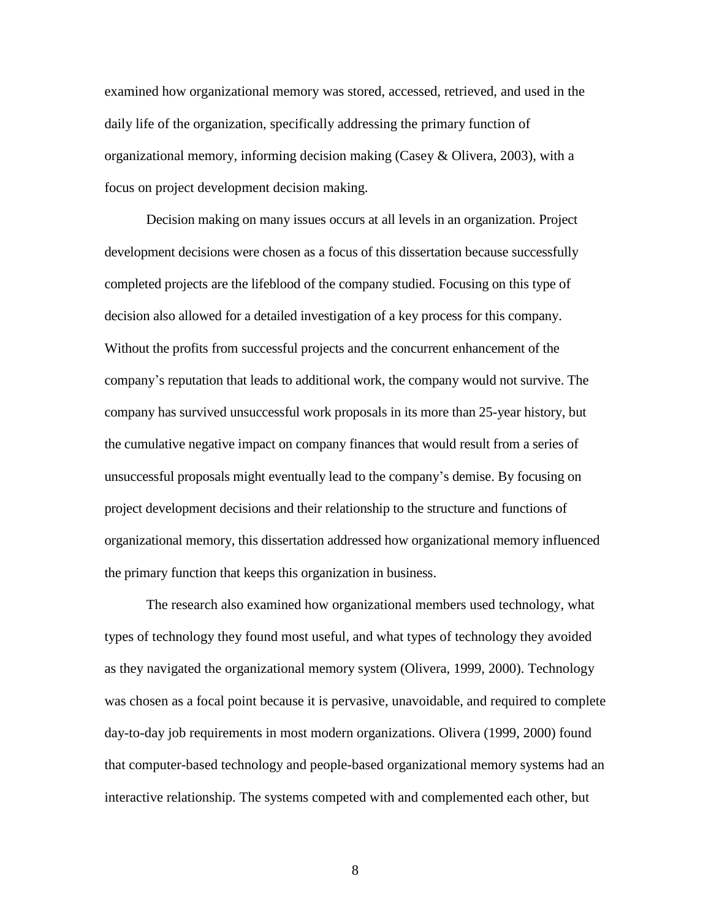examined how organizational memory was stored, accessed, retrieved, and used in the daily life of the organization, specifically addressing the primary function of organizational memory, informing decision making (Casey & Olivera, 2003), with a focus on project development decision making.

Decision making on many issues occurs at all levels in an organization. Project development decisions were chosen as a focus of this dissertation because successfully completed projects are the lifeblood of the company studied. Focusing on this type of decision also allowed for a detailed investigation of a key process for this company. Without the profits from successful projects and the concurrent enhancement of the company's reputation that leads to additional work, the company would not survive. The company has survived unsuccessful work proposals in its more than 25-year history, but the cumulative negative impact on company finances that would result from a series of unsuccessful proposals might eventually lead to the company's demise. By focusing on project development decisions and their relationship to the structure and functions of organizational memory, this dissertation addressed how organizational memory influenced the primary function that keeps this organization in business.

The research also examined how organizational members used technology, what types of technology they found most useful, and what types of technology they avoided as they navigated the organizational memory system (Olivera, 1999, 2000). Technology was chosen as a focal point because it is pervasive, unavoidable, and required to complete day-to-day job requirements in most modern organizations. Olivera (1999, 2000) found that computer-based technology and people-based organizational memory systems had an interactive relationship. The systems competed with and complemented each other, but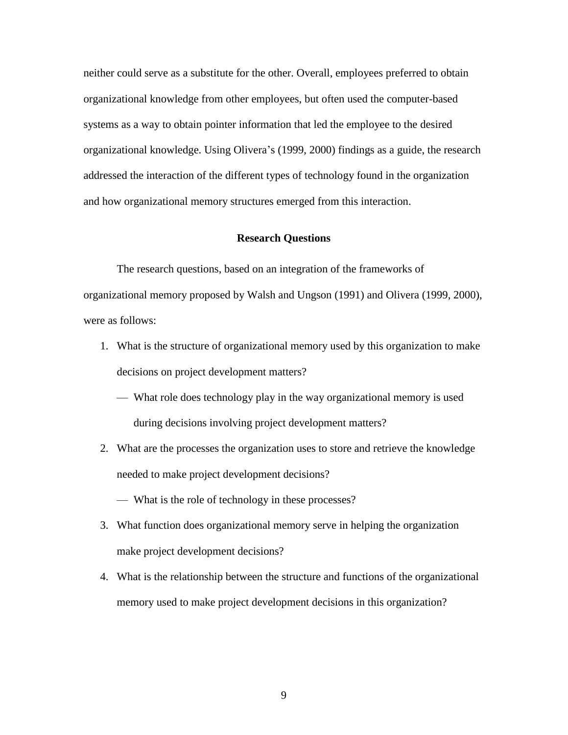neither could serve as a substitute for the other. Overall, employees preferred to obtain organizational knowledge from other employees, but often used the computer-based systems as a way to obtain pointer information that led the employee to the desired organizational knowledge. Using Olivera's (1999, 2000) findings as a guide, the research addressed the interaction of the different types of technology found in the organization and how organizational memory structures emerged from this interaction.

## Research Questions

The research questions, based on an integration of the frameworks of organizational memory proposed by Walsh and Ungson (1991) and Olivera (1999, 2000), were as follows:

1. What is the structure of organizational memory used by this organization to make decisions on project development matters?
   - What role does technology play in the way organizational memory is used during decisions involving project development matters?
2. What are the processes the organization uses to store and retrieve the knowledge needed to make project development decisions?
   - What is the role of technology in these processes?
3. What function does organizational memory serve in helping the organization make project development decisions?
4. What is the relationship between the structure and functions of the organizational memory used to make project development decisions in this organization?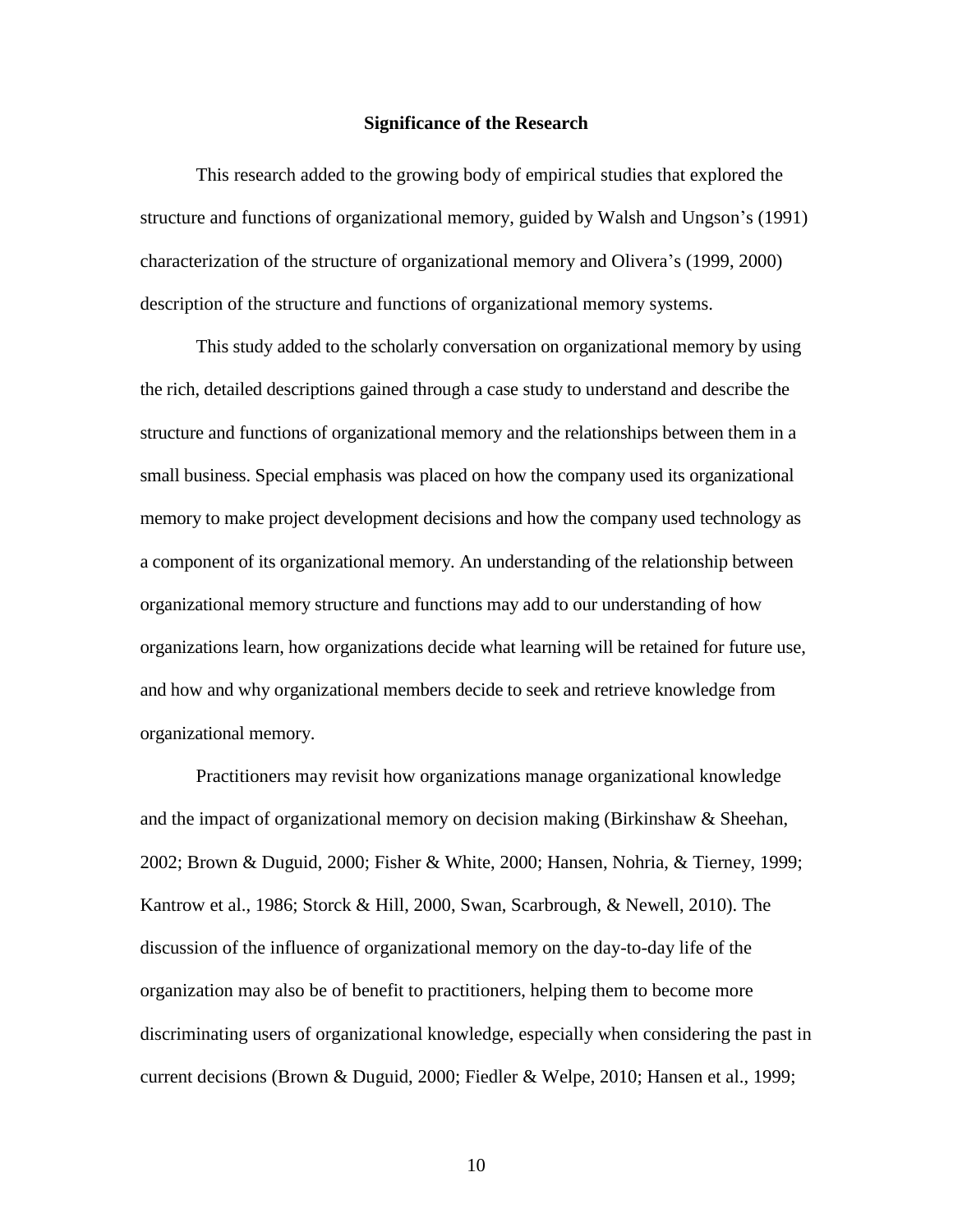## Significance of the Research

This research added to the growing body of empirical studies that explored the structure and functions of organizational memory, guided by Walsh and Ungson's (1991) characterization of the structure of organizational memory and Olivera's (1999, 2000) description of the structure and functions of organizational memory systems.

This study added to the scholarly conversation on organizational memory by using the rich, detailed descriptions gained through a case study to understand and describe the structure and functions of organizational memory and the relationships between them in a small business. Special emphasis was placed on how the company used its organizational memory to make project development decisions and how the company used technology as a component of its organizational memory. An understanding of the relationship between organizational memory structure and functions may add to our understanding of how organizations learn, how organizations decide what learning will be retained for future use, and how and why organizational members decide to seek and retrieve knowledge from organizational memory.

Practitioners may revisit how organizations manage organizational knowledge and the impact of organizational memory on decision making (Birkinshaw & Sheehan, 2002; Brown & Duguid, 2000; Fisher & White, 2000; Hansen, Nohria, & Tierney, 1999; Kantrow et al., 1986; Storck & Hill, 2000, Swan, Scarbrough, & Newell, 2010). The discussion of the influence of organizational memory on the day-to-day life of the organization may also be of benefit to practitioners, helping them to become more discriminating users of organizational knowledge, especially when considering the past in current decisions (Brown & Duguid, 2000; Fiedler & Welpe, 2010; Hansen et al., 1999;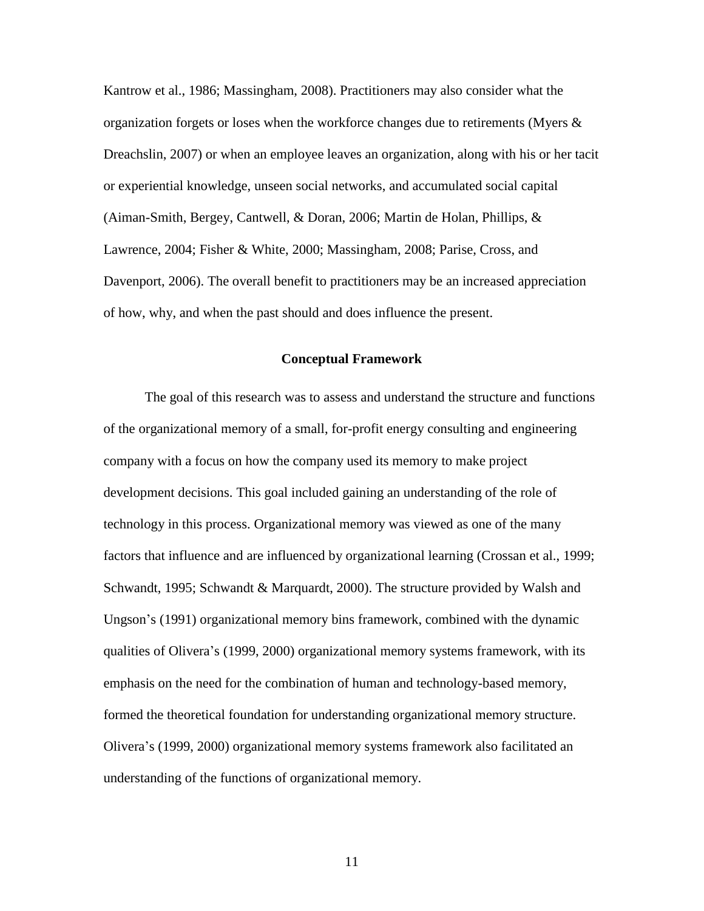Kantrow et al., 1986; Massingham, 2008). Practitioners may also consider what the organization forgets or loses when the workforce changes due to retirements (Myers & Dreachslin, 2007) or when an employee leaves an organization, along with his or her tacit or experiential knowledge, unseen social networks, and accumulated social capital (Aiman-Smith, Bergey, Cantwell, & Doran, 2006; Martin de Holan, Phillips, & Lawrence, 2004; Fisher & White, 2000; Massingham, 2008; Parise, Cross, and Davenport, 2006). The overall benefit to practitioners may be an increased appreciation of how, why, and when the past should and does influence the present.

## Conceptual Framework

The goal of this research was to assess and understand the structure and functions of the organizational memory of a small, for-profit energy consulting and engineering company with a focus on how the company used its memory to make project development decisions. This goal included gaining an understanding of the role of technology in this process. Organizational memory was viewed as one of the many factors that influence and are influenced by organizational learning (Crossan et al., 1999; Schwandt, 1995; Schwandt & Marquardt, 2000). The structure provided by Walsh and Ungson's (1991) organizational memory bins framework, combined with the dynamic qualities of Olivera's (1999, 2000) organizational memory systems framework, with its emphasis on the need for the combination of human and technology-based memory, formed the theoretical foundation for understanding organizational memory structure. Olivera's (1999, 2000) organizational memory systems framework also facilitated an understanding of the functions of organizational memory.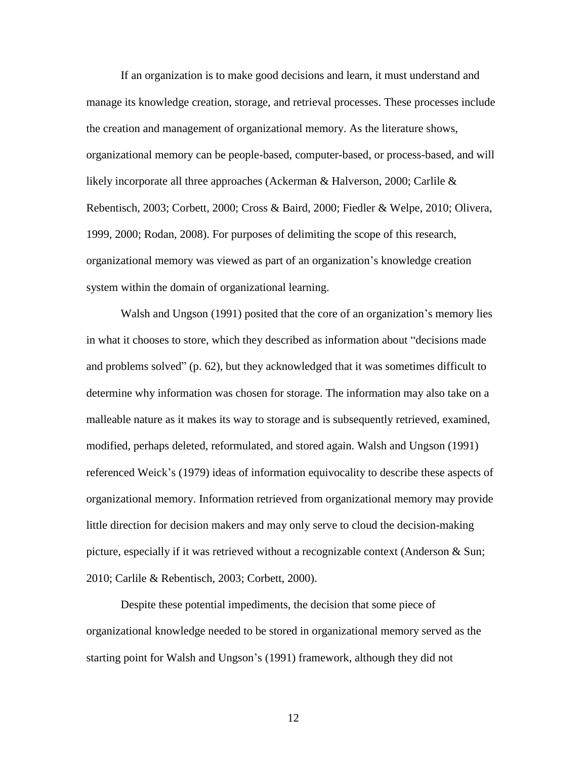If an organization is to make good decisions and learn, it must understand and manage its knowledge creation, storage, and retrieval processes. These processes include the creation and management of organizational memory. As the literature shows, organizational memory can be people-based, computer-based, or process-based, and will likely incorporate all three approaches (Ackerman & Halverson, 2000; Carlile & Rebentisch, 2003; Corbett, 2000; Cross & Baird, 2000; Fiedler & Welpe, 2010; Olivera, 1999, 2000; Rodan, 2008). For purposes of delimiting the scope of this research, organizational memory was viewed as part of an organization's knowledge creation system within the domain of organizational learning.

Walsh and Ungson (1991) posited that the core of an organization's memory lies in what it chooses to store, which they described as information about "decisions made and problems solved" (p. 62), but they acknowledged that it was sometimes difficult to determine why information was chosen for storage. The information may also take on a malleable nature as it makes its way to storage and is subsequently retrieved, examined, modified, perhaps deleted, reformulated, and stored again. Walsh and Ungson (1991) referenced Weick's (1979) ideas of information equivocality to describe these aspects of organizational memory. Information retrieved from organizational memory may provide little direction for decision makers and may only serve to cloud the decision-making picture, especially if it was retrieved without a recognizable context (Anderson & Sun; 2010; Carlile & Rebentisch, 2003; Corbett, 2000).

Despite these potential impediments, the decision that some piece of organizational knowledge needed to be stored in organizational memory served as the starting point for Walsh and Ungson's (1991) framework, although they did not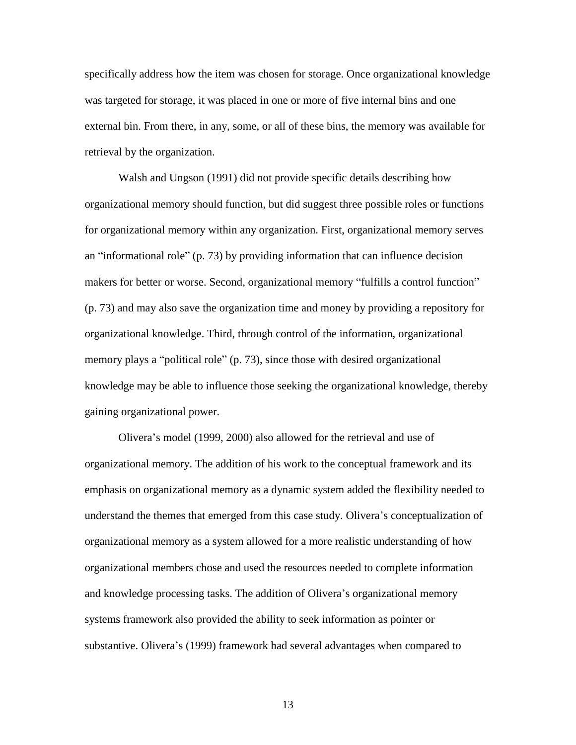specifically address how the item was chosen for storage. Once organizational knowledge was targeted for storage, it was placed in one or more of five internal bins and one external bin. From there, in any, some, or all of these bins, the memory was available for retrieval by the organization.

Walsh and Ungson (1991) did not provide specific details describing how organizational memory should function, but did suggest three possible roles or functions for organizational memory within any organization. First, organizational memory serves an "informational role" (p. 73) by providing information that can influence decision makers for better or worse. Second, organizational memory "fulfills a control function" (p. 73) and may also save the organization time and money by providing a repository for organizational knowledge. Third, through control of the information, organizational memory plays a "political role" (p. 73), since those with desired organizational knowledge may be able to influence those seeking the organizational knowledge, thereby gaining organizational power.

Olivera's model (1999, 2000) also allowed for the retrieval and use of organizational memory. The addition of his work to the conceptual framework and its emphasis on organizational memory as a dynamic system added the flexibility needed to understand the themes that emerged from this case study. Olivera's conceptualization of organizational memory as a system allowed for a more realistic understanding of how organizational members chose and used the resources needed to complete information and knowledge processing tasks. The addition of Olivera's organizational memory systems framework also provided the ability to seek information as pointer or substantive. Olivera's (1999) framework had several advantages when compared to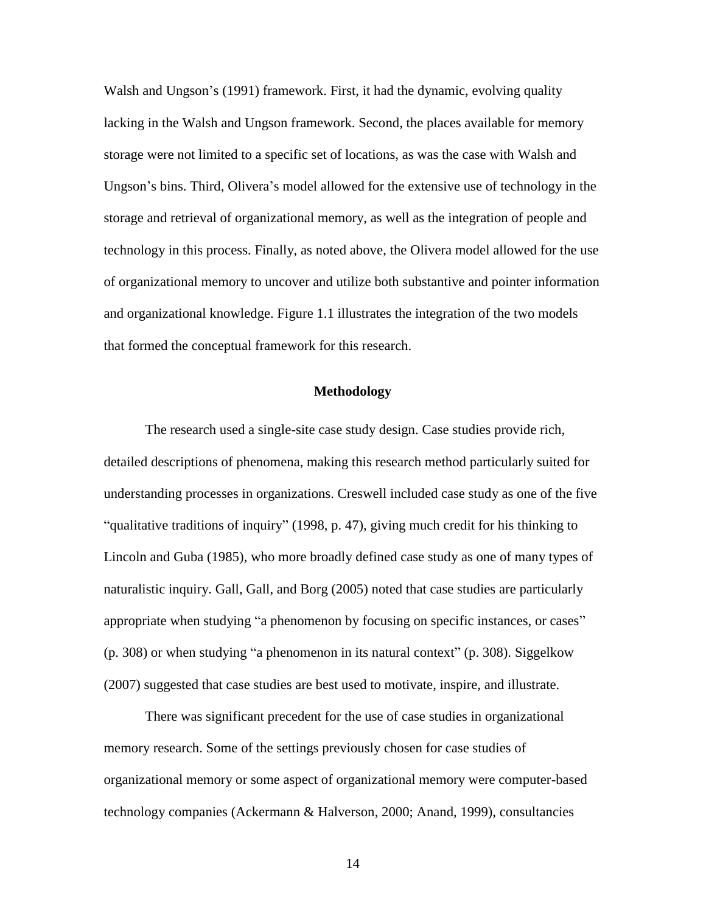Walsh and Ungson's (1991) framework. First, it had the dynamic, evolving quality lacking in the Walsh and Ungson framework. Second, the places available for memory storage were not limited to a specific set of locations, as was the case with Walsh and Ungson's bins. Third, Olivera's model allowed for the extensive use of technology in the storage and retrieval of organizational memory, as well as the integration of people and technology in this process. Finally, as noted above, the Olivera model allowed for the use of organizational memory to uncover and utilize both substantive and pointer information and organizational knowledge. Figure 1.1 illustrates the integration of the two models that formed the conceptual framework for this research.

## Methodology

The research used a single-site case study design. Case studies provide rich, detailed descriptions of phenomena, making this research method particularly suited for understanding processes in organizations. Creswell included case study as one of the five "qualitative traditions of inquiry" (1998, p. 47), giving much credit for his thinking to Lincoln and Guba (1985), who more broadly defined case study as one of many types of naturalistic inquiry. Gall, Gall, and Borg (2005) noted that case studies are particularly appropriate when studying "a phenomenon by focusing on specific instances, or cases" (p. 308) or when studying "a phenomenon in its natural context" (p. 308). Siggelkow (2007) suggested that case studies are best used to motivate, inspire, and illustrate.

There was significant precedent for the use of case studies in organizational memory research. Some of the settings previously chosen for case studies of organizational memory or some aspect of organizational memory were computer-based technology companies (Ackermann & Halverson, 2000; Anand, 1999), consultancies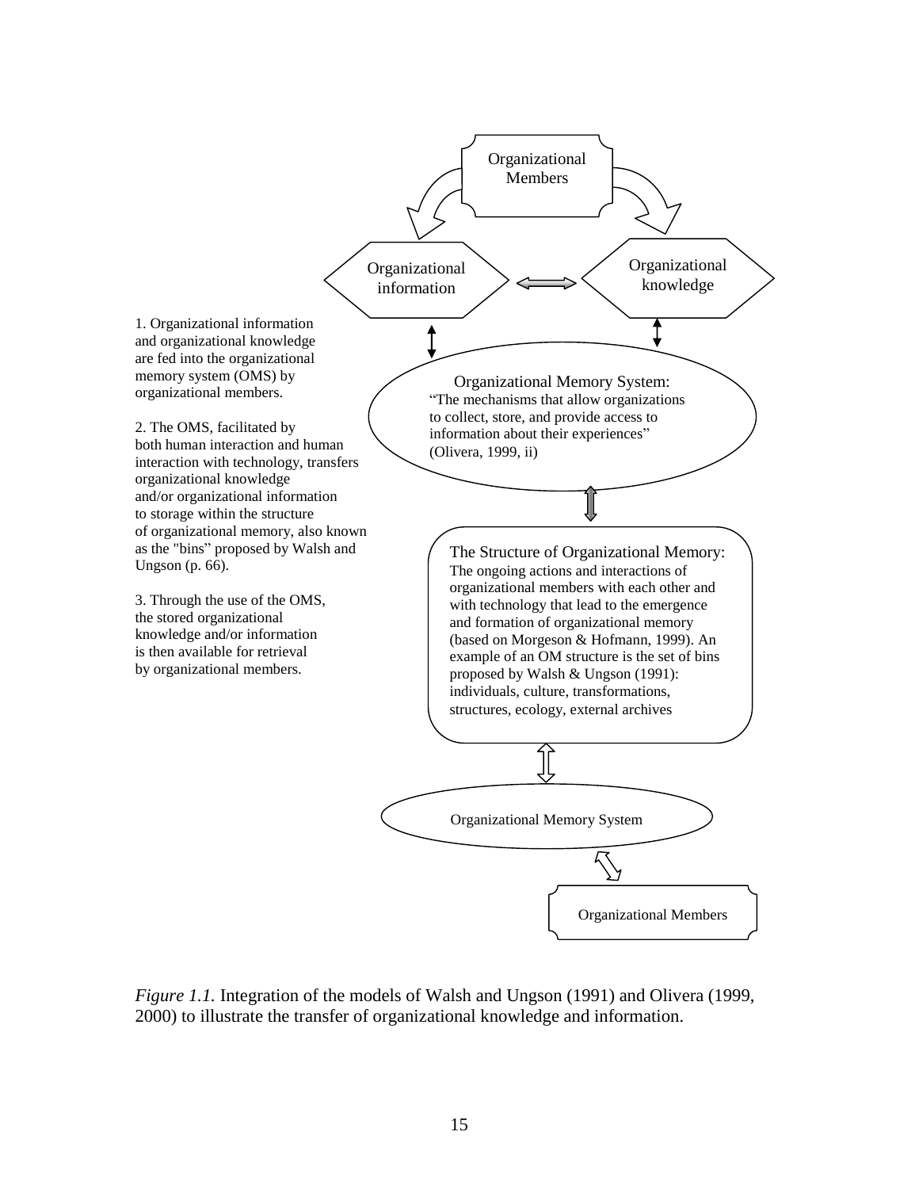Organizational Members

Organizational information

Organizational knowledge

1. Organizational information and organizational knowledge are fed into the organizational memory system (OMS) by organizational members.

2. The OMS, facilitated by both human interaction and human interaction with technology, transfers organizational knowledge and/or organizational information to storage within the structure of organizational memory, also known as the "bins" proposed by Walsh and Ungson (p. 66).

3. Through the use of the OMS, the stored organizational knowledge and/or information is then available for retrieval by organizational members.

Organizational Memory System:
"The mechanisms that allow organizations to collect, store, and provide access to information about their experiences" (Olivera, 1999, ii)

The Structure of Organizational Memory:
The ongoing actions and interactions of organizational members with each other and with technology that lead to the emergence and formation of organizational memory (based on Morgeson & Hofmann, 1999). An example of an OM structure is the set of bins proposed by Walsh & Ungson (1991): individuals, culture, transformations, structures, ecology, external archives

Organizational Memory System

Organizational Members

*Figure 1.1.* Integration of the models of Walsh and Ungson (1991) and Olivera (1999, 2000) to illustrate the transfer of organizational knowledge and information.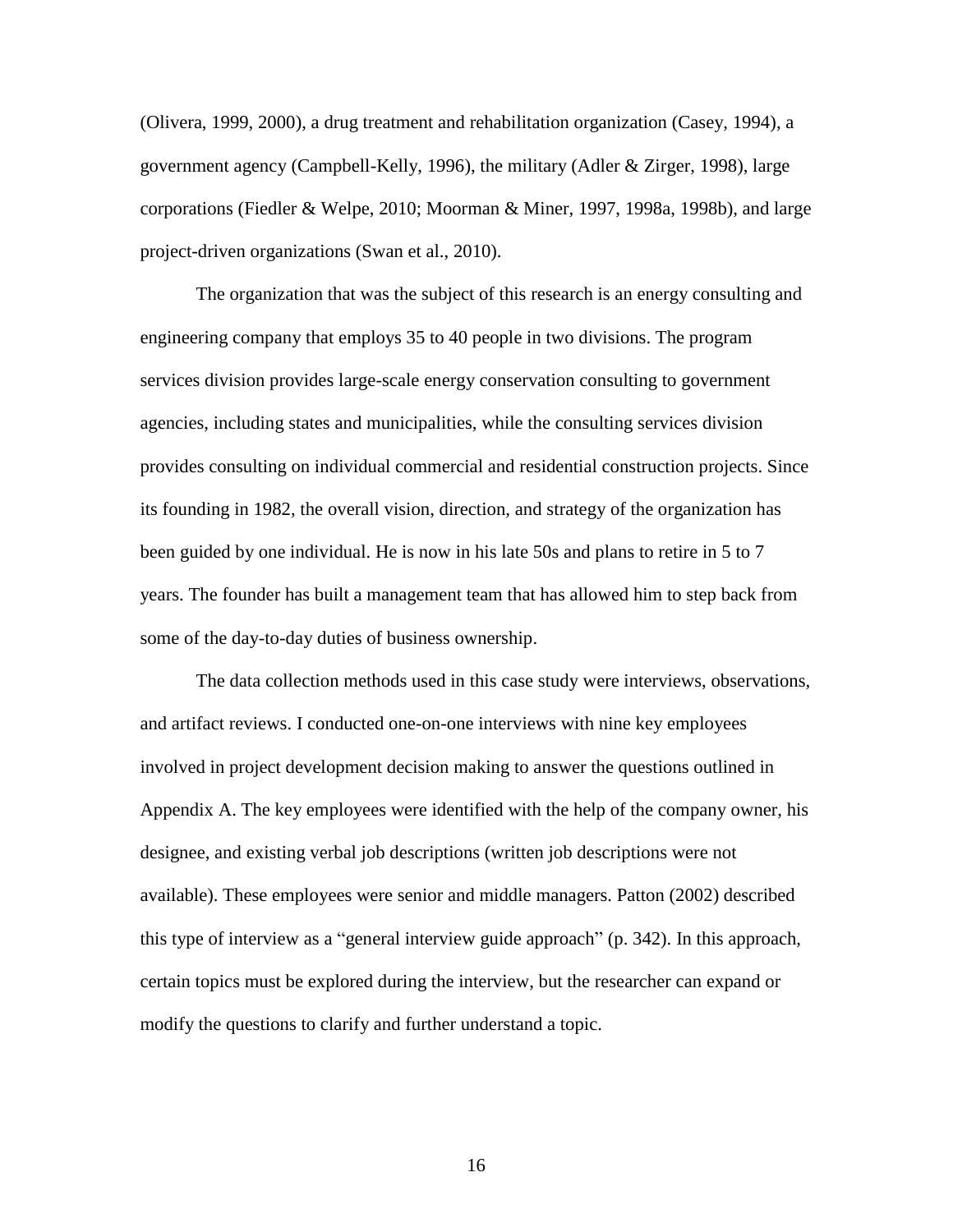(Olivera, 1999, 2000), a drug treatment and rehabilitation organization (Casey, 1994), a government agency (Campbell-Kelly, 1996), the military (Adler & Zirger, 1998), large corporations (Fiedler & Welpe, 2010; Moorman & Miner, 1997, 1998a, 1998b), and large project-driven organizations (Swan et al., 2010).

The organization that was the subject of this research is an energy consulting and engineering company that employs 35 to 40 people in two divisions. The program services division provides large-scale energy conservation consulting to government agencies, including states and municipalities, while the consulting services division provides consulting on individual commercial and residential construction projects. Since its founding in 1982, the overall vision, direction, and strategy of the organization has been guided by one individual. He is now in his late 50s and plans to retire in 5 to 7 years. The founder has built a management team that has allowed him to step back from some of the day-to-day duties of business ownership.

The data collection methods used in this case study were interviews, observations, and artifact reviews. I conducted one-on-one interviews with nine key employees involved in project development decision making to answer the questions outlined in Appendix A. The key employees were identified with the help of the company owner, his designee, and existing verbal job descriptions (written job descriptions were not available). These employees were senior and middle managers. Patton (2002) described this type of interview as a "general interview guide approach" (p. 342). In this approach, certain topics must be explored during the interview, but the researcher can expand or modify the questions to clarify and further understand a topic.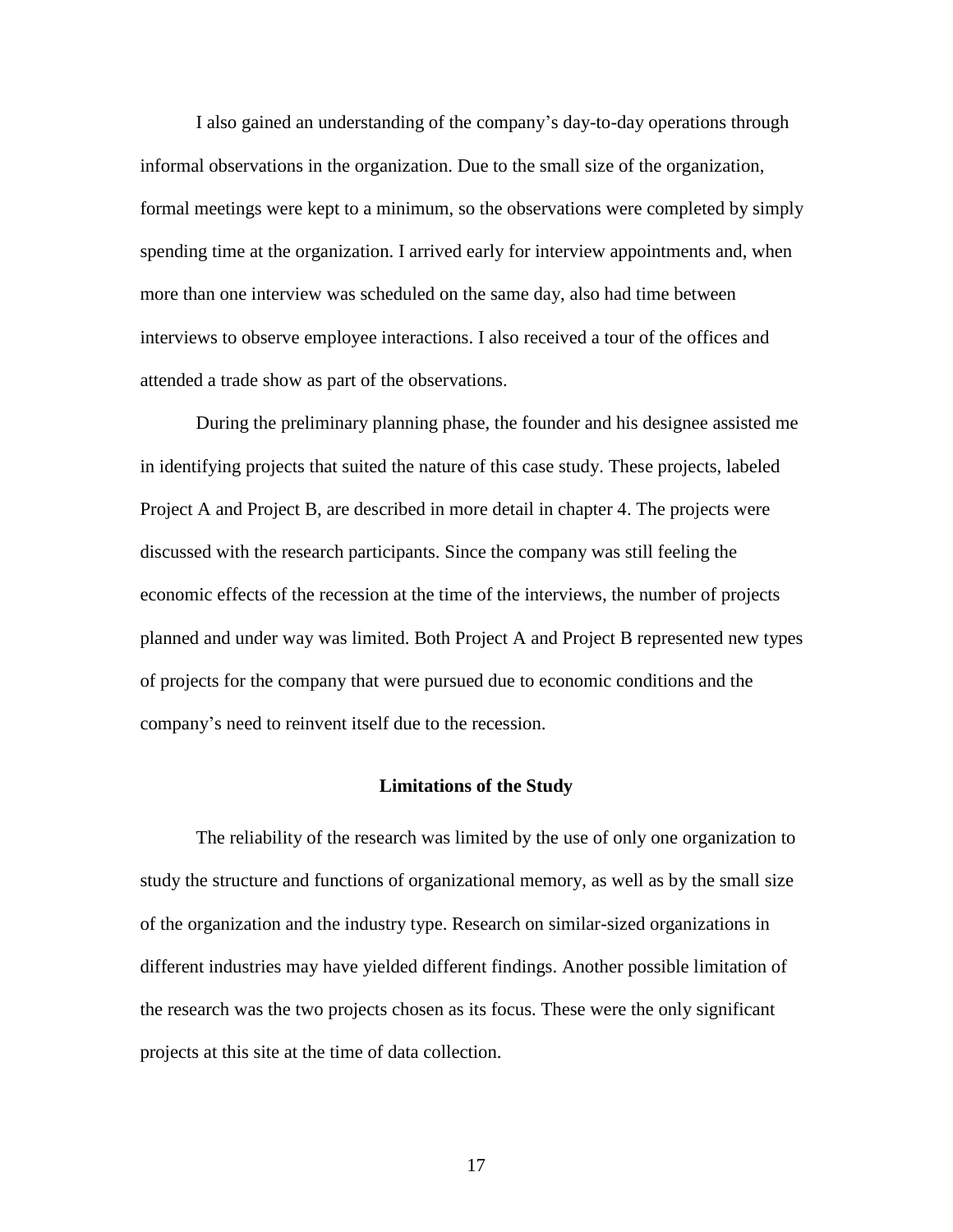I also gained an understanding of the company's day-to-day operations through informal observations in the organization. Due to the small size of the organization, formal meetings were kept to a minimum, so the observations were completed by simply spending time at the organization. I arrived early for interview appointments and, when more than one interview was scheduled on the same day, also had time between interviews to observe employee interactions. I also received a tour of the offices and attended a trade show as part of the observations.

During the preliminary planning phase, the founder and his designee assisted me in identifying projects that suited the nature of this case study. These projects, labeled Project A and Project B, are described in more detail in chapter 4. The projects were discussed with the research participants. Since the company was still feeling the economic effects of the recession at the time of the interviews, the number of projects planned and under way was limited. Both Project A and Project B represented new types of projects for the company that were pursued due to economic conditions and the company's need to reinvent itself due to the recession.

## Limitations of the Study

The reliability of the research was limited by the use of only one organization to study the structure and functions of organizational memory, as well as by the small size of the organization and the industry type. Research on similar-sized organizations in different industries may have yielded different findings. Another possible limitation of the research was the two projects chosen as its focus. These were the only significant projects at this site at the time of data collection.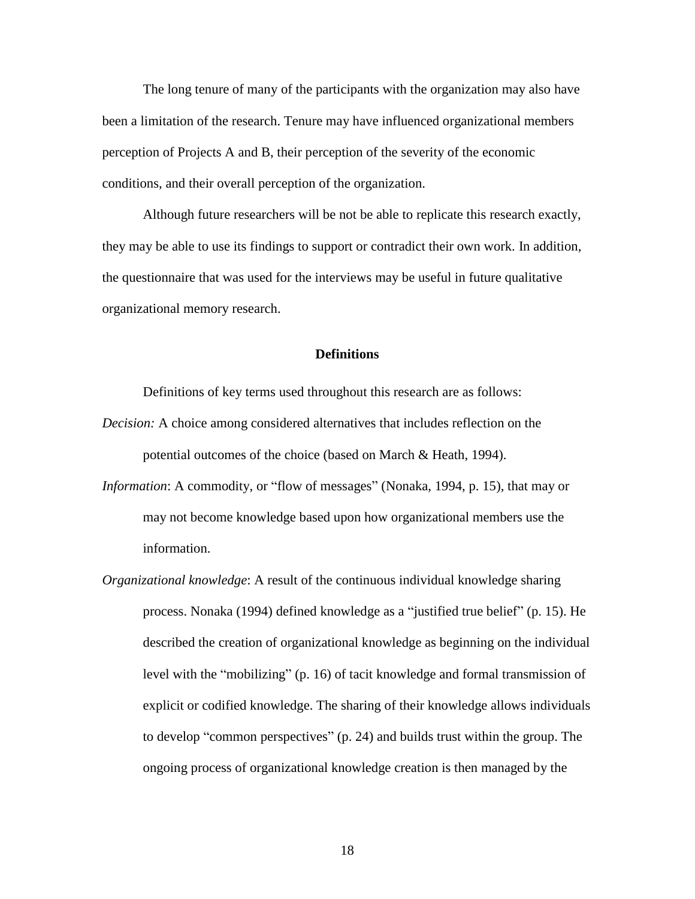The long tenure of many of the participants with the organization may also have been a limitation of the research. Tenure may have influenced organizational members perception of Projects A and B, their perception of the severity of the economic conditions, and their overall perception of the organization.

Although future researchers will be not be able to replicate this research exactly, they may be able to use its findings to support or contradict their own work. In addition, the questionnaire that was used for the interviews may be useful in future qualitative organizational memory research.

## Definitions

Definitions of key terms used throughout this research are as follows:

*Decision:* A choice among considered alternatives that includes reflection on the potential outcomes of the choice (based on March & Heath, 1994).

*Information*: A commodity, or "flow of messages" (Nonaka, 1994, p. 15), that may or may not become knowledge based upon how organizational members use the information.

*Organizational knowledge*: A result of the continuous individual knowledge sharing process. Nonaka (1994) defined knowledge as a "justified true belief" (p. 15). He described the creation of organizational knowledge as beginning on the individual level with the "mobilizing" (p. 16) of tacit knowledge and formal transmission of explicit or codified knowledge. The sharing of their knowledge allows individuals to develop "common perspectives" (p. 24) and builds trust within the group. The ongoing process of organizational knowledge creation is then managed by the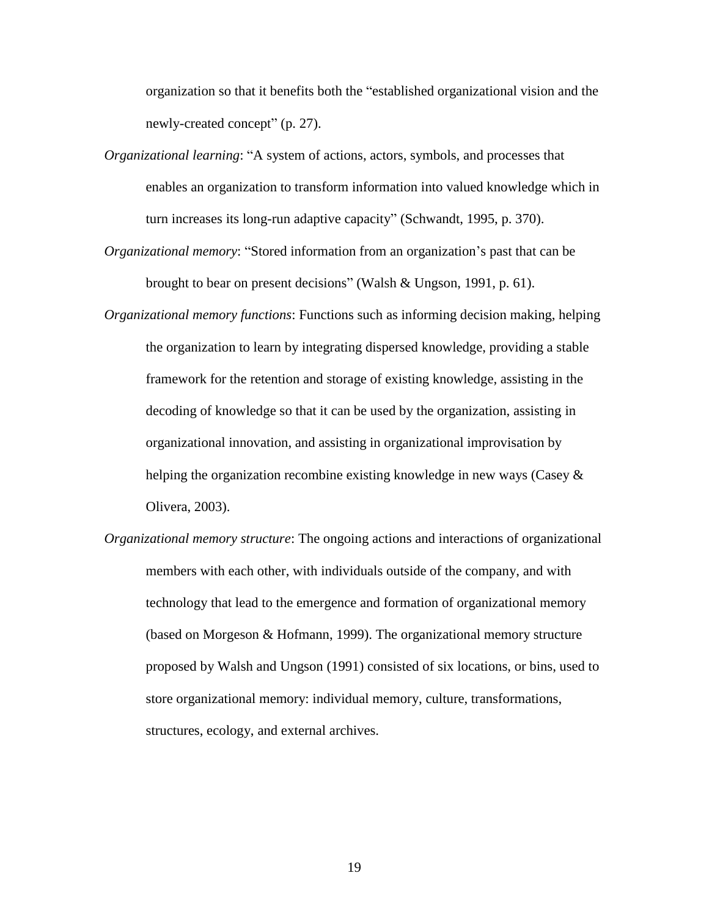organization so that it benefits both the "established organizational vision and the newly-created concept" (p. 27).

*Organizational learning*: "A system of actions, actors, symbols, and processes that enables an organization to transform information into valued knowledge which in turn increases its long-run adaptive capacity" (Schwandt, 1995, p. 370).

*Organizational memory*: "Stored information from an organization's past that can be brought to bear on present decisions" (Walsh & Ungson, 1991, p. 61).

*Organizational memory functions*: Functions such as informing decision making, helping the organization to learn by integrating dispersed knowledge, providing a stable framework for the retention and storage of existing knowledge, assisting in the decoding of knowledge so that it can be used by the organization, assisting in organizational innovation, and assisting in organizational improvisation by helping the organization recombine existing knowledge in new ways (Casey & Olivera, 2003).

*Organizational memory structure*: The ongoing actions and interactions of organizational members with each other, with individuals outside of the company, and with technology that lead to the emergence and formation of organizational memory (based on Morgeson & Hofmann, 1999). The organizational memory structure proposed by Walsh and Ungson (1991) consisted of six locations, or bins, used to store organizational memory: individual memory, culture, transformations, structures, ecology, and external archives.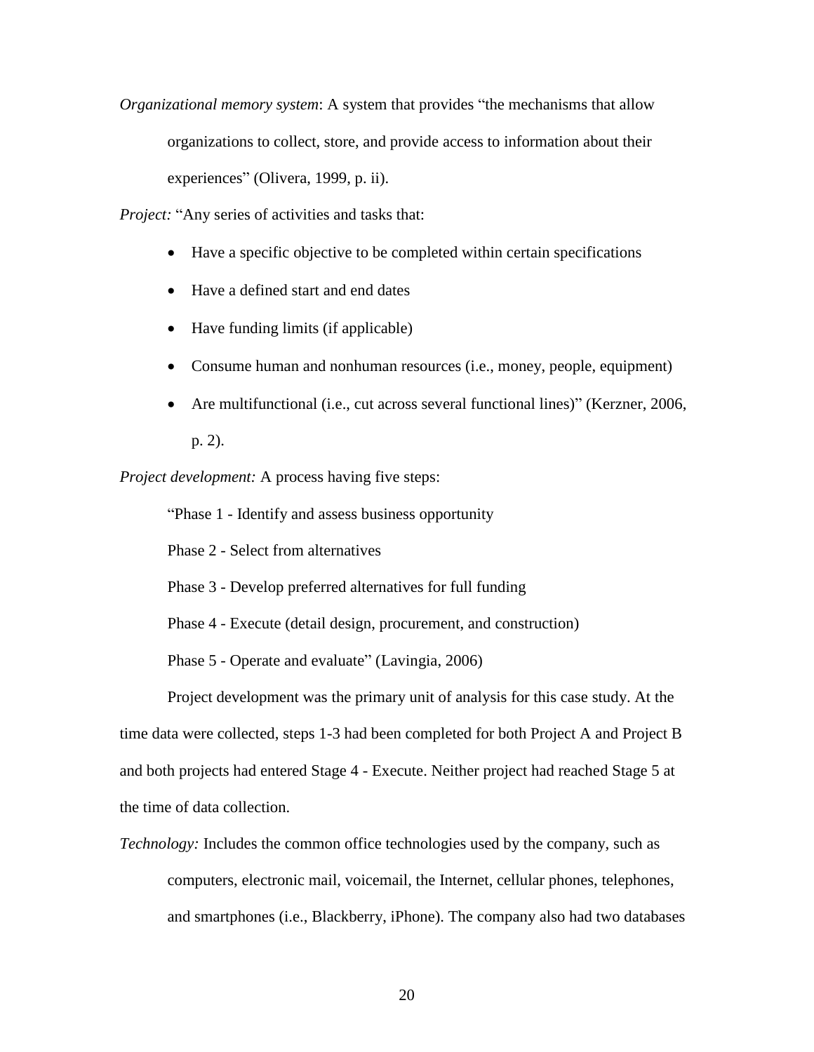*Organizational memory system*: A system that provides "the mechanisms that allow organizations to collect, store, and provide access to information about their experiences" (Olivera, 1999, p. ii).

*Project:* "Any series of activities and tasks that:

- Have a specific objective to be completed within certain specifications
- Have a defined start and end dates
- Have funding limits (if applicable)
- Consume human and nonhuman resources (i.e., money, people, equipment)
- Are multifunctional (i.e., cut across several functional lines)" (Kerzner, 2006, p. 2).

*Project development:* A process having five steps:

"Phase 1 - Identify and assess business opportunity

Phase 2 - Select from alternatives

Phase 3 - Develop preferred alternatives for full funding

Phase 4 - Execute (detail design, procurement, and construction)

Phase 5 - Operate and evaluate" (Lavingia, 2006)

Project development was the primary unit of analysis for this case study. At the time data were collected, steps 1-3 had been completed for both Project A and Project B and both projects had entered Stage 4 - Execute. Neither project had reached Stage 5 at the time of data collection.

*Technology:* Includes the common office technologies used by the company, such as computers, electronic mail, voicemail, the Internet, cellular phones, telephones, and smartphones (i.e., Blackberry, iPhone). The company also had two databases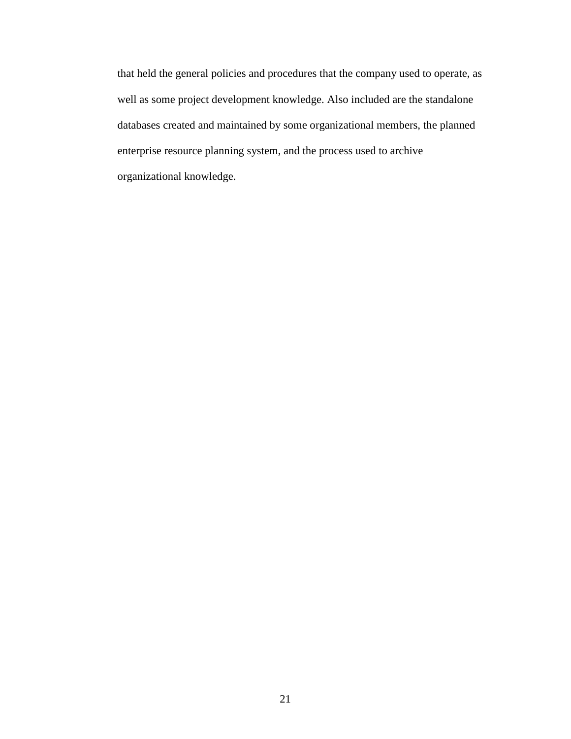that held the general policies and procedures that the company used to operate, as well as some project development knowledge. Also included are the standalone databases created and maintained by some organizational members, the planned enterprise resource planning system, and the process used to archive organizational knowledge.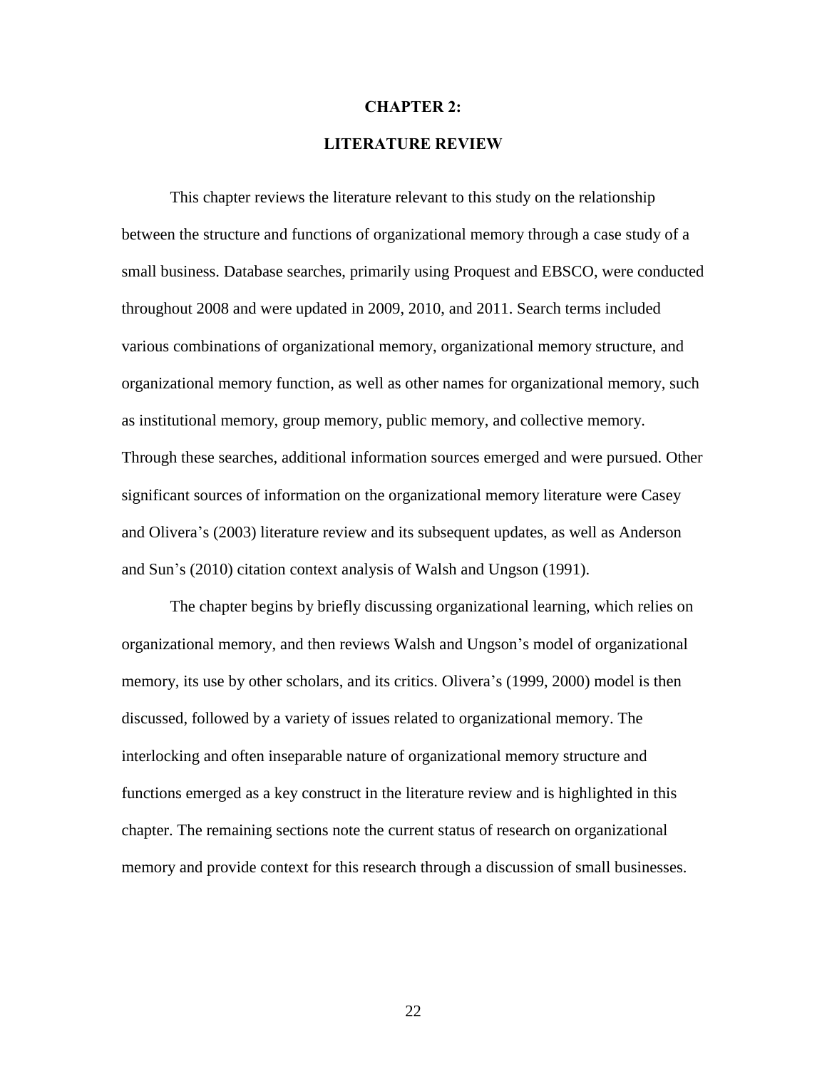# CHAPTER 2:

# LITERATURE REVIEW

This chapter reviews the literature relevant to this study on the relationship between the structure and functions of organizational memory through a case study of a small business. Database searches, primarily using Proquest and EBSCO, were conducted throughout 2008 and were updated in 2009, 2010, and 2011. Search terms included various combinations of organizational memory, organizational memory structure, and organizational memory function, as well as other names for organizational memory, such as institutional memory, group memory, public memory, and collective memory. Through these searches, additional information sources emerged and were pursued. Other significant sources of information on the organizational memory literature were Casey and Olivera's (2003) literature review and its subsequent updates, as well as Anderson and Sun's (2010) citation context analysis of Walsh and Ungson (1991).

The chapter begins by briefly discussing organizational learning, which relies on organizational memory, and then reviews Walsh and Ungson's model of organizational memory, its use by other scholars, and its critics. Olivera's (1999, 2000) model is then discussed, followed by a variety of issues related to organizational memory. The interlocking and often inseparable nature of organizational memory structure and functions emerged as a key construct in the literature review and is highlighted in this chapter. The remaining sections note the current status of research on organizational memory and provide context for this research through a discussion of small businesses.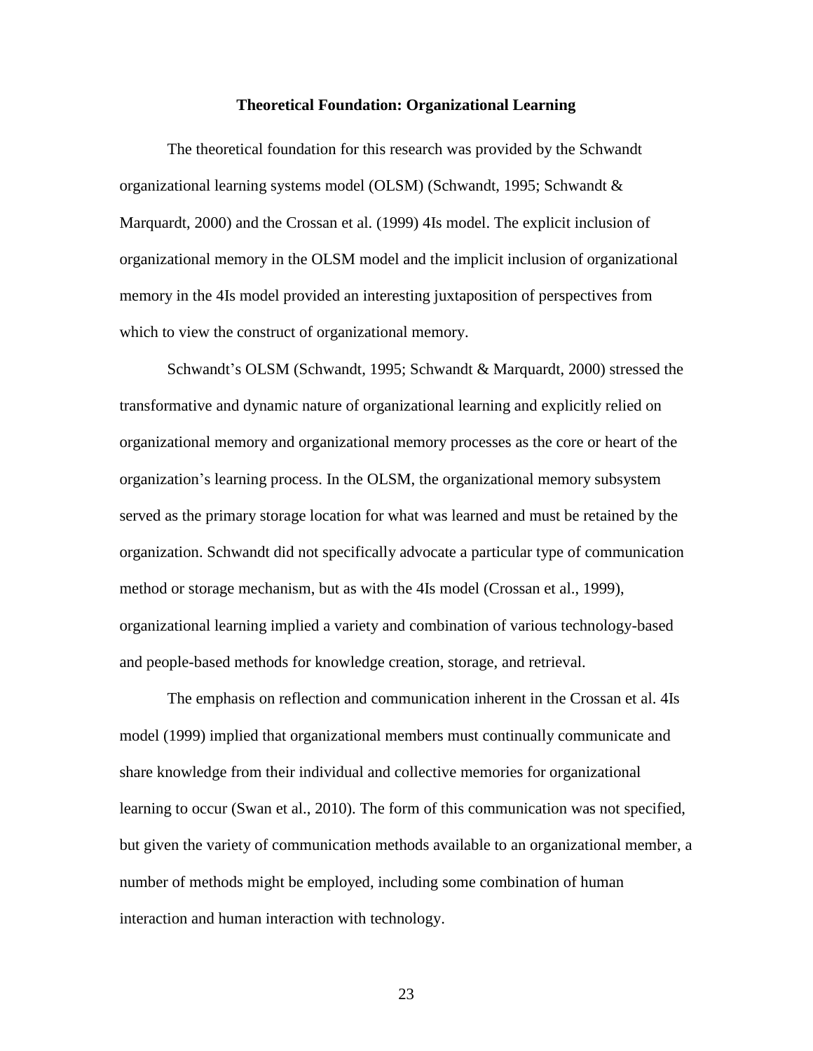## Theoretical Foundation: Organizational Learning

The theoretical foundation for this research was provided by the Schwandt organizational learning systems model (OLSM) (Schwandt, 1995; Schwandt & Marquardt, 2000) and the Crossan et al. (1999) 4Is model. The explicit inclusion of organizational memory in the OLSM model and the implicit inclusion of organizational memory in the 4Is model provided an interesting juxtaposition of perspectives from which to view the construct of organizational memory.

Schwandt's OLSM (Schwandt, 1995; Schwandt & Marquardt, 2000) stressed the transformative and dynamic nature of organizational learning and explicitly relied on organizational memory and organizational memory processes as the core or heart of the organization's learning process. In the OLSM, the organizational memory subsystem served as the primary storage location for what was learned and must be retained by the organization. Schwandt did not specifically advocate a particular type of communication method or storage mechanism, but as with the 4Is model (Crossan et al., 1999), organizational learning implied a variety and combination of various technology-based and people-based methods for knowledge creation, storage, and retrieval.

The emphasis on reflection and communication inherent in the Crossan et al. 4Is model (1999) implied that organizational members must continually communicate and share knowledge from their individual and collective memories for organizational learning to occur (Swan et al., 2010). The form of this communication was not specified, but given the variety of communication methods available to an organizational member, a number of methods might be employed, including some combination of human interaction and human interaction with technology.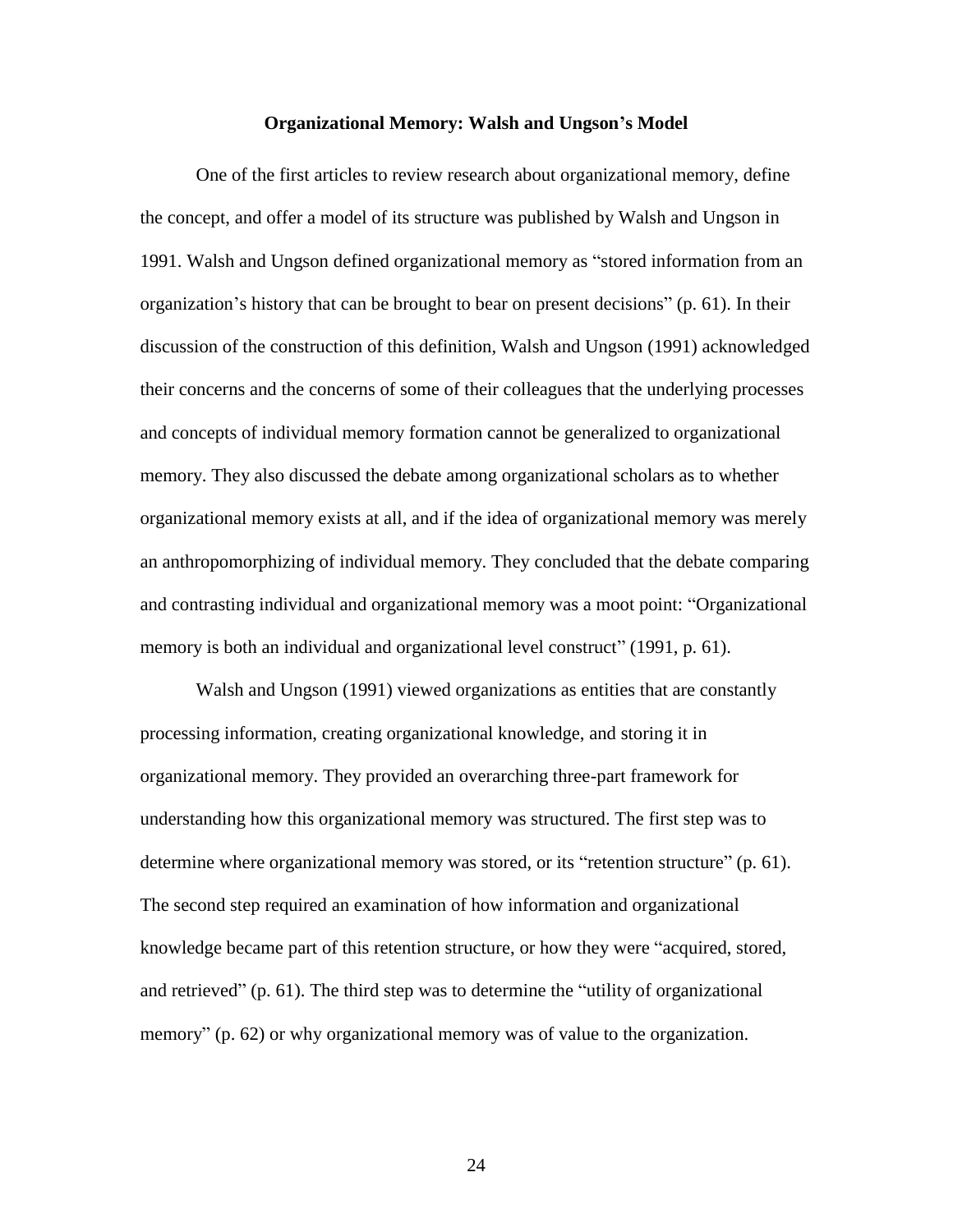## Organizational Memory: Walsh and Ungson's Model

One of the first articles to review research about organizational memory, define the concept, and offer a model of its structure was published by Walsh and Ungson in 1991. Walsh and Ungson defined organizational memory as "stored information from an organization's history that can be brought to bear on present decisions" (p. 61). In their discussion of the construction of this definition, Walsh and Ungson (1991) acknowledged their concerns and the concerns of some of their colleagues that the underlying processes and concepts of individual memory formation cannot be generalized to organizational memory. They also discussed the debate among organizational scholars as to whether organizational memory exists at all, and if the idea of organizational memory was merely an anthropomorphizing of individual memory. They concluded that the debate comparing and contrasting individual and organizational memory was a moot point: "Organizational memory is both an individual and organizational level construct" (1991, p. 61).

Walsh and Ungson (1991) viewed organizations as entities that are constantly processing information, creating organizational knowledge, and storing it in organizational memory. They provided an overarching three-part framework for understanding how this organizational memory was structured. The first step was to determine where organizational memory was stored, or its "retention structure" (p. 61). The second step required an examination of how information and organizational knowledge became part of this retention structure, or how they were "acquired, stored, and retrieved" (p. 61). The third step was to determine the "utility of organizational memory" (p. 62) or why organizational memory was of value to the organization.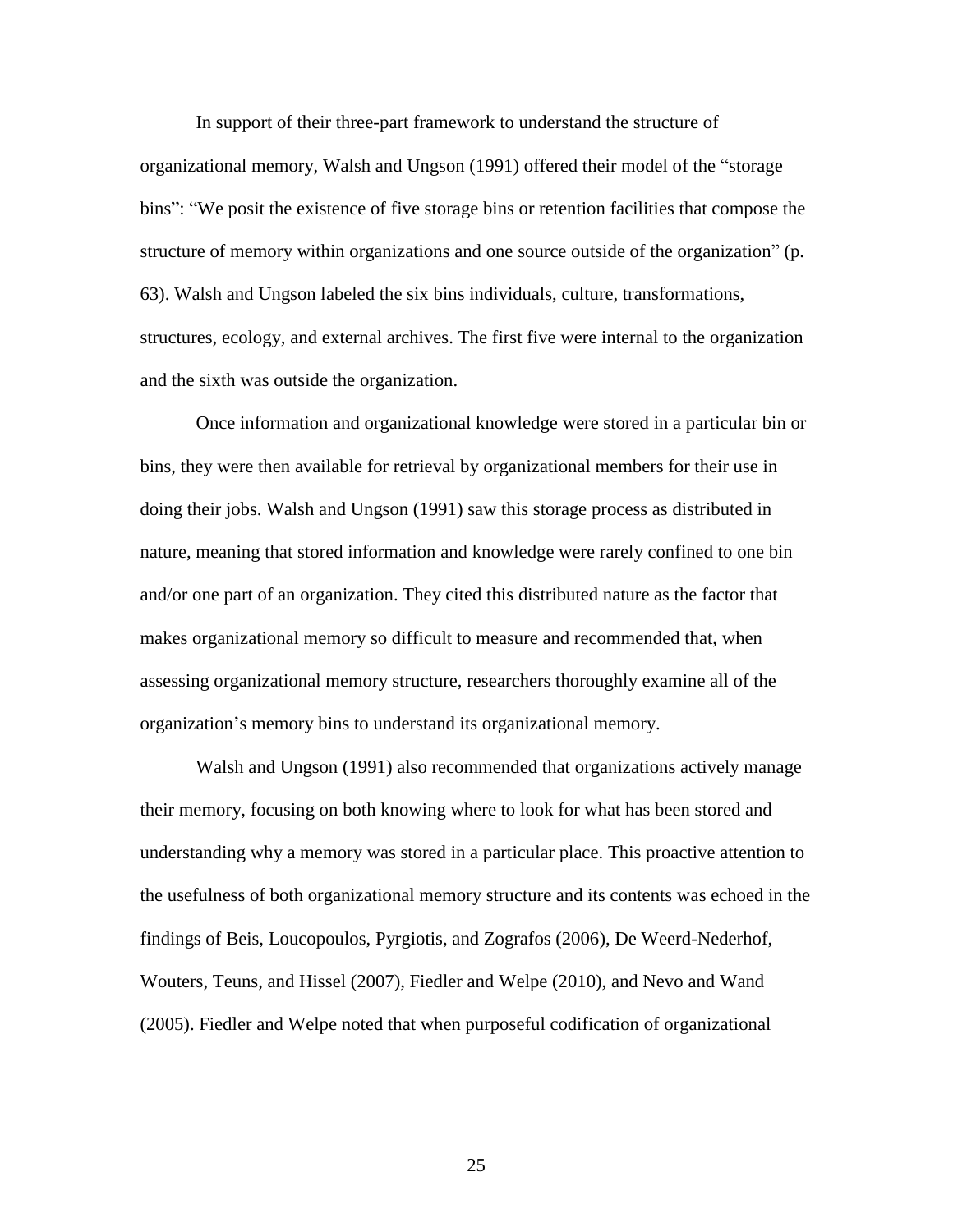In support of their three-part framework to understand the structure of organizational memory, Walsh and Ungson (1991) offered their model of the “storage bins”: “We posit the existence of five storage bins or retention facilities that compose the structure of memory within organizations and one source outside of the organization” (p. 63). Walsh and Ungson labeled the six bins individuals, culture, transformations, structures, ecology, and external archives. The first five were internal to the organization and the sixth was outside the organization.

Once information and organizational knowledge were stored in a particular bin or bins, they were then available for retrieval by organizational members for their use in doing their jobs. Walsh and Ungson (1991) saw this storage process as distributed in nature, meaning that stored information and knowledge were rarely confined to one bin and/or one part of an organization. They cited this distributed nature as the factor that makes organizational memory so difficult to measure and recommended that, when assessing organizational memory structure, researchers thoroughly examine all of the organization’s memory bins to understand its organizational memory.

Walsh and Ungson (1991) also recommended that organizations actively manage their memory, focusing on both knowing where to look for what has been stored and understanding why a memory was stored in a particular place. This proactive attention to the usefulness of both organizational memory structure and its contents was echoed in the findings of Beis, Loucopoulos, Pyrgiotis, and Zografos (2006), De Weerd-Nederhof, Wouters, Teuns, and Hissel (2007), Fiedler and Welpe (2010), and Nevo and Wand (2005). Fiedler and Welpe noted that when purposeful codification of organizational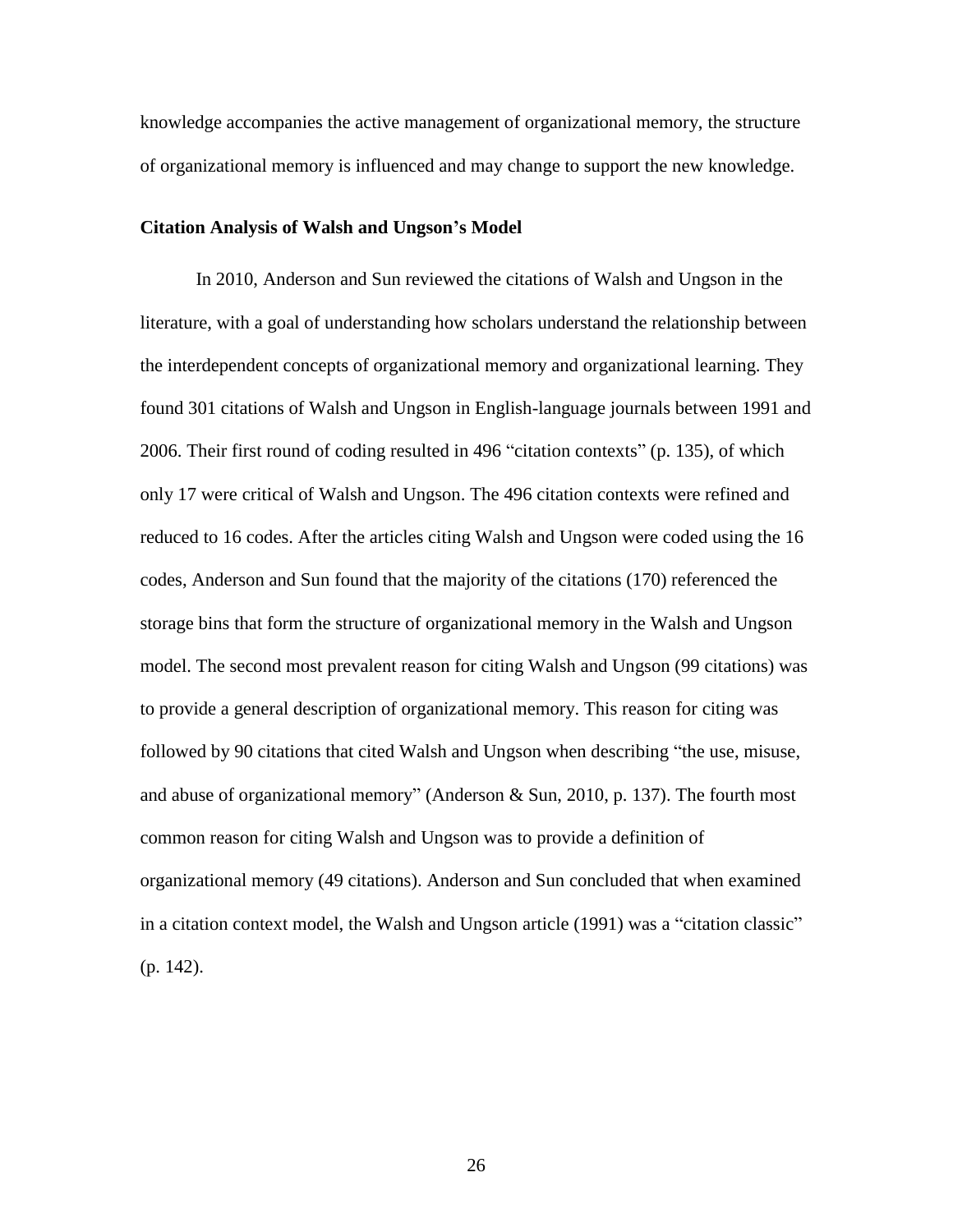knowledge accompanies the active management of organizational memory, the structure of organizational memory is influenced and may change to support the new knowledge.

### Citation Analysis of Walsh and Ungson's Model

In 2010, Anderson and Sun reviewed the citations of Walsh and Ungson in the literature, with a goal of understanding how scholars understand the relationship between the interdependent concepts of organizational memory and organizational learning. They found 301 citations of Walsh and Ungson in English-language journals between 1991 and 2006. Their first round of coding resulted in 496 "citation contexts" (p. 135), of which only 17 were critical of Walsh and Ungson. The 496 citation contexts were refined and reduced to 16 codes. After the articles citing Walsh and Ungson were coded using the 16 codes, Anderson and Sun found that the majority of the citations (170) referenced the storage bins that form the structure of organizational memory in the Walsh and Ungson model. The second most prevalent reason for citing Walsh and Ungson (99 citations) was to provide a general description of organizational memory. This reason for citing was followed by 90 citations that cited Walsh and Ungson when describing "the use, misuse, and abuse of organizational memory" (Anderson & Sun, 2010, p. 137). The fourth most common reason for citing Walsh and Ungson was to provide a definition of organizational memory (49 citations). Anderson and Sun concluded that when examined in a citation context model, the Walsh and Ungson article (1991) was a "citation classic" (p. 142).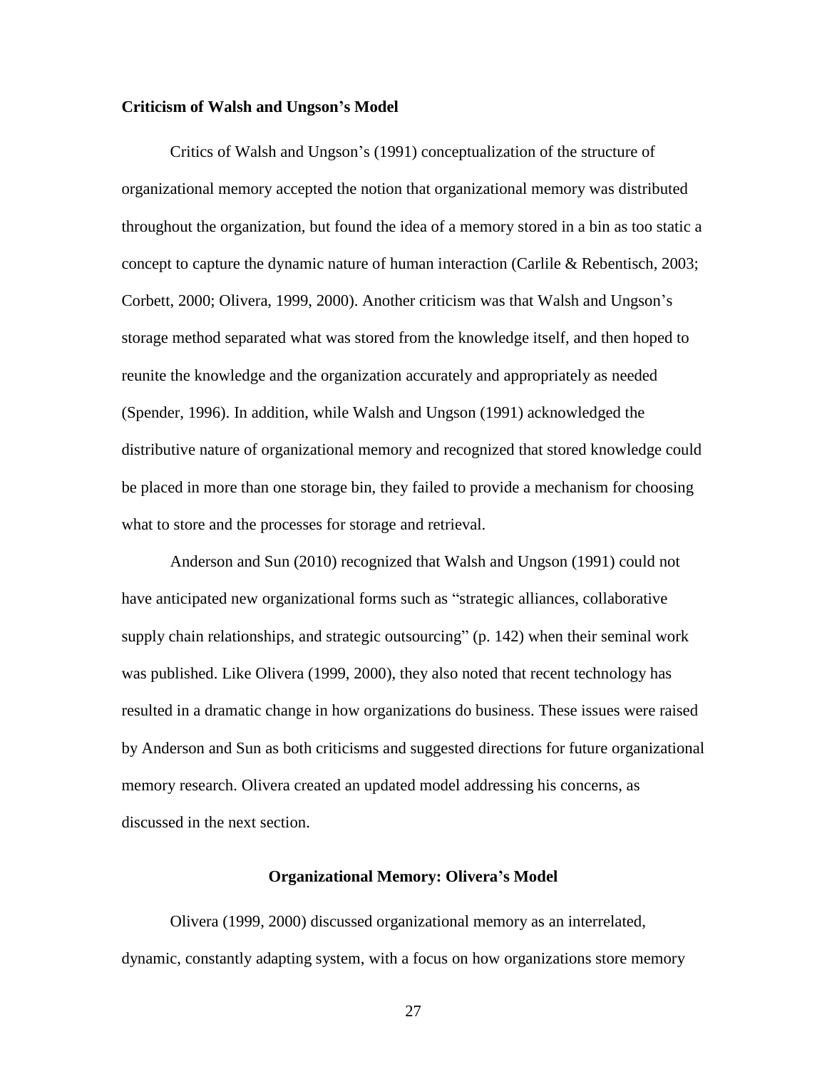**Criticism of Walsh and Ungson's Model**

Critics of Walsh and Ungson's (1991) conceptualization of the structure of organizational memory accepted the notion that organizational memory was distributed throughout the organization, but found the idea of a memory stored in a bin as too static a concept to capture the dynamic nature of human interaction (Carlile & Rebentisch, 2003; Corbett, 2000; Olivera, 1999, 2000). Another criticism was that Walsh and Ungson's storage method separated what was stored from the knowledge itself, and then hoped to reunite the knowledge and the organization accurately and appropriately as needed (Spender, 1996). In addition, while Walsh and Ungson (1991) acknowledged the distributive nature of organizational memory and recognized that stored knowledge could be placed in more than one storage bin, they failed to provide a mechanism for choosing what to store and the processes for storage and retrieval.

Anderson and Sun (2010) recognized that Walsh and Ungson (1991) could not have anticipated new organizational forms such as "strategic alliances, collaborative supply chain relationships, and strategic outsourcing" (p. 142) when their seminal work was published. Like Olivera (1999, 2000), they also noted that recent technology has resulted in a dramatic change in how organizations do business. These issues were raised by Anderson and Sun as both criticisms and suggested directions for future organizational memory research. Olivera created an updated model addressing his concerns, as discussed in the next section.

## Organizational Memory: Olivera's Model

Olivera (1999, 2000) discussed organizational memory as an interrelated, dynamic, constantly adapting system, with a focus on how organizations store memory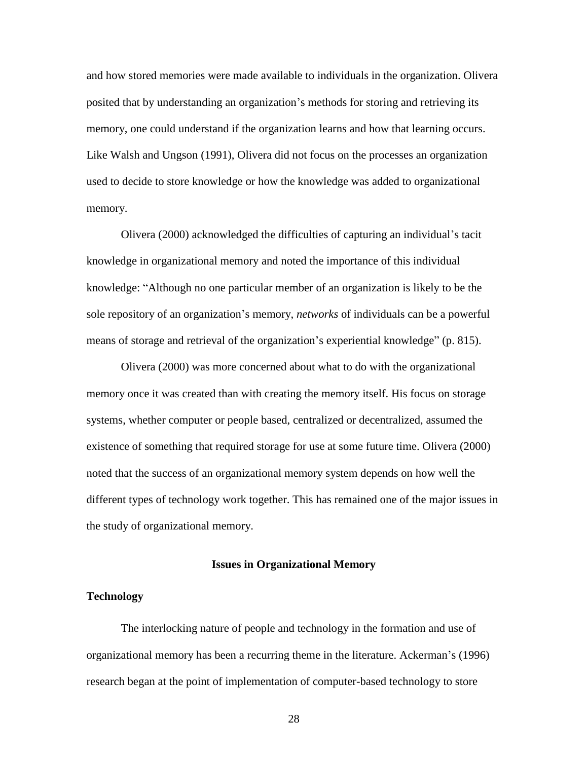and how stored memories were made available to individuals in the organization. Olivera posited that by understanding an organization's methods for storing and retrieving its memory, one could understand if the organization learns and how that learning occurs. Like Walsh and Ungson (1991), Olivera did not focus on the processes an organization used to decide to store knowledge or how the knowledge was added to organizational memory.

Olivera (2000) acknowledged the difficulties of capturing an individual's tacit knowledge in organizational memory and noted the importance of this individual knowledge: "Although no one particular member of an organization is likely to be the sole repository of an organization's memory, *networks* of individuals can be a powerful means of storage and retrieval of the organization's experiential knowledge" (p. 815).

Olivera (2000) was more concerned about what to do with the organizational memory once it was created than with creating the memory itself. His focus on storage systems, whether computer or people based, centralized or decentralized, assumed the existence of something that required storage for use at some future time. Olivera (2000) noted that the success of an organizational memory system depends on how well the different types of technology work together. This has remained one of the major issues in the study of organizational memory.

## Issues in Organizational Memory

### Technology

The interlocking nature of people and technology in the formation and use of organizational memory has been a recurring theme in the literature. Ackerman's (1996) research began at the point of implementation of computer-based technology to store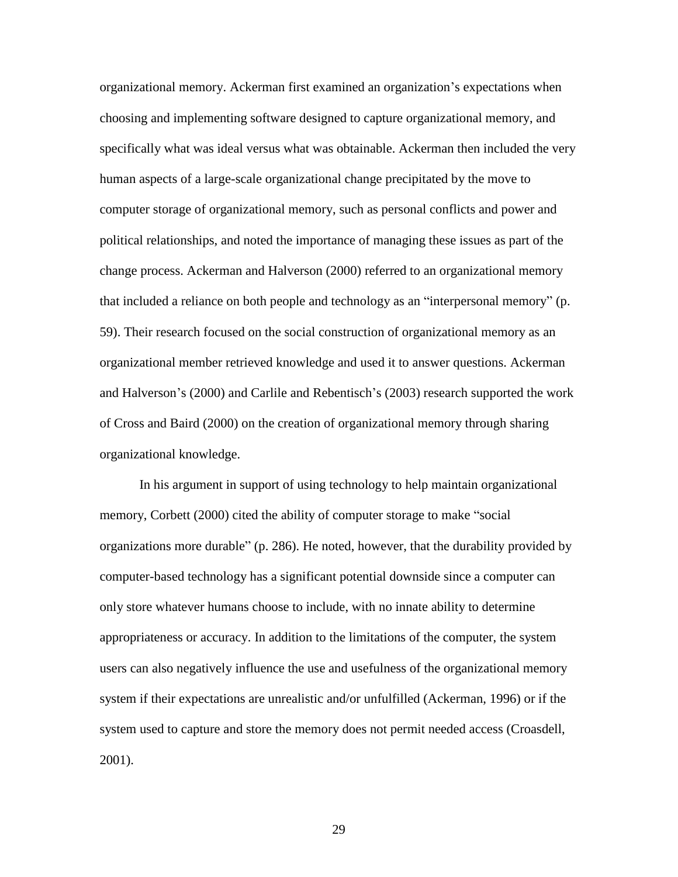organizational memory. Ackerman first examined an organization's expectations when choosing and implementing software designed to capture organizational memory, and specifically what was ideal versus what was obtainable. Ackerman then included the very human aspects of a large-scale organizational change precipitated by the move to computer storage of organizational memory, such as personal conflicts and power and political relationships, and noted the importance of managing these issues as part of the change process. Ackerman and Halverson (2000) referred to an organizational memory that included a reliance on both people and technology as an "interpersonal memory" (p. 59). Their research focused on the social construction of organizational memory as an organizational member retrieved knowledge and used it to answer questions. Ackerman and Halverson's (2000) and Carlile and Rebentisch's (2003) research supported the work of Cross and Baird (2000) on the creation of organizational memory through sharing organizational knowledge.

In his argument in support of using technology to help maintain organizational memory, Corbett (2000) cited the ability of computer storage to make "social organizations more durable" (p. 286). He noted, however, that the durability provided by computer-based technology has a significant potential downside since a computer can only store whatever humans choose to include, with no innate ability to determine appropriateness or accuracy. In addition to the limitations of the computer, the system users can also negatively influence the use and usefulness of the organizational memory system if their expectations are unrealistic and/or unfulfilled (Ackerman, 1996) or if the system used to capture and store the memory does not permit needed access (Croasdell, 2001).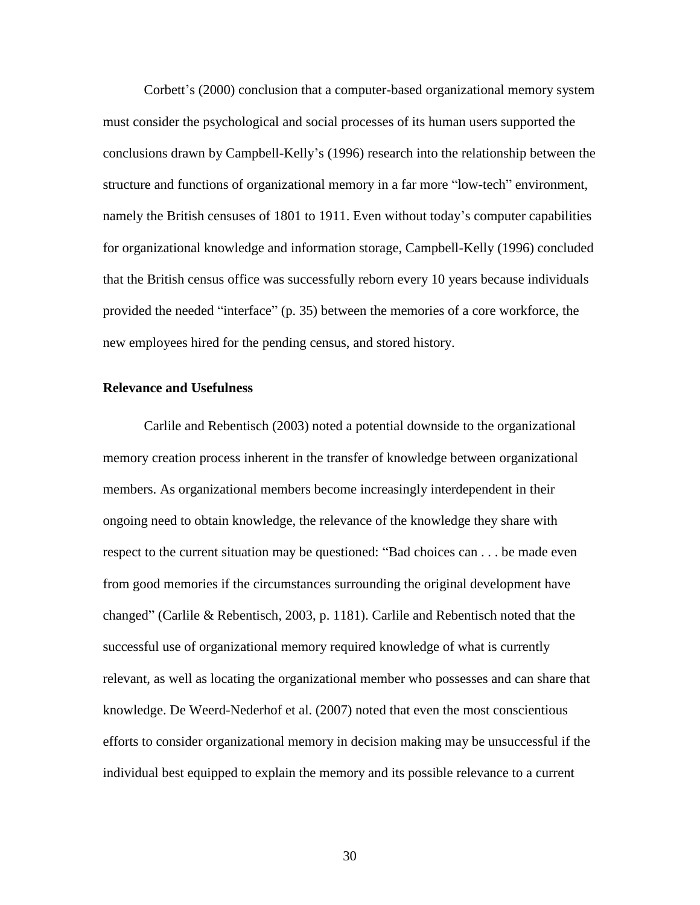Corbett's (2000) conclusion that a computer-based organizational memory system must consider the psychological and social processes of its human users supported the conclusions drawn by Campbell-Kelly's (1996) research into the relationship between the structure and functions of organizational memory in a far more "low-tech" environment, namely the British censuses of 1801 to 1911. Even without today's computer capabilities for organizational knowledge and information storage, Campbell-Kelly (1996) concluded that the British census office was successfully reborn every 10 years because individuals provided the needed "interface" (p. 35) between the memories of a core workforce, the new employees hired for the pending census, and stored history.

**Relevance and Usefulness**

Carlile and Rebentisch (2003) noted a potential downside to the organizational memory creation process inherent in the transfer of knowledge between organizational members. As organizational members become increasingly interdependent in their ongoing need to obtain knowledge, the relevance of the knowledge they share with respect to the current situation may be questioned: "Bad choices can . . . be made even from good memories if the circumstances surrounding the original development have changed" (Carlile & Rebentisch, 2003, p. 1181). Carlile and Rebentisch noted that the successful use of organizational memory required knowledge of what is currently relevant, as well as locating the organizational member who possesses and can share that knowledge. De Weerd-Nederhof et al. (2007) noted that even the most conscientious efforts to consider organizational memory in decision making may be unsuccessful if the individual best equipped to explain the memory and its possible relevance to a current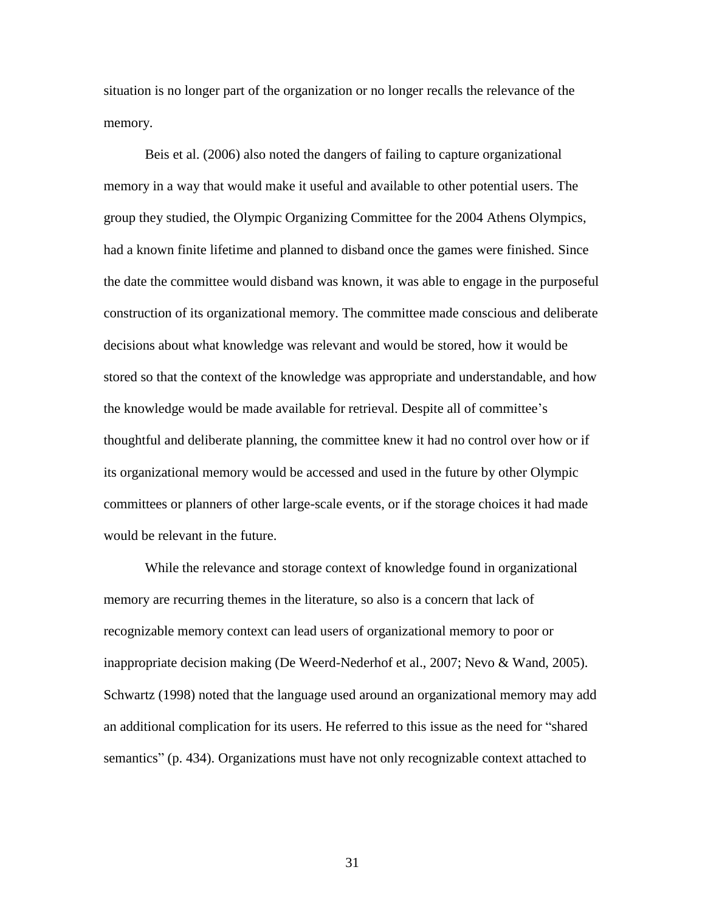situation is no longer part of the organization or no longer recalls the relevance of the memory.

Beis et al. (2006) also noted the dangers of failing to capture organizational memory in a way that would make it useful and available to other potential users. The group they studied, the Olympic Organizing Committee for the 2004 Athens Olympics, had a known finite lifetime and planned to disband once the games were finished. Since the date the committee would disband was known, it was able to engage in the purposeful construction of its organizational memory. The committee made conscious and deliberate decisions about what knowledge was relevant and would be stored, how it would be stored so that the context of the knowledge was appropriate and understandable, and how the knowledge would be made available for retrieval. Despite all of committee's thoughtful and deliberate planning, the committee knew it had no control over how or if its organizational memory would be accessed and used in the future by other Olympic committees or planners of other large-scale events, or if the storage choices it had made would be relevant in the future.

While the relevance and storage context of knowledge found in organizational memory are recurring themes in the literature, so also is a concern that lack of recognizable memory context can lead users of organizational memory to poor or inappropriate decision making (De Weerd-Nederhof et al., 2007; Nevo & Wand, 2005). Schwartz (1998) noted that the language used around an organizational memory may add an additional complication for its users. He referred to this issue as the need for "shared semantics" (p. 434). Organizations must have not only recognizable context attached to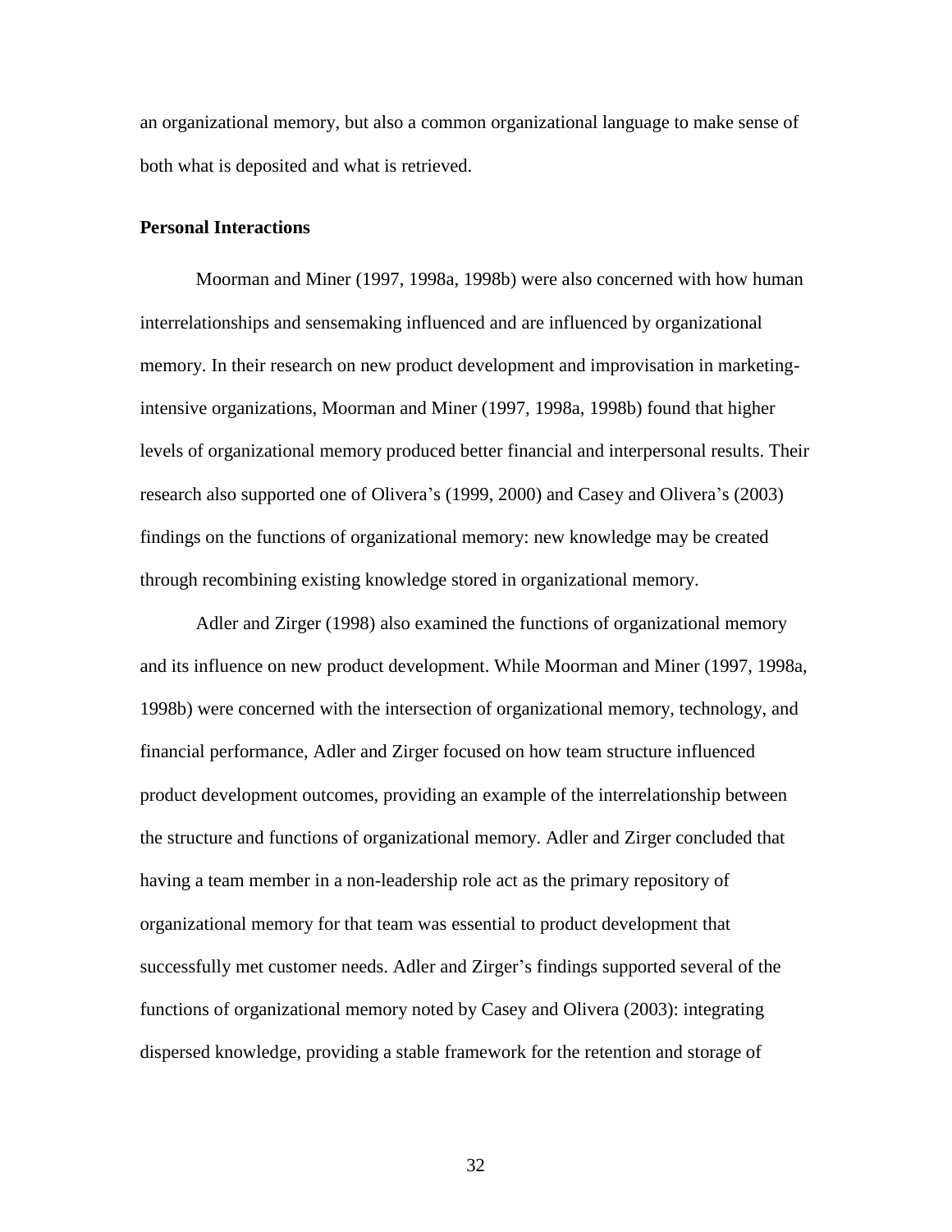an organizational memory, but also a common organizational language to make sense of both what is deposited and what is retrieved.

### Personal Interactions

Moorman and Miner (1997, 1998a, 1998b) were also concerned with how human interrelationships and sensemaking influenced and are influenced by organizational memory. In their research on new product development and improvisation in marketing-intensive organizations, Moorman and Miner (1997, 1998a, 1998b) found that higher levels of organizational memory produced better financial and interpersonal results. Their research also supported one of Olivera's (1999, 2000) and Casey and Olivera's (2003) findings on the functions of organizational memory: new knowledge may be created through recombining existing knowledge stored in organizational memory.

Adler and Zirger (1998) also examined the functions of organizational memory and its influence on new product development. While Moorman and Miner (1997, 1998a, 1998b) were concerned with the intersection of organizational memory, technology, and financial performance, Adler and Zirger focused on how team structure influenced product development outcomes, providing an example of the interrelationship between the structure and functions of organizational memory. Adler and Zirger concluded that having a team member in a non-leadership role act as the primary repository of organizational memory for that team was essential to product development that successfully met customer needs. Adler and Zirger's findings supported several of the functions of organizational memory noted by Casey and Olivera (2003): integrating dispersed knowledge, providing a stable framework for the retention and storage of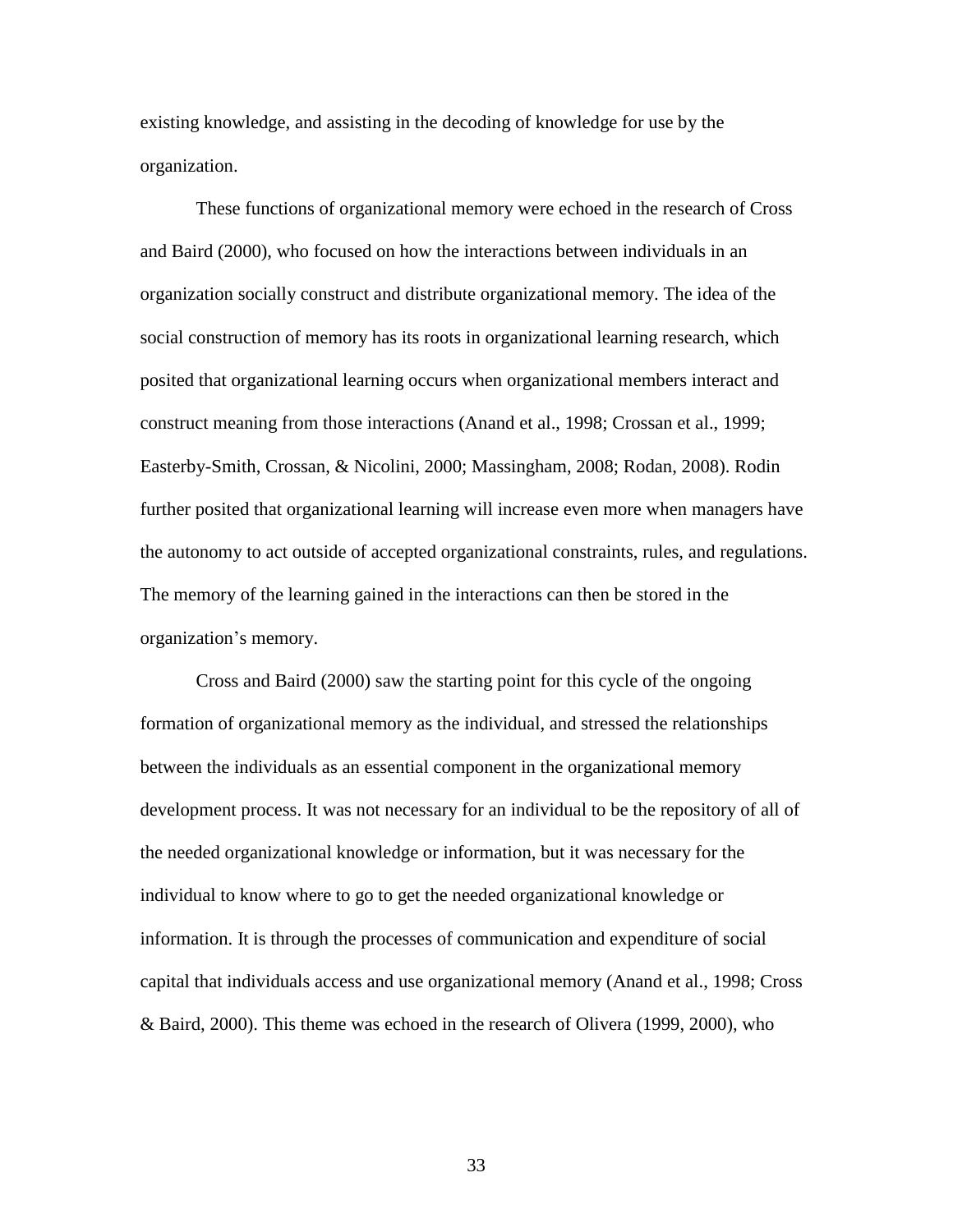existing knowledge, and assisting in the decoding of knowledge for use by the organization.

These functions of organizational memory were echoed in the research of Cross and Baird (2000), who focused on how the interactions between individuals in an organization socially construct and distribute organizational memory. The idea of the social construction of memory has its roots in organizational learning research, which posited that organizational learning occurs when organizational members interact and construct meaning from those interactions (Anand et al., 1998; Crossan et al., 1999; Easterby-Smith, Crossan, & Nicolini, 2000; Massingham, 2008; Rodan, 2008). Rodin further posited that organizational learning will increase even more when managers have the autonomy to act outside of accepted organizational constraints, rules, and regulations. The memory of the learning gained in the interactions can then be stored in the organization's memory.

Cross and Baird (2000) saw the starting point for this cycle of the ongoing formation of organizational memory as the individual, and stressed the relationships between the individuals as an essential component in the organizational memory development process. It was not necessary for an individual to be the repository of all of the needed organizational knowledge or information, but it was necessary for the individual to know where to go to get the needed organizational knowledge or information. It is through the processes of communication and expenditure of social capital that individuals access and use organizational memory (Anand et al., 1998; Cross & Baird, 2000). This theme was echoed in the research of Olivera (1999, 2000), who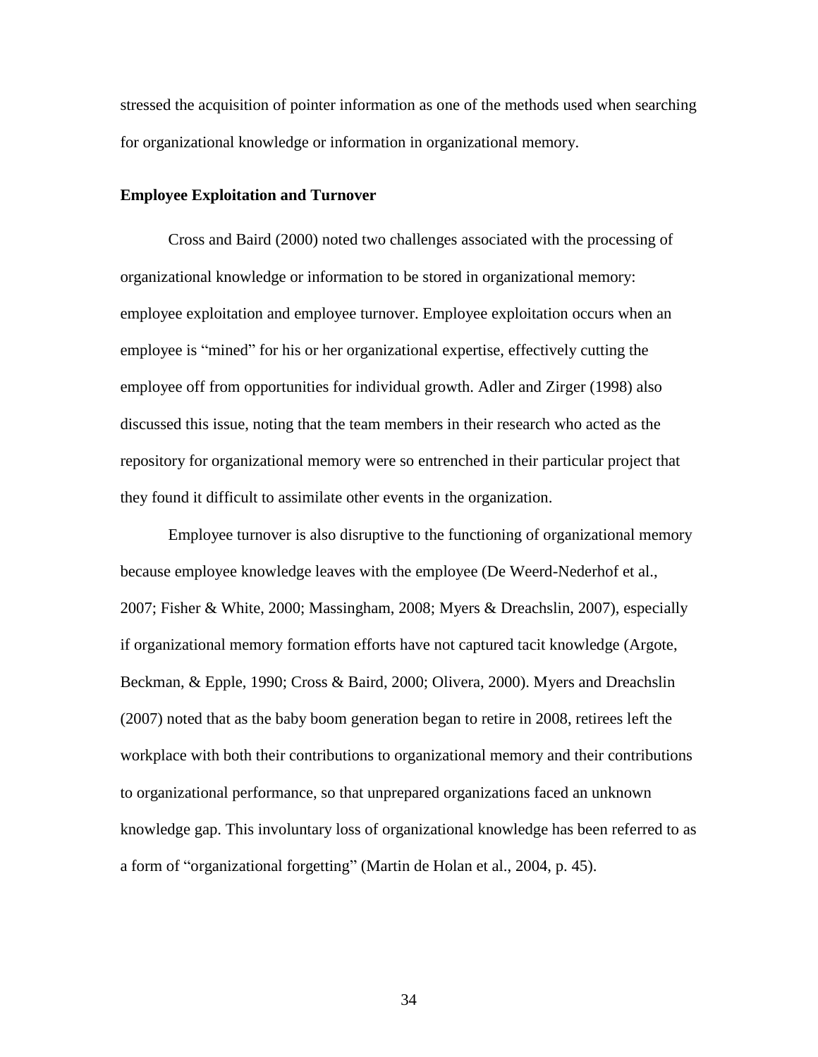stressed the acquisition of pointer information as one of the methods used when searching for organizational knowledge or information in organizational memory.

### Employee Exploitation and Turnover

Cross and Baird (2000) noted two challenges associated with the processing of organizational knowledge or information to be stored in organizational memory: employee exploitation and employee turnover. Employee exploitation occurs when an employee is "mined" for his or her organizational expertise, effectively cutting the employee off from opportunities for individual growth. Adler and Zirger (1998) also discussed this issue, noting that the team members in their research who acted as the repository for organizational memory were so entrenched in their particular project that they found it difficult to assimilate other events in the organization.

Employee turnover is also disruptive to the functioning of organizational memory because employee knowledge leaves with the employee (De Weerd-Nederhof et al., 2007; Fisher & White, 2000; Massingham, 2008; Myers & Dreachslin, 2007), especially if organizational memory formation efforts have not captured tacit knowledge (Argote, Beckman, & Epple, 1990; Cross & Baird, 2000; Olivera, 2000). Myers and Dreachslin (2007) noted that as the baby boom generation began to retire in 2008, retirees left the workplace with both their contributions to organizational memory and their contributions to organizational performance, so that unprepared organizations faced an unknown knowledge gap. This involuntary loss of organizational knowledge has been referred to as a form of "organizational forgetting" (Martin de Holan et al., 2004, p. 45).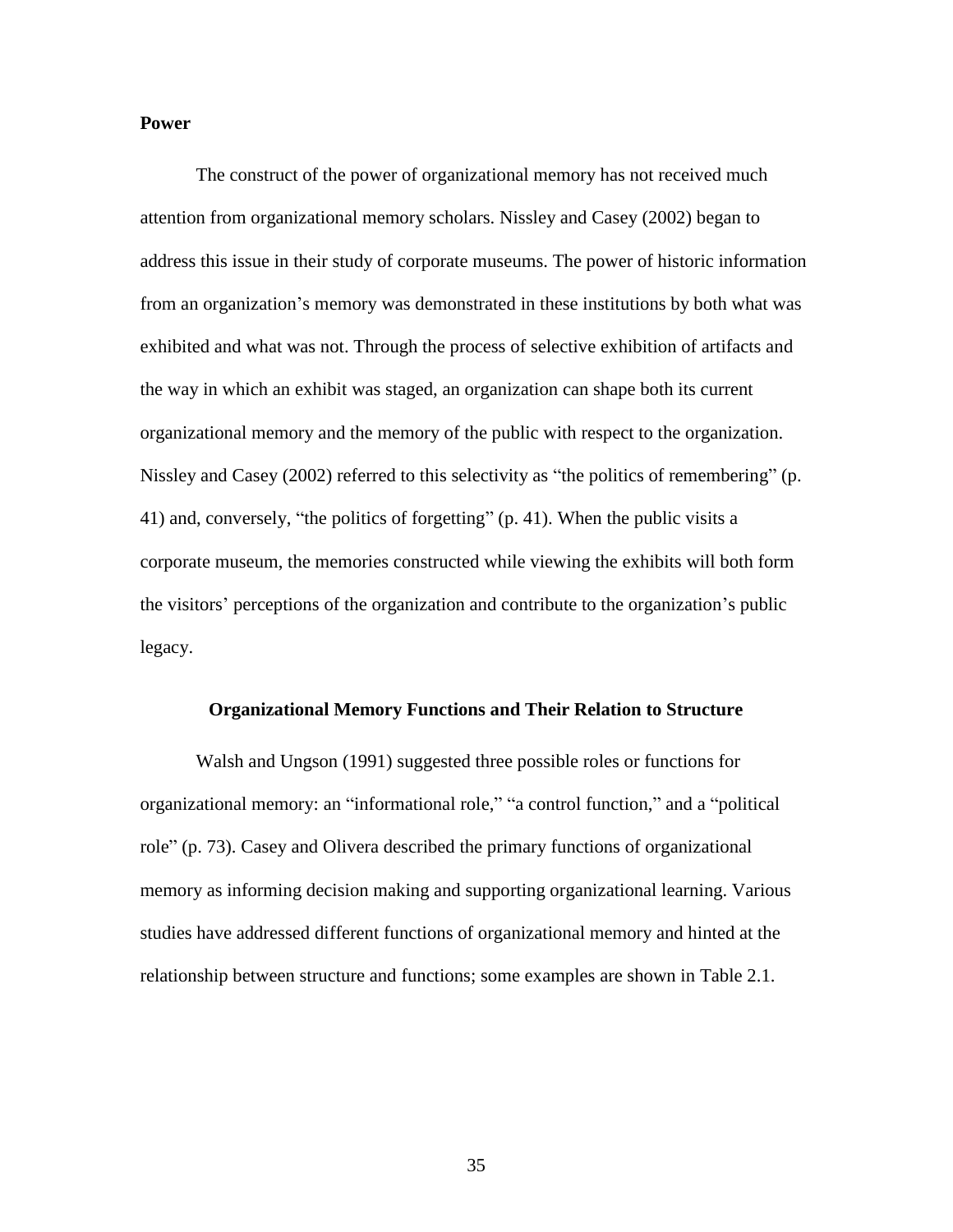**Power**

The construct of the power of organizational memory has not received much attention from organizational memory scholars. Nissley and Casey (2002) began to address this issue in their study of corporate museums. The power of historic information from an organization's memory was demonstrated in these institutions by both what was exhibited and what was not. Through the process of selective exhibition of artifacts and the way in which an exhibit was staged, an organization can shape both its current organizational memory and the memory of the public with respect to the organization. Nissley and Casey (2002) referred to this selectivity as "the politics of remembering" (p. 41) and, conversely, "the politics of forgetting" (p. 41). When the public visits a corporate museum, the memories constructed while viewing the exhibits will both form the visitors' perceptions of the organization and contribute to the organization's public legacy.

## Organizational Memory Functions and Their Relation to Structure

Walsh and Ungson (1991) suggested three possible roles or functions for organizational memory: an "informational role," "a control function," and a "political role" (p. 73). Casey and Olivera described the primary functions of organizational memory as informing decision making and supporting organizational learning. Various studies have addressed different functions of organizational memory and hinted at the relationship between structure and functions; some examples are shown in Table 2.1.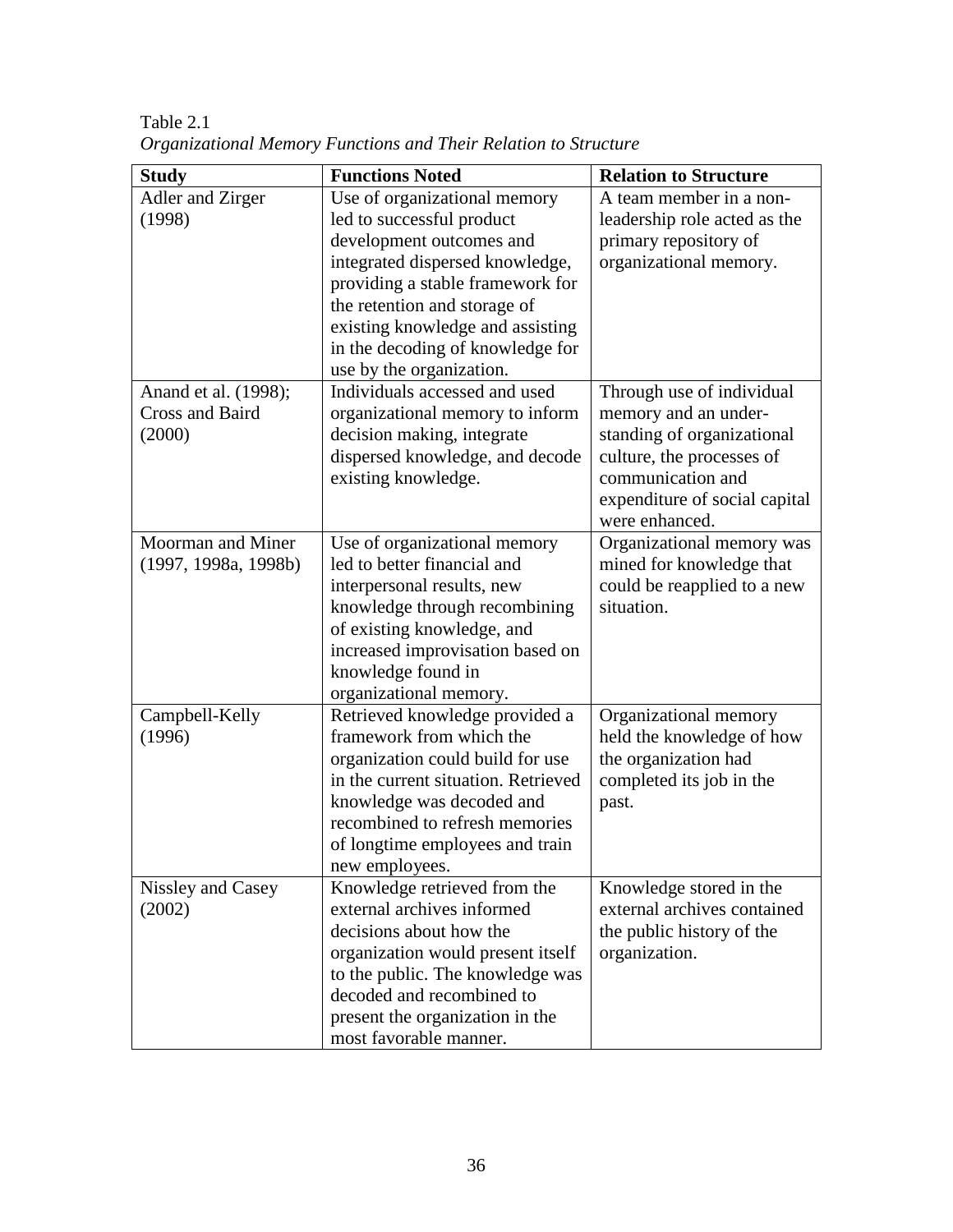Table 2.1

*Organizational Memory Functions and Their Relation to Structure*

| Study | Functions Noted | Relation to Structure |
| --- | --- | --- |
| Adler and Zirger (1998) | Use of organizational memory led to successful product development outcomes and integrated dispersed knowledge, providing a stable framework for the retention and storage of existing knowledge and assisting in the decoding of knowledge for use by the organization. | A team member in a non-leadership role acted as the primary repository of organizational memory. |
| Anand et al. (1998); Cross and Baird (2000) | Individuals accessed and used organizational memory to inform decision making, integrate dispersed knowledge, and decode existing knowledge. | Through use of individual memory and an under-standing of organizational culture, the processes of communication and expenditure of social capital were enhanced. |
| Moorman and Miner (1997, 1998a, 1998b) | Use of organizational memory led to better financial and interpersonal results, new knowledge through recombining of existing knowledge, and increased improvisation based on knowledge found in organizational memory. | Organizational memory was mined for knowledge that could be reapplied to a new situation. |
| Campbell-Kelly (1996) | Retrieved knowledge provided a framework from which the organization could build for use in the current situation. Retrieved knowledge was decoded and recombined to refresh memories of longtime employees and train new employees. | Organizational memory held the knowledge of how the organization had completed its job in the past. |
| Nissley and Casey (2002) | Knowledge retrieved from the external archives informed decisions about how the organization would present itself to the public. The knowledge was decoded and recombined to present the organization in the most favorable manner. | Knowledge stored in the external archives contained the public history of the organization. |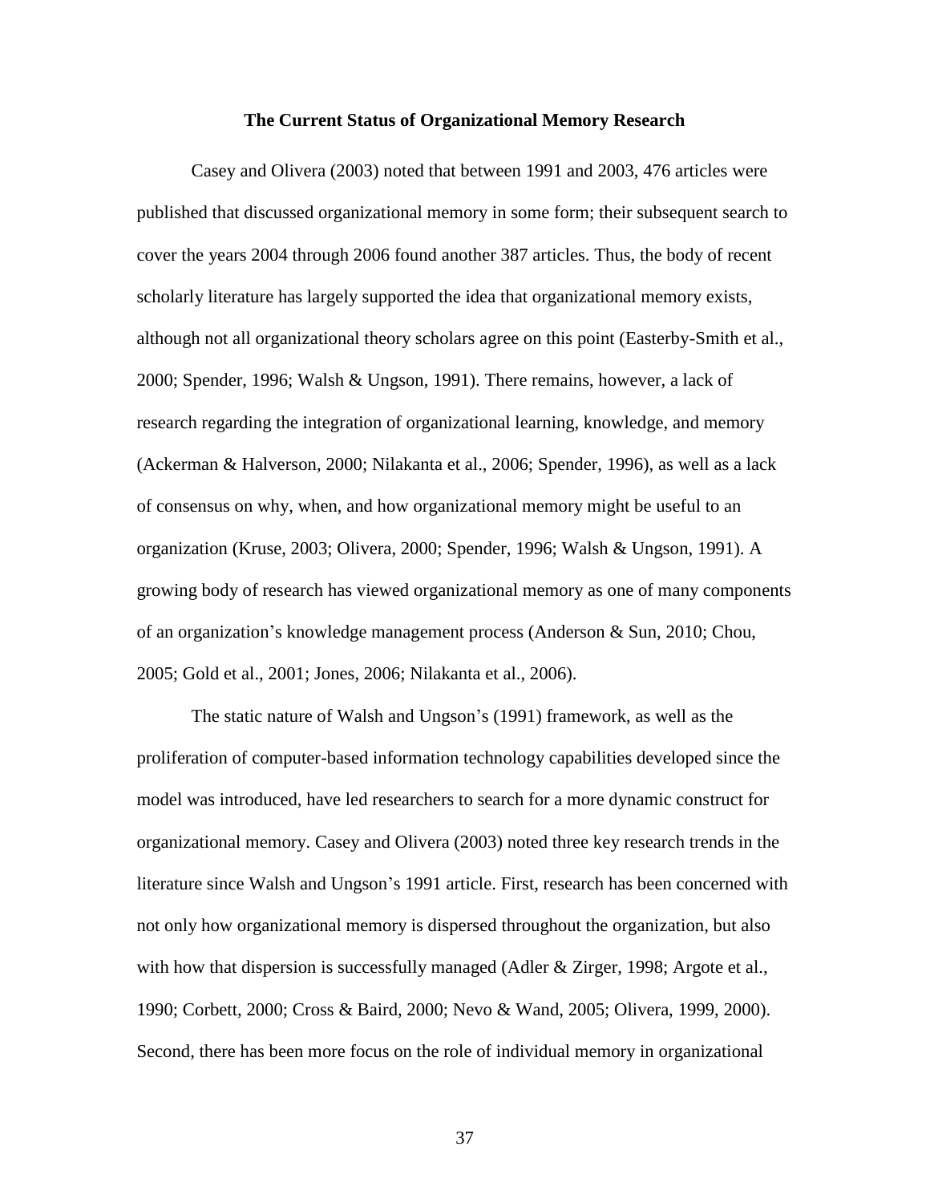## The Current Status of Organizational Memory Research

Casey and Olivera (2003) noted that between 1991 and 2003, 476 articles were published that discussed organizational memory in some form; their subsequent search to cover the years 2004 through 2006 found another 387 articles. Thus, the body of recent scholarly literature has largely supported the idea that organizational memory exists, although not all organizational theory scholars agree on this point (Easterby-Smith et al., 2000; Spender, 1996; Walsh & Ungson, 1991). There remains, however, a lack of research regarding the integration of organizational learning, knowledge, and memory (Ackerman & Halverson, 2000; Nilakanta et al., 2006; Spender, 1996), as well as a lack of consensus on why, when, and how organizational memory might be useful to an organization (Kruse, 2003; Olivera, 2000; Spender, 1996; Walsh & Ungson, 1991). A growing body of research has viewed organizational memory as one of many components of an organization's knowledge management process (Anderson & Sun, 2010; Chou, 2005; Gold et al., 2001; Jones, 2006; Nilakanta et al., 2006).

The static nature of Walsh and Ungson's (1991) framework, as well as the proliferation of computer-based information technology capabilities developed since the model was introduced, have led researchers to search for a more dynamic construct for organizational memory. Casey and Olivera (2003) noted three key research trends in the literature since Walsh and Ungson's 1991 article. First, research has been concerned with not only how organizational memory is dispersed throughout the organization, but also with how that dispersion is successfully managed (Adler & Zirger, 1998; Argote et al., 1990; Corbett, 2000; Cross & Baird, 2000; Nevo & Wand, 2005; Olivera, 1999, 2000). Second, there has been more focus on the role of individual memory in organizational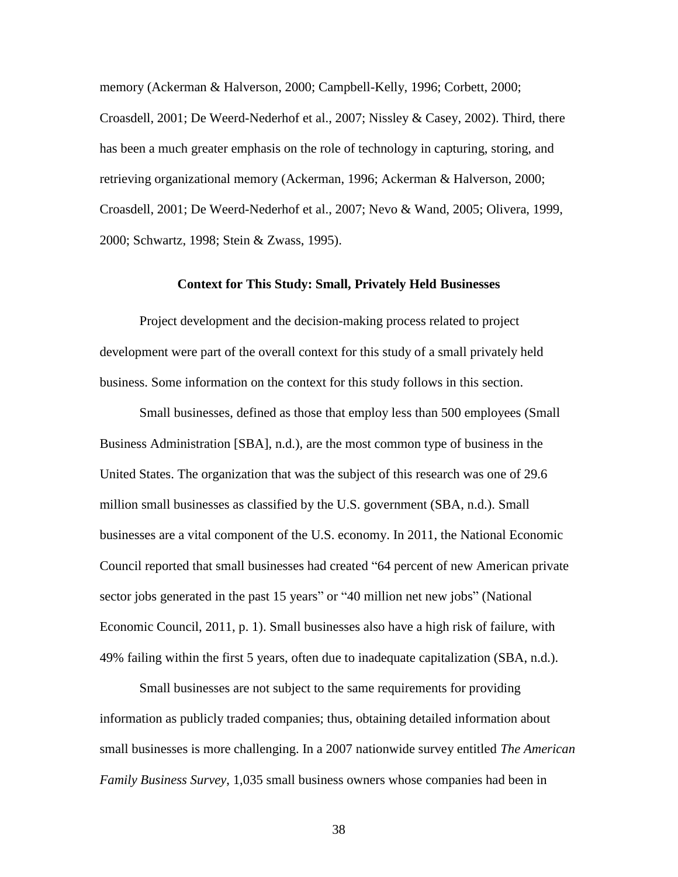memory (Ackerman & Halverson, 2000; Campbell-Kelly, 1996; Corbett, 2000; Croasdell, 2001; De Weerd-Nederhof et al., 2007; Nissley & Casey, 2002). Third, there has been a much greater emphasis on the role of technology in capturing, storing, and retrieving organizational memory (Ackerman, 1996; Ackerman & Halverson, 2000; Croasdell, 2001; De Weerd-Nederhof et al., 2007; Nevo & Wand, 2005; Olivera, 1999, 2000; Schwartz, 1998; Stein & Zwass, 1995).

## Context for This Study: Small, Privately Held Businesses

Project development and the decision-making process related to project development were part of the overall context for this study of a small privately held business. Some information on the context for this study follows in this section.

Small businesses, defined as those that employ less than 500 employees (Small Business Administration [SBA], n.d.), are the most common type of business in the United States. The organization that was the subject of this research was one of 29.6 million small businesses as classified by the U.S. government (SBA, n.d.). Small businesses are a vital component of the U.S. economy. In 2011, the National Economic Council reported that small businesses had created "64 percent of new American private sector jobs generated in the past 15 years" or "40 million net new jobs" (National Economic Council, 2011, p. 1). Small businesses also have a high risk of failure, with 49% failing within the first 5 years, often due to inadequate capitalization (SBA, n.d.).

Small businesses are not subject to the same requirements for providing information as publicly traded companies; thus, obtaining detailed information about small businesses is more challenging. In a 2007 nationwide survey entitled *The American Family Business Survey*, 1,035 small business owners whose companies had been in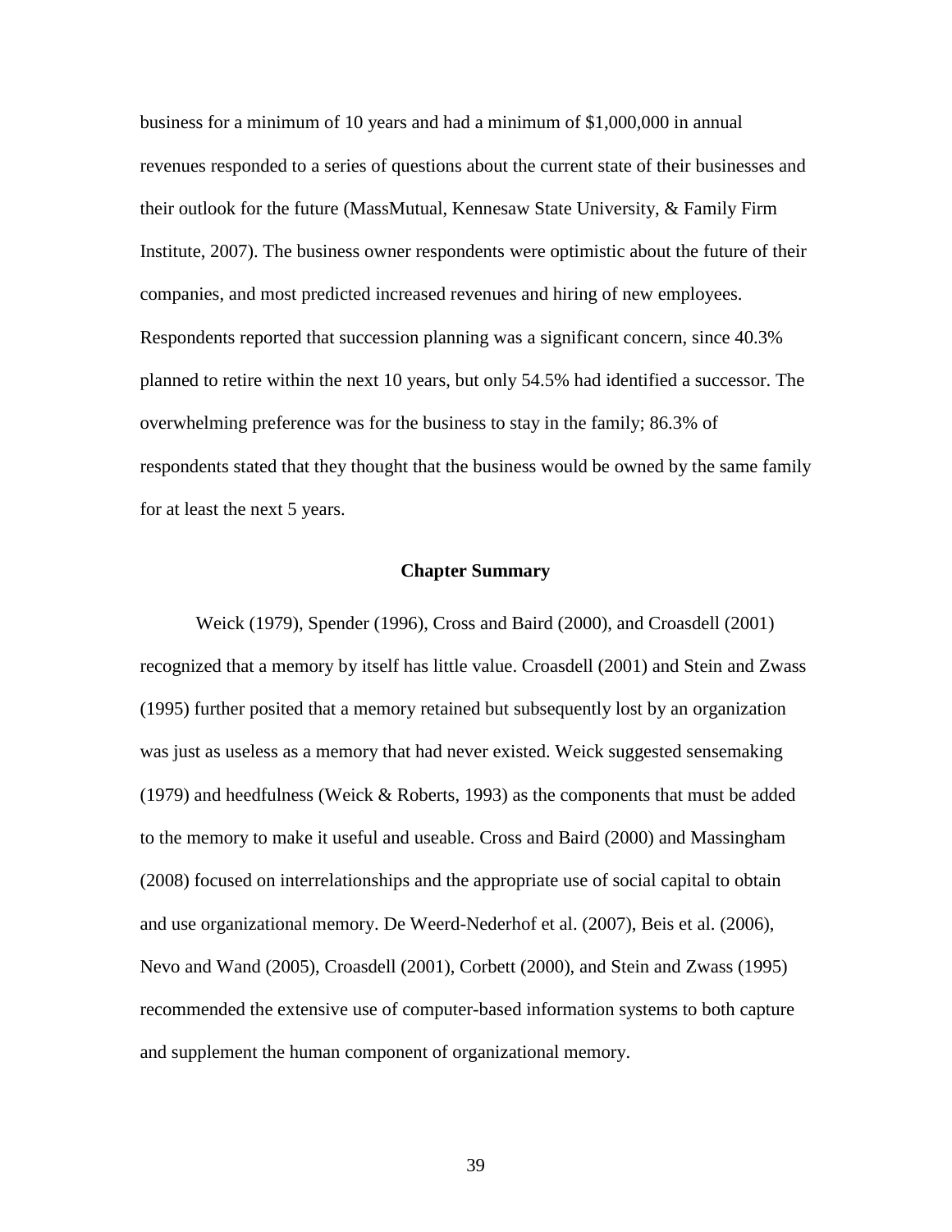business for a minimum of 10 years and had a minimum of $1,000,000 in annual revenues responded to a series of questions about the current state of their businesses and their outlook for the future (MassMutual, Kennesaw State University, & Family Firm Institute, 2007). The business owner respondents were optimistic about the future of their companies, and most predicted increased revenues and hiring of new employees. Respondents reported that succession planning was a significant concern, since 40.3% planned to retire within the next 10 years, but only 54.5% had identified a successor. The overwhelming preference was for the business to stay in the family; 86.3% of respondents stated that they thought that the business would be owned by the same family for at least the next 5 years.

## Chapter Summary

Weick (1979), Spender (1996), Cross and Baird (2000), and Croasdell (2001) recognized that a memory by itself has little value. Croasdell (2001) and Stein and Zwass (1995) further posited that a memory retained but subsequently lost by an organization was just as useless as a memory that had never existed. Weick suggested sensemaking (1979) and heedfulness (Weick & Roberts, 1993) as the components that must be added to the memory to make it useful and useable. Cross and Baird (2000) and Massingham (2008) focused on interrelationships and the appropriate use of social capital to obtain and use organizational memory. De Weerd-Nederhof et al. (2007), Beis et al. (2006), Nevo and Wand (2005), Croasdell (2001), Corbett (2000), and Stein and Zwass (1995) recommended the extensive use of computer-based information systems to both capture and supplement the human component of organizational memory.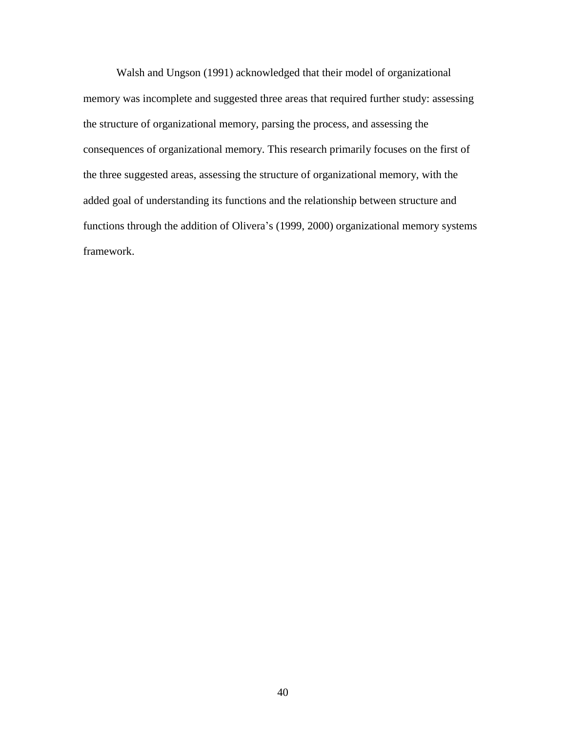Walsh and Ungson (1991) acknowledged that their model of organizational memory was incomplete and suggested three areas that required further study: assessing the structure of organizational memory, parsing the process, and assessing the consequences of organizational memory. This research primarily focuses on the first of the three suggested areas, assessing the structure of organizational memory, with the added goal of understanding its functions and the relationship between structure and functions through the addition of Olivera's (1999, 2000) organizational memory systems framework.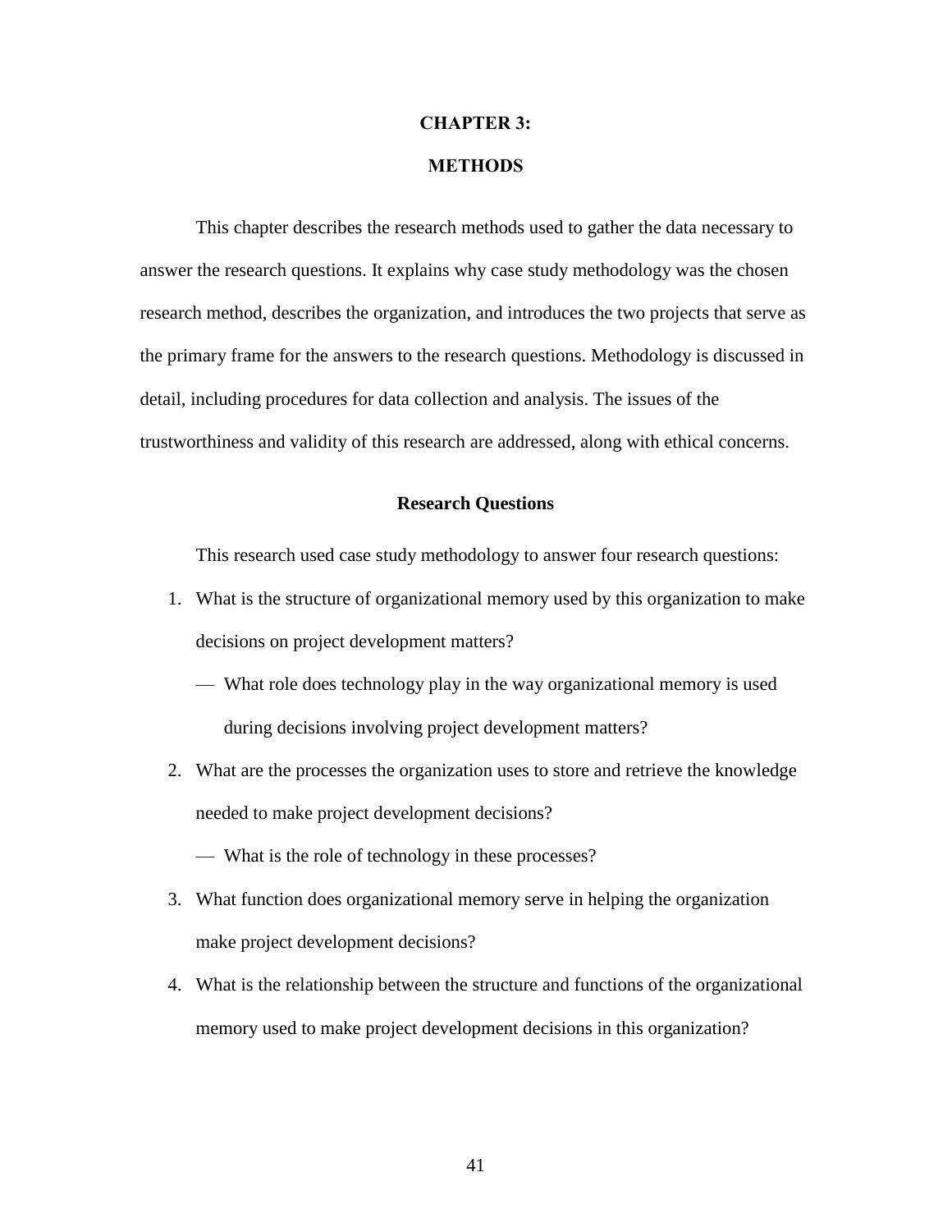# CHAPTER 3:

# METHODS

This chapter describes the research methods used to gather the data necessary to answer the research questions. It explains why case study methodology was the chosen research method, describes the organization, and introduces the two projects that serve as the primary frame for the answers to the research questions. Methodology is discussed in detail, including procedures for data collection and analysis. The issues of the trustworthiness and validity of this research are addressed, along with ethical concerns.

## Research Questions

This research used case study methodology to answer four research questions:

1. What is the structure of organizational memory used by this organization to make decisions on project development matters?
   - What role does technology play in the way organizational memory is used during decisions involving project development matters?
2. What are the processes the organization uses to store and retrieve the knowledge needed to make project development decisions?
   - What is the role of technology in these processes?
3. What function does organizational memory serve in helping the organization make project development decisions?
4. What is the relationship between the structure and functions of the organizational memory used to make project development decisions in this organization?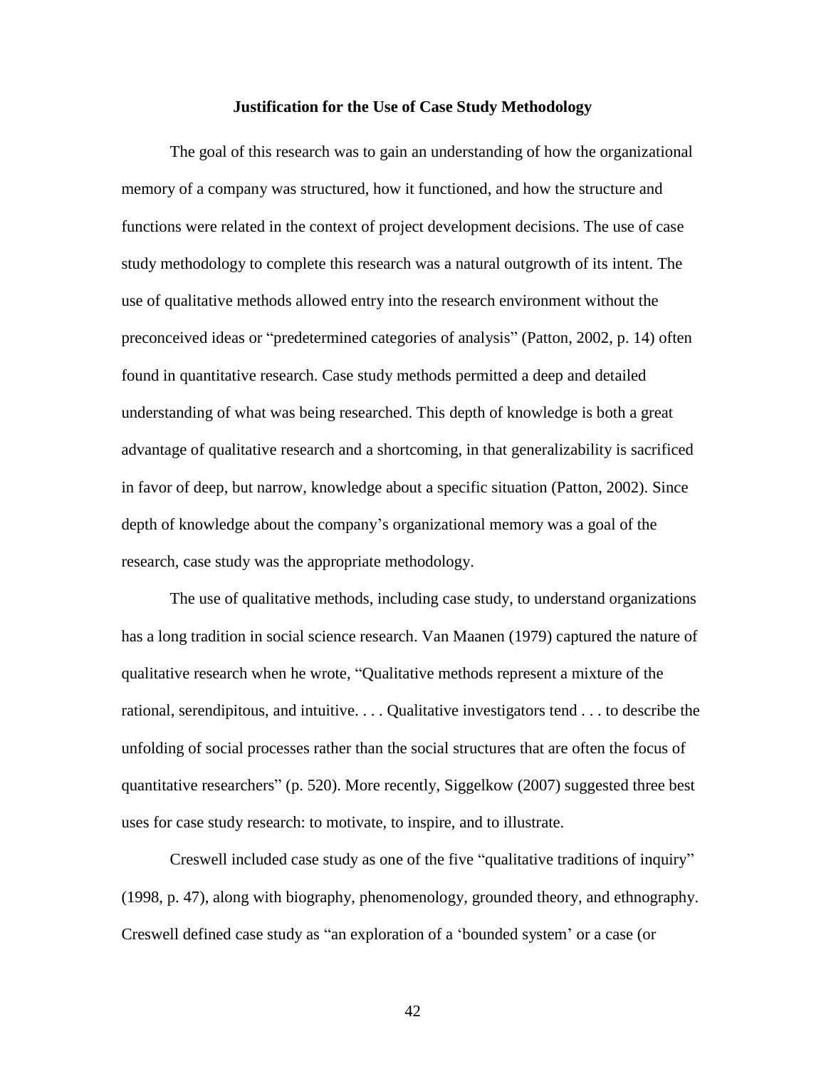## Justification for the Use of Case Study Methodology

The goal of this research was to gain an understanding of how the organizational memory of a company was structured, how it functioned, and how the structure and functions were related in the context of project development decisions. The use of case study methodology to complete this research was a natural outgrowth of its intent. The use of qualitative methods allowed entry into the research environment without the preconceived ideas or "predetermined categories of analysis" (Patton, 2002, p. 14) often found in quantitative research. Case study methods permitted a deep and detailed understanding of what was being researched. This depth of knowledge is both a great advantage of qualitative research and a shortcoming, in that generalizability is sacrificed in favor of deep, but narrow, knowledge about a specific situation (Patton, 2002). Since depth of knowledge about the company's organizational memory was a goal of the research, case study was the appropriate methodology.

The use of qualitative methods, including case study, to understand organizations has a long tradition in social science research. Van Maanen (1979) captured the nature of qualitative research when he wrote, "Qualitative methods represent a mixture of the rational, serendipitous, and intuitive. . . . Qualitative investigators tend . . . to describe the unfolding of social processes rather than the social structures that are often the focus of quantitative researchers" (p. 520). More recently, Siggelkow (2007) suggested three best uses for case study research: to motivate, to inspire, and to illustrate.

Creswell included case study as one of the five "qualitative traditions of inquiry" (1998, p. 47), along with biography, phenomenology, grounded theory, and ethnography. Creswell defined case study as "an exploration of a 'bounded system' or a case (or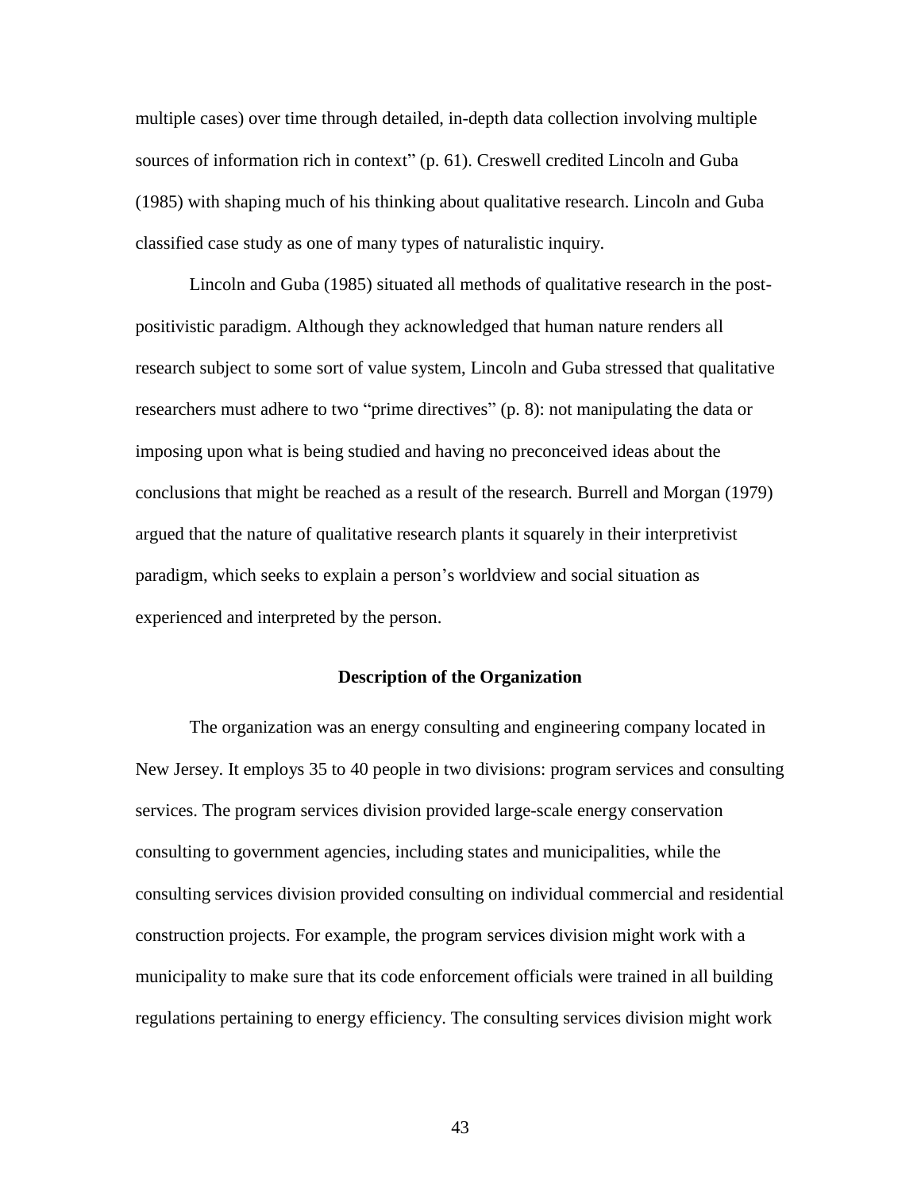multiple cases) over time through detailed, in-depth data collection involving multiple sources of information rich in context" (p. 61). Creswell credited Lincoln and Guba (1985) with shaping much of his thinking about qualitative research. Lincoln and Guba classified case study as one of many types of naturalistic inquiry.

Lincoln and Guba (1985) situated all methods of qualitative research in the post-positivistic paradigm. Although they acknowledged that human nature renders all research subject to some sort of value system, Lincoln and Guba stressed that qualitative researchers must adhere to two "prime directives" (p. 8): not manipulating the data or imposing upon what is being studied and having no preconceived ideas about the conclusions that might be reached as a result of the research. Burrell and Morgan (1979) argued that the nature of qualitative research plants it squarely in their interpretivist paradigm, which seeks to explain a person's worldview and social situation as experienced and interpreted by the person.

## Description of the Organization

The organization was an energy consulting and engineering company located in New Jersey. It employs 35 to 40 people in two divisions: program services and consulting services. The program services division provided large-scale energy conservation consulting to government agencies, including states and municipalities, while the consulting services division provided consulting on individual commercial and residential construction projects. For example, the program services division might work with a municipality to make sure that its code enforcement officials were trained in all building regulations pertaining to energy efficiency. The consulting services division might work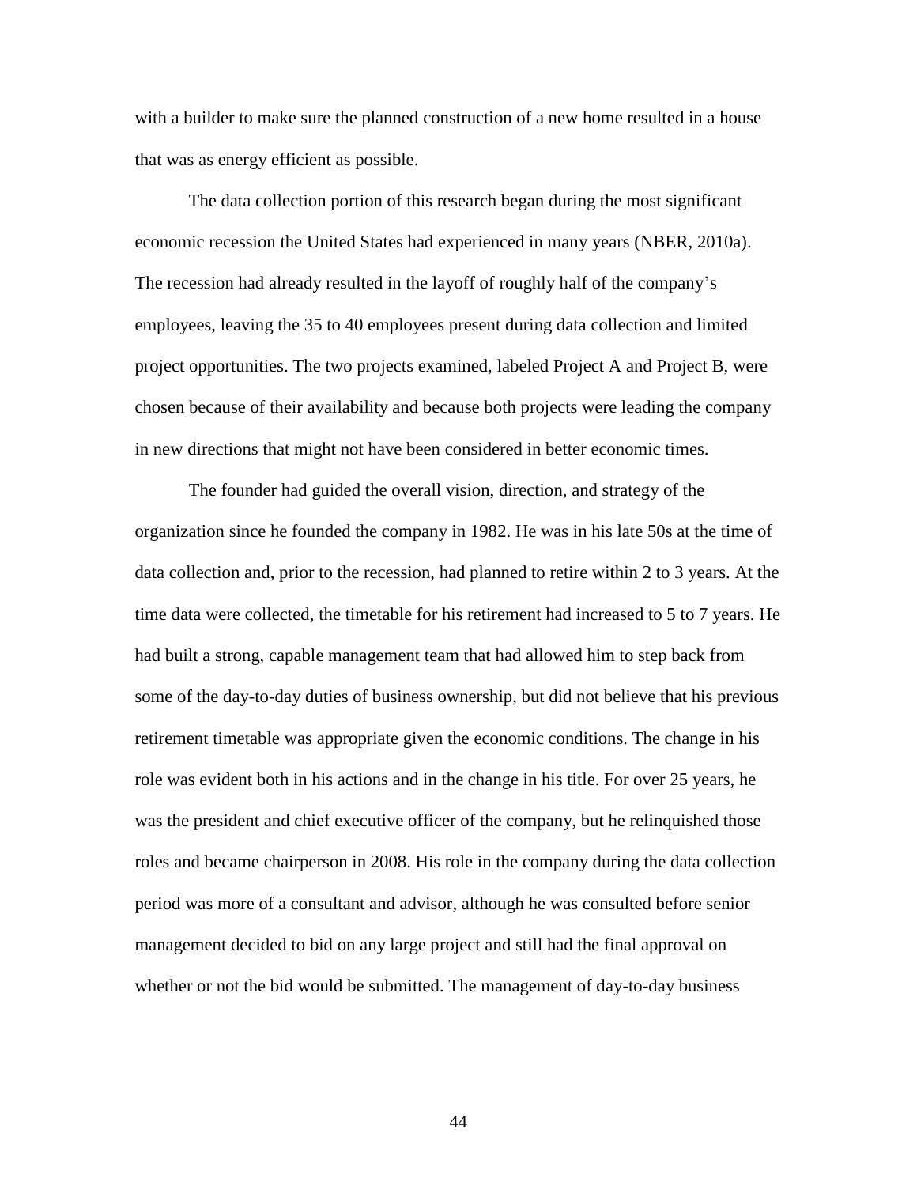with a builder to make sure the planned construction of a new home resulted in a house that was as energy efficient as possible.

The data collection portion of this research began during the most significant economic recession the United States had experienced in many years (NBER, 2010a). The recession had already resulted in the layoff of roughly half of the company's employees, leaving the 35 to 40 employees present during data collection and limited project opportunities. The two projects examined, labeled Project A and Project B, were chosen because of their availability and because both projects were leading the company in new directions that might not have been considered in better economic times.

The founder had guided the overall vision, direction, and strategy of the organization since he founded the company in 1982. He was in his late 50s at the time of data collection and, prior to the recession, had planned to retire within 2 to 3 years. At the time data were collected, the timetable for his retirement had increased to 5 to 7 years. He had built a strong, capable management team that had allowed him to step back from some of the day-to-day duties of business ownership, but did not believe that his previous retirement timetable was appropriate given the economic conditions. The change in his role was evident both in his actions and in the change in his title. For over 25 years, he was the president and chief executive officer of the company, but he relinquished those roles and became chairperson in 2008. His role in the company during the data collection period was more of a consultant and advisor, although he was consulted before senior management decided to bid on any large project and still had the final approval on whether or not the bid would be submitted. The management of day-to-day business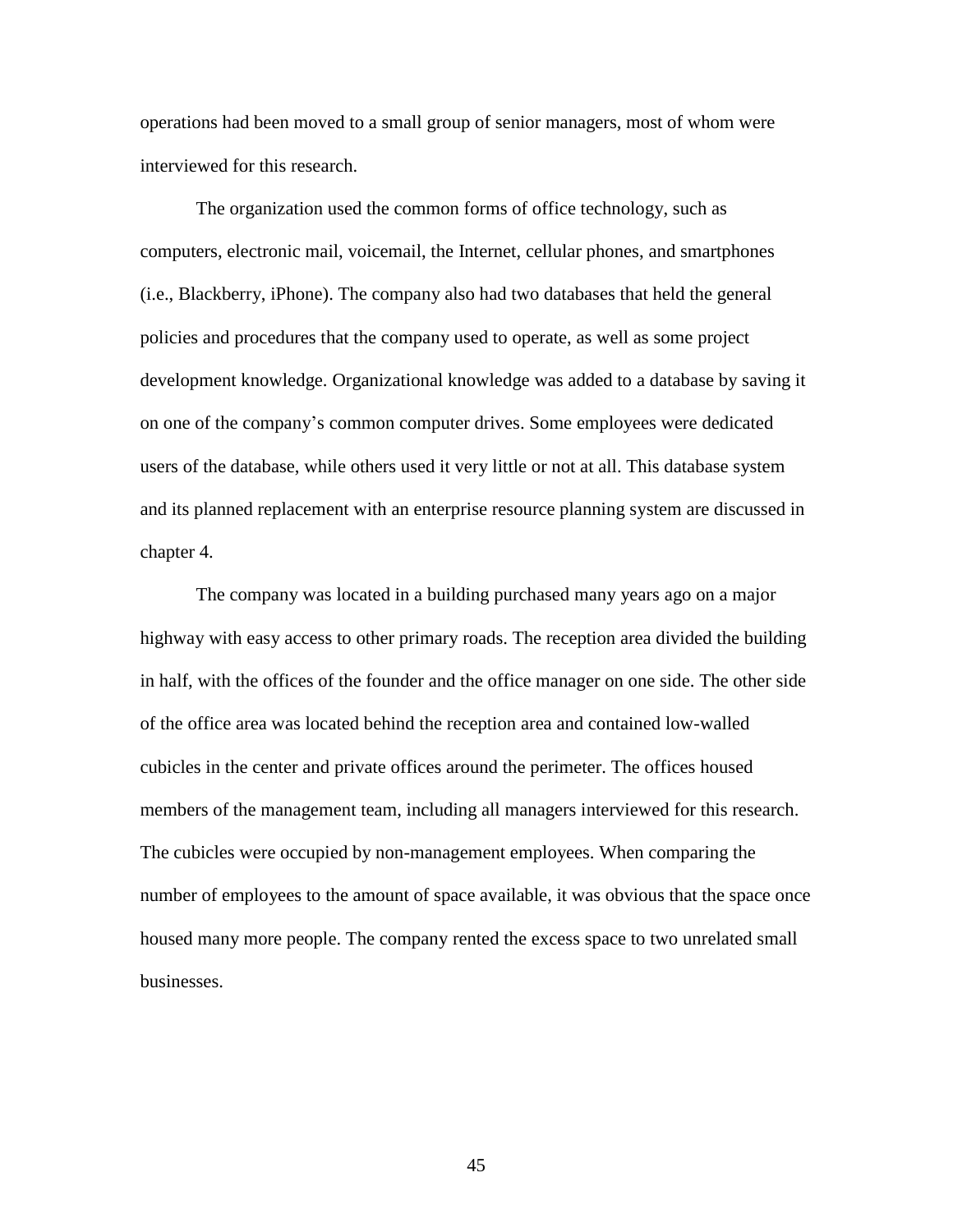operations had been moved to a small group of senior managers, most of whom were interviewed for this research.

The organization used the common forms of office technology, such as computers, electronic mail, voicemail, the Internet, cellular phones, and smartphones (i.e., Blackberry, iPhone). The company also had two databases that held the general policies and procedures that the company used to operate, as well as some project development knowledge. Organizational knowledge was added to a database by saving it on one of the company's common computer drives. Some employees were dedicated users of the database, while others used it very little or not at all. This database system and its planned replacement with an enterprise resource planning system are discussed in chapter 4.

The company was located in a building purchased many years ago on a major highway with easy access to other primary roads. The reception area divided the building in half, with the offices of the founder and the office manager on one side. The other side of the office area was located behind the reception area and contained low-walled cubicles in the center and private offices around the perimeter. The offices housed members of the management team, including all managers interviewed for this research. The cubicles were occupied by non-management employees. When comparing the number of employees to the amount of space available, it was obvious that the space once housed many more people. The company rented the excess space to two unrelated small businesses.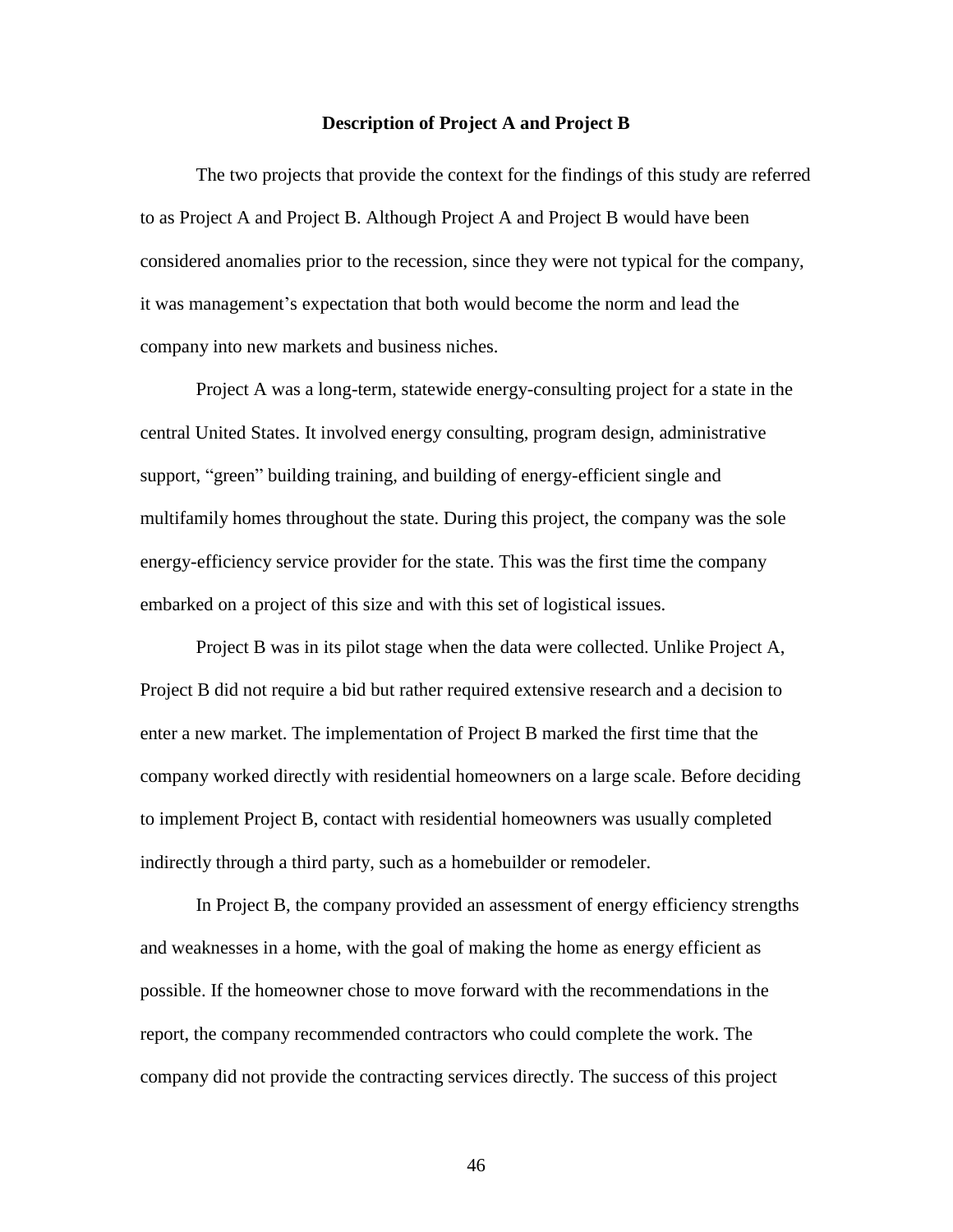## Description of Project A and Project B

The two projects that provide the context for the findings of this study are referred to as Project A and Project B. Although Project A and Project B would have been considered anomalies prior to the recession, since they were not typical for the company, it was management's expectation that both would become the norm and lead the company into new markets and business niches.

Project A was a long-term, statewide energy-consulting project for a state in the central United States. It involved energy consulting, program design, administrative support, "green" building training, and building of energy-efficient single and multifamily homes throughout the state. During this project, the company was the sole energy-efficiency service provider for the state. This was the first time the company embarked on a project of this size and with this set of logistical issues.

Project B was in its pilot stage when the data were collected. Unlike Project A, Project B did not require a bid but rather required extensive research and a decision to enter a new market. The implementation of Project B marked the first time that the company worked directly with residential homeowners on a large scale. Before deciding to implement Project B, contact with residential homeowners was usually completed indirectly through a third party, such as a homebuilder or remodeler.

In Project B, the company provided an assessment of energy efficiency strengths and weaknesses in a home, with the goal of making the home as energy efficient as possible. If the homeowner chose to move forward with the recommendations in the report, the company recommended contractors who could complete the work. The company did not provide the contracting services directly. The success of this project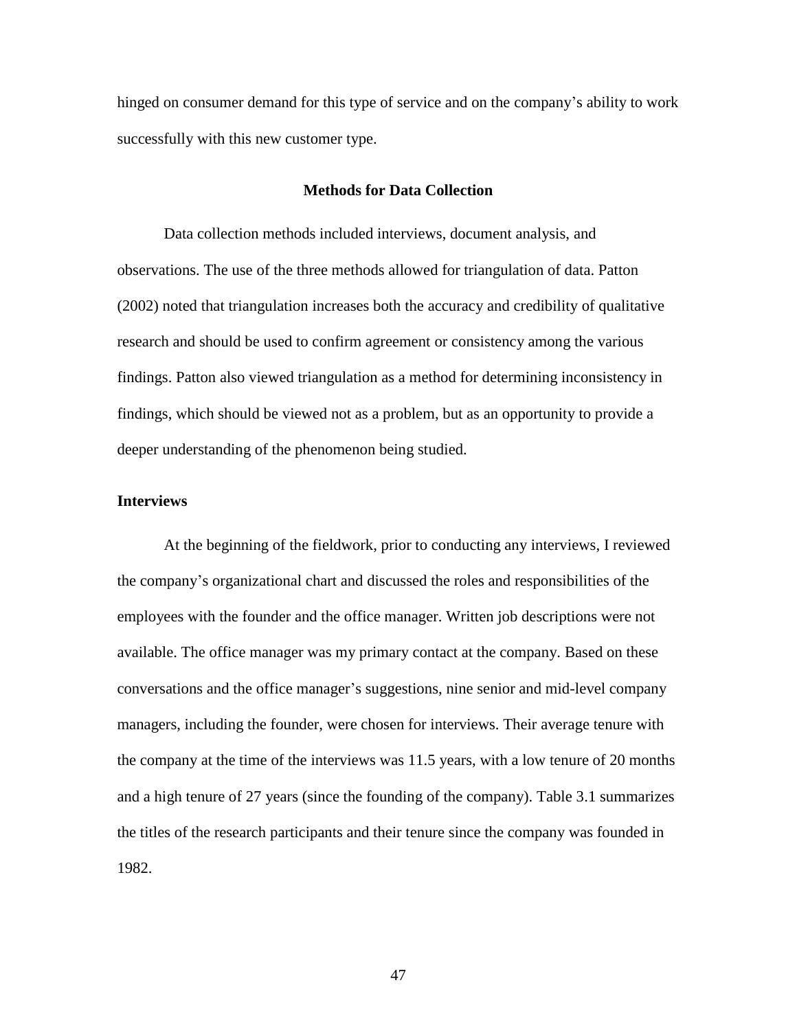hinged on consumer demand for this type of service and on the company's ability to work successfully with this new customer type.

## Methods for Data Collection

Data collection methods included interviews, document analysis, and observations. The use of the three methods allowed for triangulation of data. Patton (2002) noted that triangulation increases both the accuracy and credibility of qualitative research and should be used to confirm agreement or consistency among the various findings. Patton also viewed triangulation as a method for determining inconsistency in findings, which should be viewed not as a problem, but as an opportunity to provide a deeper understanding of the phenomenon being studied.

### Interviews

At the beginning of the fieldwork, prior to conducting any interviews, I reviewed the company's organizational chart and discussed the roles and responsibilities of the employees with the founder and the office manager. Written job descriptions were not available. The office manager was my primary contact at the company. Based on these conversations and the office manager's suggestions, nine senior and mid-level company managers, including the founder, were chosen for interviews. Their average tenure with the company at the time of the interviews was 11.5 years, with a low tenure of 20 months and a high tenure of 27 years (since the founding of the company). Table 3.1 summarizes the titles of the research participants and their tenure since the company was founded in 1982.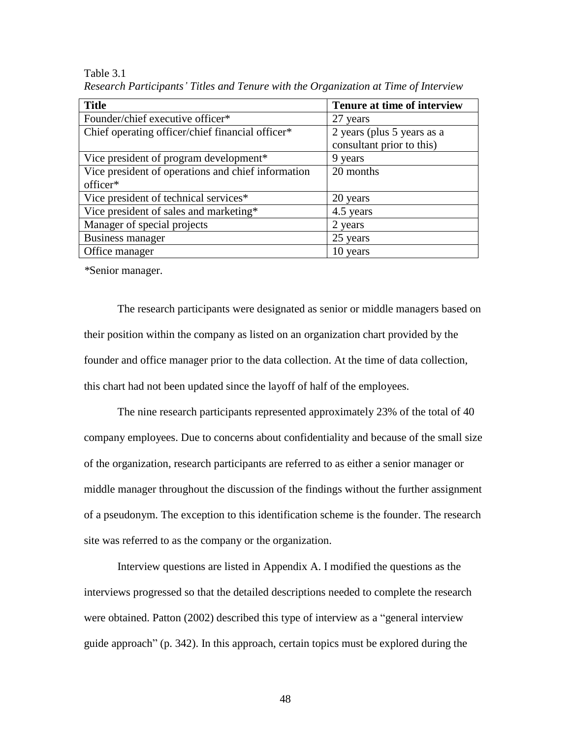Table 3.1

*Research Participants' Titles and Tenure with the Organization at Time of Interview*

| Title | Tenure at time of interview |
|---|---|
| Founder/chief executive officer* | 27 years |
| Chief operating officer/chief financial officer* | 2 years (plus 5 years as a consultant prior to this) |
| Vice president of program development* | 9 years |
| Vice president of operations and chief information officer* | 20 months |
| Vice president of technical services* | 20 years |
| Vice president of sales and marketing* | 4.5 years |
| Manager of special projects | 2 years |
| Business manager | 25 years |
| Office manager | 10 years |

*Senior manager.

The research participants were designated as senior or middle managers based on their position within the company as listed on an organization chart provided by the founder and office manager prior to the data collection. At the time of data collection, this chart had not been updated since the layoff of half of the employees.

The nine research participants represented approximately 23% of the total of 40 company employees. Due to concerns about confidentiality and because of the small size of the organization, research participants are referred to as either a senior manager or middle manager throughout the discussion of the findings without the further assignment of a pseudonym. The exception to this identification scheme is the founder. The research site was referred to as the company or the organization.

Interview questions are listed in Appendix A. I modified the questions as the interviews progressed so that the detailed descriptions needed to complete the research were obtained. Patton (2002) described this type of interview as a "general interview guide approach" (p. 342). In this approach, certain topics must be explored during the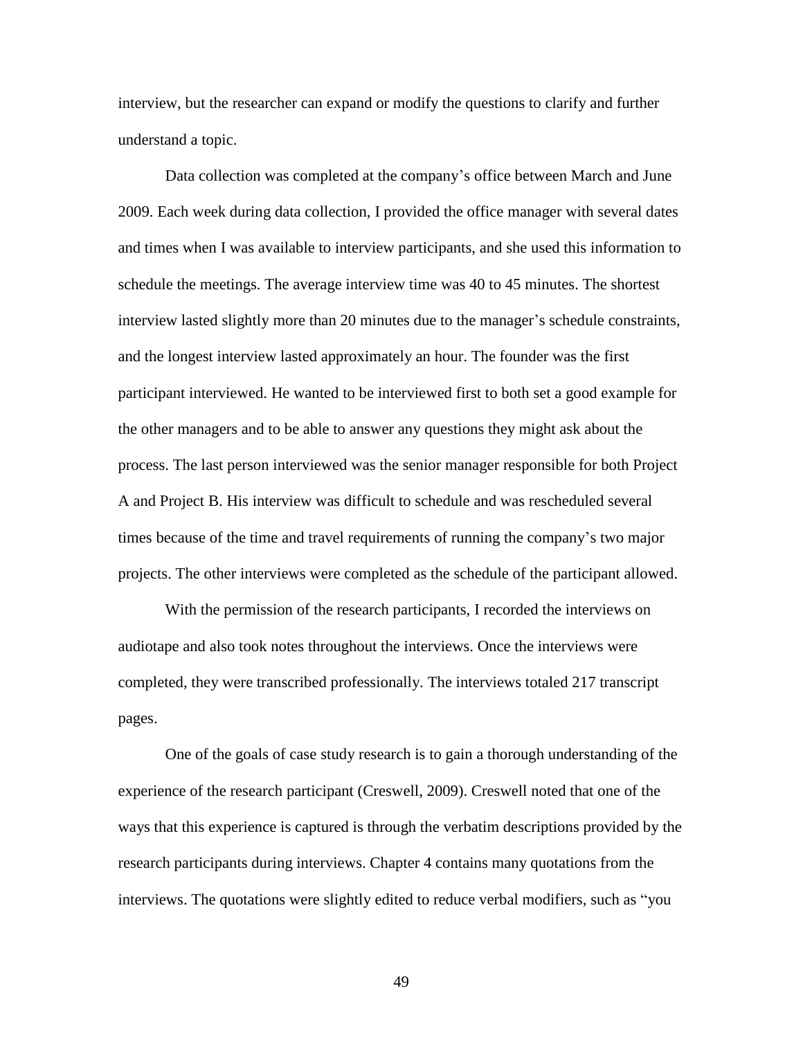interview, but the researcher can expand or modify the questions to clarify and further understand a topic.

Data collection was completed at the company's office between March and June 2009. Each week during data collection, I provided the office manager with several dates and times when I was available to interview participants, and she used this information to schedule the meetings. The average interview time was 40 to 45 minutes. The shortest interview lasted slightly more than 20 minutes due to the manager's schedule constraints, and the longest interview lasted approximately an hour. The founder was the first participant interviewed. He wanted to be interviewed first to both set a good example for the other managers and to be able to answer any questions they might ask about the process. The last person interviewed was the senior manager responsible for both Project A and Project B. His interview was difficult to schedule and was rescheduled several times because of the time and travel requirements of running the company's two major projects. The other interviews were completed as the schedule of the participant allowed.

With the permission of the research participants, I recorded the interviews on audiotape and also took notes throughout the interviews. Once the interviews were completed, they were transcribed professionally. The interviews totaled 217 transcript pages.

One of the goals of case study research is to gain a thorough understanding of the experience of the research participant (Creswell, 2009). Creswell noted that one of the ways that this experience is captured is through the verbatim descriptions provided by the research participants during interviews. Chapter 4 contains many quotations from the interviews. The quotations were slightly edited to reduce verbal modifiers, such as "you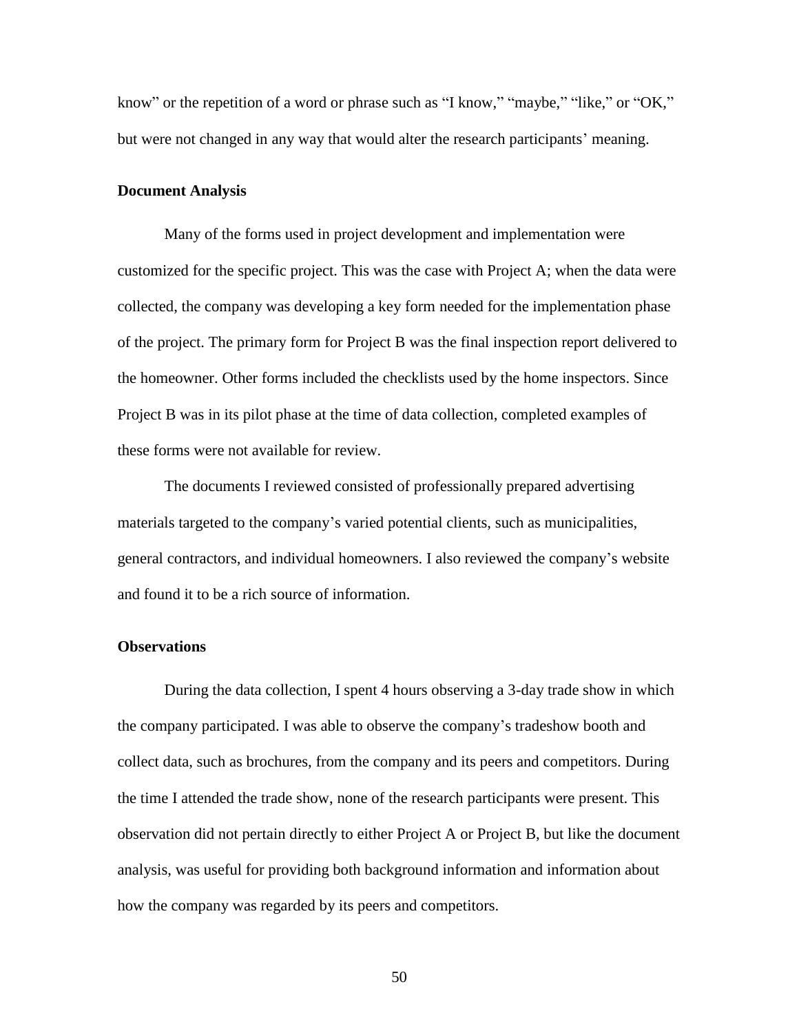know" or the repetition of a word or phrase such as "I know," "maybe," "like," or "OK," but were not changed in any way that would alter the research participants' meaning.

### Document Analysis

Many of the forms used in project development and implementation were customized for the specific project. This was the case with Project A; when the data were collected, the company was developing a key form needed for the implementation phase of the project. The primary form for Project B was the final inspection report delivered to the homeowner. Other forms included the checklists used by the home inspectors. Since Project B was in its pilot phase at the time of data collection, completed examples of these forms were not available for review.

The documents I reviewed consisted of professionally prepared advertising materials targeted to the company's varied potential clients, such as municipalities, general contractors, and individual homeowners. I also reviewed the company's website and found it to be a rich source of information.

### Observations

During the data collection, I spent 4 hours observing a 3-day trade show in which the company participated. I was able to observe the company's tradeshow booth and collect data, such as brochures, from the company and its peers and competitors. During the time I attended the trade show, none of the research participants were present. This observation did not pertain directly to either Project A or Project B, but like the document analysis, was useful for providing both background information and information about how the company was regarded by its peers and competitors.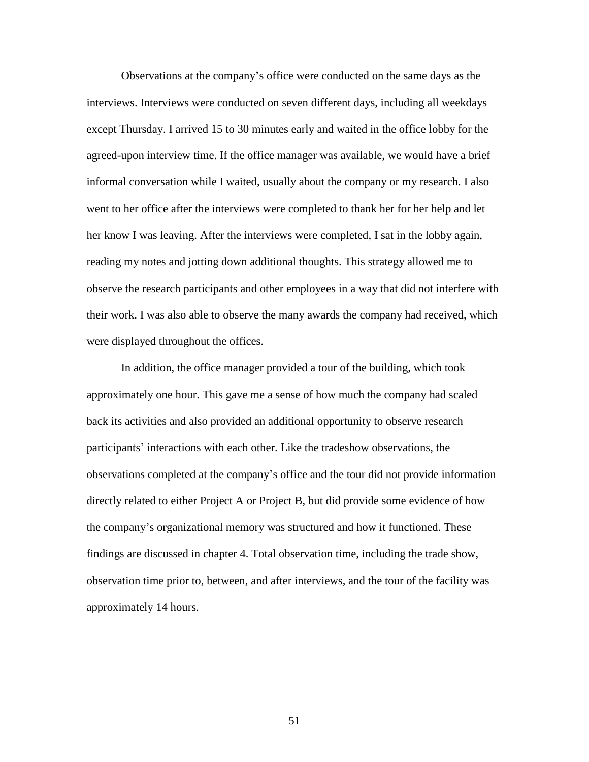Observations at the company's office were conducted on the same days as the interviews. Interviews were conducted on seven different days, including all weekdays except Thursday. I arrived 15 to 30 minutes early and waited in the office lobby for the agreed-upon interview time. If the office manager was available, we would have a brief informal conversation while I waited, usually about the company or my research. I also went to her office after the interviews were completed to thank her for her help and let her know I was leaving. After the interviews were completed, I sat in the lobby again, reading my notes and jotting down additional thoughts. This strategy allowed me to observe the research participants and other employees in a way that did not interfere with their work. I was also able to observe the many awards the company had received, which were displayed throughout the offices.

In addition, the office manager provided a tour of the building, which took approximately one hour. This gave me a sense of how much the company had scaled back its activities and also provided an additional opportunity to observe research participants' interactions with each other. Like the tradeshow observations, the observations completed at the company's office and the tour did not provide information directly related to either Project A or Project B, but did provide some evidence of how the company's organizational memory was structured and how it functioned. These findings are discussed in chapter 4. Total observation time, including the trade show, observation time prior to, between, and after interviews, and the tour of the facility was approximately 14 hours.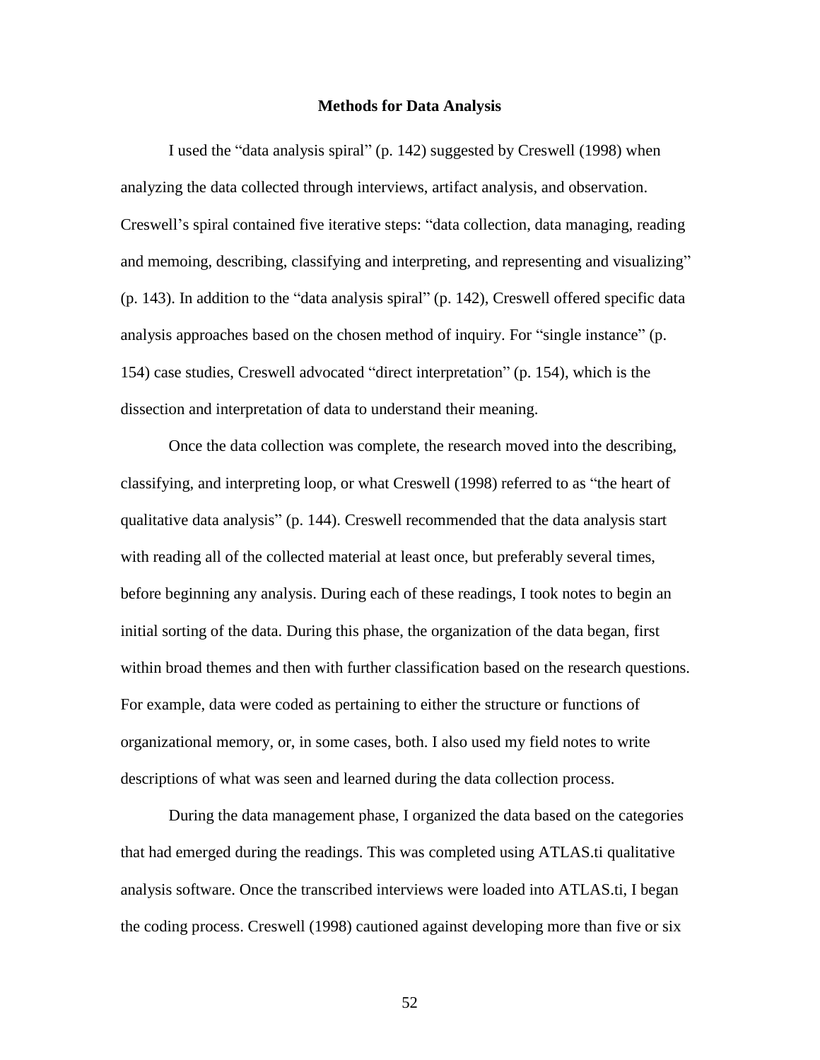## Methods for Data Analysis

I used the "data analysis spiral" (p. 142) suggested by Creswell (1998) when analyzing the data collected through interviews, artifact analysis, and observation. Creswell's spiral contained five iterative steps: "data collection, data managing, reading and memoing, describing, classifying and interpreting, and representing and visualizing" (p. 143). In addition to the "data analysis spiral" (p. 142), Creswell offered specific data analysis approaches based on the chosen method of inquiry. For "single instance" (p. 154) case studies, Creswell advocated "direct interpretation" (p. 154), which is the dissection and interpretation of data to understand their meaning.

Once the data collection was complete, the research moved into the describing, classifying, and interpreting loop, or what Creswell (1998) referred to as "the heart of qualitative data analysis" (p. 144). Creswell recommended that the data analysis start with reading all of the collected material at least once, but preferably several times, before beginning any analysis. During each of these readings, I took notes to begin an initial sorting of the data. During this phase, the organization of the data began, first within broad themes and then with further classification based on the research questions. For example, data were coded as pertaining to either the structure or functions of organizational memory, or, in some cases, both. I also used my field notes to write descriptions of what was seen and learned during the data collection process.

During the data management phase, I organized the data based on the categories that had emerged during the readings. This was completed using ATLAS.ti qualitative analysis software. Once the transcribed interviews were loaded into ATLAS.ti, I began the coding process. Creswell (1998) cautioned against developing more than five or six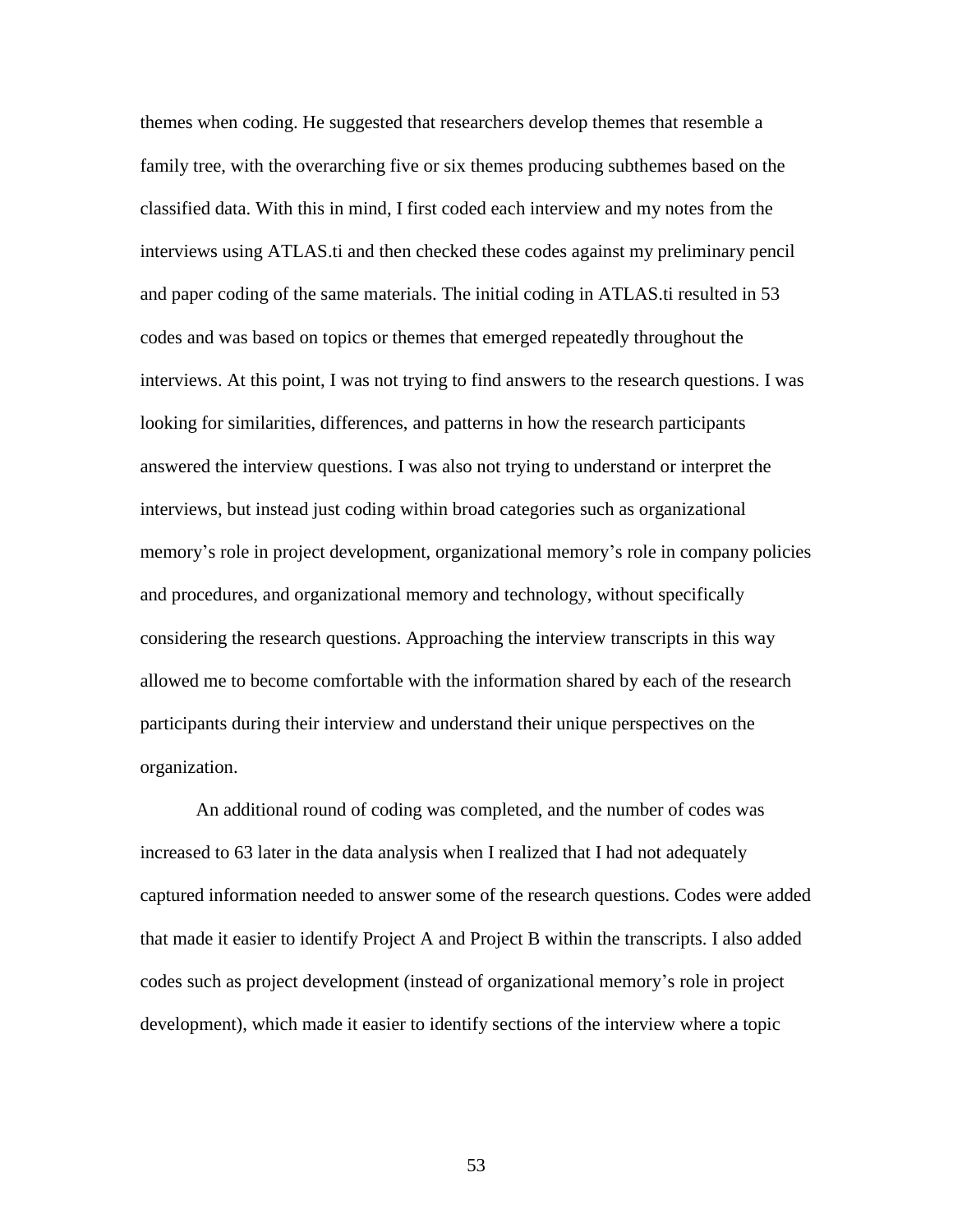themes when coding. He suggested that researchers develop themes that resemble a family tree, with the overarching five or six themes producing subthemes based on the classified data. With this in mind, I first coded each interview and my notes from the interviews using ATLAS.ti and then checked these codes against my preliminary pencil and paper coding of the same materials. The initial coding in ATLAS.ti resulted in 53 codes and was based on topics or themes that emerged repeatedly throughout the interviews. At this point, I was not trying to find answers to the research questions. I was looking for similarities, differences, and patterns in how the research participants answered the interview questions. I was also not trying to understand or interpret the interviews, but instead just coding within broad categories such as organizational memory's role in project development, organizational memory's role in company policies and procedures, and organizational memory and technology, without specifically considering the research questions. Approaching the interview transcripts in this way allowed me to become comfortable with the information shared by each of the research participants during their interview and understand their unique perspectives on the organization.

An additional round of coding was completed, and the number of codes was increased to 63 later in the data analysis when I realized that I had not adequately captured information needed to answer some of the research questions. Codes were added that made it easier to identify Project A and Project B within the transcripts. I also added codes such as project development (instead of organizational memory's role in project development), which made it easier to identify sections of the interview where a topic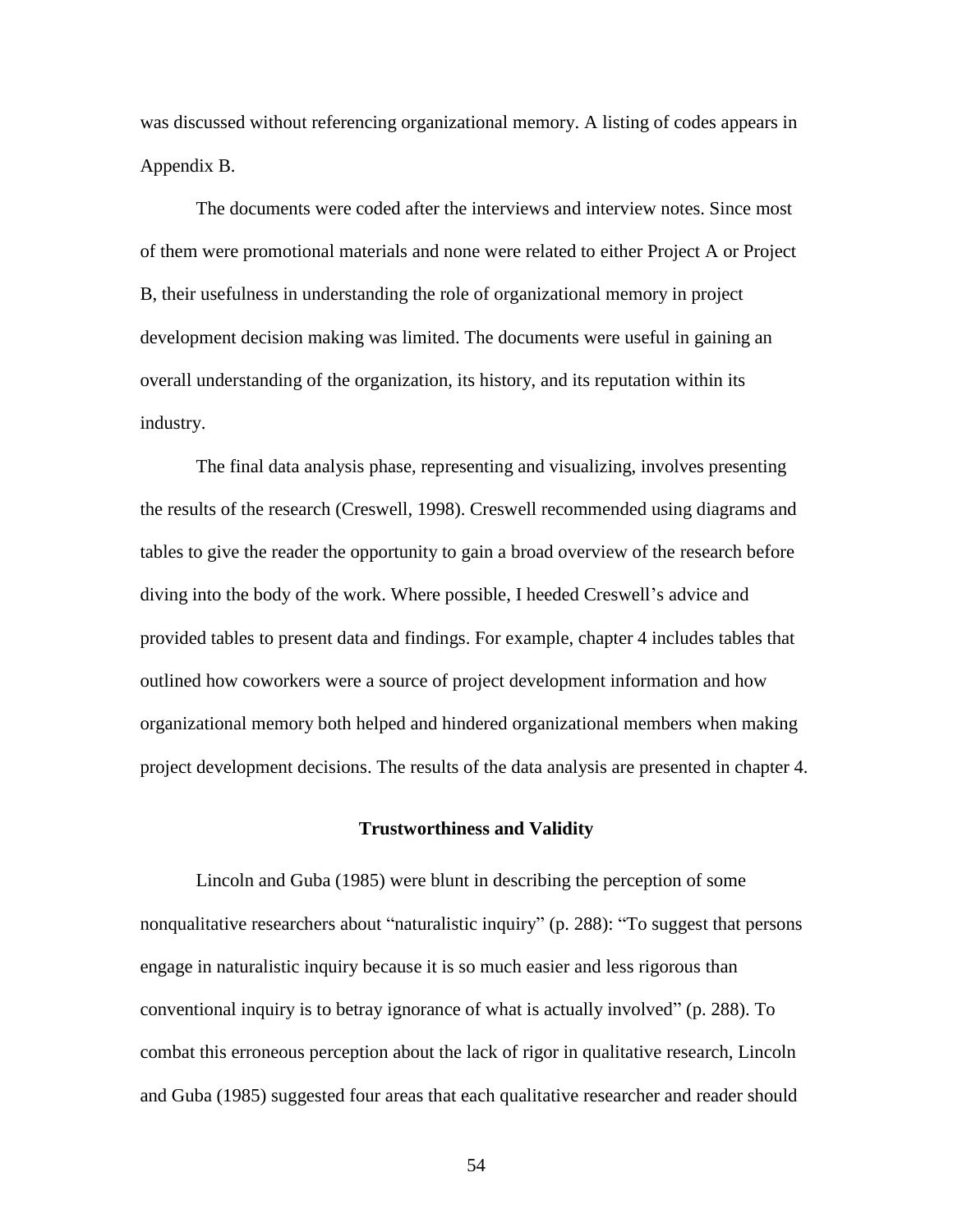was discussed without referencing organizational memory. A listing of codes appears in Appendix B.

The documents were coded after the interviews and interview notes. Since most of them were promotional materials and none were related to either Project A or Project B, their usefulness in understanding the role of organizational memory in project development decision making was limited. The documents were useful in gaining an overall understanding of the organization, its history, and its reputation within its industry.

The final data analysis phase, representing and visualizing, involves presenting the results of the research (Creswell, 1998). Creswell recommended using diagrams and tables to give the reader the opportunity to gain a broad overview of the research before diving into the body of the work. Where possible, I heeded Creswell's advice and provided tables to present data and findings. For example, chapter 4 includes tables that outlined how coworkers were a source of project development information and how organizational memory both helped and hindered organizational members when making project development decisions. The results of the data analysis are presented in chapter 4.

## Trustworthiness and Validity

Lincoln and Guba (1985) were blunt in describing the perception of some nonqualitative researchers about "naturalistic inquiry" (p. 288): "To suggest that persons engage in naturalistic inquiry because it is so much easier and less rigorous than conventional inquiry is to betray ignorance of what is actually involved" (p. 288). To combat this erroneous perception about the lack of rigor in qualitative research, Lincoln and Guba (1985) suggested four areas that each qualitative researcher and reader should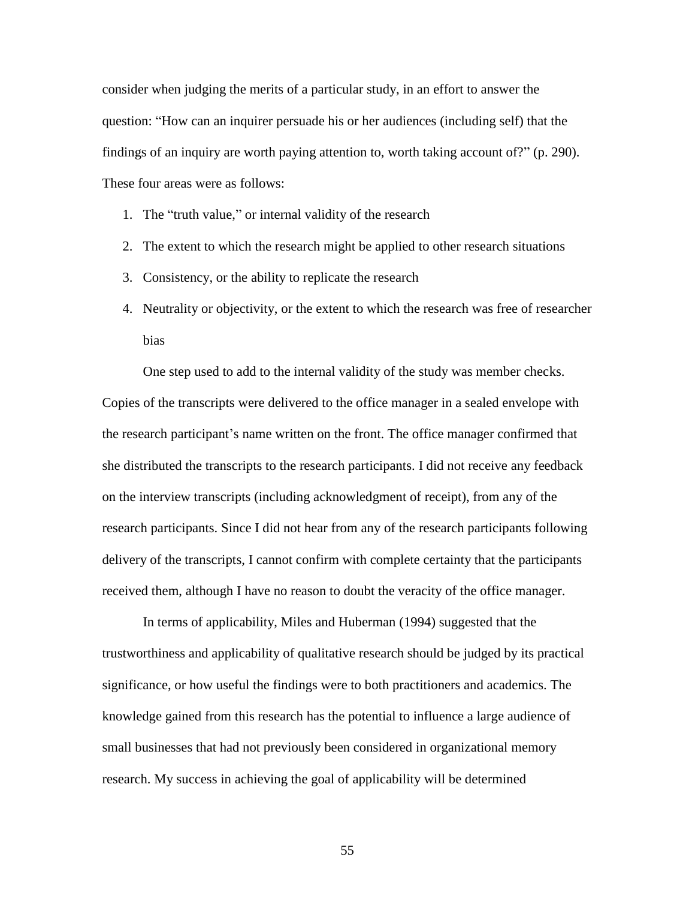consider when judging the merits of a particular study, in an effort to answer the question: “How can an inquirer persuade his or her audiences (including self) that the findings of an inquiry are worth paying attention to, worth taking account of?” (p. 290). These four areas were as follows:

1. The “truth value,” or internal validity of the research
2. The extent to which the research might be applied to other research situations
3. Consistency, or the ability to replicate the research
4. Neutrality or objectivity, or the extent to which the research was free of researcher bias

One step used to add to the internal validity of the study was member checks. Copies of the transcripts were delivered to the office manager in a sealed envelope with the research participant’s name written on the front. The office manager confirmed that she distributed the transcripts to the research participants. I did not receive any feedback on the interview transcripts (including acknowledgment of receipt), from any of the research participants. Since I did not hear from any of the research participants following delivery of the transcripts, I cannot confirm with complete certainty that the participants received them, although I have no reason to doubt the veracity of the office manager.

In terms of applicability, Miles and Huberman (1994) suggested that the trustworthiness and applicability of qualitative research should be judged by its practical significance, or how useful the findings were to both practitioners and academics. The knowledge gained from this research has the potential to influence a large audience of small businesses that had not previously been considered in organizational memory research. My success in achieving the goal of applicability will be determined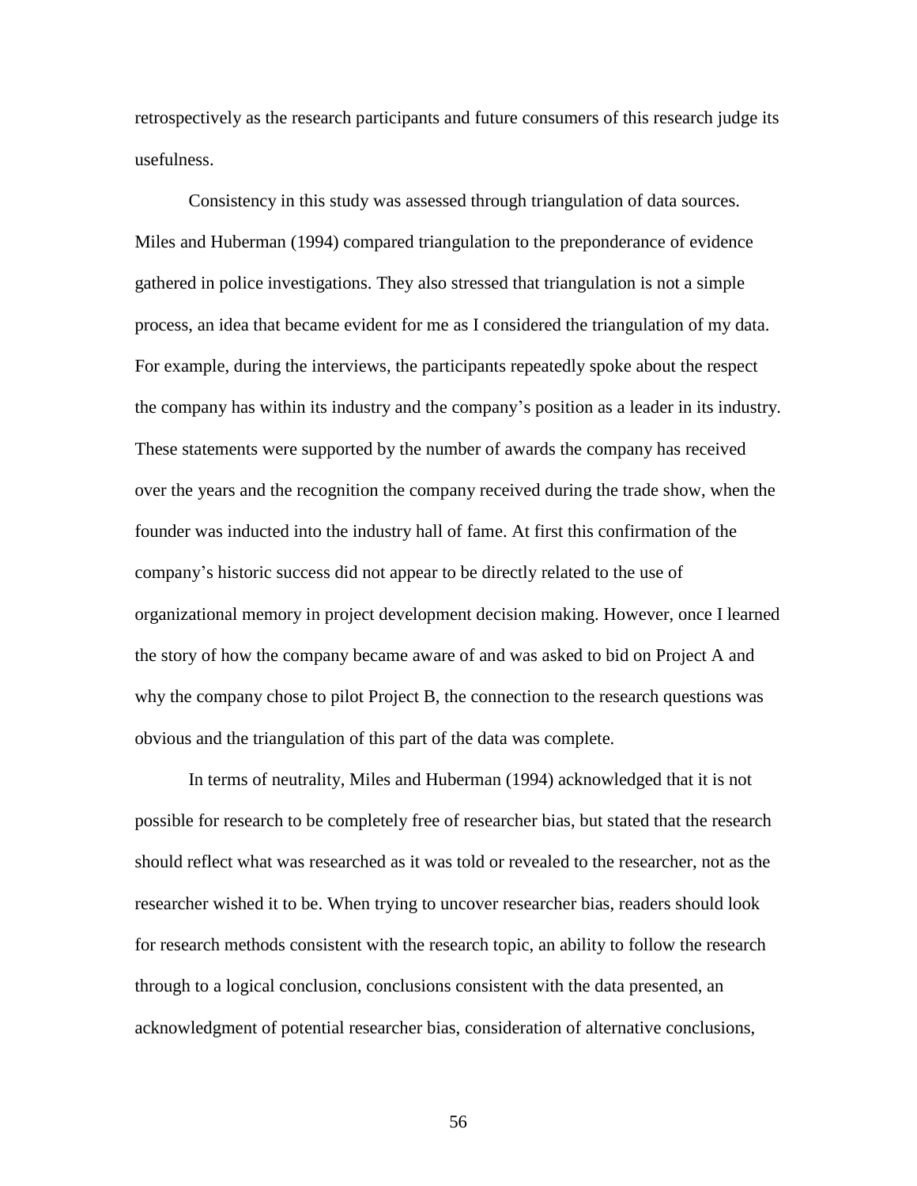retrospectively as the research participants and future consumers of this research judge its usefulness.

Consistency in this study was assessed through triangulation of data sources. Miles and Huberman (1994) compared triangulation to the preponderance of evidence gathered in police investigations. They also stressed that triangulation is not a simple process, an idea that became evident for me as I considered the triangulation of my data. For example, during the interviews, the participants repeatedly spoke about the respect the company has within its industry and the company's position as a leader in its industry. These statements were supported by the number of awards the company has received over the years and the recognition the company received during the trade show, when the founder was inducted into the industry hall of fame. At first this confirmation of the company's historic success did not appear to be directly related to the use of organizational memory in project development decision making. However, once I learned the story of how the company became aware of and was asked to bid on Project A and why the company chose to pilot Project B, the connection to the research questions was obvious and the triangulation of this part of the data was complete.

In terms of neutrality, Miles and Huberman (1994) acknowledged that it is not possible for research to be completely free of researcher bias, but stated that the research should reflect what was researched as it was told or revealed to the researcher, not as the researcher wished it to be. When trying to uncover researcher bias, readers should look for research methods consistent with the research topic, an ability to follow the research through to a logical conclusion, conclusions consistent with the data presented, an acknowledgment of potential researcher bias, consideration of alternative conclusions,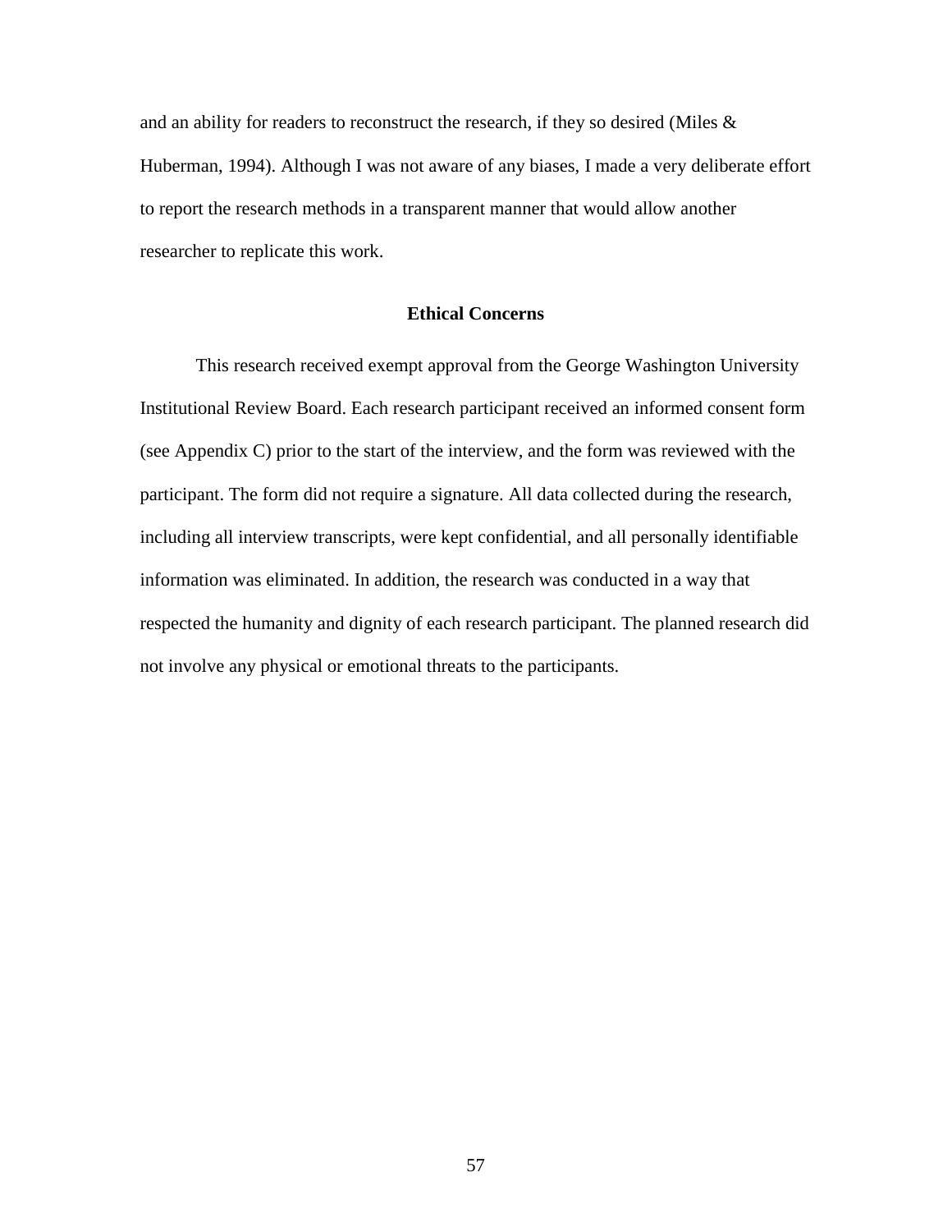and an ability for readers to reconstruct the research, if they so desired (Miles & Huberman, 1994). Although I was not aware of any biases, I made a very deliberate effort to report the research methods in a transparent manner that would allow another researcher to replicate this work.

## Ethical Concerns

This research received exempt approval from the George Washington University Institutional Review Board. Each research participant received an informed consent form (see Appendix C) prior to the start of the interview, and the form was reviewed with the participant. The form did not require a signature. All data collected during the research, including all interview transcripts, were kept confidential, and all personally identifiable information was eliminated. In addition, the research was conducted in a way that respected the humanity and dignity of each research participant. The planned research did not involve any physical or emotional threats to the participants.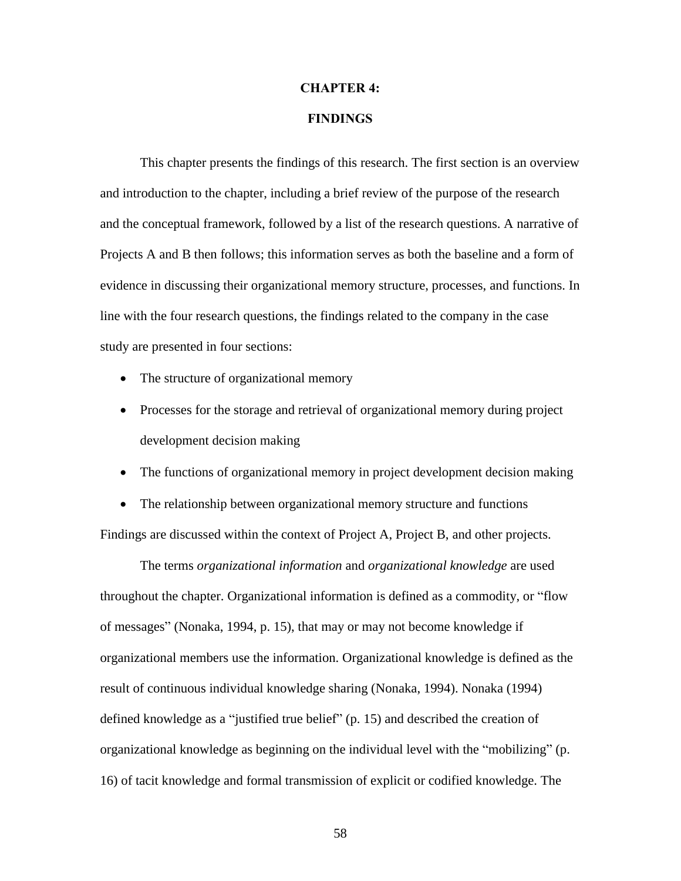# CHAPTER 4:

# FINDINGS

This chapter presents the findings of this research. The first section is an overview and introduction to the chapter, including a brief review of the purpose of the research and the conceptual framework, followed by a list of the research questions. A narrative of Projects A and B then follows; this information serves as both the baseline and a form of evidence in discussing their organizational memory structure, processes, and functions. In line with the four research questions, the findings related to the company in the case study are presented in four sections:

- The structure of organizational memory
- Processes for the storage and retrieval of organizational memory during project development decision making
- The functions of organizational memory in project development decision making
- The relationship between organizational memory structure and functions

Findings are discussed within the context of Project A, Project B, and other projects.

The terms *organizational information* and *organizational knowledge* are used throughout the chapter. Organizational information is defined as a commodity, or "flow of messages" (Nonaka, 1994, p. 15), that may or may not become knowledge if organizational members use the information. Organizational knowledge is defined as the result of continuous individual knowledge sharing (Nonaka, 1994). Nonaka (1994) defined knowledge as a "justified true belief" (p. 15) and described the creation of organizational knowledge as beginning on the individual level with the "mobilizing" (p. 16) of tacit knowledge and formal transmission of explicit or codified knowledge. The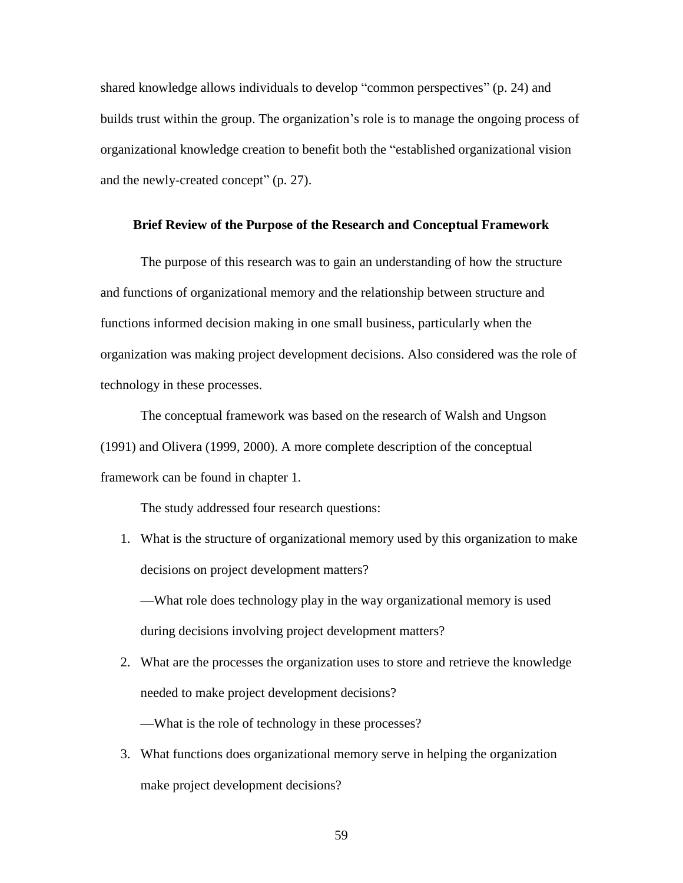shared knowledge allows individuals to develop "common perspectives" (p. 24) and builds trust within the group. The organization's role is to manage the ongoing process of organizational knowledge creation to benefit both the "established organizational vision and the newly-created concept" (p. 27).

## Brief Review of the Purpose of the Research and Conceptual Framework

The purpose of this research was to gain an understanding of how the structure and functions of organizational memory and the relationship between structure and functions informed decision making in one small business, particularly when the organization was making project development decisions. Also considered was the role of technology in these processes.

The conceptual framework was based on the research of Walsh and Ungson (1991) and Olivera (1999, 2000). A more complete description of the conceptual framework can be found in chapter 1.

The study addressed four research questions:

1. What is the structure of organizational memory used by this organization to make decisions on project development matters?

   —What role does technology play in the way organizational memory is used during decisions involving project development matters?

2. What are the processes the organization uses to store and retrieve the knowledge needed to make project development decisions?

   —What is the role of technology in these processes?

3. What functions does organizational memory serve in helping the organization make project development decisions?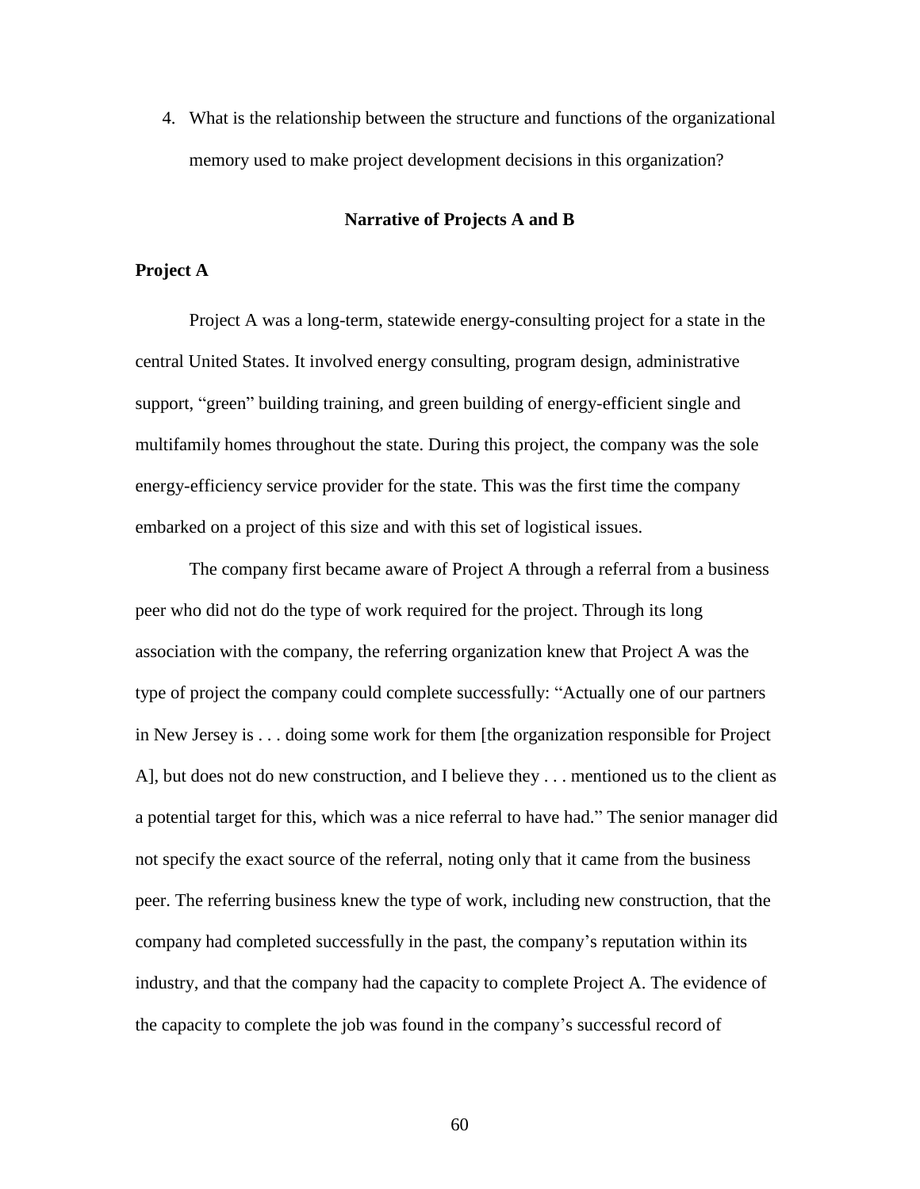4. What is the relationship between the structure and functions of the organizational memory used to make project development decisions in this organization?

## Narrative of Projects A and B

### Project A

Project A was a long-term, statewide energy-consulting project for a state in the central United States. It involved energy consulting, program design, administrative support, "green" building training, and green building of energy-efficient single and multifamily homes throughout the state. During this project, the company was the sole energy-efficiency service provider for the state. This was the first time the company embarked on a project of this size and with this set of logistical issues.

The company first became aware of Project A through a referral from a business peer who did not do the type of work required for the project. Through its long association with the company, the referring organization knew that Project A was the type of project the company could complete successfully: "Actually one of our partners in New Jersey is . . . doing some work for them [the organization responsible for Project A], but does not do new construction, and I believe they . . . mentioned us to the client as a potential target for this, which was a nice referral to have had." The senior manager did not specify the exact source of the referral, noting only that it came from the business peer. The referring business knew the type of work, including new construction, that the company had completed successfully in the past, the company's reputation within its industry, and that the company had the capacity to complete Project A. The evidence of the capacity to complete the job was found in the company's successful record of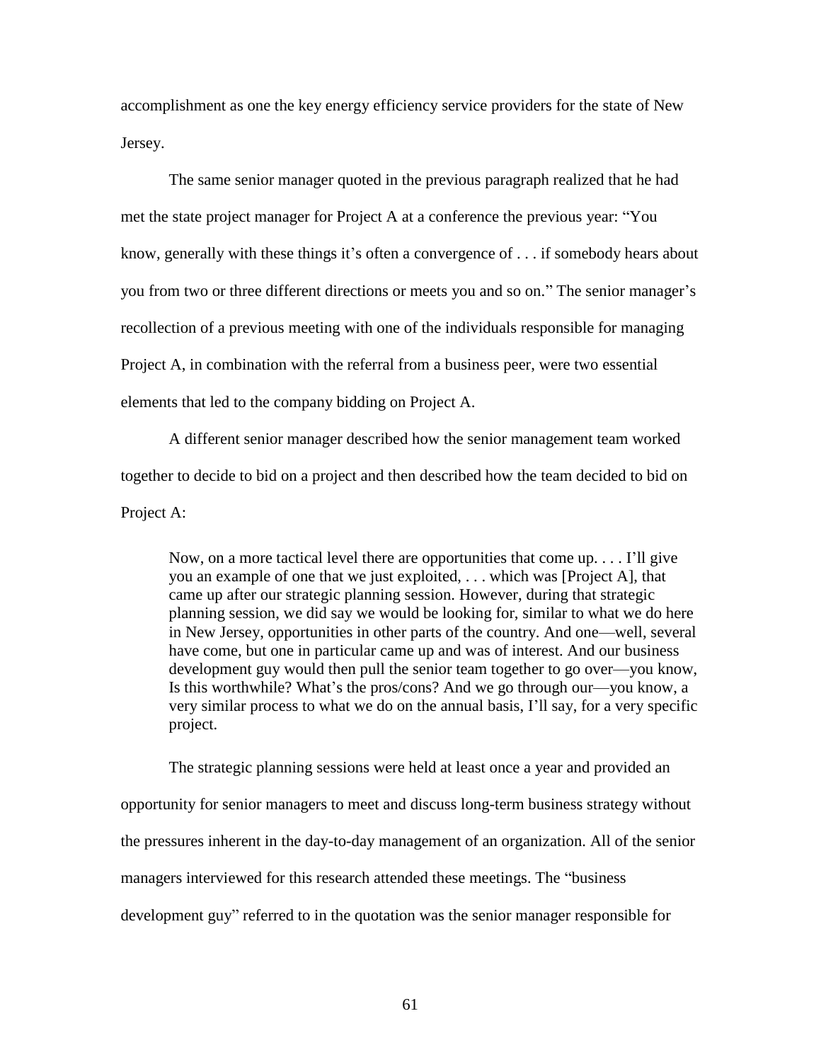accomplishment as one the key energy efficiency service providers for the state of New Jersey.

The same senior manager quoted in the previous paragraph realized that he had met the state project manager for Project A at a conference the previous year: "You know, generally with these things it's often a convergence of . . . if somebody hears about you from two or three different directions or meets you and so on." The senior manager's recollection of a previous meeting with one of the individuals responsible for managing Project A, in combination with the referral from a business peer, were two essential elements that led to the company bidding on Project A.

A different senior manager described how the senior management team worked together to decide to bid on a project and then described how the team decided to bid on Project A:

> Now, on a more tactical level there are opportunities that come up. . . . I'll give you an example of one that we just exploited, . . . which was [Project A], that came up after our strategic planning session. However, during that strategic planning session, we did say we would be looking for, similar to what we do here in New Jersey, opportunities in other parts of the country. And one—well, several have come, but one in particular came up and was of interest. And our business development guy would then pull the senior team together to go over—you know, Is this worthwhile? What's the pros/cons? And we go through our—you know, a very similar process to what we do on the annual basis, I'll say, for a very specific project.

The strategic planning sessions were held at least once a year and provided an opportunity for senior managers to meet and discuss long-term business strategy without the pressures inherent in the day-to-day management of an organization. All of the senior managers interviewed for this research attended these meetings. The "business development guy" referred to in the quotation was the senior manager responsible for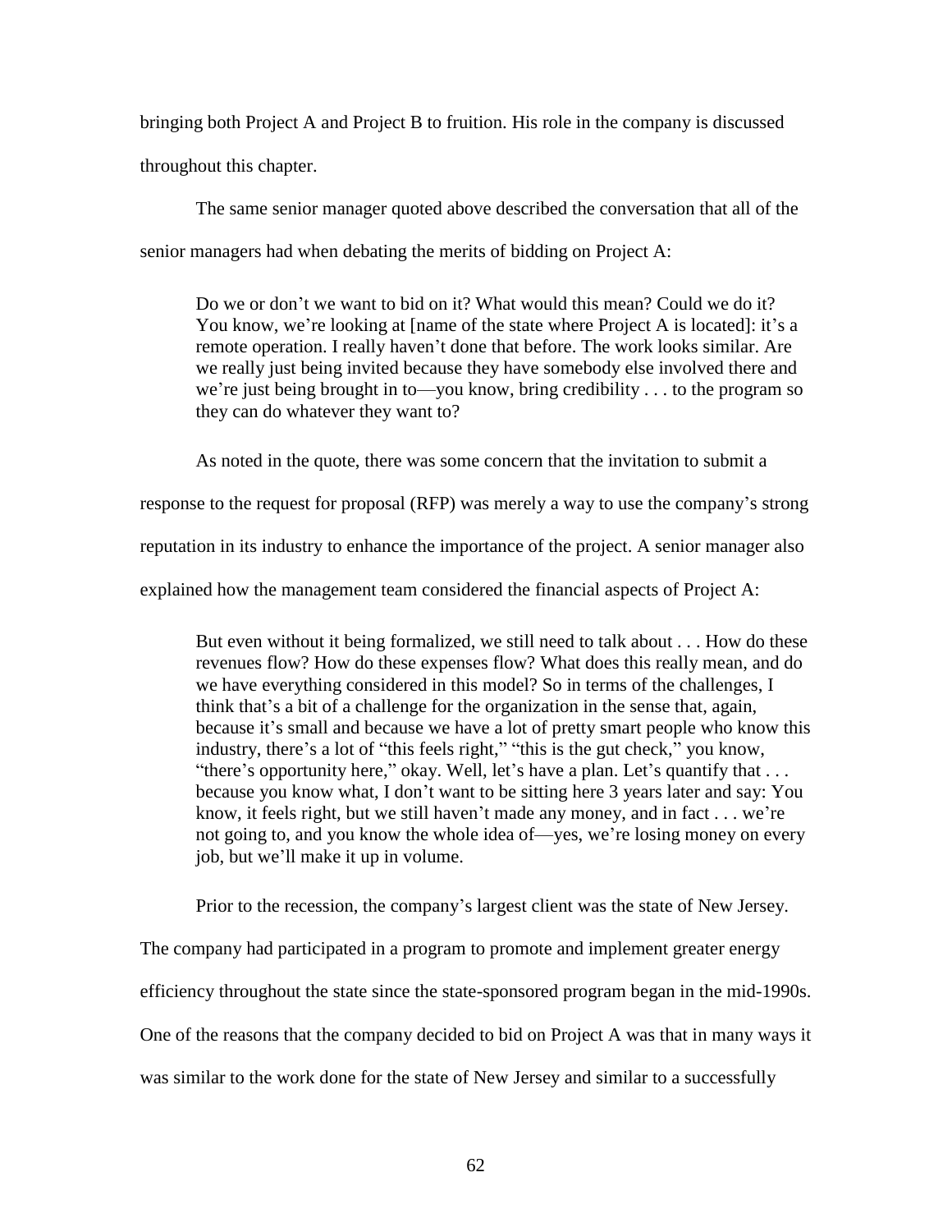bringing both Project A and Project B to fruition. His role in the company is discussed throughout this chapter.

The same senior manager quoted above described the conversation that all of the senior managers had when debating the merits of bidding on Project A:

> Do we or don't we want to bid on it? What would this mean? Could we do it? You know, we're looking at [name of the state where Project A is located]: it's a remote operation. I really haven't done that before. The work looks similar. Are we really just being invited because they have somebody else involved there and we're just being brought in to—you know, bring credibility . . . to the program so they can do whatever they want to?

As noted in the quote, there was some concern that the invitation to submit a response to the request for proposal (RFP) was merely a way to use the company's strong reputation in its industry to enhance the importance of the project. A senior manager also explained how the management team considered the financial aspects of Project A:

> But even without it being formalized, we still need to talk about . . . How do these revenues flow? How do these expenses flow? What does this really mean, and do we have everything considered in this model? So in terms of the challenges, I think that's a bit of a challenge for the organization in the sense that, again, because it's small and because we have a lot of pretty smart people who know this industry, there's a lot of "this feels right," "this is the gut check," you know, "there's opportunity here," okay. Well, let's have a plan. Let's quantify that . . . because you know what, I don't want to be sitting here 3 years later and say: You know, it feels right, but we still haven't made any money, and in fact . . . we're not going to, and you know the whole idea of—yes, we're losing money on every job, but we'll make it up in volume.

Prior to the recession, the company's largest client was the state of New Jersey. The company had participated in a program to promote and implement greater energy efficiency throughout the state since the state-sponsored program began in the mid-1990s. One of the reasons that the company decided to bid on Project A was that in many ways it was similar to the work done for the state of New Jersey and similar to a successfully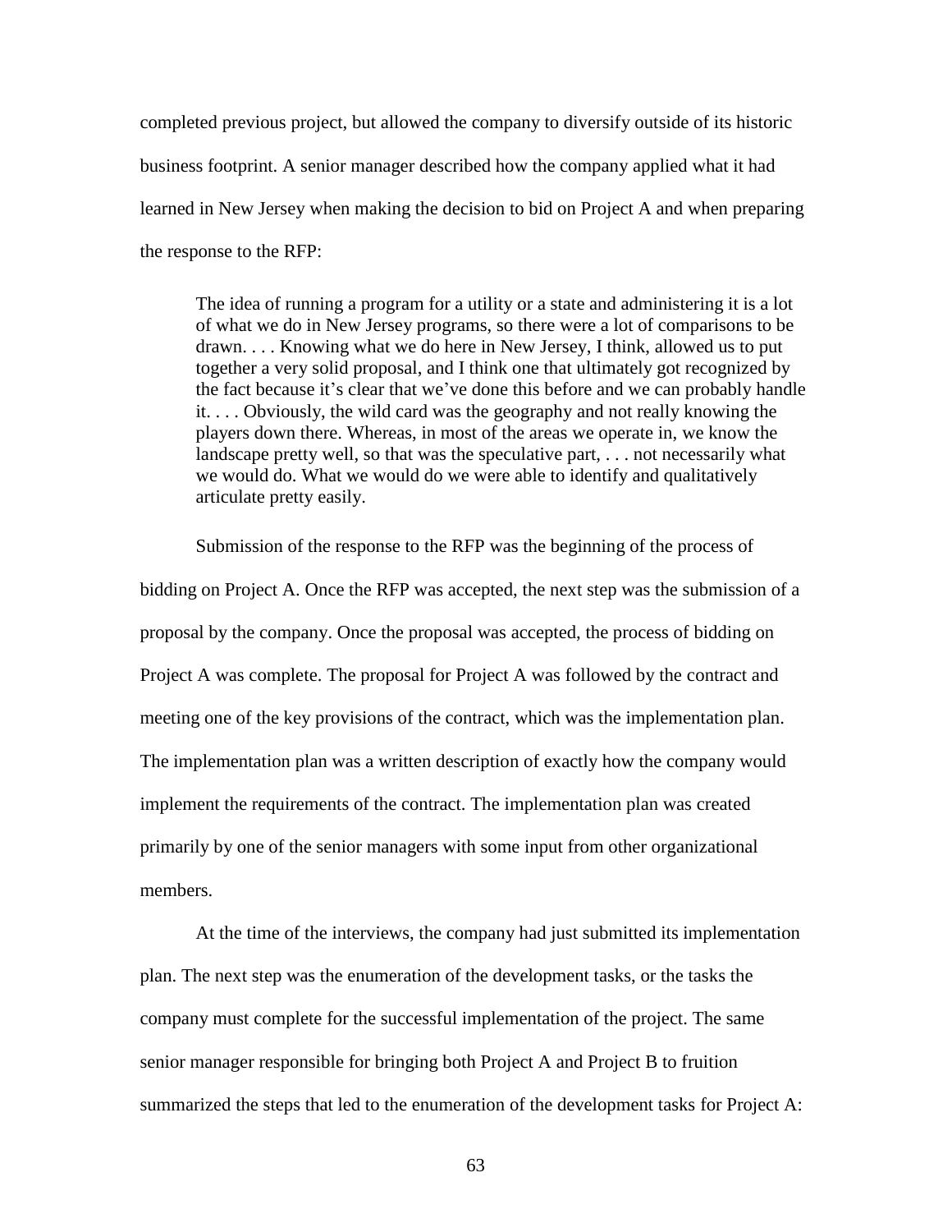completed previous project, but allowed the company to diversify outside of its historic business footprint. A senior manager described how the company applied what it had learned in New Jersey when making the decision to bid on Project A and when preparing the response to the RFP:

> The idea of running a program for a utility or a state and administering it is a lot of what we do in New Jersey programs, so there were a lot of comparisons to be drawn. . . . Knowing what we do here in New Jersey, I think, allowed us to put together a very solid proposal, and I think one that ultimately got recognized by the fact because it's clear that we've done this before and we can probably handle it. . . . Obviously, the wild card was the geography and not really knowing the players down there. Whereas, in most of the areas we operate in, we know the landscape pretty well, so that was the speculative part, . . . not necessarily what we would do. What we would do we were able to identify and qualitatively articulate pretty easily.

Submission of the response to the RFP was the beginning of the process of bidding on Project A. Once the RFP was accepted, the next step was the submission of a proposal by the company. Once the proposal was accepted, the process of bidding on Project A was complete. The proposal for Project A was followed by the contract and meeting one of the key provisions of the contract, which was the implementation plan. The implementation plan was a written description of exactly how the company would implement the requirements of the contract. The implementation plan was created primarily by one of the senior managers with some input from other organizational members.

At the time of the interviews, the company had just submitted its implementation plan. The next step was the enumeration of the development tasks, or the tasks the company must complete for the successful implementation of the project. The same senior manager responsible for bringing both Project A and Project B to fruition summarized the steps that led to the enumeration of the development tasks for Project A: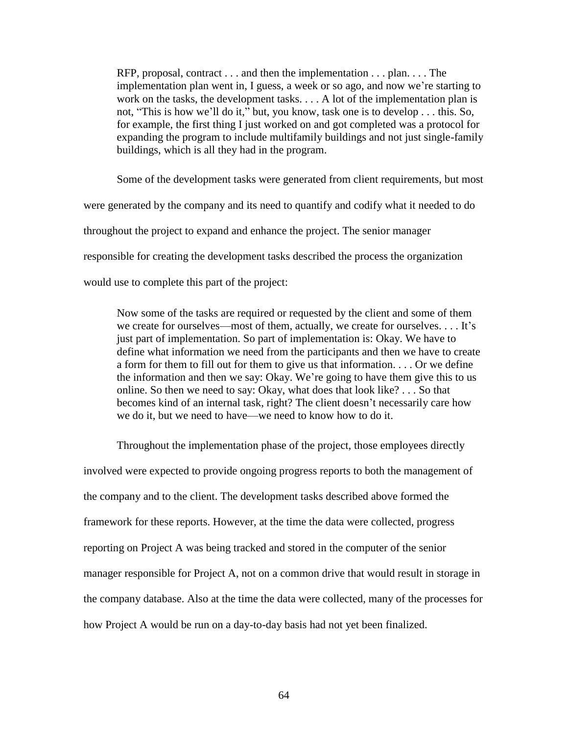> RFP, proposal, contract . . . and then the implementation . . . plan. . . . The implementation plan went in, I guess, a week or so ago, and now we're starting to work on the tasks, the development tasks. . . . A lot of the implementation plan is not, "This is how we'll do it," but, you know, task one is to develop . . . this. So, for example, the first thing I just worked on and got completed was a protocol for expanding the program to include multifamily buildings and not just single-family buildings, which is all they had in the program.

Some of the development tasks were generated from client requirements, but most were generated by the company and its need to quantify and codify what it needed to do throughout the project to expand and enhance the project. The senior manager responsible for creating the development tasks described the process the organization would use to complete this part of the project:

> Now some of the tasks are required or requested by the client and some of them we create for ourselves—most of them, actually, we create for ourselves. . . . It's just part of implementation. So part of implementation is: Okay. We have to define what information we need from the participants and then we have to create a form for them to fill out for them to give us that information. . . . Or we define the information and then we say: Okay. We're going to have them give this to us online. So then we need to say: Okay, what does that look like? . . . So that becomes kind of an internal task, right? The client doesn't necessarily care how we do it, but we need to have—we need to know how to do it.

Throughout the implementation phase of the project, those employees directly involved were expected to provide ongoing progress reports to both the management of the company and to the client. The development tasks described above formed the framework for these reports. However, at the time the data were collected, progress reporting on Project A was being tracked and stored in the computer of the senior manager responsible for Project A, not on a common drive that would result in storage in the company database. Also at the time the data were collected, many of the processes for how Project A would be run on a day-to-day basis had not yet been finalized.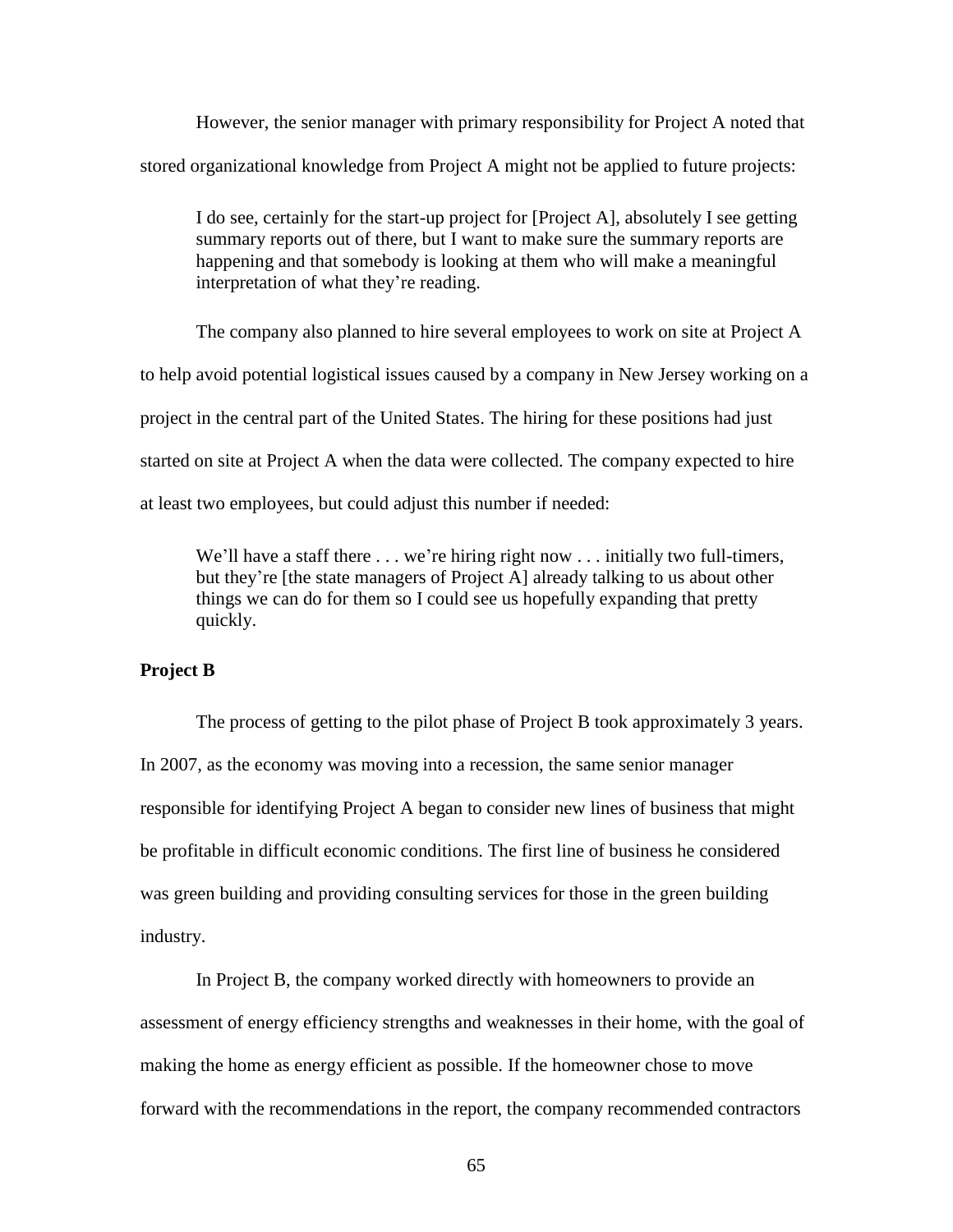However, the senior manager with primary responsibility for Project A noted that stored organizational knowledge from Project A might not be applied to future projects:

> I do see, certainly for the start-up project for [Project A], absolutely I see getting summary reports out of there, but I want to make sure the summary reports are happening and that somebody is looking at them who will make a meaningful interpretation of what they're reading.

The company also planned to hire several employees to work on site at Project A to help avoid potential logistical issues caused by a company in New Jersey working on a project in the central part of the United States. The hiring for these positions had just started on site at Project A when the data were collected. The company expected to hire at least two employees, but could adjust this number if needed:

> We'll have a staff there . . . we're hiring right now . . . initially two full-timers, but they're [the state managers of Project A] already talking to us about other things we can do for them so I could see us hopefully expanding that pretty quickly.

**Project B**

The process of getting to the pilot phase of Project B took approximately 3 years. In 2007, as the economy was moving into a recession, the same senior manager responsible for identifying Project A began to consider new lines of business that might be profitable in difficult economic conditions. The first line of business he considered was green building and providing consulting services for those in the green building industry.

In Project B, the company worked directly with homeowners to provide an assessment of energy efficiency strengths and weaknesses in their home, with the goal of making the home as energy efficient as possible. If the homeowner chose to move forward with the recommendations in the report, the company recommended contractors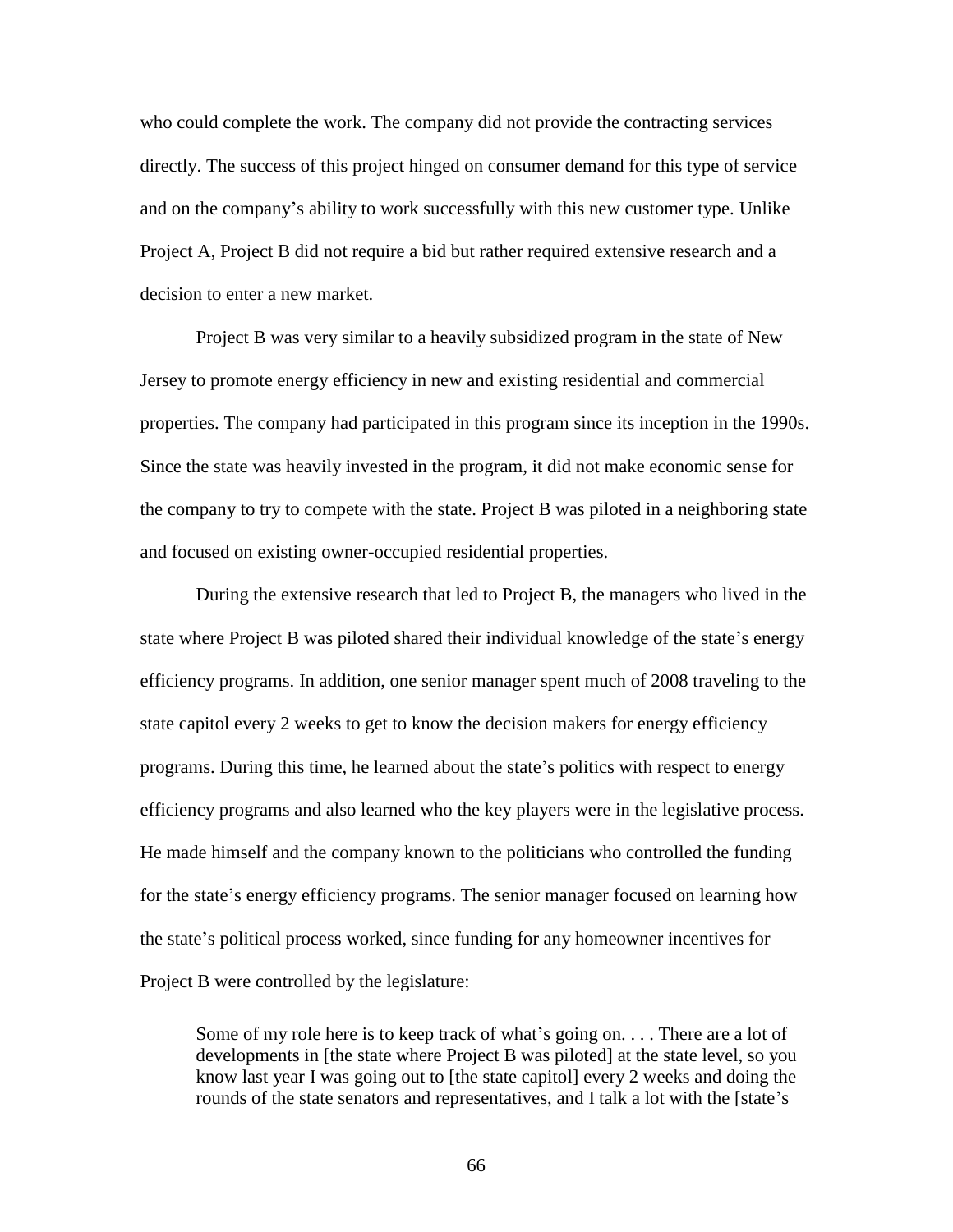who could complete the work. The company did not provide the contracting services directly. The success of this project hinged on consumer demand for this type of service and on the company's ability to work successfully with this new customer type. Unlike Project A, Project B did not require a bid but rather required extensive research and a decision to enter a new market.

Project B was very similar to a heavily subsidized program in the state of New Jersey to promote energy efficiency in new and existing residential and commercial properties. The company had participated in this program since its inception in the 1990s. Since the state was heavily invested in the program, it did not make economic sense for the company to try to compete with the state. Project B was piloted in a neighboring state and focused on existing owner-occupied residential properties.

During the extensive research that led to Project B, the managers who lived in the state where Project B was piloted shared their individual knowledge of the state's energy efficiency programs. In addition, one senior manager spent much of 2008 traveling to the state capitol every 2 weeks to get to know the decision makers for energy efficiency programs. During this time, he learned about the state's politics with respect to energy efficiency programs and also learned who the key players were in the legislative process. He made himself and the company known to the politicians who controlled the funding for the state's energy efficiency programs. The senior manager focused on learning how the state's political process worked, since funding for any homeowner incentives for Project B were controlled by the legislature:

> Some of my role here is to keep track of what's going on. . . . There are a lot of developments in [the state where Project B was piloted] at the state level, so you know last year I was going out to [the state capitol] every 2 weeks and doing the rounds of the state senators and representatives, and I talk a lot with the [state's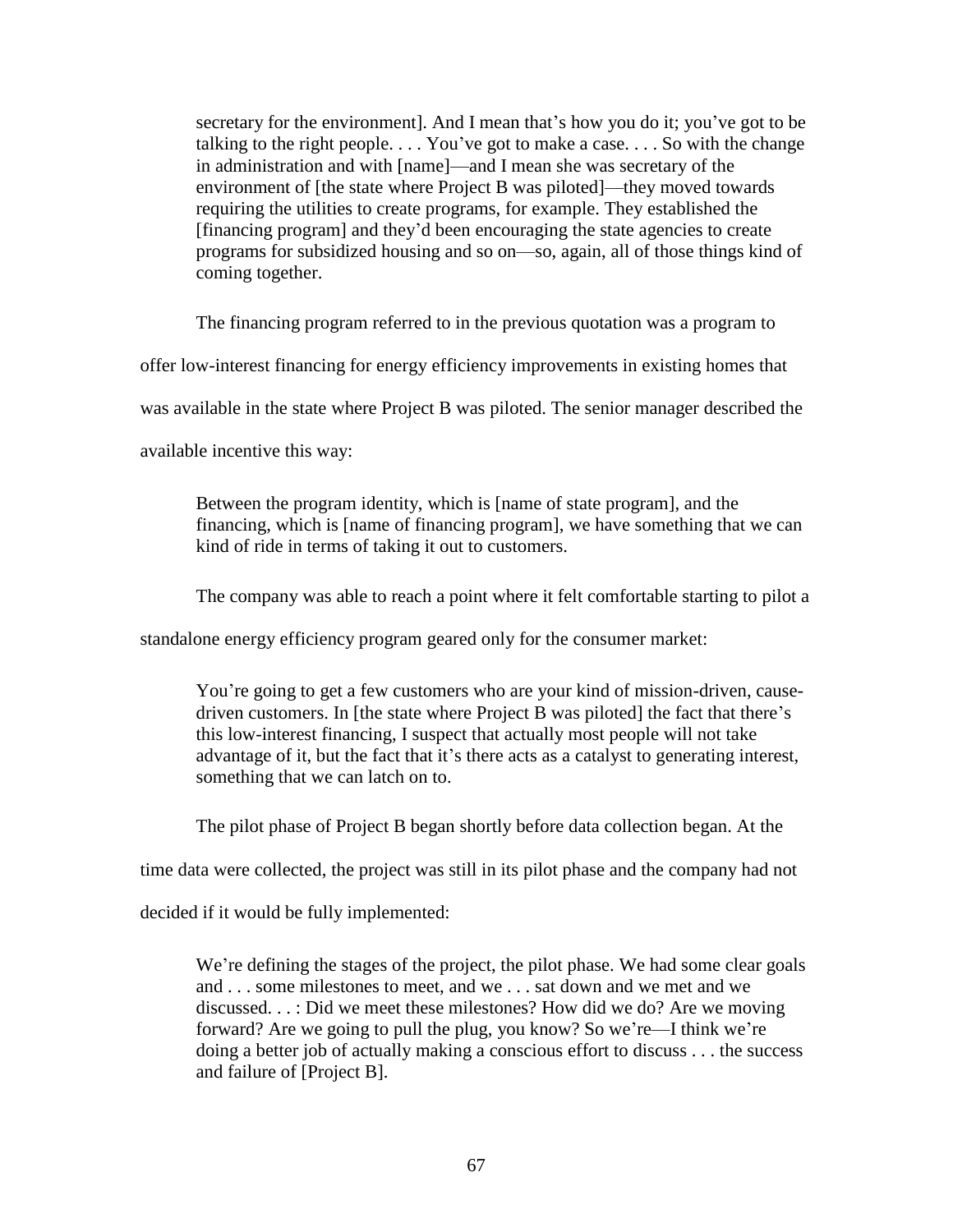> secretary for the environment]. And I mean that's how you do it; you've got to be talking to the right people. . . . You've got to make a case. . . . So with the change in administration and with [name]—and I mean she was secretary of the environment of [the state where Project B was piloted]—they moved towards requiring the utilities to create programs, for example. They established the [financing program] and they'd been encouraging the state agencies to create programs for subsidized housing and so on—so, again, all of those things kind of coming together.

The financing program referred to in the previous quotation was a program to offer low-interest financing for energy efficiency improvements in existing homes that was available in the state where Project B was piloted. The senior manager described the available incentive this way:

> Between the program identity, which is [name of state program], and the financing, which is [name of financing program], we have something that we can kind of ride in terms of taking it out to customers.

The company was able to reach a point where it felt comfortable starting to pilot a standalone energy efficiency program geared only for the consumer market:

> You're going to get a few customers who are your kind of mission-driven, cause-driven customers. In [the state where Project B was piloted] the fact that there's this low-interest financing, I suspect that actually most people will not take advantage of it, but the fact that it's there acts as a catalyst to generating interest, something that we can latch on to.

The pilot phase of Project B began shortly before data collection began. At the time data were collected, the project was still in its pilot phase and the company had not decided if it would be fully implemented:

> We're defining the stages of the project, the pilot phase. We had some clear goals and . . . some milestones to meet, and we . . . sat down and we met and we discussed. . . : Did we meet these milestones? How did we do? Are we moving forward? Are we going to pull the plug, you know? So we're—I think we're doing a better job of actually making a conscious effort to discuss . . . the success and failure of [Project B].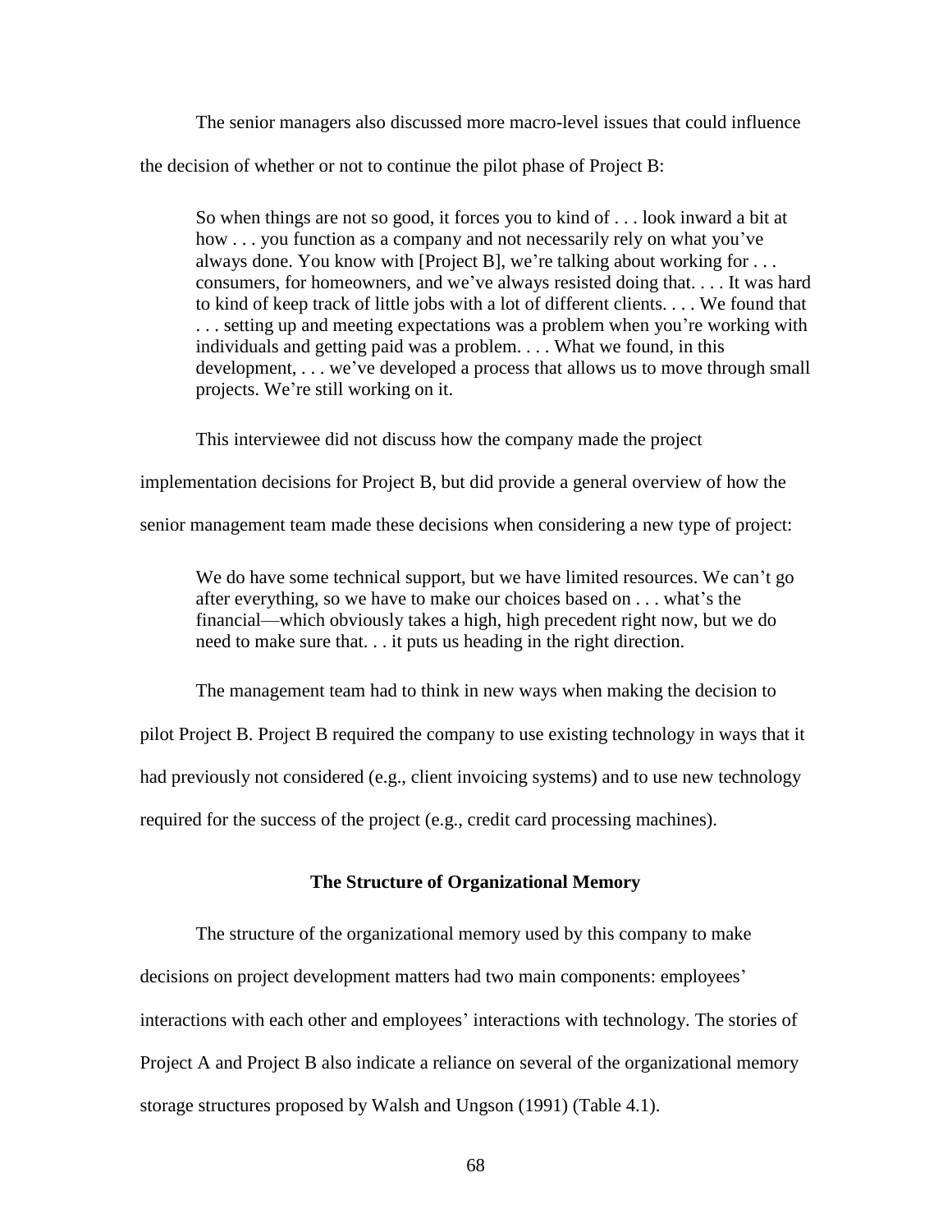The senior managers also discussed more macro-level issues that could influence the decision of whether or not to continue the pilot phase of Project B:

> So when things are not so good, it forces you to kind of . . . look inward a bit at how . . . you function as a company and not necessarily rely on what you've always done. You know with [Project B], we're talking about working for . . . consumers, for homeowners, and we've always resisted doing that. . . . It was hard to kind of keep track of little jobs with a lot of different clients. . . . We found that . . . setting up and meeting expectations was a problem when you're working with individuals and getting paid was a problem. . . . What we found, in this development, . . . we've developed a process that allows us to move through small projects. We're still working on it.

This interviewee did not discuss how the company made the project implementation decisions for Project B, but did provide a general overview of how the senior management team made these decisions when considering a new type of project:

> We do have some technical support, but we have limited resources. We can't go after everything, so we have to make our choices based on . . . what's the financial—which obviously takes a high, high precedent right now, but we do need to make sure that. . . it puts us heading in the right direction.

The management team had to think in new ways when making the decision to pilot Project B. Project B required the company to use existing technology in ways that it had previously not considered (e.g., client invoicing systems) and to use new technology required for the success of the project (e.g., credit card processing machines).

## The Structure of Organizational Memory

The structure of the organizational memory used by this company to make decisions on project development matters had two main components: employees' interactions with each other and employees' interactions with technology. The stories of Project A and Project B also indicate a reliance on several of the organizational memory storage structures proposed by Walsh and Ungson (1991) (Table 4.1).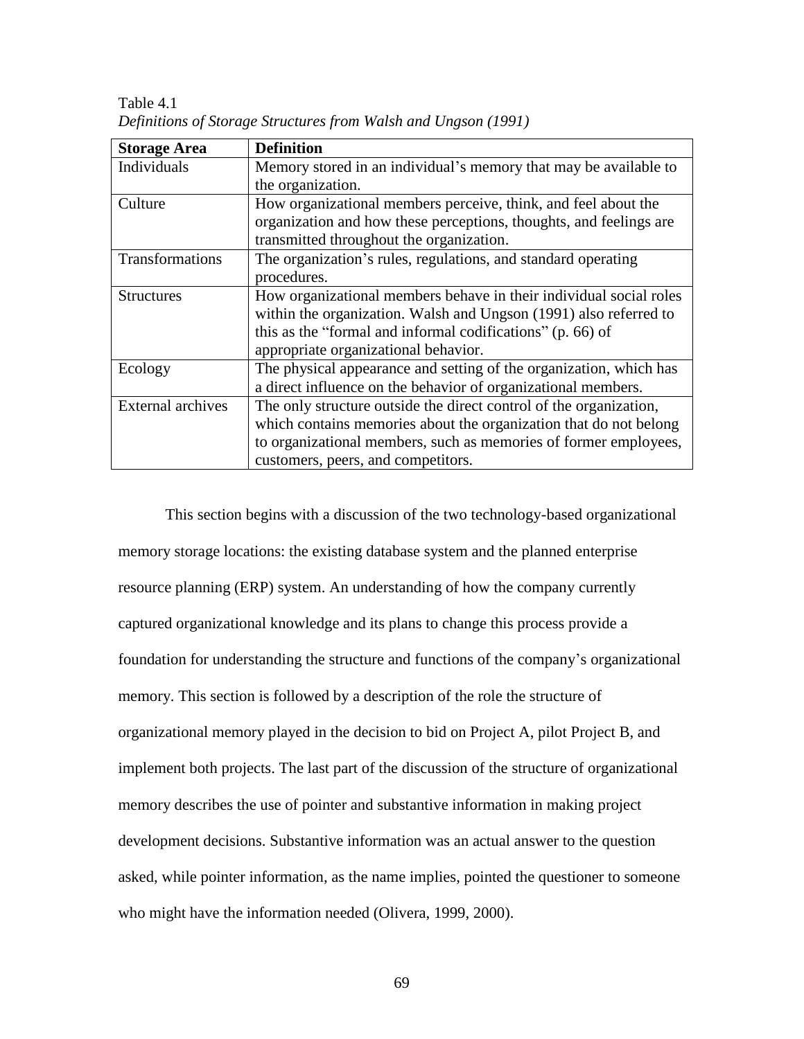Table 4.1
*Definitions of Storage Structures from Walsh and Ungson (1991)*

| **Storage Area** | **Definition** |
|---|---|
| Individuals | Memory stored in an individual's memory that may be available to the organization. |
| Culture | How organizational members perceive, think, and feel about the organization and how these perceptions, thoughts, and feelings are transmitted throughout the organization. |
| Transformations | The organization's rules, regulations, and standard operating procedures. |
| Structures | How organizational members behave in their individual social roles within the organization. Walsh and Ungson (1991) also referred to this as the "formal and informal codifications" (p. 66) of appropriate organizational behavior. |
| Ecology | The physical appearance and setting of the organization, which has a direct influence on the behavior of organizational members. |
| External archives | The only structure outside the direct control of the organization, which contains memories about the organization that do not belong to organizational members, such as memories of former employees, customers, peers, and competitors. |

This section begins with a discussion of the two technology-based organizational memory storage locations: the existing database system and the planned enterprise resource planning (ERP) system. An understanding of how the company currently captured organizational knowledge and its plans to change this process provide a foundation for understanding the structure and functions of the company's organizational memory. This section is followed by a description of the role the structure of organizational memory played in the decision to bid on Project A, pilot Project B, and implement both projects. The last part of the discussion of the structure of organizational memory describes the use of pointer and substantive information in making project development decisions. Substantive information was an actual answer to the question asked, while pointer information, as the name implies, pointed the questioner to someone who might have the information needed (Olivera, 1999, 2000).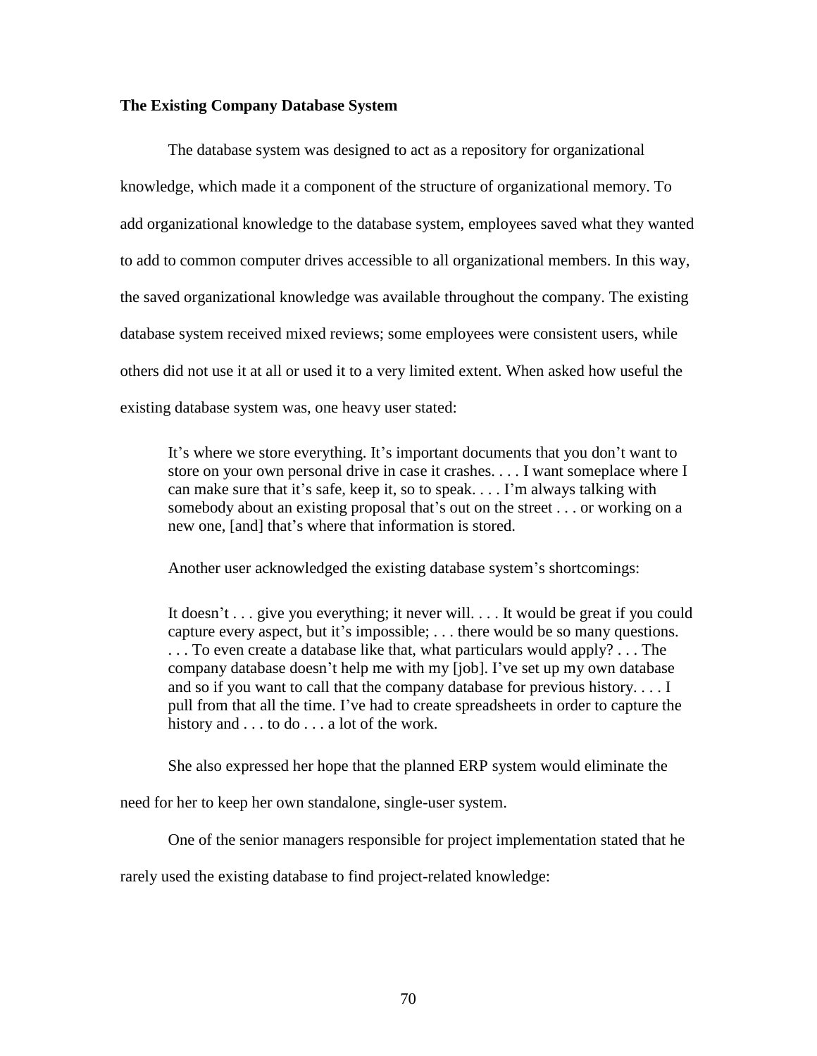### The Existing Company Database System

The database system was designed to act as a repository for organizational knowledge, which made it a component of the structure of organizational memory. To add organizational knowledge to the database system, employees saved what they wanted to add to common computer drives accessible to all organizational members. In this way, the saved organizational knowledge was available throughout the company. The existing database system received mixed reviews; some employees were consistent users, while others did not use it at all or used it to a very limited extent. When asked how useful the existing database system was, one heavy user stated:

> It's where we store everything. It's important documents that you don't want to store on your own personal drive in case it crashes. . . . I want someplace where I can make sure that it's safe, keep it, so to speak. . . . I'm always talking with somebody about an existing proposal that's out on the street . . . or working on a new one, [and] that's where that information is stored.

Another user acknowledged the existing database system's shortcomings:

> It doesn't . . . give you everything; it never will. . . . It would be great if you could capture every aspect, but it's impossible; . . . there would be so many questions. . . . To even create a database like that, what particulars would apply? . . . The company database doesn't help me with my [job]. I've set up my own database and so if you want to call that the company database for previous history. . . . I pull from that all the time. I've had to create spreadsheets in order to capture the history and . . . to do . . . a lot of the work.

She also expressed her hope that the planned ERP system would eliminate the need for her to keep her own standalone, single-user system.

One of the senior managers responsible for project implementation stated that he rarely used the existing database to find project-related knowledge: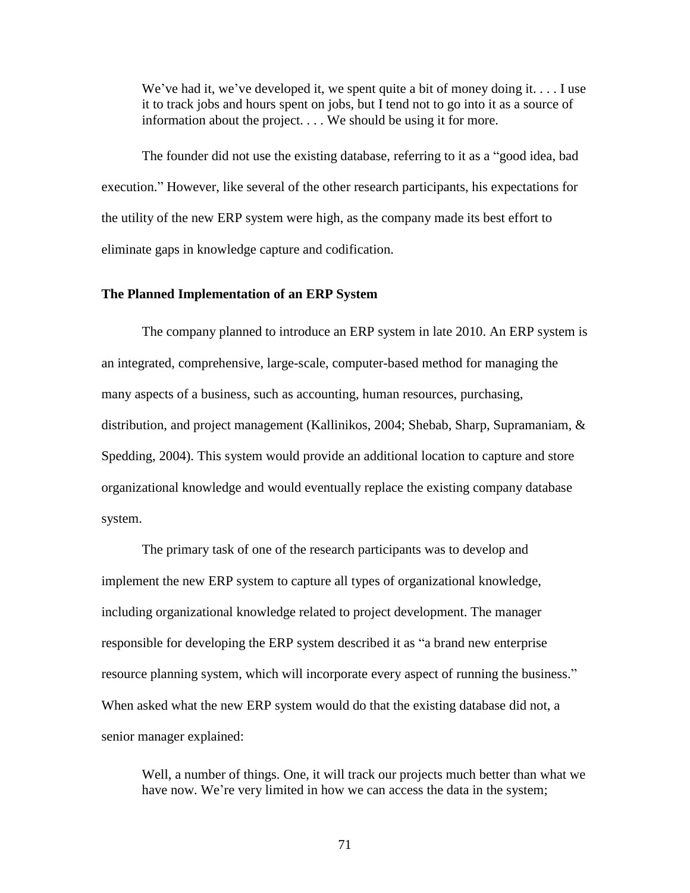> We've had it, we've developed it, we spent quite a bit of money doing it. . . . I use it to track jobs and hours spent on jobs, but I tend not to go into it as a source of information about the project. . . . We should be using it for more.

The founder did not use the existing database, referring to it as a "good idea, bad execution." However, like several of the other research participants, his expectations for the utility of the new ERP system were high, as the company made its best effort to eliminate gaps in knowledge capture and codification.

### The Planned Implementation of an ERP System

The company planned to introduce an ERP system in late 2010. An ERP system is an integrated, comprehensive, large-scale, computer-based method for managing the many aspects of a business, such as accounting, human resources, purchasing, distribution, and project management (Kallinikos, 2004; Shebab, Sharp, Supramaniam, & Spedding, 2004). This system would provide an additional location to capture and store organizational knowledge and would eventually replace the existing company database system.

The primary task of one of the research participants was to develop and implement the new ERP system to capture all types of organizational knowledge, including organizational knowledge related to project development. The manager responsible for developing the ERP system described it as "a brand new enterprise resource planning system, which will incorporate every aspect of running the business." When asked what the new ERP system would do that the existing database did not, a senior manager explained:

> Well, a number of things. One, it will track our projects much better than what we have now. We're very limited in how we can access the data in the system;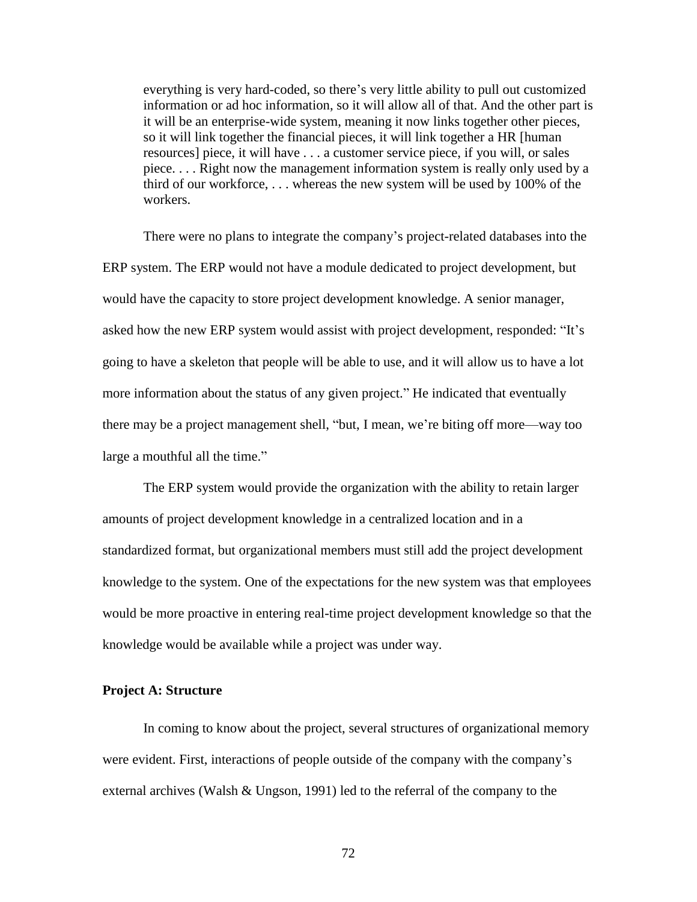> everything is very hard-coded, so there's very little ability to pull out customized information or ad hoc information, so it will allow all of that. And the other part is it will be an enterprise-wide system, meaning it now links together other pieces, so it will link together the financial pieces, it will link together a HR [human resources] piece, it will have . . . a customer service piece, if you will, or sales piece. . . . Right now the management information system is really only used by a third of our workforce, . . . whereas the new system will be used by 100% of the workers.

There were no plans to integrate the company's project-related databases into the ERP system. The ERP would not have a module dedicated to project development, but would have the capacity to store project development knowledge. A senior manager, asked how the new ERP system would assist with project development, responded: "It's going to have a skeleton that people will be able to use, and it will allow us to have a lot more information about the status of any given project." He indicated that eventually there may be a project management shell, "but, I mean, we're biting off more—way too large a mouthful all the time."

The ERP system would provide the organization with the ability to retain larger amounts of project development knowledge in a centralized location and in a standardized format, but organizational members must still add the project development knowledge to the system. One of the expectations for the new system was that employees would be more proactive in entering real-time project development knowledge so that the knowledge would be available while a project was under way.

**Project A: Structure**

In coming to know about the project, several structures of organizational memory were evident. First, interactions of people outside of the company with the company's external archives (Walsh & Ungson, 1991) led to the referral of the company to the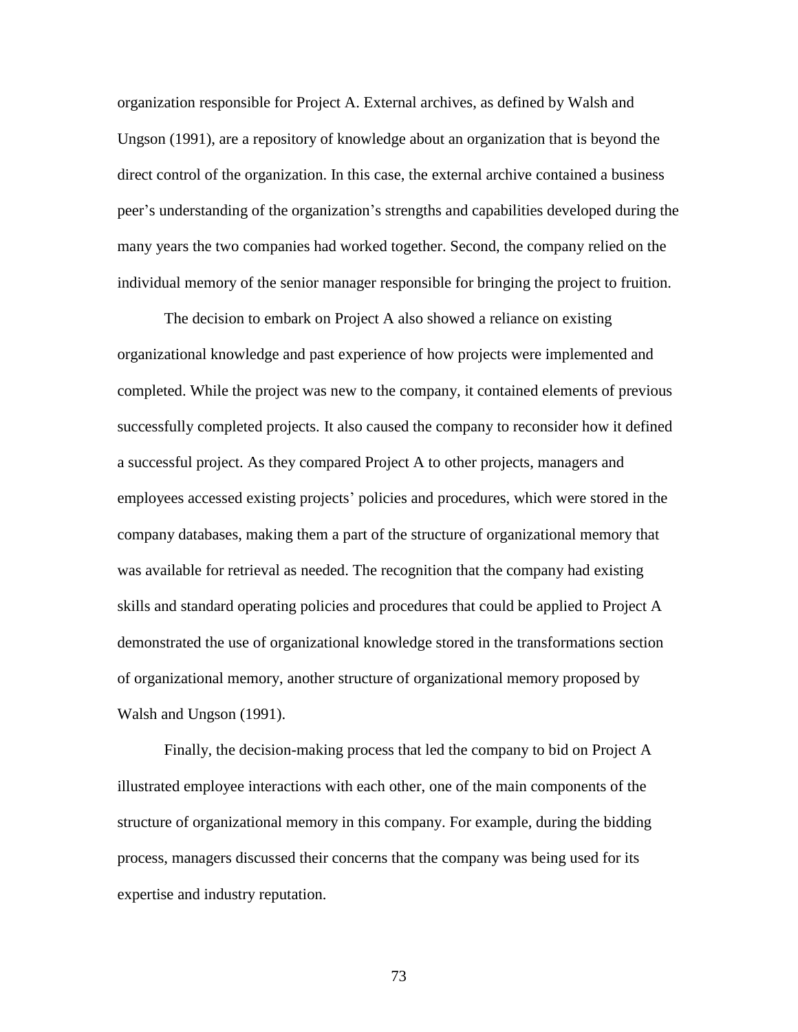organization responsible for Project A. External archives, as defined by Walsh and Ungson (1991), are a repository of knowledge about an organization that is beyond the direct control of the organization. In this case, the external archive contained a business peer's understanding of the organization's strengths and capabilities developed during the many years the two companies had worked together. Second, the company relied on the individual memory of the senior manager responsible for bringing the project to fruition.

The decision to embark on Project A also showed a reliance on existing organizational knowledge and past experience of how projects were implemented and completed. While the project was new to the company, it contained elements of previous successfully completed projects. It also caused the company to reconsider how it defined a successful project. As they compared Project A to other projects, managers and employees accessed existing projects' policies and procedures, which were stored in the company databases, making them a part of the structure of organizational memory that was available for retrieval as needed. The recognition that the company had existing skills and standard operating policies and procedures that could be applied to Project A demonstrated the use of organizational knowledge stored in the transformations section of organizational memory, another structure of organizational memory proposed by Walsh and Ungson (1991).

Finally, the decision-making process that led the company to bid on Project A illustrated employee interactions with each other, one of the main components of the structure of organizational memory in this company. For example, during the bidding process, managers discussed their concerns that the company was being used for its expertise and industry reputation.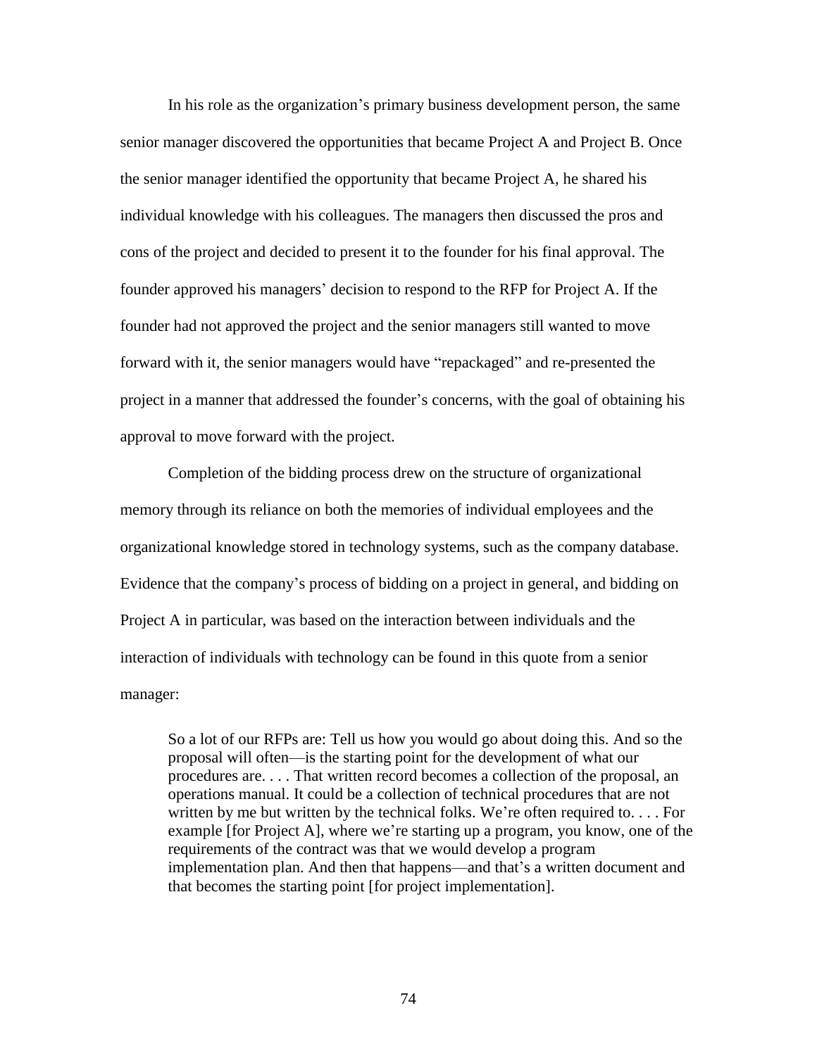In his role as the organization's primary business development person, the same senior manager discovered the opportunities that became Project A and Project B. Once the senior manager identified the opportunity that became Project A, he shared his individual knowledge with his colleagues. The managers then discussed the pros and cons of the project and decided to present it to the founder for his final approval. The founder approved his managers' decision to respond to the RFP for Project A. If the founder had not approved the project and the senior managers still wanted to move forward with it, the senior managers would have "repackaged" and re-presented the project in a manner that addressed the founder's concerns, with the goal of obtaining his approval to move forward with the project.

Completion of the bidding process drew on the structure of organizational memory through its reliance on both the memories of individual employees and the organizational knowledge stored in technology systems, such as the company database. Evidence that the company's process of bidding on a project in general, and bidding on Project A in particular, was based on the interaction between individuals and the interaction of individuals with technology can be found in this quote from a senior manager:

> So a lot of our RFPs are: Tell us how you would go about doing this. And so the proposal will often—is the starting point for the development of what our procedures are. . . . That written record becomes a collection of the proposal, an operations manual. It could be a collection of technical procedures that are not written by me but written by the technical folks. We're often required to. . . . For example [for Project A], where we're starting up a program, you know, one of the requirements of the contract was that we would develop a program implementation plan. And then that happens—and that's a written document and that becomes the starting point [for project implementation].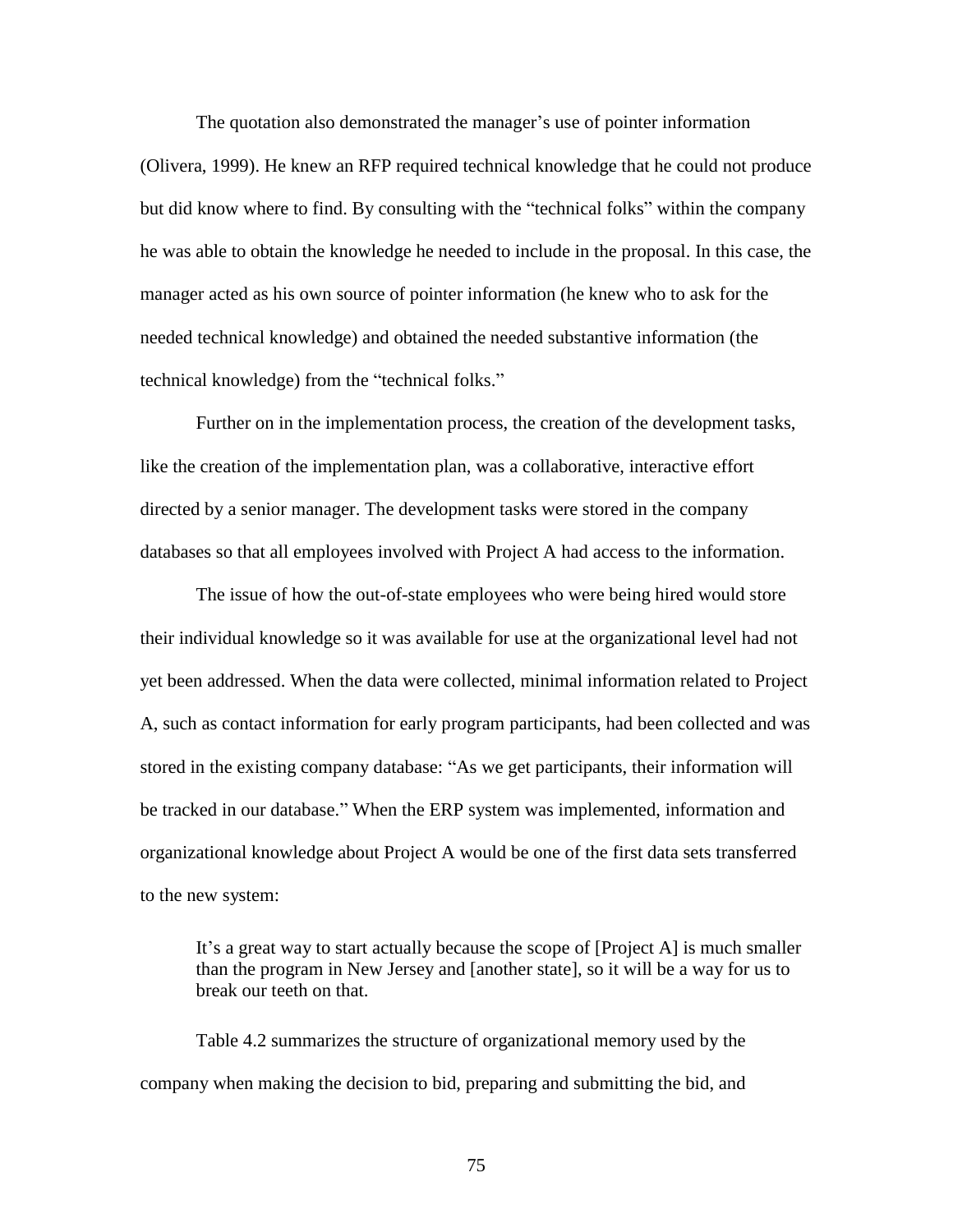The quotation also demonstrated the manager's use of pointer information (Olivera, 1999). He knew an RFP required technical knowledge that he could not produce but did know where to find. By consulting with the "technical folks" within the company he was able to obtain the knowledge he needed to include in the proposal. In this case, the manager acted as his own source of pointer information (he knew who to ask for the needed technical knowledge) and obtained the needed substantive information (the technical knowledge) from the "technical folks."

Further on in the implementation process, the creation of the development tasks, like the creation of the implementation plan, was a collaborative, interactive effort directed by a senior manager. The development tasks were stored in the company databases so that all employees involved with Project A had access to the information.

The issue of how the out-of-state employees who were being hired would store their individual knowledge so it was available for use at the organizational level had not yet been addressed. When the data were collected, minimal information related to Project A, such as contact information for early program participants, had been collected and was stored in the existing company database: "As we get participants, their information will be tracked in our database." When the ERP system was implemented, information and organizational knowledge about Project A would be one of the first data sets transferred to the new system:

> It's a great way to start actually because the scope of [Project A] is much smaller than the program in New Jersey and [another state], so it will be a way for us to break our teeth on that.

Table 4.2 summarizes the structure of organizational memory used by the company when making the decision to bid, preparing and submitting the bid, and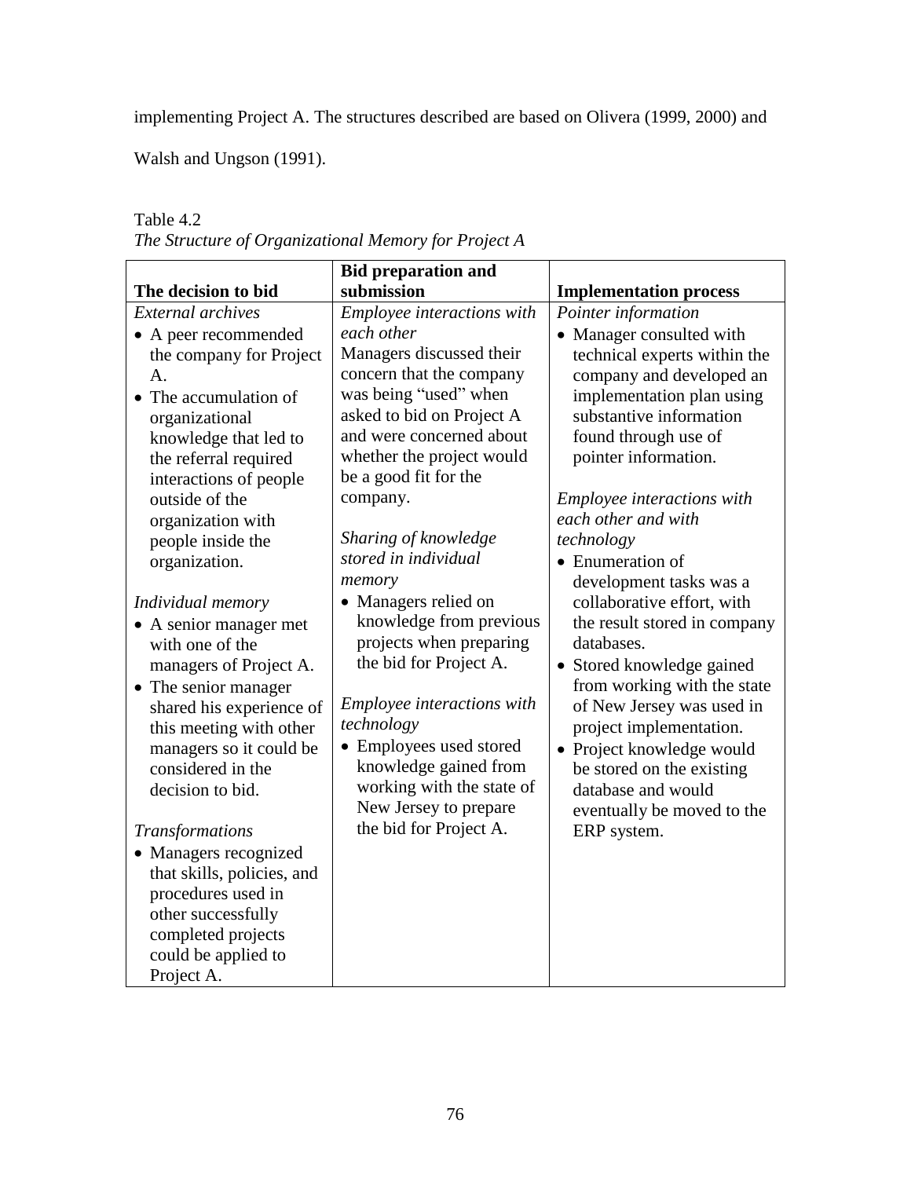implementing Project A. The structures described are based on Olivera (1999, 2000) and Walsh and Ungson (1991).

Table 4.2
*The Structure of Organizational Memory for Project A*

| **The decision to bid** | **Bid preparation and submission** | **Implementation process** |
|---|---|---|
| *External archives*<br>• A peer recommended the company for Project A.<br>• The accumulation of organizational knowledge that led to the referral required interactions of people outside of the organization with people inside the organization.<br><br>*Individual memory*<br>• A senior manager met with one of the managers of Project A.<br>• The senior manager shared his experience of this meeting with other managers so it could be considered in the decision to bid.<br><br>*Transformations*<br>• Managers recognized that skills, policies, and procedures used in other successfully completed projects could be applied to Project A. | *Employee interactions with each other*<br>Managers discussed their concern that the company was being "used" when asked to bid on Project A and were concerned about whether the project would be a good fit for the company.<br><br>*Sharing of knowledge stored in individual memory*<br>• Managers relied on knowledge from previous projects when preparing the bid for Project A.<br><br>*Employee interactions with technology*<br>• Employees used stored knowledge gained from working with the state of New Jersey to prepare the bid for Project A. | *Pointer information*<br>• Manager consulted with technical experts within the company and developed an implementation plan using substantive information found through use of pointer information.<br><br>*Employee interactions with each other and with technology*<br>• Enumeration of development tasks was a collaborative effort, with the result stored in company databases.<br>• Stored knowledge gained from working with the state of New Jersey was used in project implementation.<br>• Project knowledge would be stored on the existing database and would eventually be moved to the ERP system. |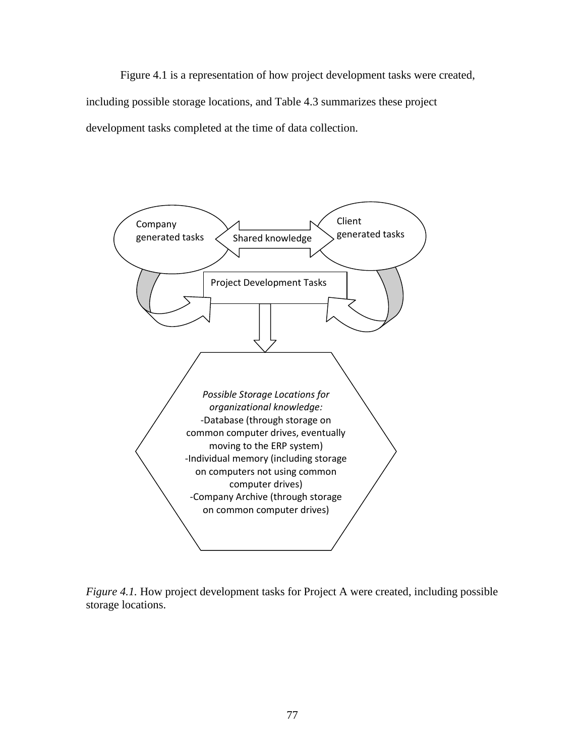Figure 4.1 is a representation of how project development tasks were created, including possible storage locations, and Table 4.3 summarizes these project development tasks completed at the time of data collection.

Company generated tasks

Shared knowledge

Client generated tasks

Project Development Tasks

*Possible Storage Locations for organizational knowledge:*
-Database (through storage on common computer drives, eventually moving to the ERP system)
-Individual memory (including storage on computers not using common computer drives)
-Company Archive (through storage on common computer drives)

*Figure 4.1.* How project development tasks for Project A were created, including possible storage locations.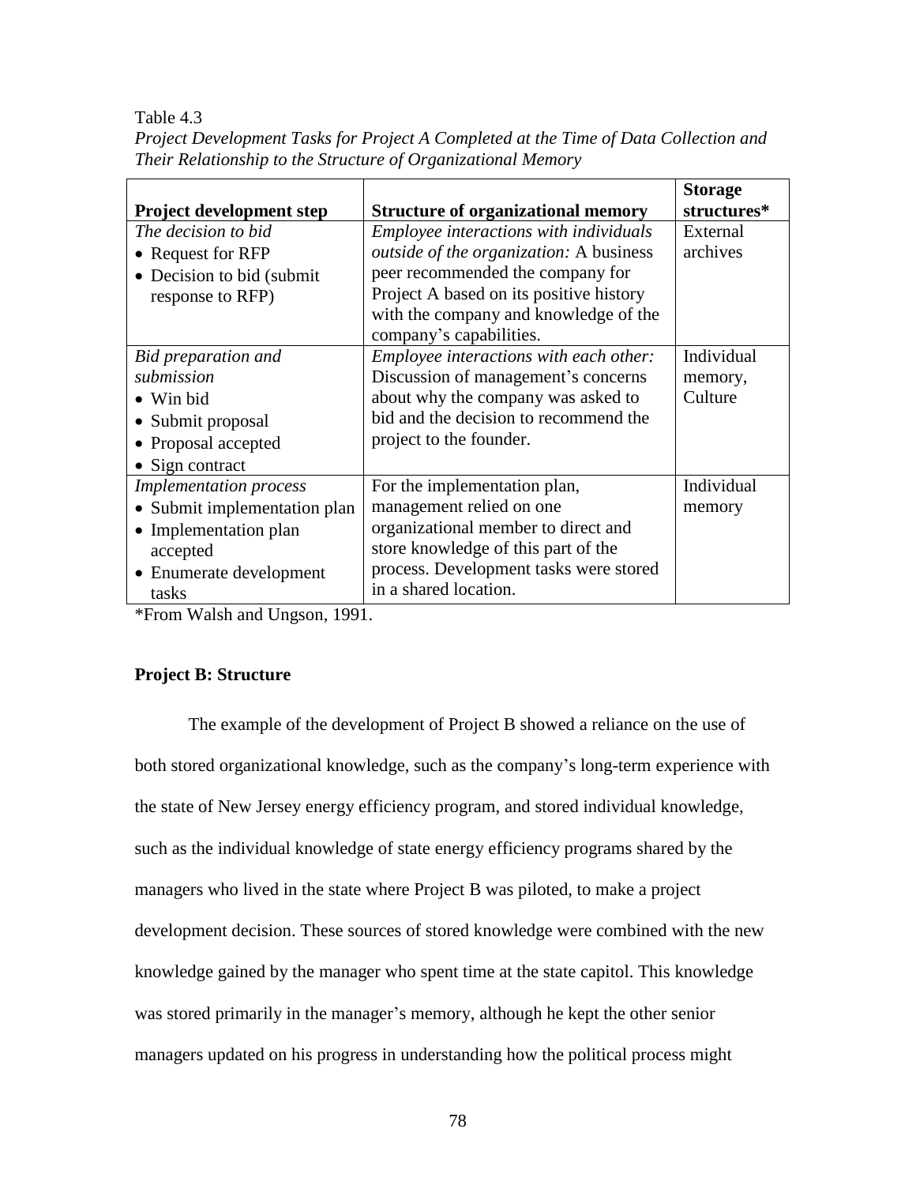Table 4.3

*Project Development Tasks for Project A Completed at the Time of Data Collection and Their Relationship to the Structure of Organizational Memory*

| **Project development step** | **Structure of organizational memory** | **Storage structures*** |
|---|---|---|
| *The decision to bid*<br>• Request for RFP<br>• Decision to bid (submit response to RFP) | *Employee interactions with individuals outside of the organization:* A business peer recommended the company for Project A based on its positive history with the company and knowledge of the company's capabilities. | External archives |
| *Bid preparation and submission*<br>• Win bid<br>• Submit proposal<br>• Proposal accepted<br>• Sign contract | *Employee interactions with each other:* Discussion of management's concerns about why the company was asked to bid and the decision to recommend the project to the founder. | Individual memory, Culture |
| *Implementation process*<br>• Submit implementation plan<br>• Implementation plan accepted<br>• Enumerate development tasks | For the implementation plan, management relied on one organizational member to direct and store knowledge of this part of the process. Development tasks were stored in a shared location. | Individual memory |

*From Walsh and Ungson, 1991.

**Project B: Structure**

The example of the development of Project B showed a reliance on the use of both stored organizational knowledge, such as the company's long-term experience with the state of New Jersey energy efficiency program, and stored individual knowledge, such as the individual knowledge of state energy efficiency programs shared by the managers who lived in the state where Project B was piloted, to make a project development decision. These sources of stored knowledge were combined with the new knowledge gained by the manager who spent time at the state capitol. This knowledge was stored primarily in the manager's memory, although he kept the other senior managers updated on his progress in understanding how the political process might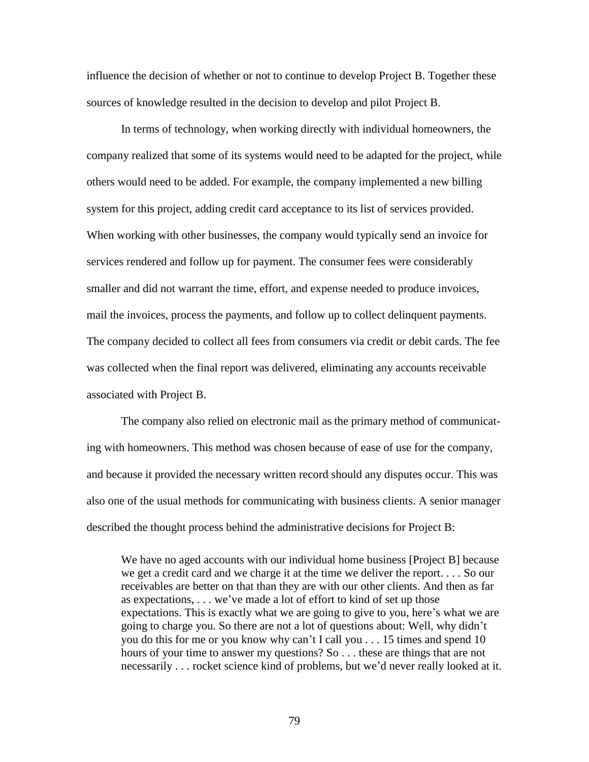influence the decision of whether or not to continue to develop Project B. Together these sources of knowledge resulted in the decision to develop and pilot Project B.

In terms of technology, when working directly with individual homeowners, the company realized that some of its systems would need to be adapted for the project, while others would need to be added. For example, the company implemented a new billing system for this project, adding credit card acceptance to its list of services provided. When working with other businesses, the company would typically send an invoice for services rendered and follow up for payment. The consumer fees were considerably smaller and did not warrant the time, effort, and expense needed to produce invoices, mail the invoices, process the payments, and follow up to collect delinquent payments. The company decided to collect all fees from consumers via credit or debit cards. The fee was collected when the final report was delivered, eliminating any accounts receivable associated with Project B.

The company also relied on electronic mail as the primary method of communicating with homeowners. This method was chosen because of ease of use for the company, and because it provided the necessary written record should any disputes occur. This was also one of the usual methods for communicating with business clients. A senior manager described the thought process behind the administrative decisions for Project B:

> We have no aged accounts with our individual home business [Project B] because we get a credit card and we charge it at the time we deliver the report. . . . So our receivables are better on that than they are with our other clients. And then as far as expectations, . . . we've made a lot of effort to kind of set up those expectations. This is exactly what we are going to give to you, here's what we are going to charge you. So there are not a lot of questions about: Well, why didn't you do this for me or you know why can't I call you . . . 15 times and spend 10 hours of your time to answer my questions? So . . . these are things that are not necessarily . . . rocket science kind of problems, but we'd never really looked at it.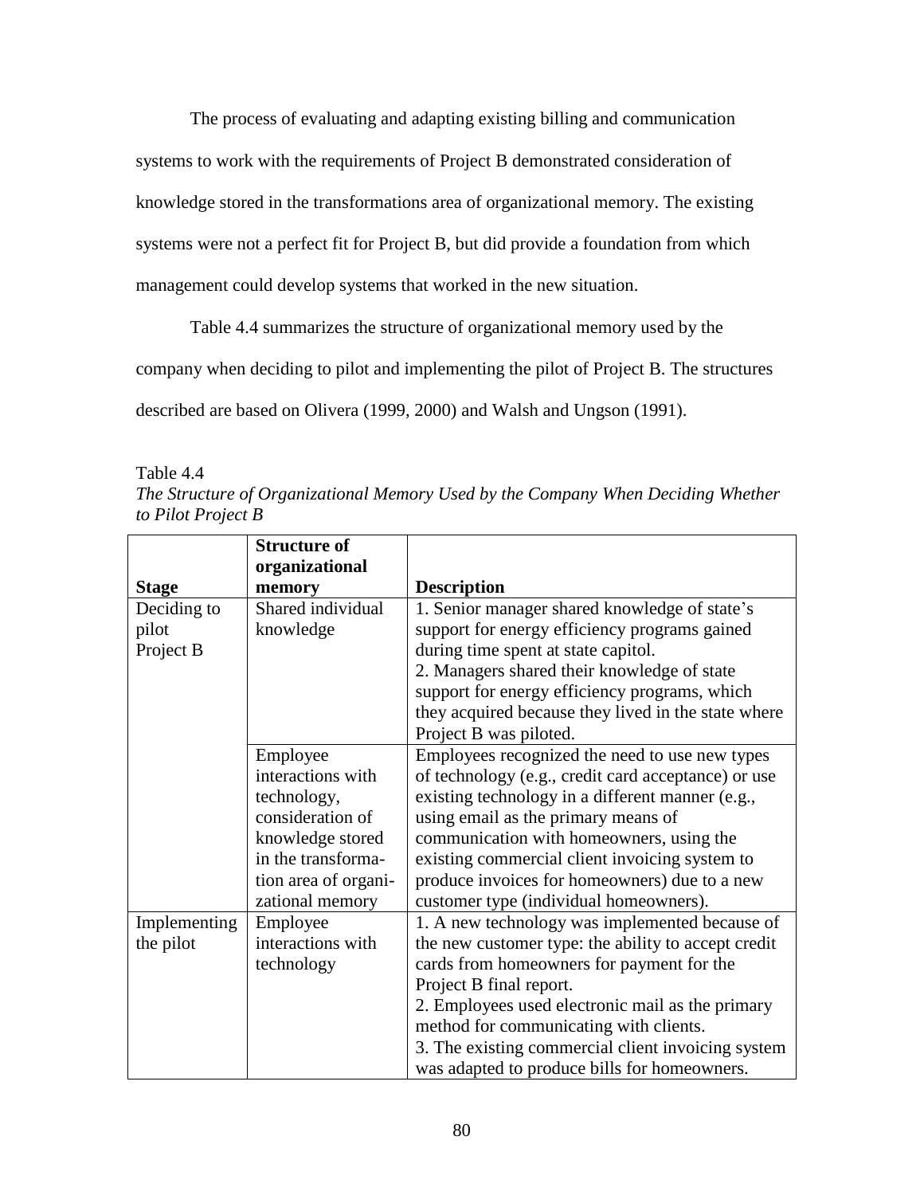The process of evaluating and adapting existing billing and communication systems to work with the requirements of Project B demonstrated consideration of knowledge stored in the transformations area of organizational memory. The existing systems were not a perfect fit for Project B, but did provide a foundation from which management could develop systems that worked in the new situation.

Table 4.4 summarizes the structure of organizational memory used by the company when deciding to pilot and implementing the pilot of Project B. The structures described are based on Olivera (1999, 2000) and Walsh and Ungson (1991).

Table 4.4

*The Structure of Organizational Memory Used by the Company When Deciding Whether to Pilot Project B*

| Stage | Structure of organizational memory | Description |
|---|---|---|
| Deciding to pilot Project B | Shared individual knowledge | 1. Senior manager shared knowledge of state's support for energy efficiency programs gained during time spent at state capitol. 2. Managers shared their knowledge of state support for energy efficiency programs, which they acquired because they lived in the state where Project B was piloted. |
| | Employee interactions with technology, consideration of knowledge stored in the transformation area of organizational memory | Employees recognized the need to use new types of technology (e.g., credit card acceptance) or use existing technology in a different manner (e.g., using email as the primary means of communication with homeowners, using the existing commercial client invoicing system to produce invoices for homeowners) due to a new customer type (individual homeowners). |
| Implementing the pilot | Employee interactions with technology | 1. A new technology was implemented because of the new customer type: the ability to accept credit cards from homeowners for payment for the Project B final report. 2. Employees used electronic mail as the primary method for communicating with clients. 3. The existing commercial client invoicing system was adapted to produce bills for homeowners. |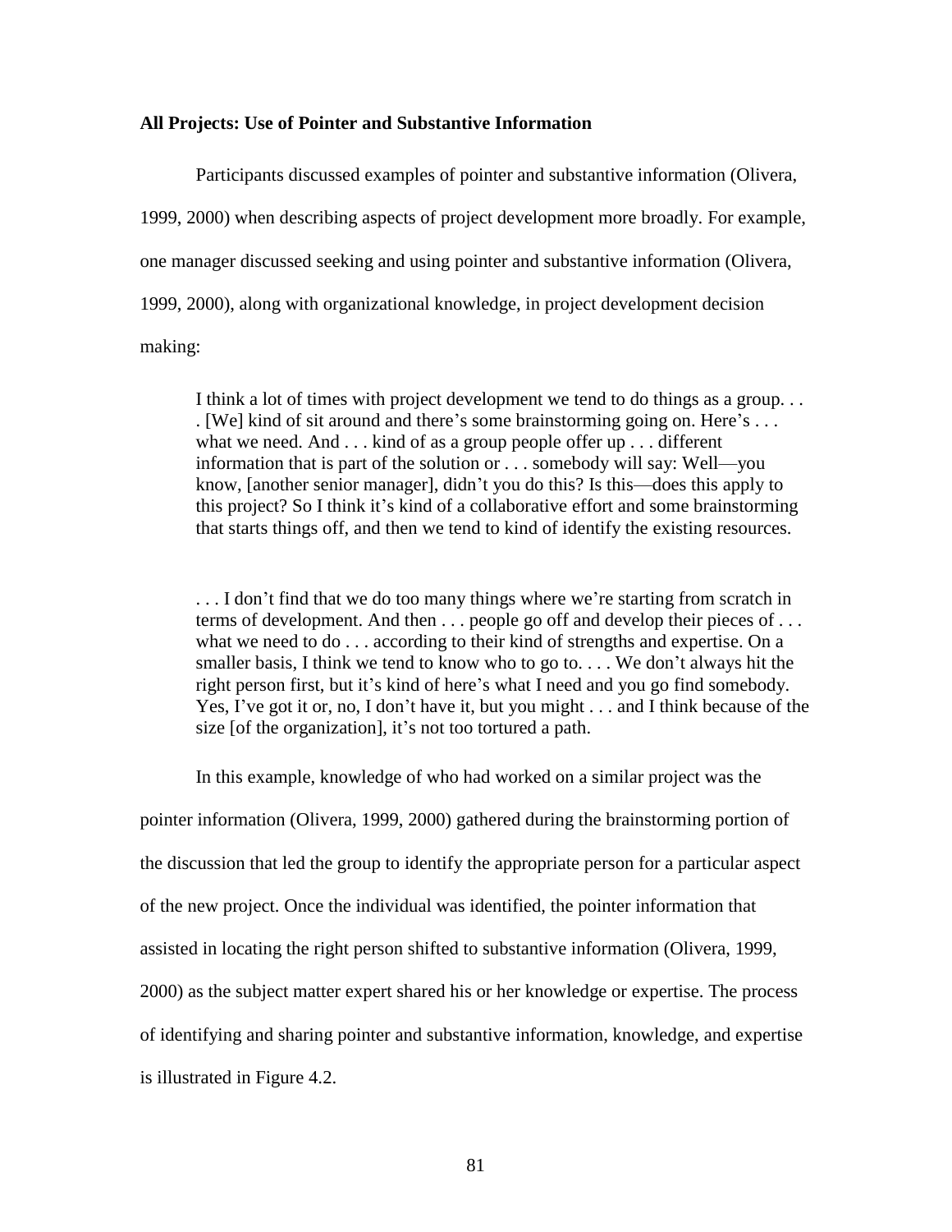**All Projects: Use of Pointer and Substantive Information**

Participants discussed examples of pointer and substantive information (Olivera, 1999, 2000) when describing aspects of project development more broadly. For example, one manager discussed seeking and using pointer and substantive information (Olivera, 1999, 2000), along with organizational knowledge, in project development decision making:

> I think a lot of times with project development we tend to do things as a group. . . . [We] kind of sit around and there's some brainstorming going on. Here's . . . what we need. And . . . kind of as a group people offer up . . . different information that is part of the solution or . . . somebody will say: Well—you know, [another senior manager], didn't you do this? Is this—does this apply to this project? So I think it's kind of a collaborative effort and some brainstorming that starts things off, and then we tend to kind of identify the existing resources.
>
> . . . I don't find that we do too many things where we're starting from scratch in terms of development. And then . . . people go off and develop their pieces of . . . what we need to do . . . according to their kind of strengths and expertise. On a smaller basis, I think we tend to know who to go to. . . . We don't always hit the right person first, but it's kind of here's what I need and you go find somebody. Yes, I've got it or, no, I don't have it, but you might . . . and I think because of the size [of the organization], it's not too tortured a path.

In this example, knowledge of who had worked on a similar project was the pointer information (Olivera, 1999, 2000) gathered during the brainstorming portion of the discussion that led the group to identify the appropriate person for a particular aspect of the new project. Once the individual was identified, the pointer information that assisted in locating the right person shifted to substantive information (Olivera, 1999, 2000) as the subject matter expert shared his or her knowledge or expertise. The process of identifying and sharing pointer and substantive information, knowledge, and expertise is illustrated in Figure 4.2.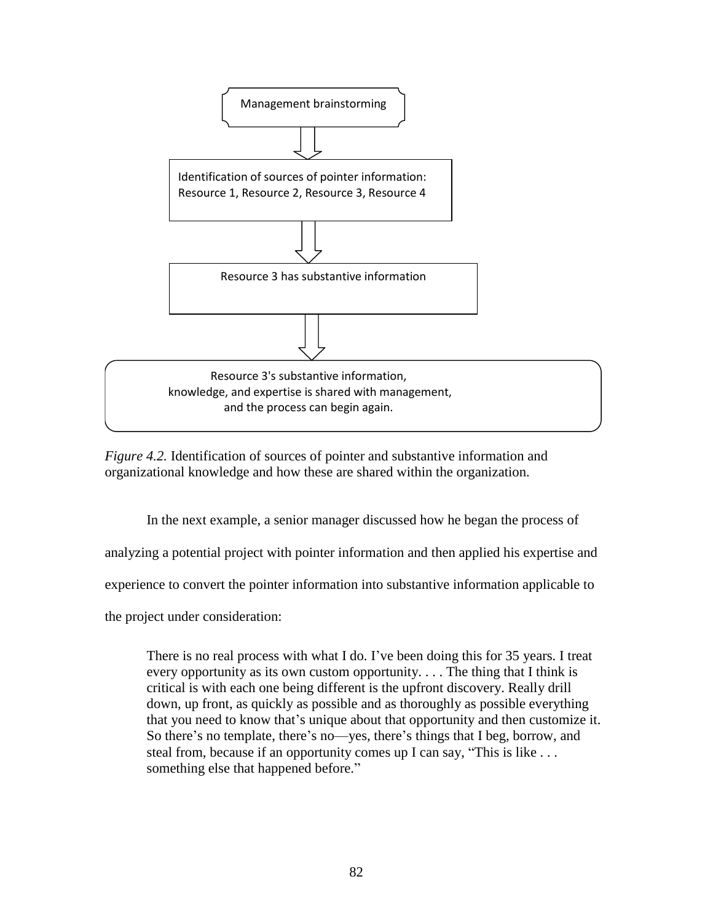Management brainstorming

Identification of sources of pointer information:
Resource 1, Resource 2, Resource 3, Resource 4

Resource 3 has substantive information

Resource 3's substantive information, knowledge, and expertise is shared with management, and the process can begin again.

*Figure 4.2.* Identification of sources of pointer and substantive information and organizational knowledge and how these are shared within the organization.

In the next example, a senior manager discussed how he began the process of analyzing a potential project with pointer information and then applied his expertise and experience to convert the pointer information into substantive information applicable to the project under consideration:

> There is no real process with what I do. I've been doing this for 35 years. I treat every opportunity as its own custom opportunity. . . . The thing that I think is critical is with each one being different is the upfront discovery. Really drill down, up front, as quickly as possible and as thoroughly as possible everything that you need to know that's unique about that opportunity and then customize it. So there's no template, there's no—yes, there's things that I beg, borrow, and steal from, because if an opportunity comes up I can say, "This is like . . . something else that happened before."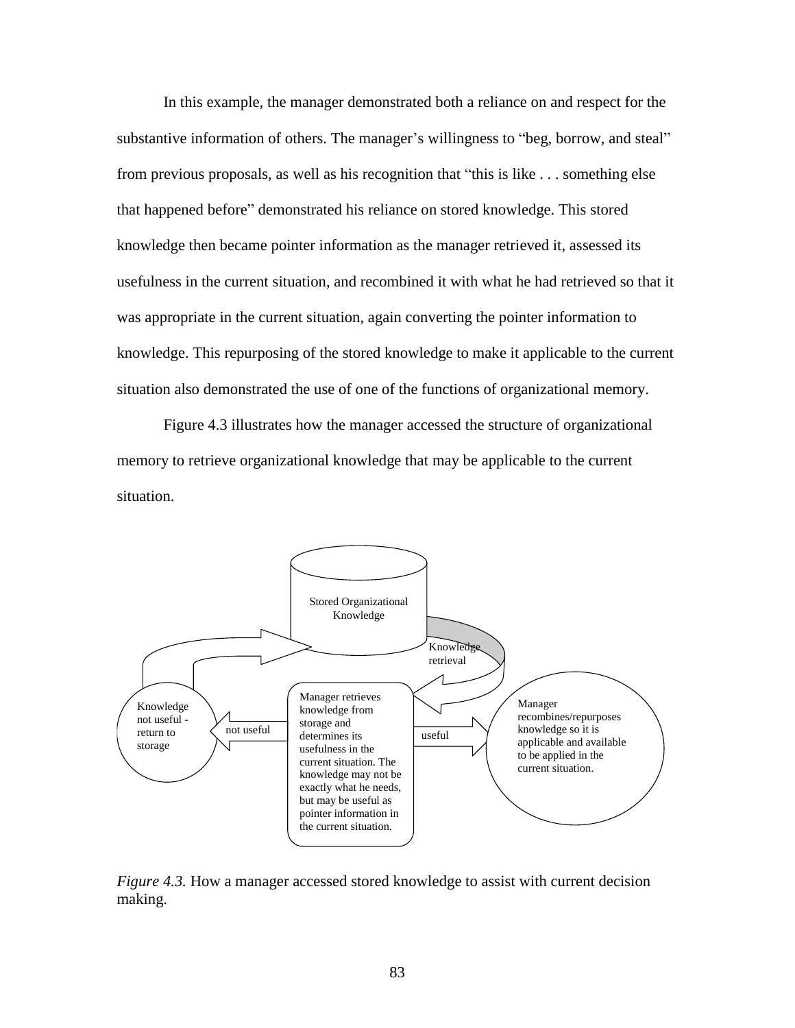In this example, the manager demonstrated both a reliance on and respect for the substantive information of others. The manager's willingness to "beg, borrow, and steal" from previous proposals, as well as his recognition that "this is like . . . something else that happened before" demonstrated his reliance on stored knowledge. This stored knowledge then became pointer information as the manager retrieved it, assessed its usefulness in the current situation, and recombined it with what he had retrieved so that it was appropriate in the current situation, again converting the pointer information to knowledge. This repurposing of the stored knowledge to make it applicable to the current situation also demonstrated the use of one of the functions of organizational memory.

Figure 4.3 illustrates how the manager accessed the structure of organizational memory to retrieve organizational knowledge that may be applicable to the current situation.

Stored Organizational Knowledge

Knowledge retrieval

Knowledge not useful - return to storage

not useful

Manager retrieves knowledge from storage and determines its usefulness in the current situation. The knowledge may not be exactly what he needs, but may be useful as pointer information in the current situation.

useful

Manager recombines/repurposes knowledge so it is applicable and available to be applied in the current situation.

*Figure 4.3.* How a manager accessed stored knowledge to assist with current decision making.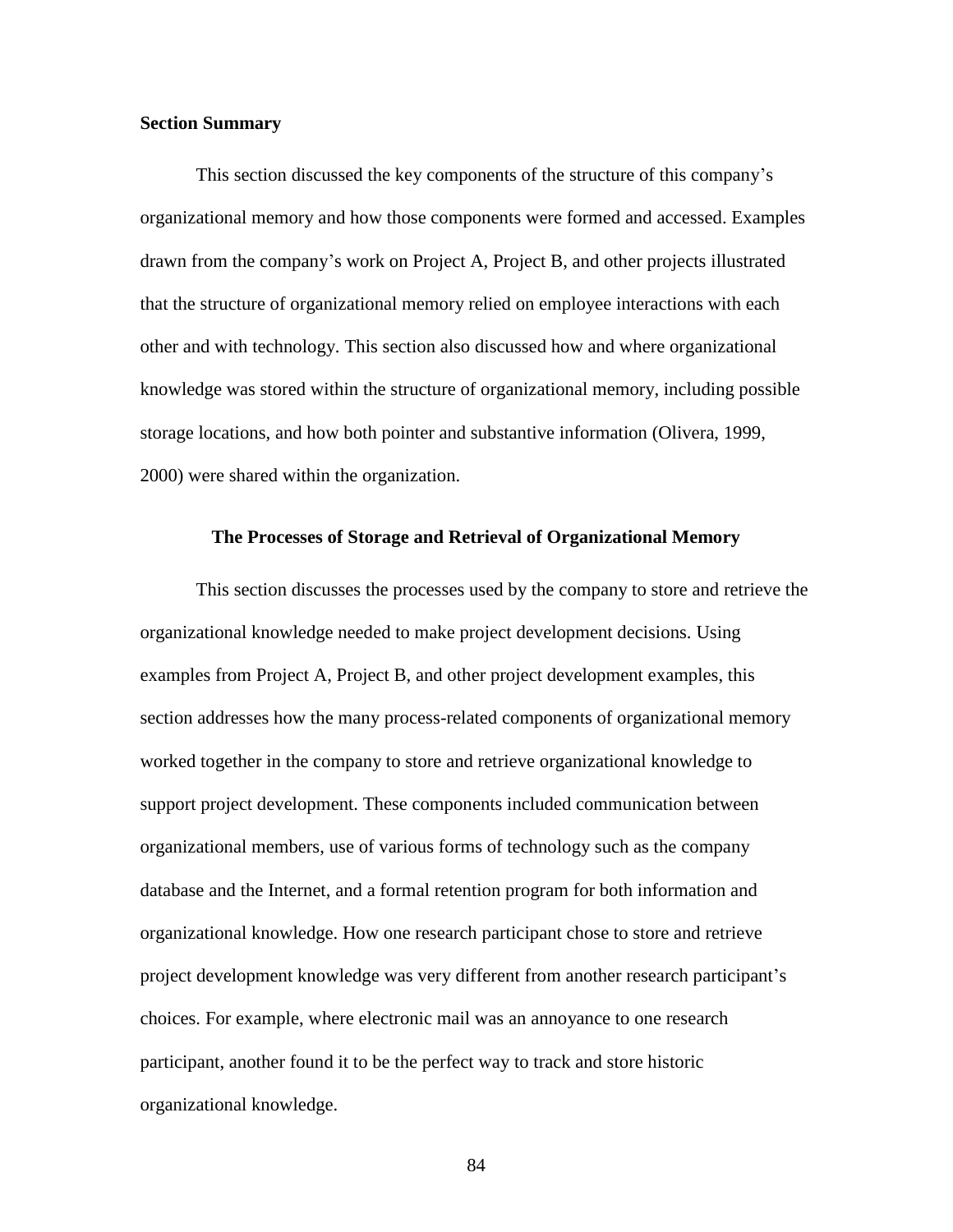**Section Summary**

This section discussed the key components of the structure of this company's organizational memory and how those components were formed and accessed. Examples drawn from the company's work on Project A, Project B, and other projects illustrated that the structure of organizational memory relied on employee interactions with each other and with technology. This section also discussed how and where organizational knowledge was stored within the structure of organizational memory, including possible storage locations, and how both pointer and substantive information (Olivera, 1999, 2000) were shared within the organization.

## The Processes of Storage and Retrieval of Organizational Memory

This section discusses the processes used by the company to store and retrieve the organizational knowledge needed to make project development decisions. Using examples from Project A, Project B, and other project development examples, this section addresses how the many process-related components of organizational memory worked together in the company to store and retrieve organizational knowledge to support project development. These components included communication between organizational members, use of various forms of technology such as the company database and the Internet, and a formal retention program for both information and organizational knowledge. How one research participant chose to store and retrieve project development knowledge was very different from another research participant's choices. For example, where electronic mail was an annoyance to one research participant, another found it to be the perfect way to track and store historic organizational knowledge.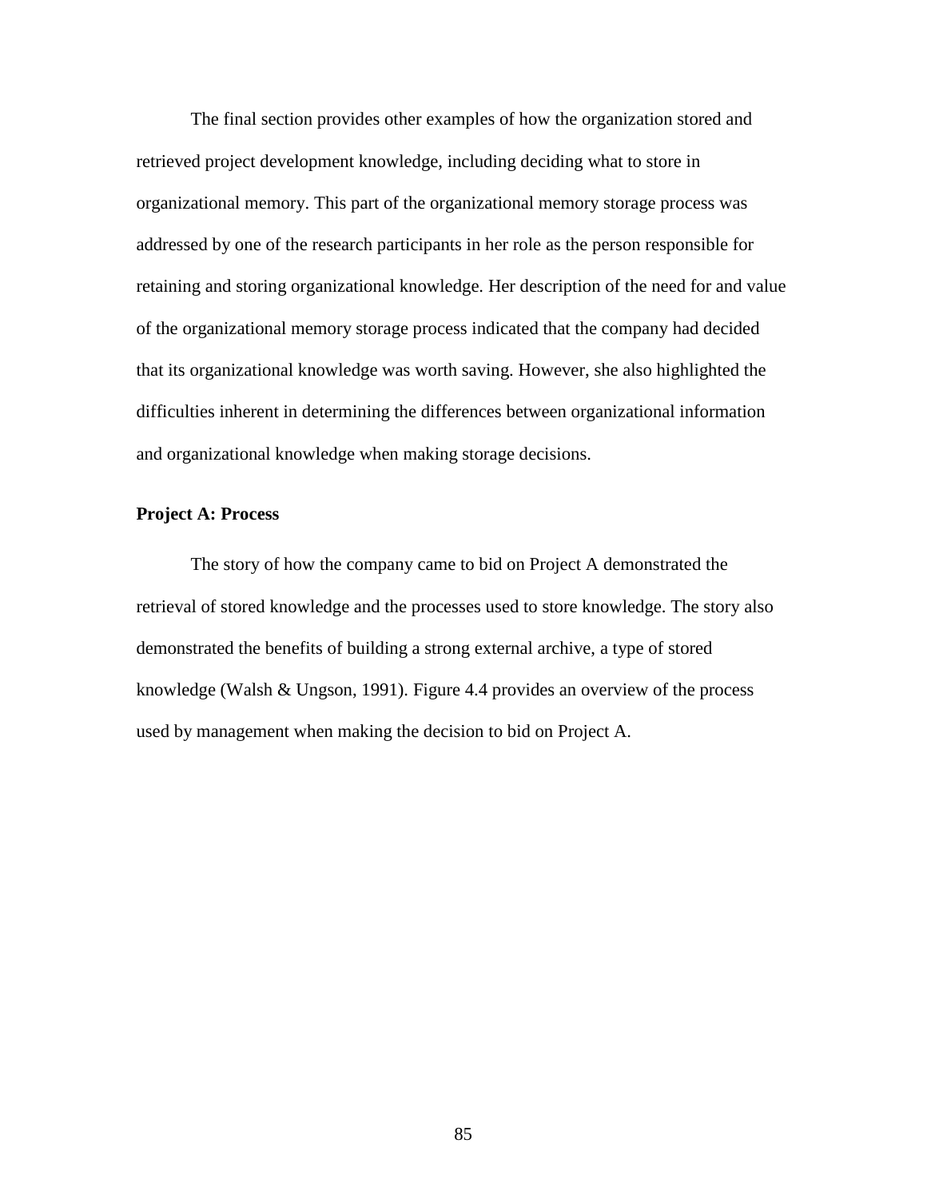The final section provides other examples of how the organization stored and retrieved project development knowledge, including deciding what to store in organizational memory. This part of the organizational memory storage process was addressed by one of the research participants in her role as the person responsible for retaining and storing organizational knowledge. Her description of the need for and value of the organizational memory storage process indicated that the company had decided that its organizational knowledge was worth saving. However, she also highlighted the difficulties inherent in determining the differences between organizational information and organizational knowledge when making storage decisions.

**Project A: Process**

The story of how the company came to bid on Project A demonstrated the retrieval of stored knowledge and the processes used to store knowledge. The story also demonstrated the benefits of building a strong external archive, a type of stored knowledge (Walsh & Ungson, 1991). Figure 4.4 provides an overview of the process used by management when making the decision to bid on Project A.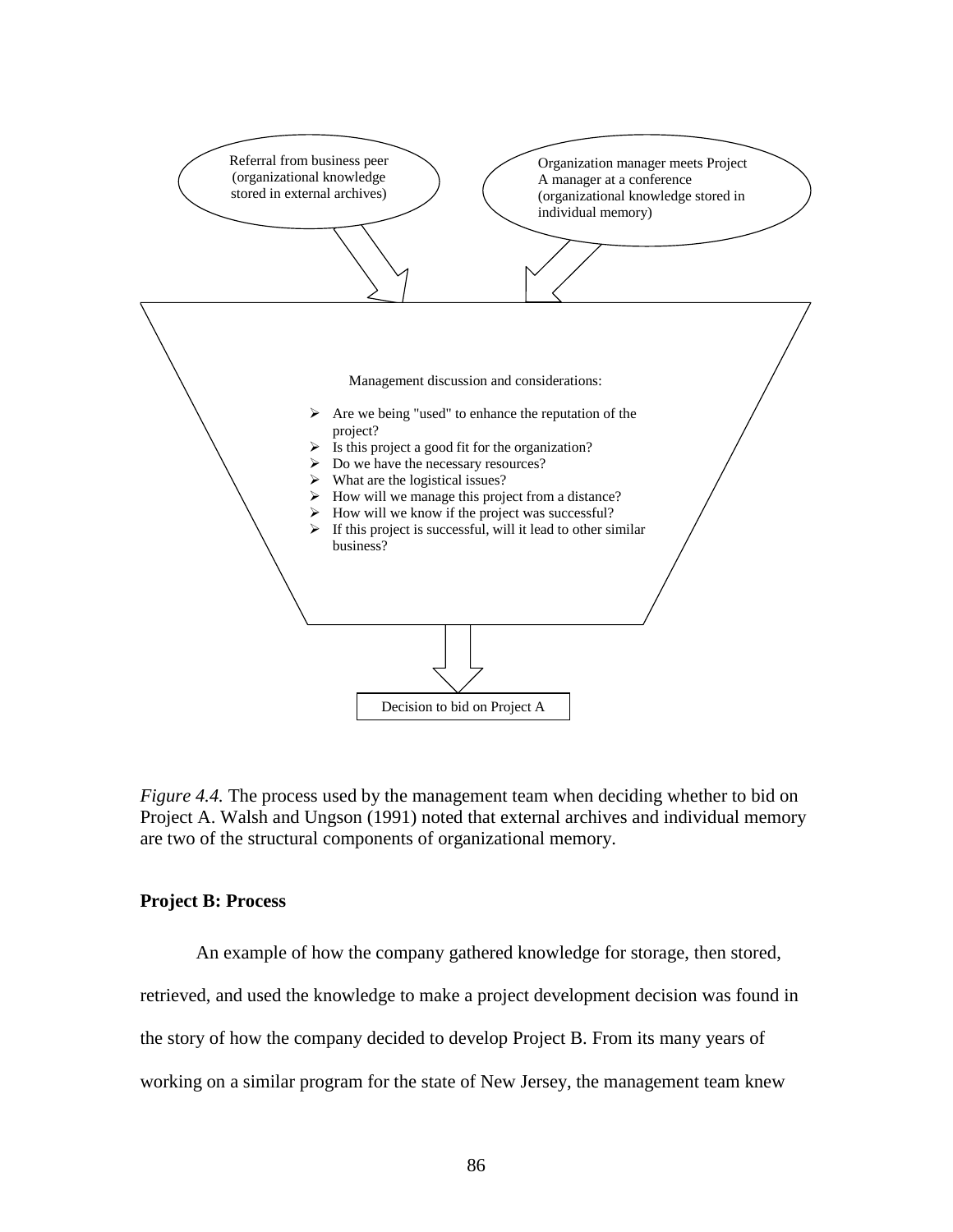Referral from business peer (organizational knowledge stored in external archives)

Organization manager meets Project A manager at a conference (organizational knowledge stored in individual memory)

Management discussion and considerations:

- Are we being "used" to enhance the reputation of the project?
- Is this project a good fit for the organization?
- Do we have the necessary resources?
- What are the logistical issues?
- How will we manage this project from a distance?
- How will we know if the project was successful?
- If this project is successful, will it lead to other similar business?

Decision to bid on Project A

*Figure 4.4.* The process used by the management team when deciding whether to bid on Project A. Walsh and Ungson (1991) noted that external archives and individual memory are two of the structural components of organizational memory.

**Project B: Process**

An example of how the company gathered knowledge for storage, then stored, retrieved, and used the knowledge to make a project development decision was found in the story of how the company decided to develop Project B. From its many years of working on a similar program for the state of New Jersey, the management team knew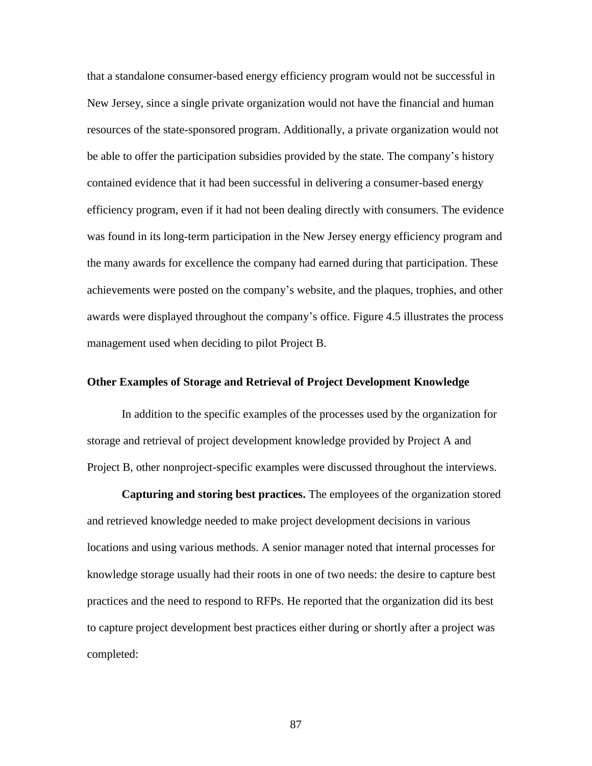that a standalone consumer-based energy efficiency program would not be successful in New Jersey, since a single private organization would not have the financial and human resources of the state-sponsored program. Additionally, a private organization would not be able to offer the participation subsidies provided by the state. The company's history contained evidence that it had been successful in delivering a consumer-based energy efficiency program, even if it had not been dealing directly with consumers. The evidence was found in its long-term participation in the New Jersey energy efficiency program and the many awards for excellence the company had earned during that participation. These achievements were posted on the company's website, and the plaques, trophies, and other awards were displayed throughout the company's office. Figure 4.5 illustrates the process management used when deciding to pilot Project B.

### Other Examples of Storage and Retrieval of Project Development Knowledge

In addition to the specific examples of the processes used by the organization for storage and retrieval of project development knowledge provided by Project A and Project B, other nonproject-specific examples were discussed throughout the interviews.

**Capturing and storing best practices.** The employees of the organization stored and retrieved knowledge needed to make project development decisions in various locations and using various methods. A senior manager noted that internal processes for knowledge storage usually had their roots in one of two needs: the desire to capture best practices and the need to respond to RFPs. He reported that the organization did its best to capture project development best practices either during or shortly after a project was completed: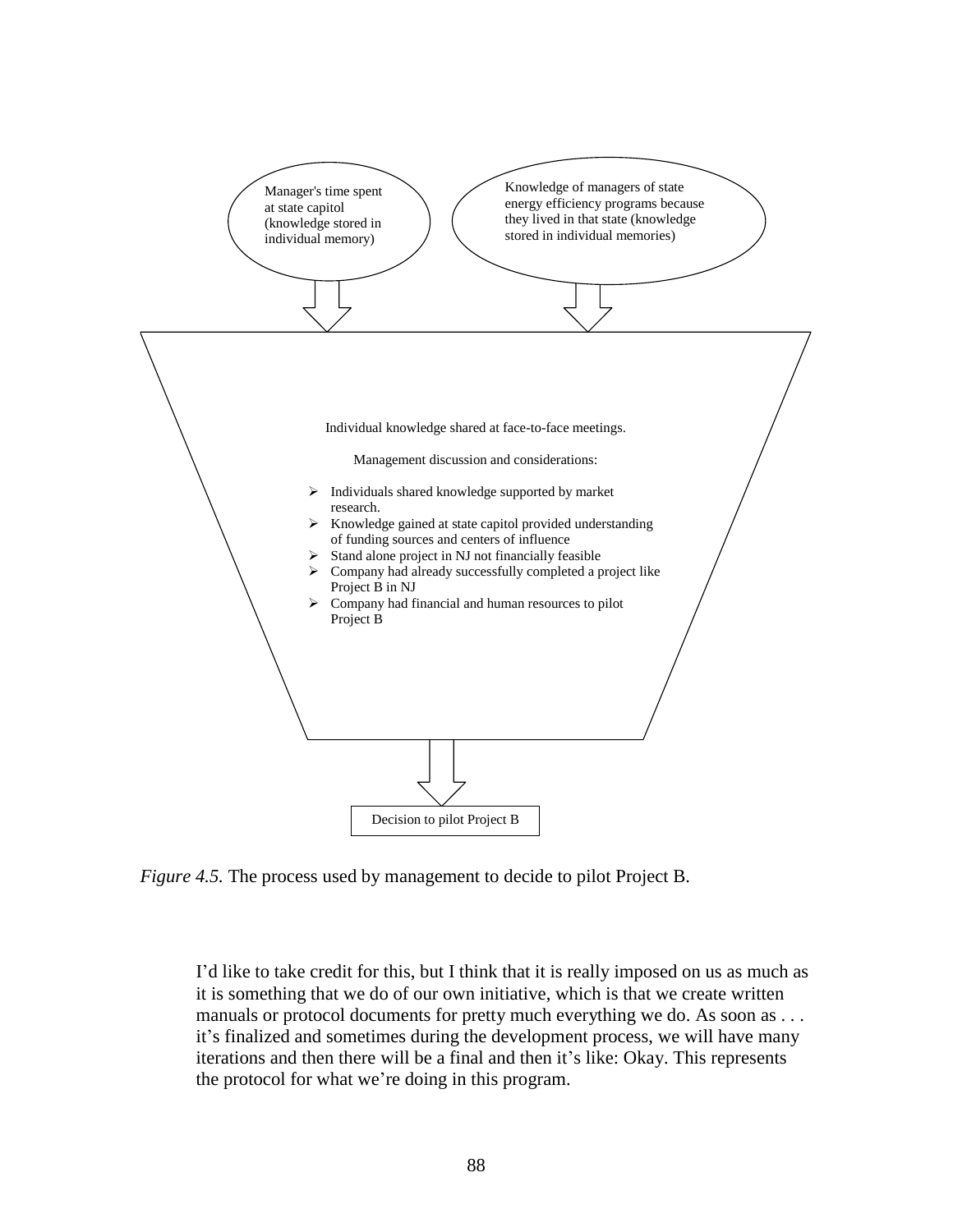Manager's time spent at state capitol (knowledge stored in individual memory)

Knowledge of managers of state energy efficiency programs because they lived in that state (knowledge stored in individual memories)

Individual knowledge shared at face-to-face meetings.

Management discussion and considerations:

- Individuals shared knowledge supported by market research.
- Knowledge gained at state capitol provided understanding of funding sources and centers of influence
- Stand alone project in NJ not financially feasible
- Company had already successfully completed a project like Project B in NJ
- Company had financial and human resources to pilot Project B

Decision to pilot Project B

*Figure 4.5.* The process used by management to decide to pilot Project B.

> I'd like to take credit for this, but I think that it is really imposed on us as much as it is something that we do of our own initiative, which is that we create written manuals or protocol documents for pretty much everything we do. As soon as . . . it's finalized and sometimes during the development process, we will have many iterations and then there will be a final and then it's like: Okay. This represents the protocol for what we're doing in this program.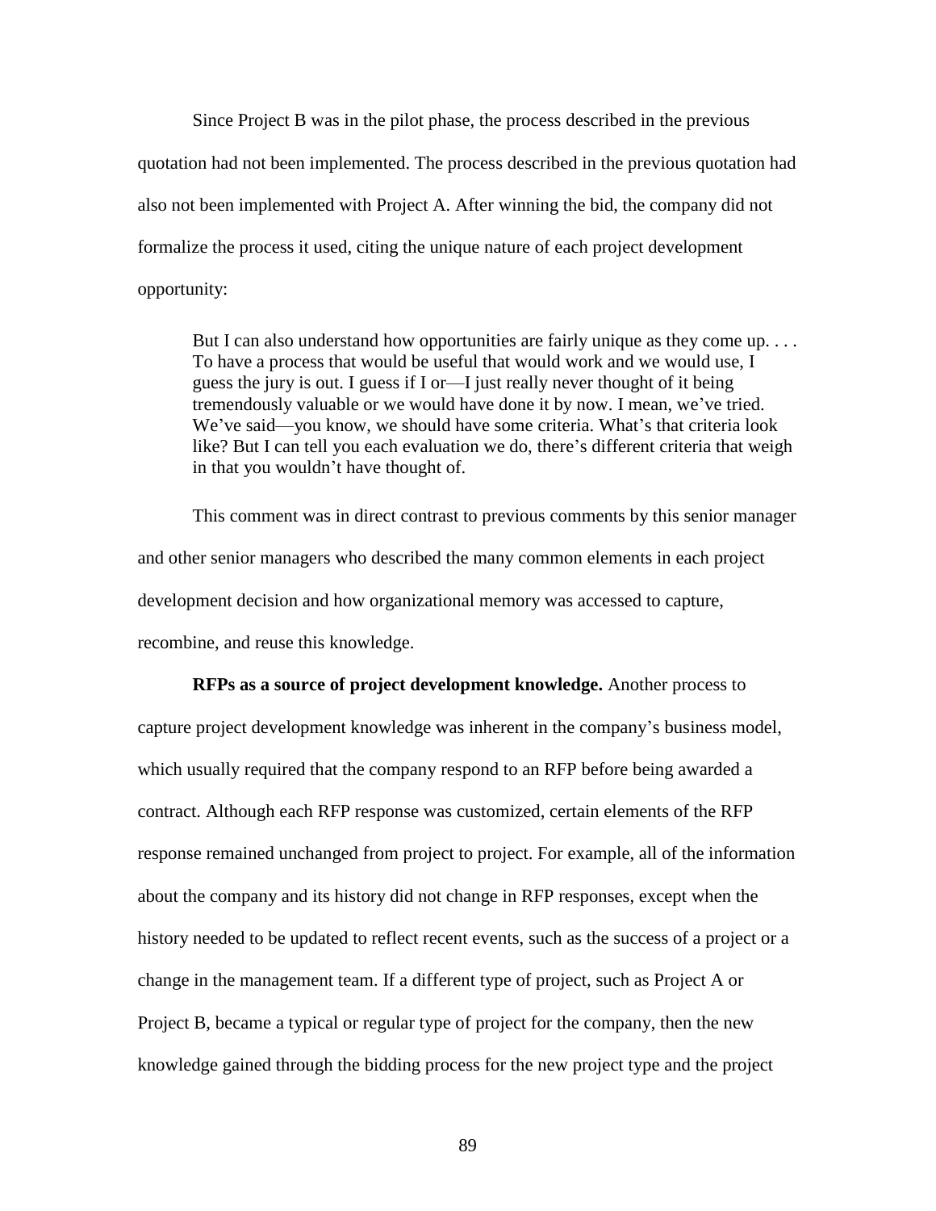Since Project B was in the pilot phase, the process described in the previous quotation had not been implemented. The process described in the previous quotation had also not been implemented with Project A. After winning the bid, the company did not formalize the process it used, citing the unique nature of each project development opportunity:

> But I can also understand how opportunities are fairly unique as they come up. . . . To have a process that would be useful that would work and we would use, I guess the jury is out. I guess if I or—I just really never thought of it being tremendously valuable or we would have done it by now. I mean, we've tried. We've said—you know, we should have some criteria. What's that criteria look like? But I can tell you each evaluation we do, there's different criteria that weigh in that you wouldn't have thought of.

This comment was in direct contrast to previous comments by this senior manager and other senior managers who described the many common elements in each project development decision and how organizational memory was accessed to capture, recombine, and reuse this knowledge.

**RFPs as a source of project development knowledge.** Another process to capture project development knowledge was inherent in the company's business model, which usually required that the company respond to an RFP before being awarded a contract. Although each RFP response was customized, certain elements of the RFP response remained unchanged from project to project. For example, all of the information about the company and its history did not change in RFP responses, except when the history needed to be updated to reflect recent events, such as the success of a project or a change in the management team. If a different type of project, such as Project A or Project B, became a typical or regular type of project for the company, then the new knowledge gained through the bidding process for the new project type and the project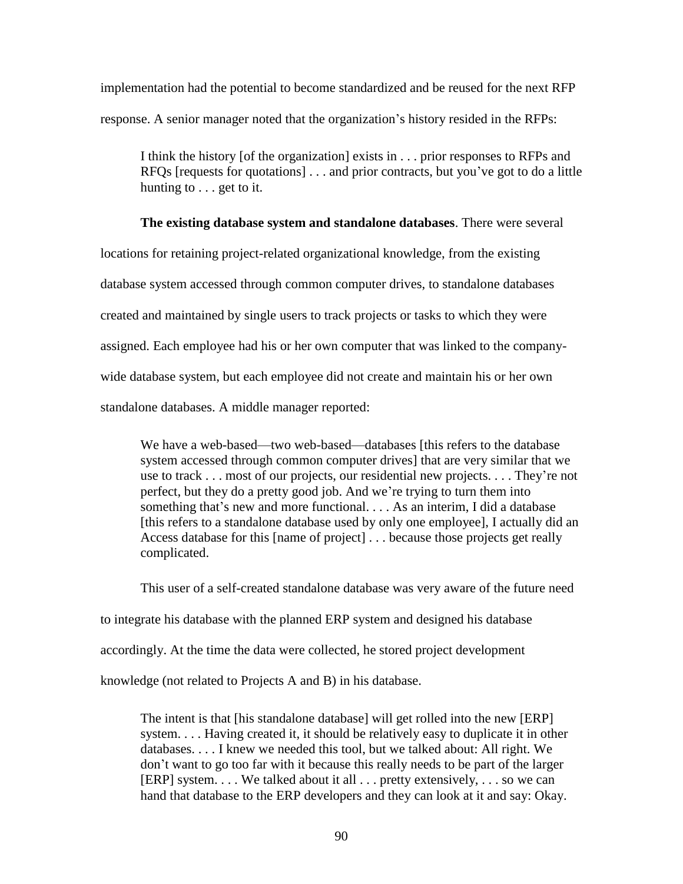implementation had the potential to become standardized and be reused for the next RFP response. A senior manager noted that the organization's history resided in the RFPs:

> I think the history [of the organization] exists in . . . prior responses to RFPs and RFQs [requests for quotations] . . . and prior contracts, but you've got to do a little hunting to . . . get to it.

**The existing database system and standalone databases**. There were several locations for retaining project-related organizational knowledge, from the existing database system accessed through common computer drives, to standalone databases created and maintained by single users to track projects or tasks to which they were assigned. Each employee had his or her own computer that was linked to the company-wide database system, but each employee did not create and maintain his or her own standalone databases. A middle manager reported:

> We have a web-based—two web-based—databases [this refers to the database system accessed through common computer drives] that are very similar that we use to track . . . most of our projects, our residential new projects. . . . They're not perfect, but they do a pretty good job. And we're trying to turn them into something that's new and more functional. . . . As an interim, I did a database [this refers to a standalone database used by only one employee], I actually did an Access database for this [name of project] . . . because those projects get really complicated.

This user of a self-created standalone database was very aware of the future need to integrate his database with the planned ERP system and designed his database accordingly. At the time the data were collected, he stored project development knowledge (not related to Projects A and B) in his database.

> The intent is that [his standalone database] will get rolled into the new [ERP] system. . . . Having created it, it should be relatively easy to duplicate it in other databases. . . . I knew we needed this tool, but we talked about: All right. We don't want to go too far with it because this really needs to be part of the larger [ERP] system. . . . We talked about it all . . . pretty extensively, . . . so we can hand that database to the ERP developers and they can look at it and say: Okay.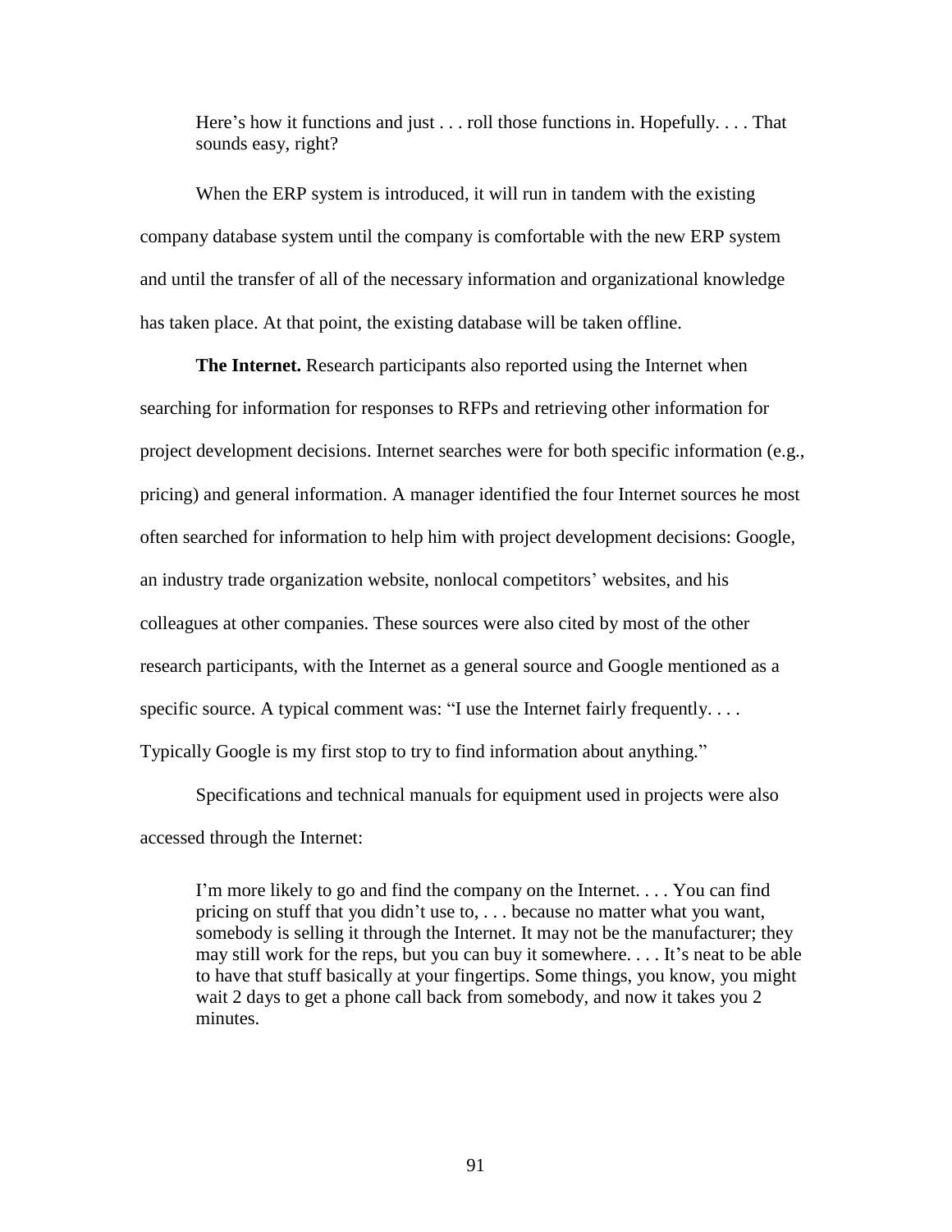> Here's how it functions and just . . . roll those functions in. Hopefully. . . . That sounds easy, right?

When the ERP system is introduced, it will run in tandem with the existing company database system until the company is comfortable with the new ERP system and until the transfer of all of the necessary information and organizational knowledge has taken place. At that point, the existing database will be taken offline.

**The Internet.** Research participants also reported using the Internet when searching for information for responses to RFPs and retrieving other information for project development decisions. Internet searches were for both specific information (e.g., pricing) and general information. A manager identified the four Internet sources he most often searched for information to help him with project development decisions: Google, an industry trade organization website, nonlocal competitors' websites, and his colleagues at other companies. These sources were also cited by most of the other research participants, with the Internet as a general source and Google mentioned as a specific source. A typical comment was: "I use the Internet fairly frequently. . . . Typically Google is my first stop to try to find information about anything."

Specifications and technical manuals for equipment used in projects were also accessed through the Internet:

> I'm more likely to go and find the company on the Internet. . . . You can find pricing on stuff that you didn't use to, . . . because no matter what you want, somebody is selling it through the Internet. It may not be the manufacturer; they may still work for the reps, but you can buy it somewhere. . . . It's neat to be able to have that stuff basically at your fingertips. Some things, you know, you might wait 2 days to get a phone call back from somebody, and now it takes you 2 minutes.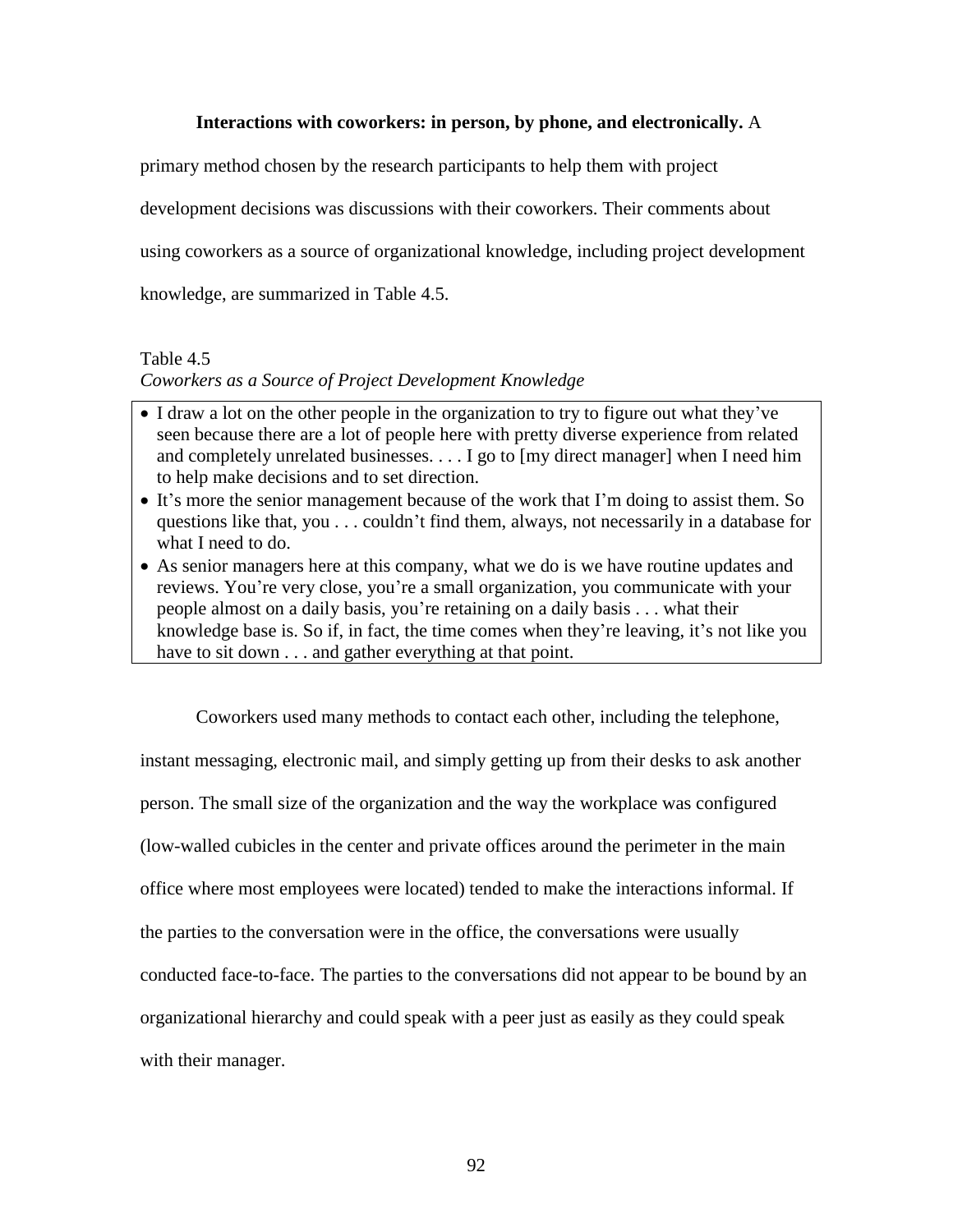**Interactions with coworkers: in person, by phone, and electronically.** A primary method chosen by the research participants to help them with project development decisions was discussions with their coworkers. Their comments about using coworkers as a source of organizational knowledge, including project development knowledge, are summarized in Table 4.5.

Table 4.5
*Coworkers as a Source of Project Development Knowledge*

- I draw a lot on the other people in the organization to try to figure out what they've seen because there are a lot of people here with pretty diverse experience from related and completely unrelated businesses. . . . I go to [my direct manager] when I need him to help make decisions and to set direction.
- It's more the senior management because of the work that I'm doing to assist them. So questions like that, you . . . couldn't find them, always, not necessarily in a database for what I need to do.
- As senior managers here at this company, what we do is we have routine updates and reviews. You're very close, you're a small organization, you communicate with your people almost on a daily basis, you're retaining on a daily basis . . . what their knowledge base is. So if, in fact, the time comes when they're leaving, it's not like you have to sit down . . . and gather everything at that point.

Coworkers used many methods to contact each other, including the telephone, instant messaging, electronic mail, and simply getting up from their desks to ask another person. The small size of the organization and the way the workplace was configured (low-walled cubicles in the center and private offices around the perimeter in the main office where most employees were located) tended to make the interactions informal. If the parties to the conversation were in the office, the conversations were usually conducted face-to-face. The parties to the conversations did not appear to be bound by an organizational hierarchy and could speak with a peer just as easily as they could speak with their manager.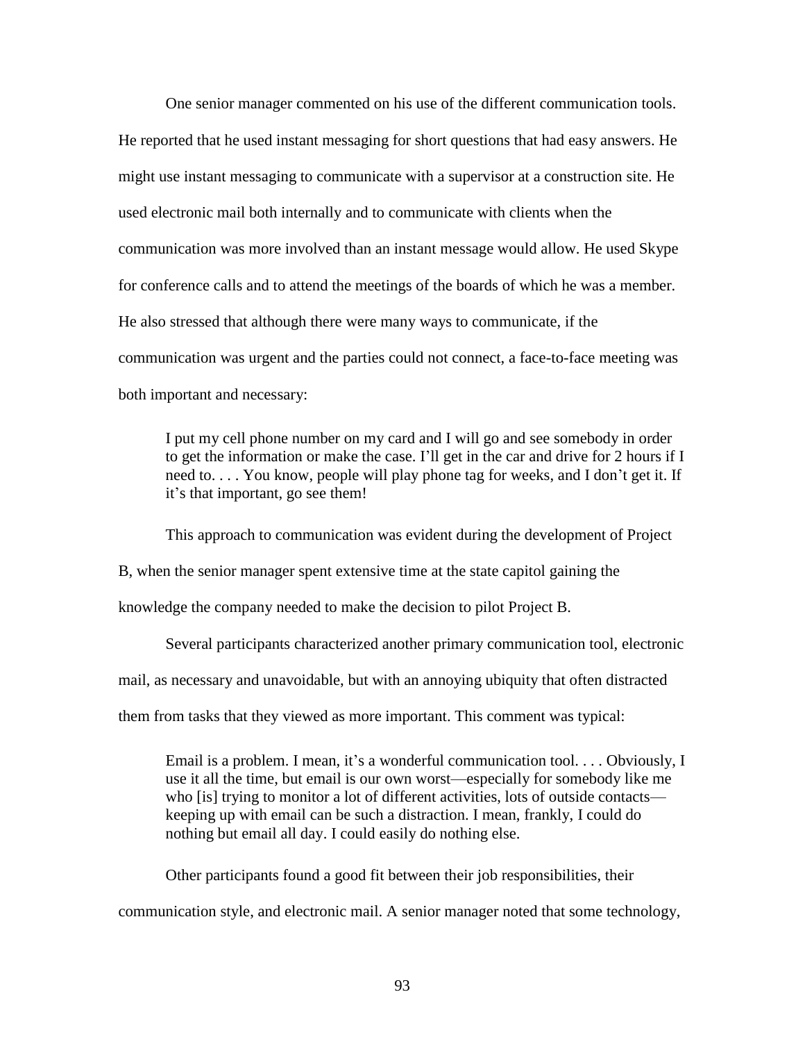One senior manager commented on his use of the different communication tools. He reported that he used instant messaging for short questions that had easy answers. He might use instant messaging to communicate with a supervisor at a construction site. He used electronic mail both internally and to communicate with clients when the communication was more involved than an instant message would allow. He used Skype for conference calls and to attend the meetings of the boards of which he was a member. He also stressed that although there were many ways to communicate, if the communication was urgent and the parties could not connect, a face-to-face meeting was both important and necessary:

> I put my cell phone number on my card and I will go and see somebody in order to get the information or make the case. I'll get in the car and drive for 2 hours if I need to. . . . You know, people will play phone tag for weeks, and I don't get it. If it's that important, go see them!

This approach to communication was evident during the development of Project B, when the senior manager spent extensive time at the state capitol gaining the knowledge the company needed to make the decision to pilot Project B.

Several participants characterized another primary communication tool, electronic mail, as necessary and unavoidable, but with an annoying ubiquity that often distracted them from tasks that they viewed as more important. This comment was typical:

> Email is a problem. I mean, it's a wonderful communication tool. . . . Obviously, I use it all the time, but email is our own worst—especially for somebody like me who [is] trying to monitor a lot of different activities, lots of outside contacts—keeping up with email can be such a distraction. I mean, frankly, I could do nothing but email all day. I could easily do nothing else.

Other participants found a good fit between their job responsibilities, their communication style, and electronic mail. A senior manager noted that some technology,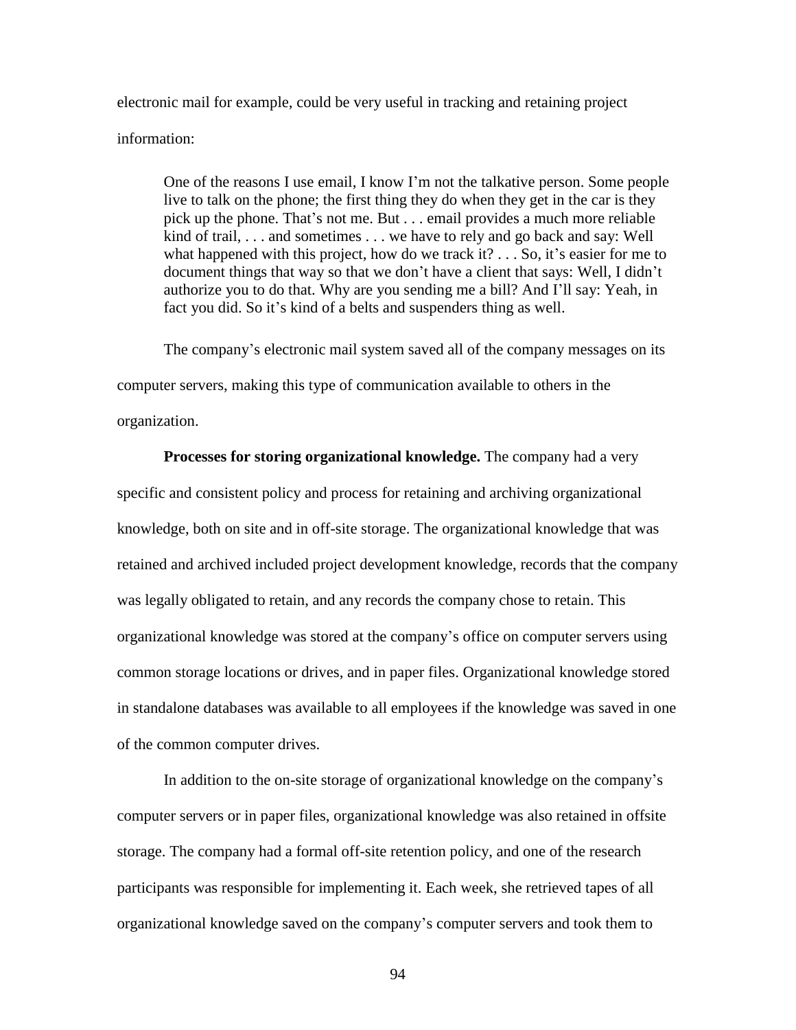electronic mail for example, could be very useful in tracking and retaining project information:

> One of the reasons I use email, I know I'm not the talkative person. Some people live to talk on the phone; the first thing they do when they get in the car is they pick up the phone. That's not me. But . . . email provides a much more reliable kind of trail, . . . and sometimes . . . we have to rely and go back and say: Well what happened with this project, how do we track it? . . . So, it's easier for me to document things that way so that we don't have a client that says: Well, I didn't authorize you to do that. Why are you sending me a bill? And I'll say: Yeah, in fact you did. So it's kind of a belts and suspenders thing as well.

The company's electronic mail system saved all of the company messages on its computer servers, making this type of communication available to others in the organization.

**Processes for storing organizational knowledge.** The company had a very specific and consistent policy and process for retaining and archiving organizational knowledge, both on site and in off-site storage. The organizational knowledge that was retained and archived included project development knowledge, records that the company was legally obligated to retain, and any records the company chose to retain. This organizational knowledge was stored at the company's office on computer servers using common storage locations or drives, and in paper files. Organizational knowledge stored in standalone databases was available to all employees if the knowledge was saved in one of the common computer drives.

In addition to the on-site storage of organizational knowledge on the company's computer servers or in paper files, organizational knowledge was also retained in offsite storage. The company had a formal off-site retention policy, and one of the research participants was responsible for implementing it. Each week, she retrieved tapes of all organizational knowledge saved on the company's computer servers and took them to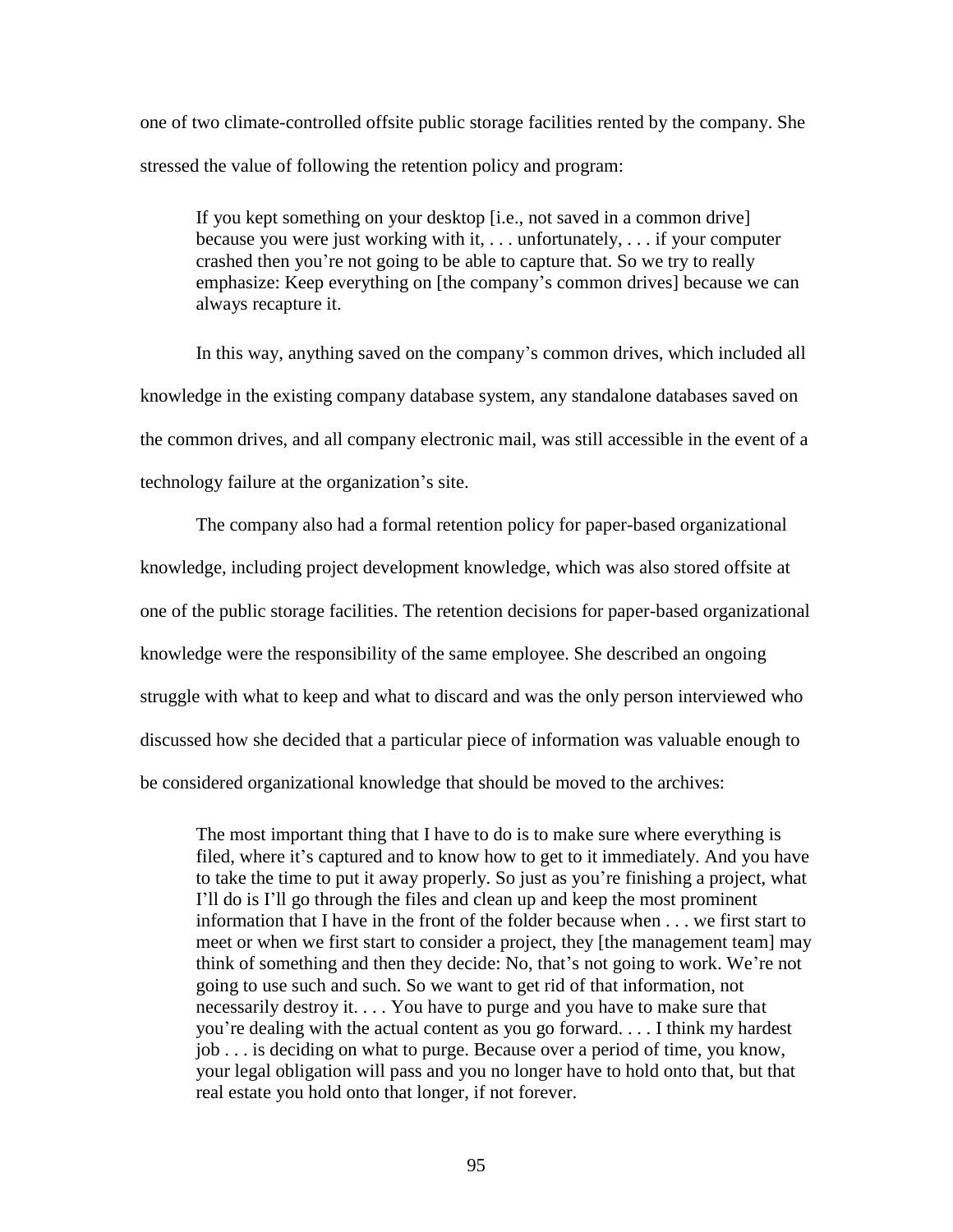one of two climate-controlled offsite public storage facilities rented by the company. She stressed the value of following the retention policy and program:

> If you kept something on your desktop [i.e., not saved in a common drive] because you were just working with it, . . . unfortunately, . . . if your computer crashed then you're not going to be able to capture that. So we try to really emphasize: Keep everything on [the company's common drives] because we can always recapture it.

In this way, anything saved on the company's common drives, which included all knowledge in the existing company database system, any standalone databases saved on the common drives, and all company electronic mail, was still accessible in the event of a technology failure at the organization's site.

The company also had a formal retention policy for paper-based organizational knowledge, including project development knowledge, which was also stored offsite at one of the public storage facilities. The retention decisions for paper-based organizational knowledge were the responsibility of the same employee. She described an ongoing struggle with what to keep and what to discard and was the only person interviewed who discussed how she decided that a particular piece of information was valuable enough to be considered organizational knowledge that should be moved to the archives:

> The most important thing that I have to do is to make sure where everything is filed, where it's captured and to know how to get to it immediately. And you have to take the time to put it away properly. So just as you're finishing a project, what I'll do is I'll go through the files and clean up and keep the most prominent information that I have in the front of the folder because when . . . we first start to meet or when we first start to consider a project, they [the management team] may think of something and then they decide: No, that's not going to work. We're not going to use such and such. So we want to get rid of that information, not necessarily destroy it. . . . You have to purge and you have to make sure that you're dealing with the actual content as you go forward. . . . I think my hardest job . . . is deciding on what to purge. Because over a period of time, you know, your legal obligation will pass and you no longer have to hold onto that, but that real estate you hold onto that longer, if not forever.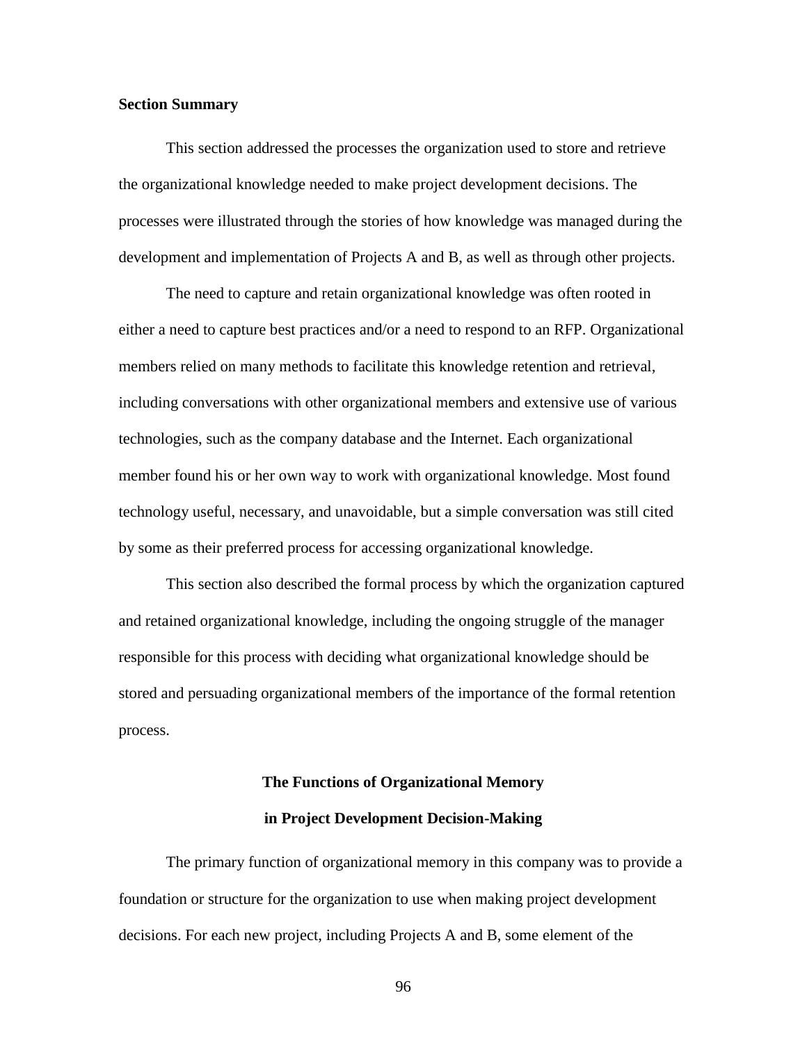**Section Summary**

This section addressed the processes the organization used to store and retrieve the organizational knowledge needed to make project development decisions. The processes were illustrated through the stories of how knowledge was managed during the development and implementation of Projects A and B, as well as through other projects.

The need to capture and retain organizational knowledge was often rooted in either a need to capture best practices and/or a need to respond to an RFP. Organizational members relied on many methods to facilitate this knowledge retention and retrieval, including conversations with other organizational members and extensive use of various technologies, such as the company database and the Internet. Each organizational member found his or her own way to work with organizational knowledge. Most found technology useful, necessary, and unavoidable, but a simple conversation was still cited by some as their preferred process for accessing organizational knowledge.

This section also described the formal process by which the organization captured and retained organizational knowledge, including the ongoing struggle of the manager responsible for this process with deciding what organizational knowledge should be stored and persuading organizational members of the importance of the formal retention process.

## The Functions of Organizational Memory in Project Development Decision-Making

The primary function of organizational memory in this company was to provide a foundation or structure for the organization to use when making project development decisions. For each new project, including Projects A and B, some element of the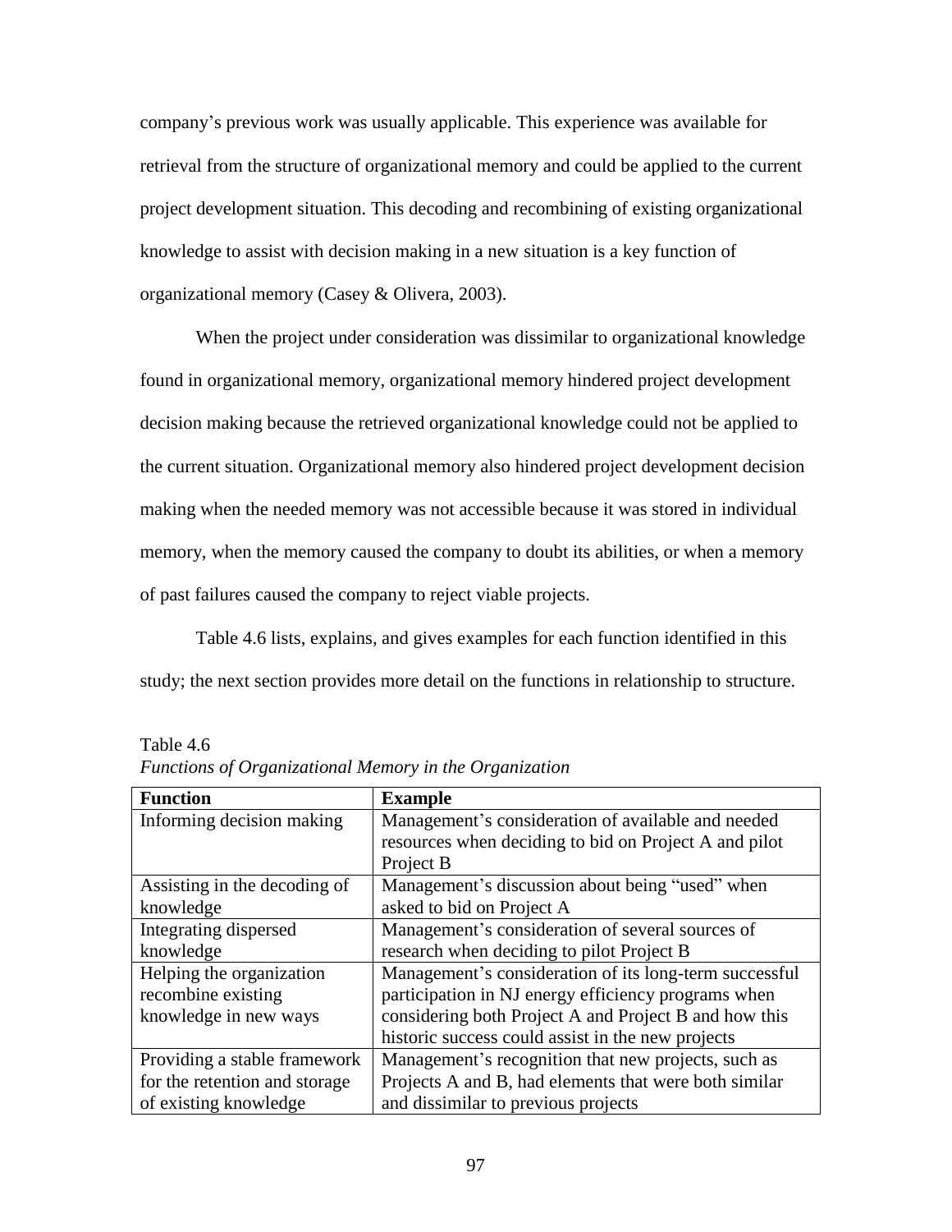company's previous work was usually applicable. This experience was available for retrieval from the structure of organizational memory and could be applied to the current project development situation. This decoding and recombining of existing organizational knowledge to assist with decision making in a new situation is a key function of organizational memory (Casey & Olivera, 2003).

When the project under consideration was dissimilar to organizational knowledge found in organizational memory, organizational memory hindered project development decision making because the retrieved organizational knowledge could not be applied to the current situation. Organizational memory also hindered project development decision making when the needed memory was not accessible because it was stored in individual memory, when the memory caused the company to doubt its abilities, or when a memory of past failures caused the company to reject viable projects.

Table 4.6 lists, explains, and gives examples for each function identified in this study; the next section provides more detail on the functions in relationship to structure.

Table 4.6
*Functions of Organizational Memory in the Organization*

| **Function** | **Example** |
|---|---|
| Informing decision making | Management's consideration of available and needed resources when deciding to bid on Project A and pilot Project B |
| Assisting in the decoding of knowledge | Management's discussion about being "used" when asked to bid on Project A |
| Integrating dispersed knowledge | Management's consideration of several sources of research when deciding to pilot Project B |
| Helping the organization recombine existing knowledge in new ways | Management's consideration of its long-term successful participation in NJ energy efficiency programs when considering both Project A and Project B and how this historic success could assist in the new projects |
| Providing a stable framework for the retention and storage of existing knowledge | Management's recognition that new projects, such as Projects A and B, had elements that were both similar and dissimilar to previous projects |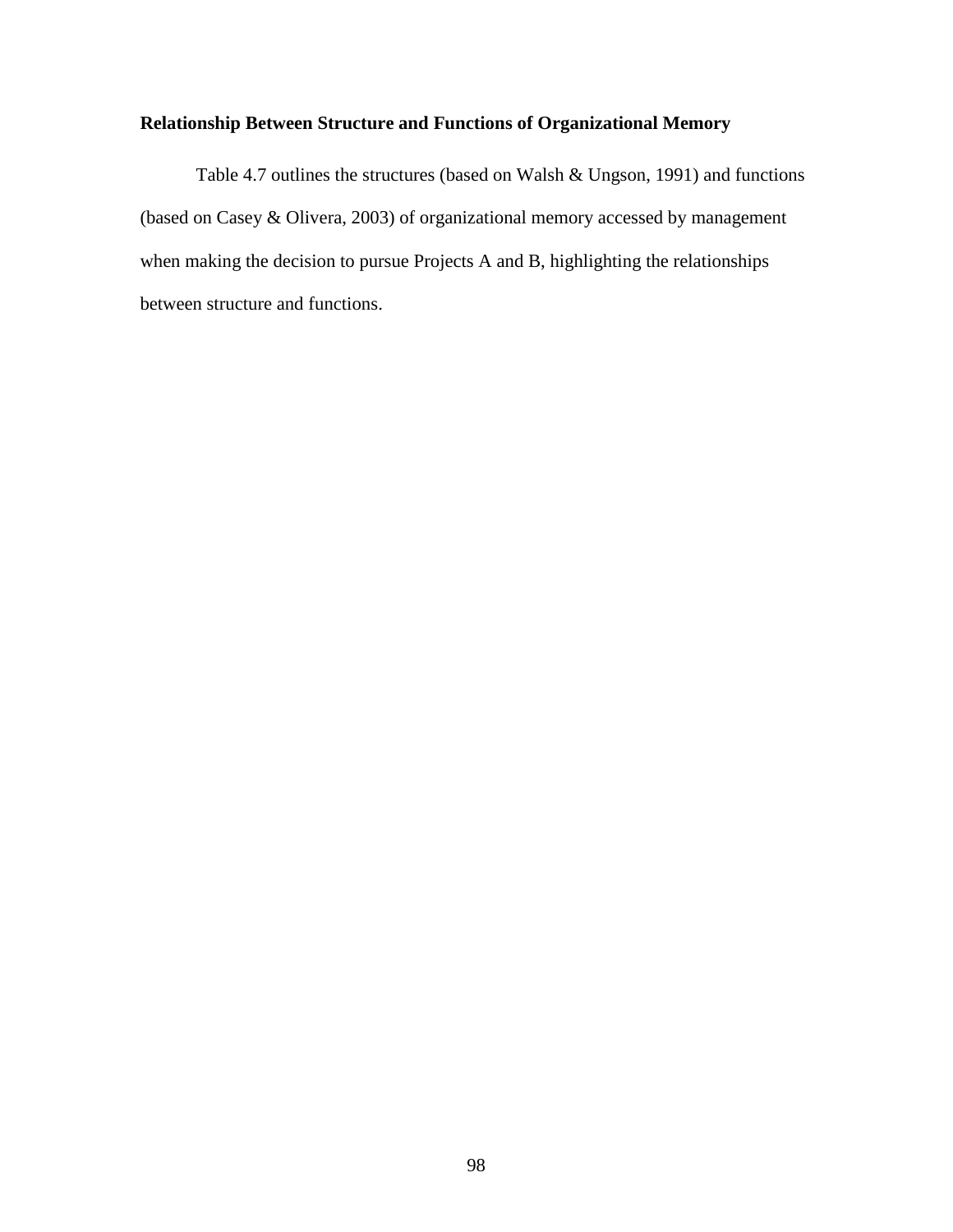## Relationship Between Structure and Functions of Organizational Memory

Table 4.7 outlines the structures (based on Walsh & Ungson, 1991) and functions (based on Casey & Olivera, 2003) of organizational memory accessed by management when making the decision to pursue Projects A and B, highlighting the relationships between structure and functions.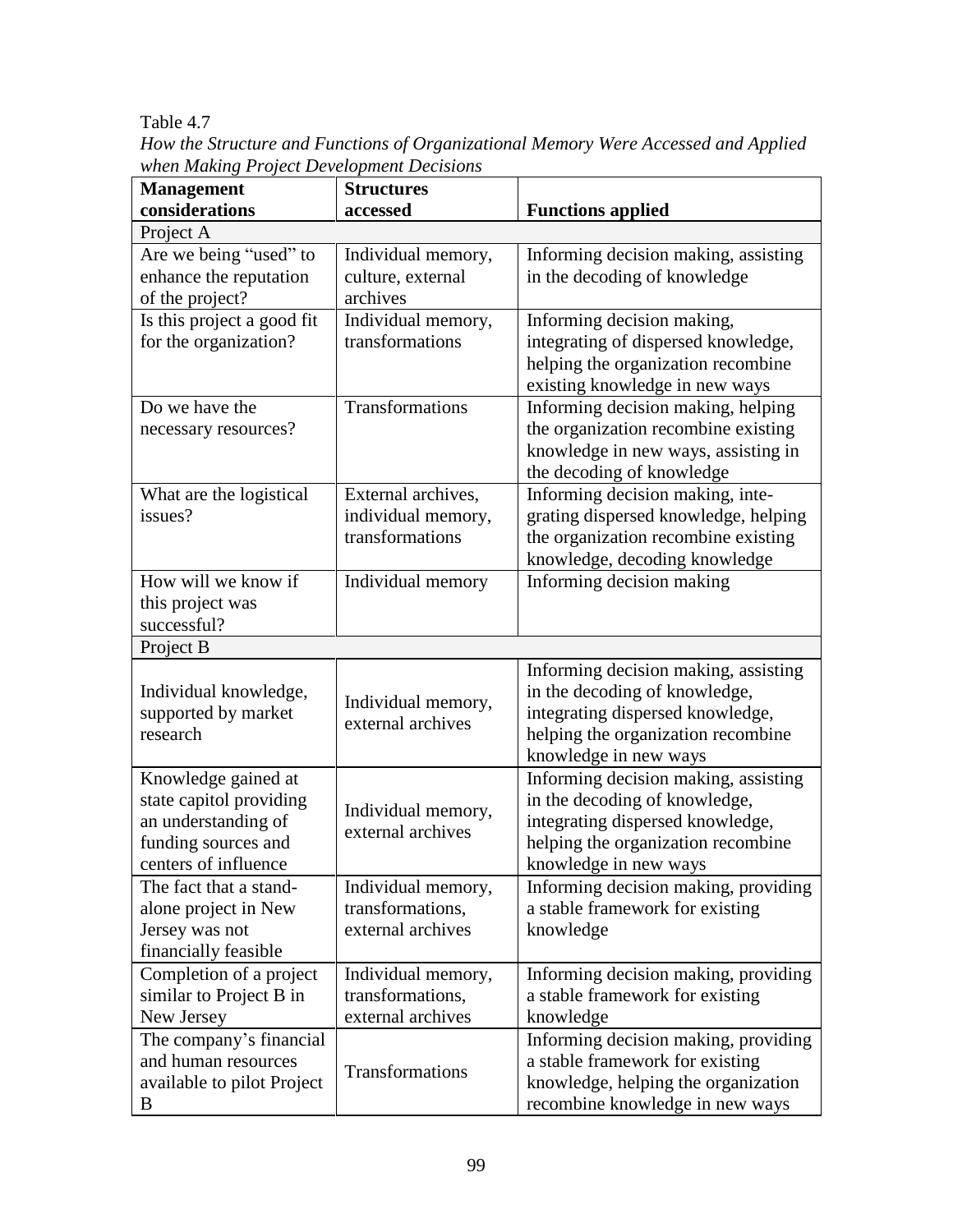Table 4.7

*How the Structure and Functions of Organizational Memory Were Accessed and Applied when Making Project Development Decisions*

| **Management considerations** | **Structures accessed** | **Functions applied** |
|---|---|---|
| Project A | | |
| Are we being "used" to enhance the reputation of the project? | Individual memory, culture, external archives | Informing decision making, assisting in the decoding of knowledge |
| Is this project a good fit for the organization? | Individual memory, transformations | Informing decision making, integrating of dispersed knowledge, helping the organization recombine existing knowledge in new ways |
| Do we have the necessary resources? | Transformations | Informing decision making, helping the organization recombine existing knowledge in new ways, assisting in the decoding of knowledge |
| What are the logistical issues? | External archives, individual memory, transformations | Informing decision making, inte-grating dispersed knowledge, helping the organization recombine existing knowledge, decoding knowledge |
| How will we know if this project was successful? | Individual memory | Informing decision making |
| Project B | | |
| Individual knowledge, supported by market research | Individual memory, external archives | Informing decision making, assisting in the decoding of knowledge, integrating dispersed knowledge, helping the organization recombine knowledge in new ways |
| Knowledge gained at state capitol providing an understanding of funding sources and centers of influence | Individual memory, external archives | Informing decision making, assisting in the decoding of knowledge, integrating dispersed knowledge, helping the organization recombine knowledge in new ways |
| The fact that a stand-alone project in New Jersey was not financially feasible | Individual memory, transformations, external archives | Informing decision making, providing a stable framework for existing knowledge |
| Completion of a project similar to Project B in New Jersey | Individual memory, transformations, external archives | Informing decision making, providing a stable framework for existing knowledge |
| The company's financial and human resources available to pilot Project B | Transformations | Informing decision making, providing a stable framework for existing knowledge, helping the organization recombine knowledge in new ways |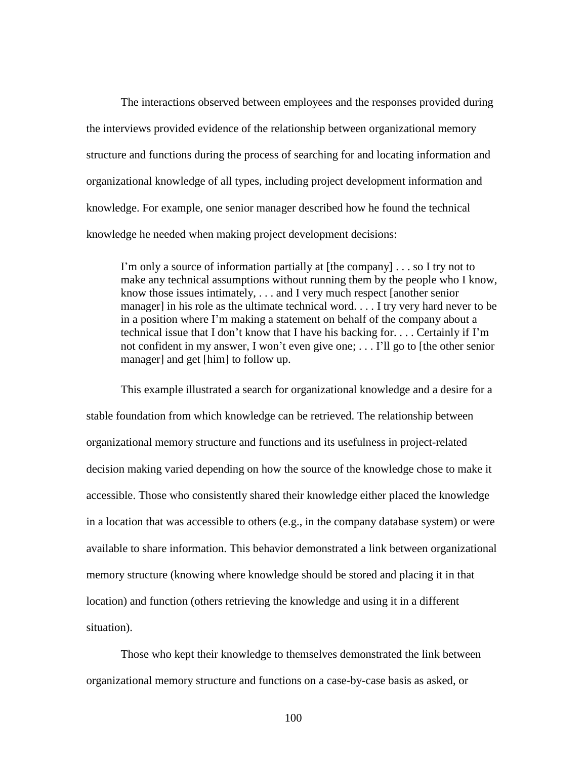The interactions observed between employees and the responses provided during the interviews provided evidence of the relationship between organizational memory structure and functions during the process of searching for and locating information and organizational knowledge of all types, including project development information and knowledge. For example, one senior manager described how he found the technical knowledge he needed when making project development decisions:

> I'm only a source of information partially at [the company] . . . so I try not to make any technical assumptions without running them by the people who I know, know those issues intimately, . . . and I very much respect [another senior manager] in his role as the ultimate technical word. . . . I try very hard never to be in a position where I'm making a statement on behalf of the company about a technical issue that I don't know that I have his backing for. . . . Certainly if I'm not confident in my answer, I won't even give one; . . . I'll go to [the other senior manager] and get [him] to follow up.

This example illustrated a search for organizational knowledge and a desire for a stable foundation from which knowledge can be retrieved. The relationship between organizational memory structure and functions and its usefulness in project-related decision making varied depending on how the source of the knowledge chose to make it accessible. Those who consistently shared their knowledge either placed the knowledge in a location that was accessible to others (e.g., in the company database system) or were available to share information. This behavior demonstrated a link between organizational memory structure (knowing where knowledge should be stored and placing it in that location) and function (others retrieving the knowledge and using it in a different situation).

Those who kept their knowledge to themselves demonstrated the link between organizational memory structure and functions on a case-by-case basis as asked, or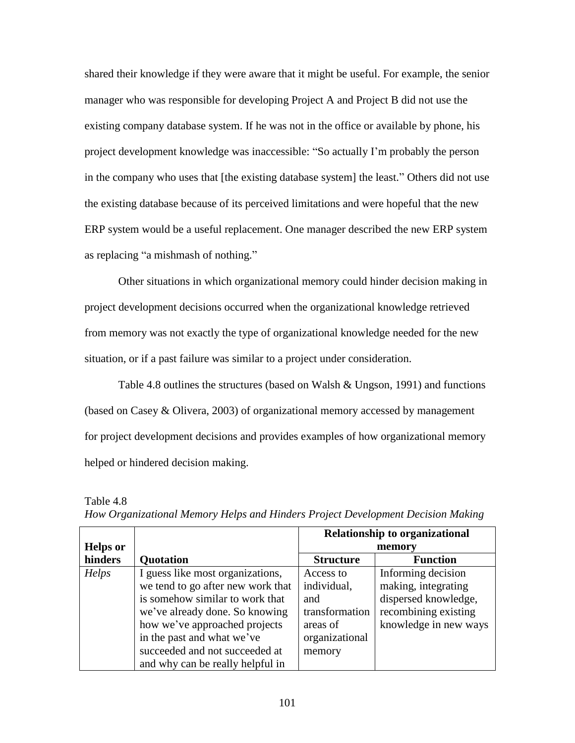shared their knowledge if they were aware that it might be useful. For example, the senior manager who was responsible for developing Project A and Project B did not use the existing company database system. If he was not in the office or available by phone, his project development knowledge was inaccessible: "So actually I'm probably the person in the company who uses that [the existing database system] the least." Others did not use the existing database because of its perceived limitations and were hopeful that the new ERP system would be a useful replacement. One manager described the new ERP system as replacing "a mishmash of nothing."

Other situations in which organizational memory could hinder decision making in project development decisions occurred when the organizational knowledge retrieved from memory was not exactly the type of organizational knowledge needed for the new situation, or if a past failure was similar to a project under consideration.

Table 4.8 outlines the structures (based on Walsh & Ungson, 1991) and functions (based on Casey & Olivera, 2003) of organizational memory accessed by management for project development decisions and provides examples of how organizational memory helped or hindered decision making.

Table 4.8
*How Organizational Memory Helps and Hinders Project Development Decision Making*

| Helps or hinders | Quotation | Relationship to organizational memory | |
|---|---|---|---|
| | | **Structure** | **Function** |
| *Helps* | I guess like most organizations, we tend to go after new work that is somehow similar to work that we've already done. So knowing how we've approached projects in the past and what we've succeeded and not succeeded at and why can be really helpful in | Access to individual, and transformation areas of organizational memory | Informing decision making, integrating dispersed knowledge, recombining existing knowledge in new ways |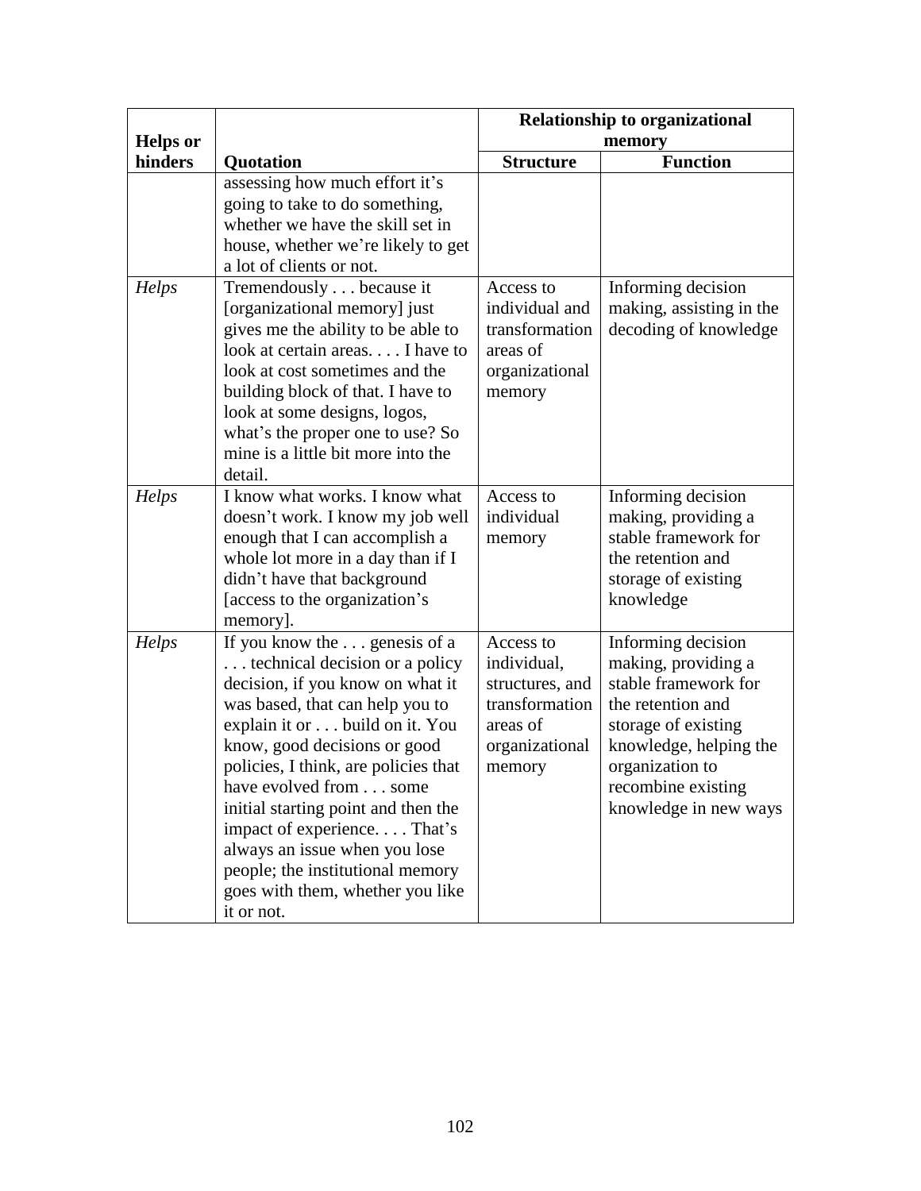| Helps or hinders | Quotation | Relationship to organizational memory | |
|---|---|---|---|
| | | Structure | Function |
| | assessing how much effort it's going to take to do something, whether we have the skill set in house, whether we're likely to get a lot of clients or not. | | |
| *Helps* | Tremendously . . . because it [organizational memory] just gives me the ability to be able to look at certain areas. . . . I have to look at cost sometimes and the building block of that. I have to look at some designs, logos, what's the proper one to use? So mine is a little bit more into the detail. | Access to individual and transformation areas of organizational memory | Informing decision making, assisting in the decoding of knowledge |
| *Helps* | I know what works. I know what doesn't work. I know my job well enough that I can accomplish a whole lot more in a day than if I didn't have that background [access to the organization's memory]. | Access to individual memory | Informing decision making, providing a stable framework for the retention and storage of existing knowledge |
| *Helps* | If you know the . . . genesis of a . . . technical decision or a policy decision, if you know on what it was based, that can help you to explain it or . . . build on it. You know, good decisions or good policies, I think, are policies that have evolved from . . . some initial starting point and then the impact of experience. . . . That's always an issue when you lose people; the institutional memory goes with them, whether you like it or not. | Access to individual, structures, and transformation areas of organizational memory | Informing decision making, providing a stable framework for the retention and storage of existing knowledge, helping the organization to recombine existing knowledge in new ways |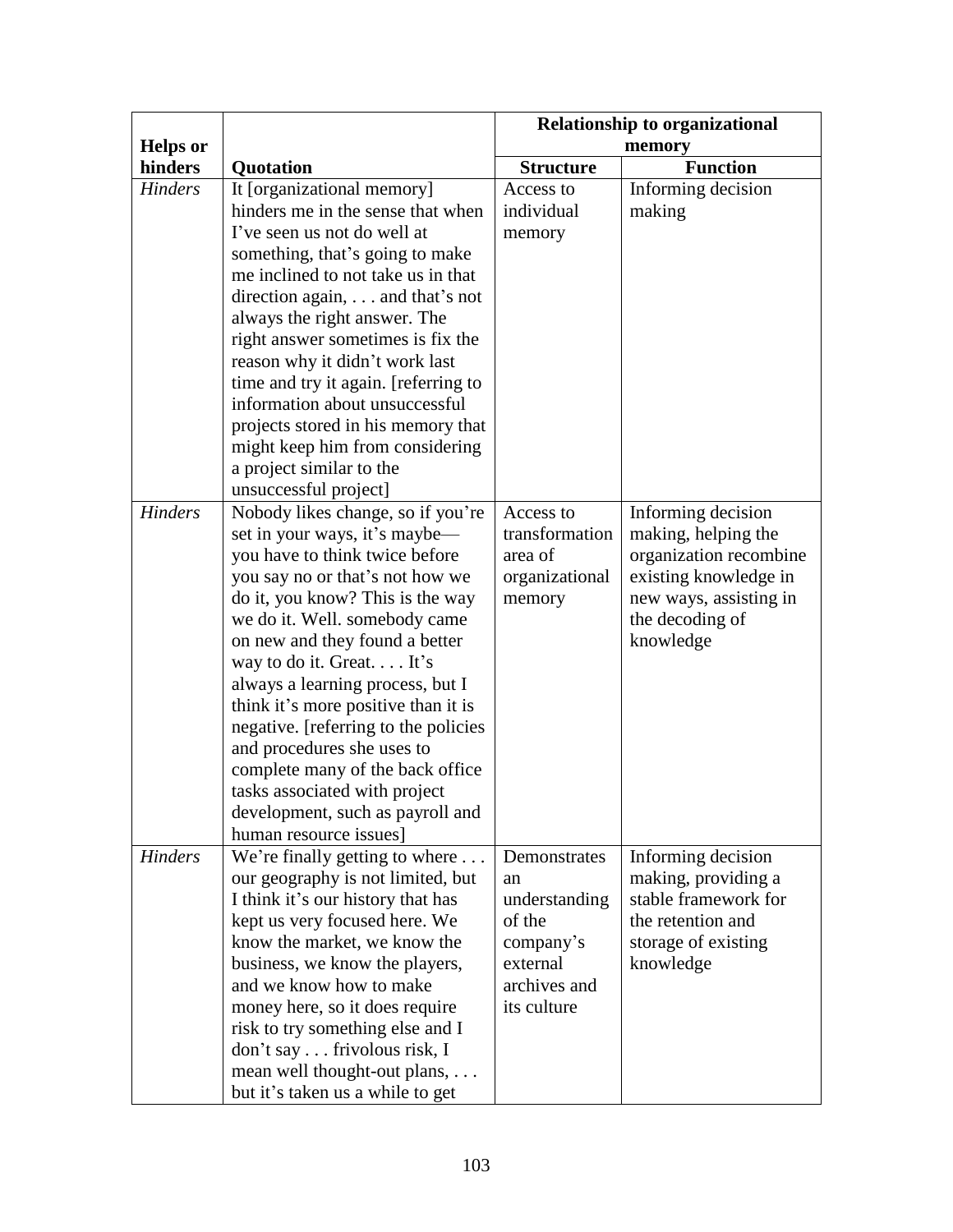| Helps or hinders | Quotation | Relationship to organizational memory | |
|---|---|---|---|
| | | Structure | Function |
| *Hinders* | It [organizational memory] hinders me in the sense that when I've seen us not do well at something, that's going to make me inclined to not take us in that direction again, . . . and that's not always the right answer. The right answer sometimes is fix the reason why it didn't work last time and try it again. [referring to information about unsuccessful projects stored in his memory that might keep him from considering a project similar to the unsuccessful project] | Access to individual memory | Informing decision making |
| *Hinders* | Nobody likes change, so if you're set in your ways, it's maybe—you have to think twice before you say no or that's not how we do it, you know? This is the way we do it. Well. somebody came on new and they found a better way to do it. Great. . . . It's always a learning process, but I think it's more positive than it is negative. [referring to the policies and procedures she uses to complete many of the back office tasks associated with project development, such as payroll and human resource issues] | Access to transformation area of organizational memory | Informing decision making, helping the organization recombine existing knowledge in new ways, assisting in the decoding of knowledge |
| *Hinders* | We're finally getting to where . . . our geography is not limited, but I think it's our history that has kept us very focused here. We know the market, we know the business, we know the players, and we know how to make money here, so it does require risk to try something else and I don't say . . . frivolous risk, I mean well thought-out plans, . . . but it's taken us a while to get | Demonstrates an understanding of the company's external archives and its culture | Informing decision making, providing a stable framework for the retention and storage of existing knowledge |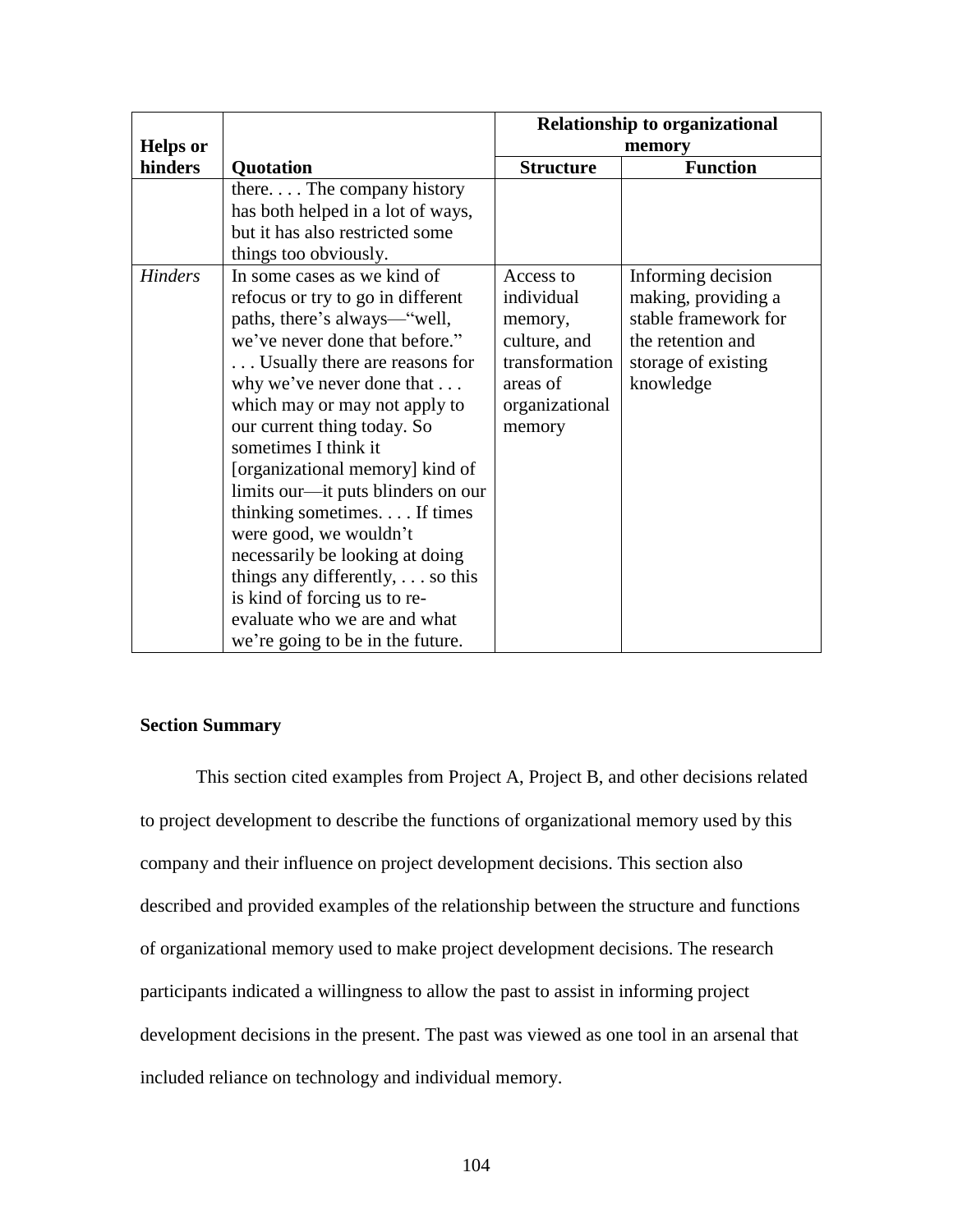| Helps or hinders | Quotation | Relationship to organizational memory | |
|---|---|---|---|
| | | Structure | Function |
| | there. . . . The company history has both helped in a lot of ways, but it has also restricted some things too obviously. | | |
| *Hinders* | In some cases as we kind of refocus or try to go in different paths, there's always—"well, we've never done that before." . . . Usually there are reasons for why we've never done that . . . which may or may not apply to our current thing today. So sometimes I think it [organizational memory] kind of limits our—it puts blinders on our thinking sometimes. . . . If times were good, we wouldn't necessarily be looking at doing things any differently, . . . so this is kind of forcing us to re-evaluate who we are and what we're going to be in the future. | Access to individual memory, culture, and transformation areas of organizational memory | Informing decision making, providing a stable framework for the retention and storage of existing knowledge |

**Section Summary**

This section cited examples from Project A, Project B, and other decisions related to project development to describe the functions of organizational memory used by this company and their influence on project development decisions. This section also described and provided examples of the relationship between the structure and functions of organizational memory used to make project development decisions. The research participants indicated a willingness to allow the past to assist in informing project development decisions in the present. The past was viewed as one tool in an arsenal that included reliance on technology and individual memory.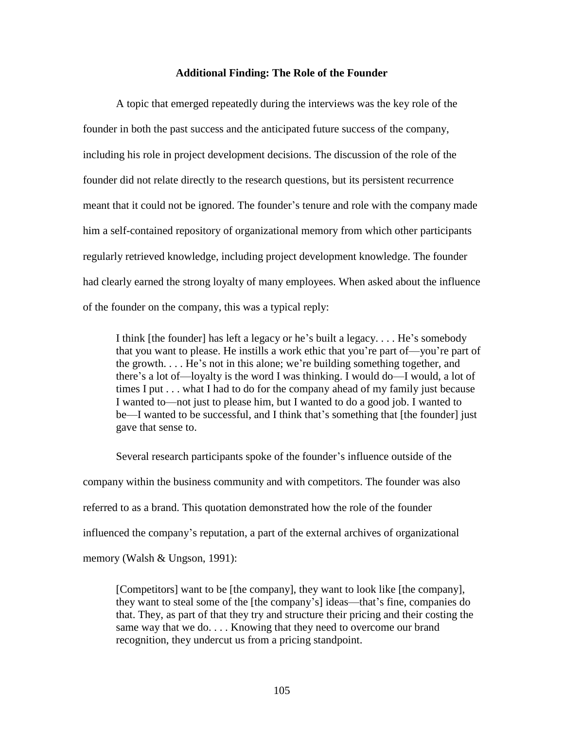### Additional Finding: The Role of the Founder

A topic that emerged repeatedly during the interviews was the key role of the founder in both the past success and the anticipated future success of the company, including his role in project development decisions. The discussion of the role of the founder did not relate directly to the research questions, but its persistent recurrence meant that it could not be ignored. The founder's tenure and role with the company made him a self-contained repository of organizational memory from which other participants regularly retrieved knowledge, including project development knowledge. The founder had clearly earned the strong loyalty of many employees. When asked about the influence of the founder on the company, this was a typical reply:

> I think [the founder] has left a legacy or he's built a legacy. . . . He's somebody that you want to please. He instills a work ethic that you're part of—you're part of the growth. . . . He's not in this alone; we're building something together, and there's a lot of—loyalty is the word I was thinking. I would do—I would, a lot of times I put . . . what I had to do for the company ahead of my family just because I wanted to—not just to please him, but I wanted to do a good job. I wanted to be—I wanted to be successful, and I think that's something that [the founder] just gave that sense to.

Several research participants spoke of the founder's influence outside of the company within the business community and with competitors. The founder was also referred to as a brand. This quotation demonstrated how the role of the founder influenced the company's reputation, a part of the external archives of organizational memory (Walsh & Ungson, 1991):

> [Competitors] want to be [the company], they want to look like [the company], they want to steal some of the [the company's] ideas—that's fine, companies do that. They, as part of that they try and structure their pricing and their costing the same way that we do. . . . Knowing that they need to overcome our brand recognition, they undercut us from a pricing standpoint.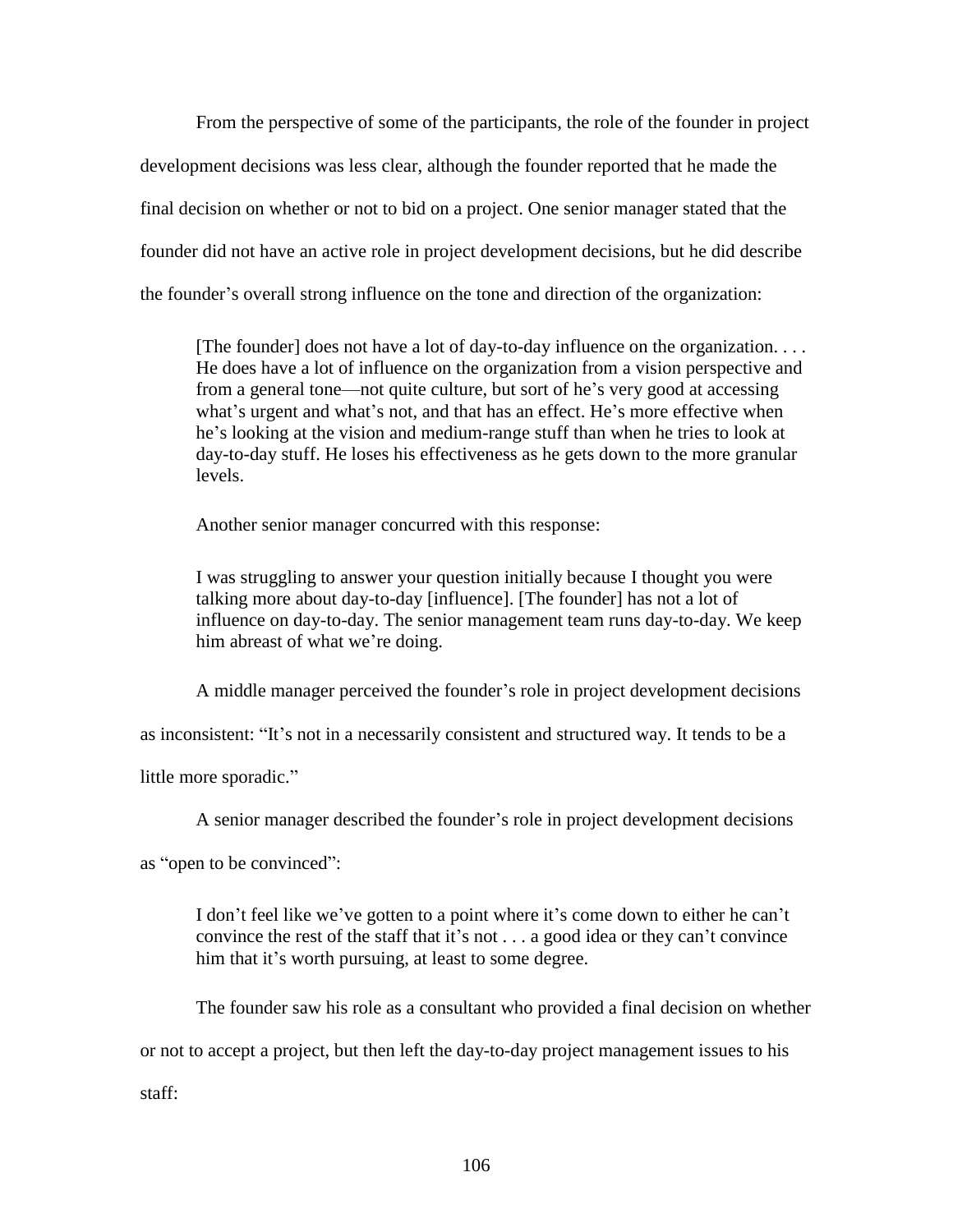From the perspective of some of the participants, the role of the founder in project development decisions was less clear, although the founder reported that he made the final decision on whether or not to bid on a project. One senior manager stated that the founder did not have an active role in project development decisions, but he did describe the founder's overall strong influence on the tone and direction of the organization:

> [The founder] does not have a lot of day-to-day influence on the organization. . . . He does have a lot of influence on the organization from a vision perspective and from a general tone—not quite culture, but sort of he's very good at accessing what's urgent and what's not, and that has an effect. He's more effective when he's looking at the vision and medium-range stuff than when he tries to look at day-to-day stuff. He loses his effectiveness as he gets down to the more granular levels.

Another senior manager concurred with this response:

> I was struggling to answer your question initially because I thought you were talking more about day-to-day [influence]. [The founder] has not a lot of influence on day-to-day. The senior management team runs day-to-day. We keep him abreast of what we're doing.

A middle manager perceived the founder's role in project development decisions as inconsistent: "It's not in a necessarily consistent and structured way. It tends to be a little more sporadic."

A senior manager described the founder's role in project development decisions as "open to be convinced":

> I don't feel like we've gotten to a point where it's come down to either he can't convince the rest of the staff that it's not . . . a good idea or they can't convince him that it's worth pursuing, at least to some degree.

The founder saw his role as a consultant who provided a final decision on whether or not to accept a project, but then left the day-to-day project management issues to his staff: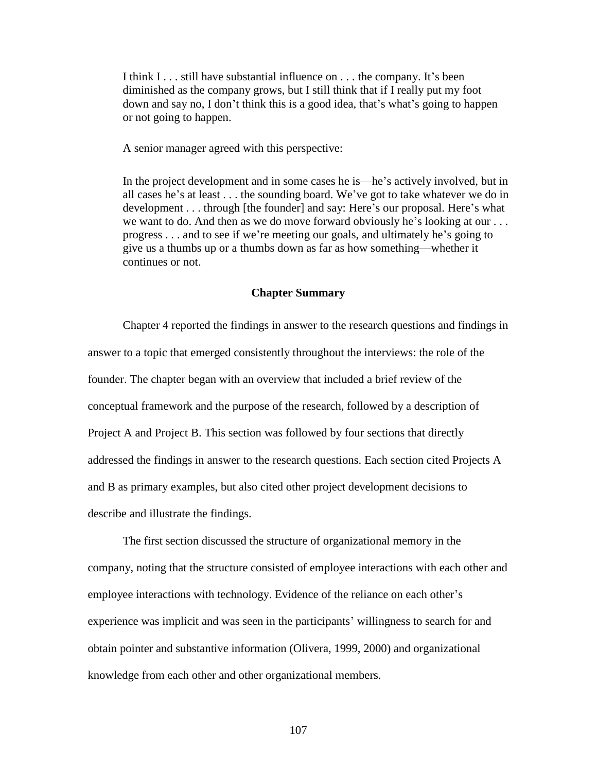> I think I . . . still have substantial influence on . . . the company. It's been diminished as the company grows, but I still think that if I really put my foot down and say no, I don't think this is a good idea, that's what's going to happen or not going to happen.

A senior manager agreed with this perspective:

> In the project development and in some cases he is—he's actively involved, but in all cases he's at least . . . the sounding board. We've got to take whatever we do in development . . . through [the founder] and say: Here's our proposal. Here's what we want to do. And then as we do move forward obviously he's looking at our . . . progress . . . and to see if we're meeting our goals, and ultimately he's going to give us a thumbs up or a thumbs down as far as how something—whether it continues or not.

## Chapter Summary

Chapter 4 reported the findings in answer to the research questions and findings in answer to a topic that emerged consistently throughout the interviews: the role of the founder. The chapter began with an overview that included a brief review of the conceptual framework and the purpose of the research, followed by a description of Project A and Project B. This section was followed by four sections that directly addressed the findings in answer to the research questions. Each section cited Projects A and B as primary examples, but also cited other project development decisions to describe and illustrate the findings.

The first section discussed the structure of organizational memory in the company, noting that the structure consisted of employee interactions with each other and employee interactions with technology. Evidence of the reliance on each other's experience was implicit and was seen in the participants' willingness to search for and obtain pointer and substantive information (Olivera, 1999, 2000) and organizational knowledge from each other and other organizational members.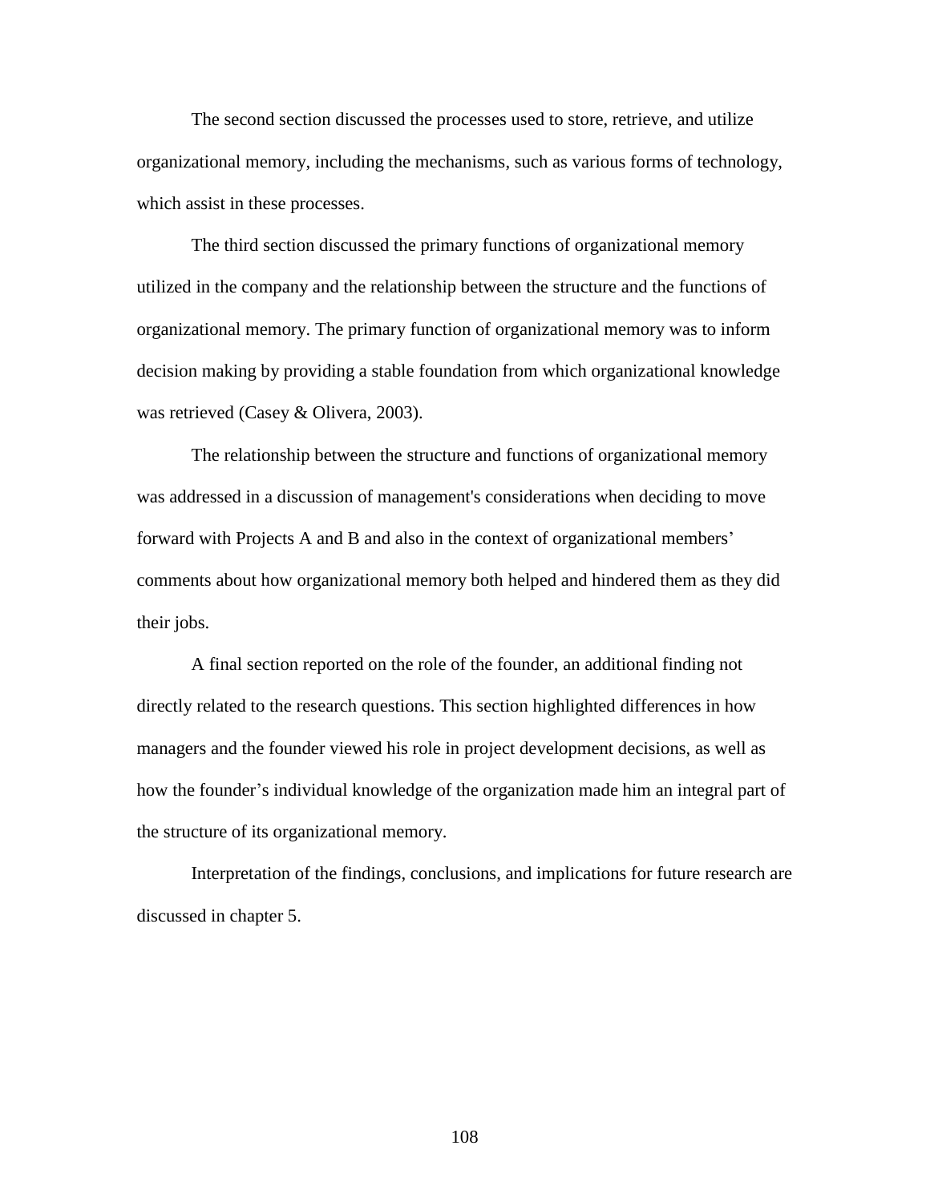The second section discussed the processes used to store, retrieve, and utilize organizational memory, including the mechanisms, such as various forms of technology, which assist in these processes.

The third section discussed the primary functions of organizational memory utilized in the company and the relationship between the structure and the functions of organizational memory. The primary function of organizational memory was to inform decision making by providing a stable foundation from which organizational knowledge was retrieved (Casey & Olivera, 2003).

The relationship between the structure and functions of organizational memory was addressed in a discussion of management's considerations when deciding to move forward with Projects A and B and also in the context of organizational members' comments about how organizational memory both helped and hindered them as they did their jobs.

A final section reported on the role of the founder, an additional finding not directly related to the research questions. This section highlighted differences in how managers and the founder viewed his role in project development decisions, as well as how the founder's individual knowledge of the organization made him an integral part of the structure of its organizational memory.

Interpretation of the findings, conclusions, and implications for future research are discussed in chapter 5.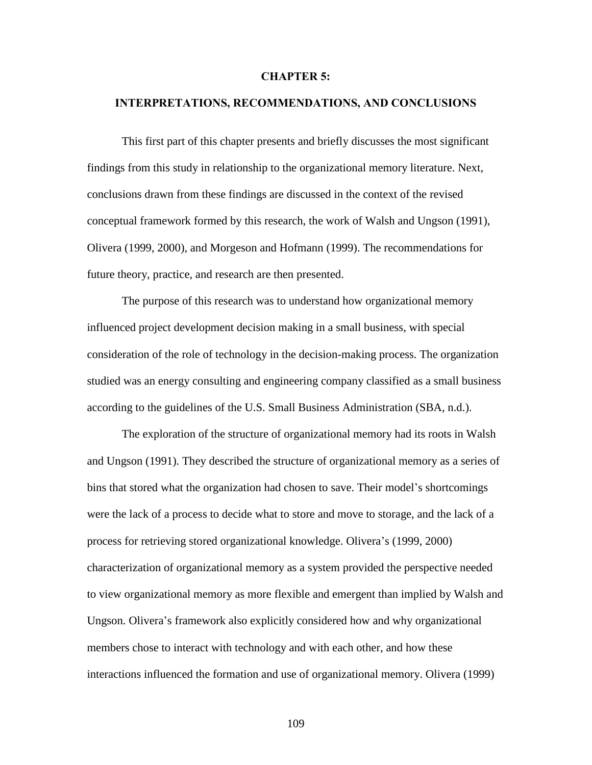# CHAPTER 5:

## INTERPRETATIONS, RECOMMENDATIONS, AND CONCLUSIONS

This first part of this chapter presents and briefly discusses the most significant findings from this study in relationship to the organizational memory literature. Next, conclusions drawn from these findings are discussed in the context of the revised conceptual framework formed by this research, the work of Walsh and Ungson (1991), Olivera (1999, 2000), and Morgeson and Hofmann (1999). The recommendations for future theory, practice, and research are then presented.

The purpose of this research was to understand how organizational memory influenced project development decision making in a small business, with special consideration of the role of technology in the decision-making process. The organization studied was an energy consulting and engineering company classified as a small business according to the guidelines of the U.S. Small Business Administration (SBA, n.d.).

The exploration of the structure of organizational memory had its roots in Walsh and Ungson (1991). They described the structure of organizational memory as a series of bins that stored what the organization had chosen to save. Their model's shortcomings were the lack of a process to decide what to store and move to storage, and the lack of a process for retrieving stored organizational knowledge. Olivera's (1999, 2000) characterization of organizational memory as a system provided the perspective needed to view organizational memory as more flexible and emergent than implied by Walsh and Ungson. Olivera's framework also explicitly considered how and why organizational members chose to interact with technology and with each other, and how these interactions influenced the formation and use of organizational memory. Olivera (1999)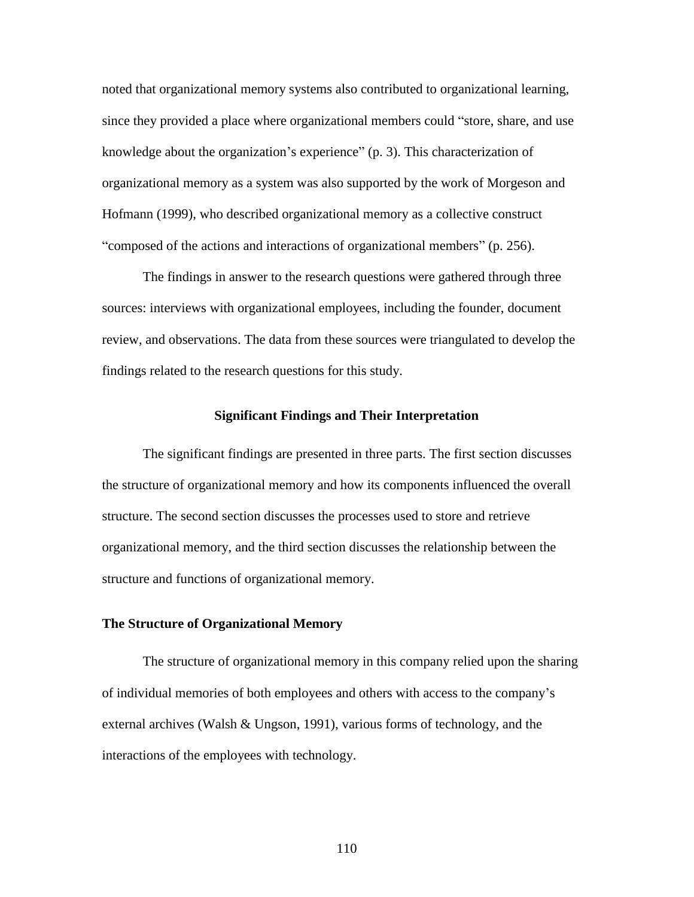noted that organizational memory systems also contributed to organizational learning, since they provided a place where organizational members could "store, share, and use knowledge about the organization's experience" (p. 3). This characterization of organizational memory as a system was also supported by the work of Morgeson and Hofmann (1999), who described organizational memory as a collective construct "composed of the actions and interactions of organizational members" (p. 256).

The findings in answer to the research questions were gathered through three sources: interviews with organizational employees, including the founder, document review, and observations. The data from these sources were triangulated to develop the findings related to the research questions for this study.

## Significant Findings and Their Interpretation

The significant findings are presented in three parts. The first section discusses the structure of organizational memory and how its components influenced the overall structure. The second section discusses the processes used to store and retrieve organizational memory, and the third section discusses the relationship between the structure and functions of organizational memory.

### The Structure of Organizational Memory

The structure of organizational memory in this company relied upon the sharing of individual memories of both employees and others with access to the company's external archives (Walsh & Ungson, 1991), various forms of technology, and the interactions of the employees with technology.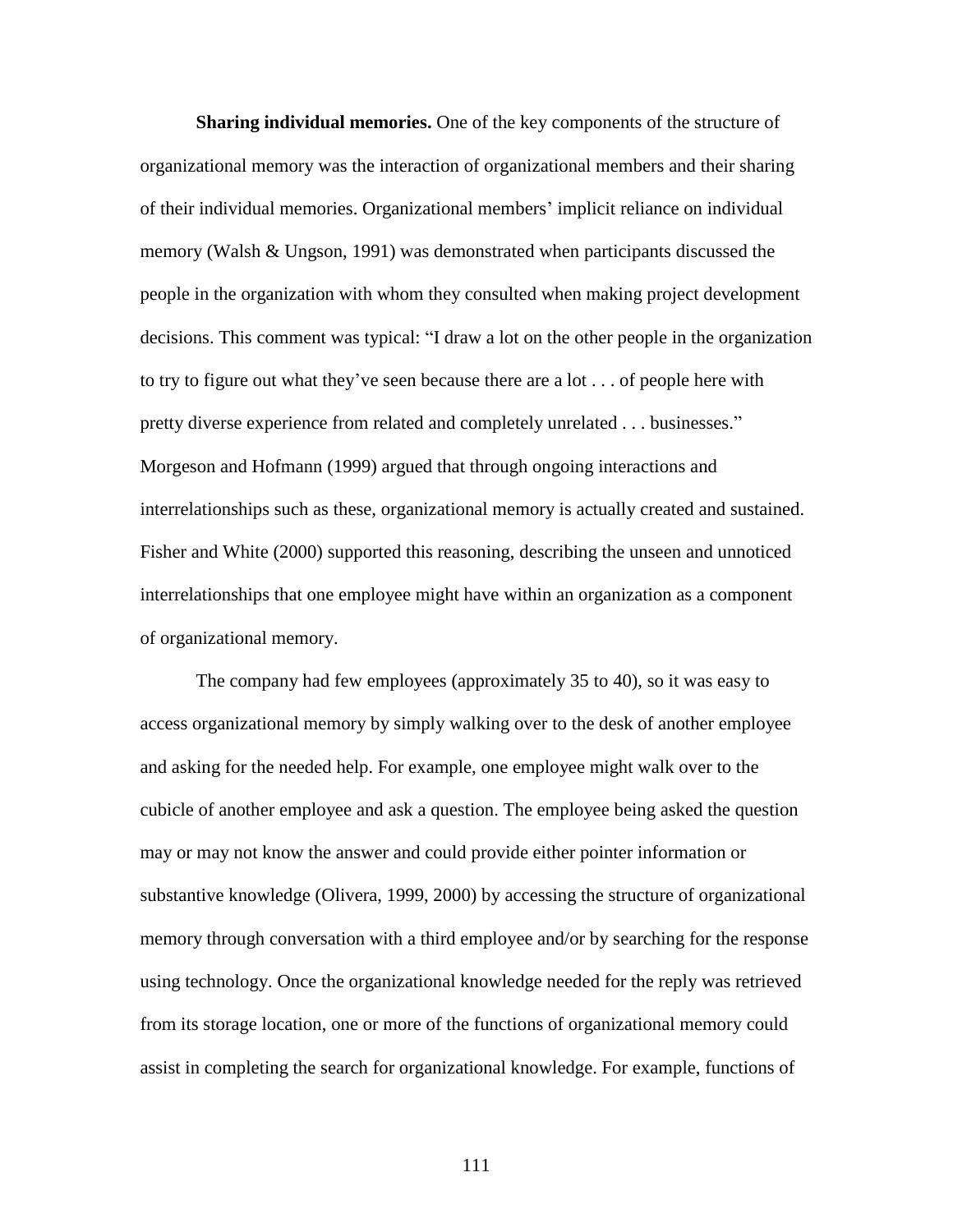**Sharing individual memories.** One of the key components of the structure of organizational memory was the interaction of organizational members and their sharing of their individual memories. Organizational members' implicit reliance on individual memory (Walsh & Ungson, 1991) was demonstrated when participants discussed the people in the organization with whom they consulted when making project development decisions. This comment was typical: "I draw a lot on the other people in the organization to try to figure out what they've seen because there are a lot . . . of people here with pretty diverse experience from related and completely unrelated . . . businesses." Morgeson and Hofmann (1999) argued that through ongoing interactions and interrelationships such as these, organizational memory is actually created and sustained. Fisher and White (2000) supported this reasoning, describing the unseen and unnoticed interrelationships that one employee might have within an organization as a component of organizational memory.

The company had few employees (approximately 35 to 40), so it was easy to access organizational memory by simply walking over to the desk of another employee and asking for the needed help. For example, one employee might walk over to the cubicle of another employee and ask a question. The employee being asked the question may or may not know the answer and could provide either pointer information or substantive knowledge (Olivera, 1999, 2000) by accessing the structure of organizational memory through conversation with a third employee and/or by searching for the response using technology. Once the organizational knowledge needed for the reply was retrieved from its storage location, one or more of the functions of organizational memory could assist in completing the search for organizational knowledge. For example, functions of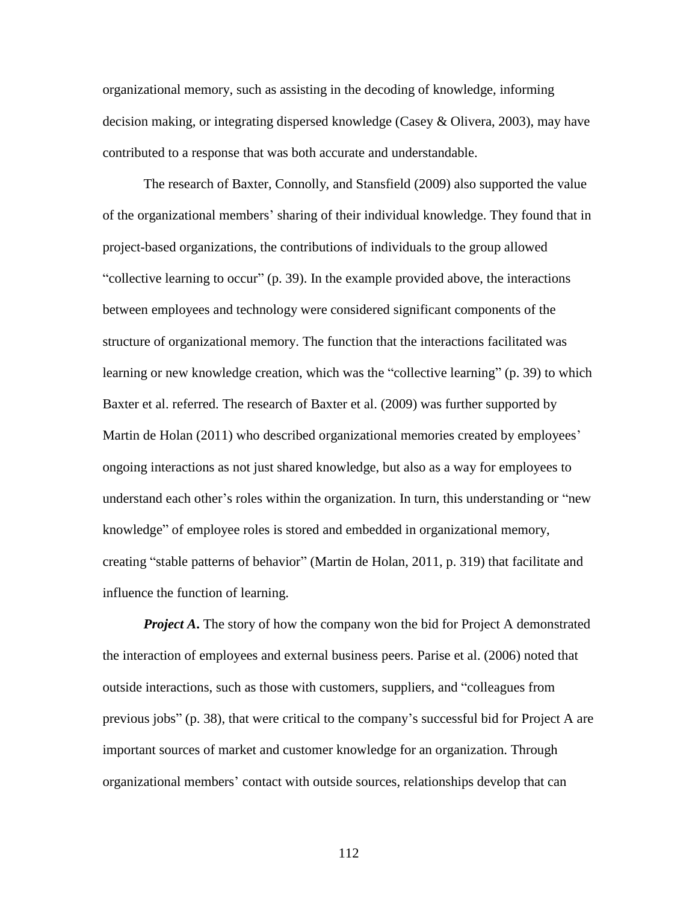organizational memory, such as assisting in the decoding of knowledge, informing decision making, or integrating dispersed knowledge (Casey & Olivera, 2003), may have contributed to a response that was both accurate and understandable.

The research of Baxter, Connolly, and Stansfield (2009) also supported the value of the organizational members' sharing of their individual knowledge. They found that in project-based organizations, the contributions of individuals to the group allowed "collective learning to occur" (p. 39). In the example provided above, the interactions between employees and technology were considered significant components of the structure of organizational memory. The function that the interactions facilitated was learning or new knowledge creation, which was the "collective learning" (p. 39) to which Baxter et al. referred. The research of Baxter et al. (2009) was further supported by Martin de Holan (2011) who described organizational memories created by employees' ongoing interactions as not just shared knowledge, but also as a way for employees to understand each other's roles within the organization. In turn, this understanding or "new knowledge" of employee roles is stored and embedded in organizational memory, creating "stable patterns of behavior" (Martin de Holan, 2011, p. 319) that facilitate and influence the function of learning.

***Project A*.** The story of how the company won the bid for Project A demonstrated the interaction of employees and external business peers. Parise et al. (2006) noted that outside interactions, such as those with customers, suppliers, and "colleagues from previous jobs" (p. 38), that were critical to the company's successful bid for Project A are important sources of market and customer knowledge for an organization. Through organizational members' contact with outside sources, relationships develop that can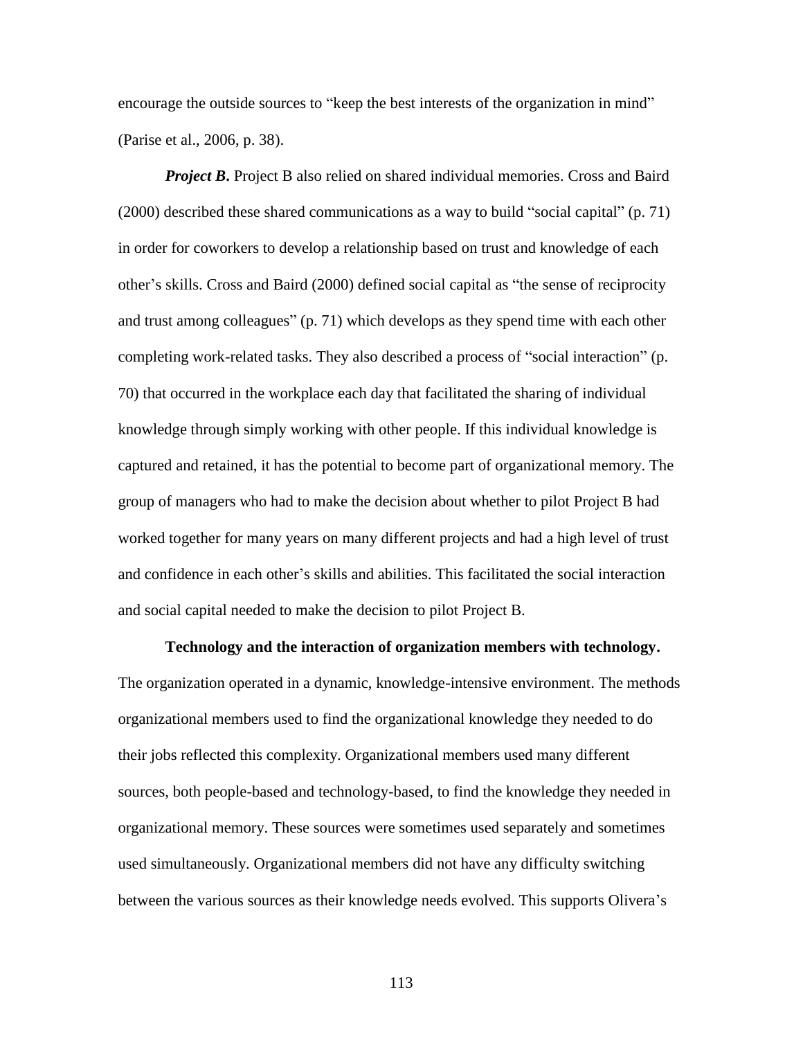encourage the outside sources to “keep the best interests of the organization in mind” (Parise et al., 2006, p. 38).

***Project B*.** Project B also relied on shared individual memories. Cross and Baird (2000) described these shared communications as a way to build “social capital” (p. 71) in order for coworkers to develop a relationship based on trust and knowledge of each other’s skills. Cross and Baird (2000) defined social capital as “the sense of reciprocity and trust among colleagues” (p. 71) which develops as they spend time with each other completing work-related tasks. They also described a process of “social interaction” (p. 70) that occurred in the workplace each day that facilitated the sharing of individual knowledge through simply working with other people. If this individual knowledge is captured and retained, it has the potential to become part of organizational memory. The group of managers who had to make the decision about whether to pilot Project B had worked together for many years on many different projects and had a high level of trust and confidence in each other’s skills and abilities. This facilitated the social interaction and social capital needed to make the decision to pilot Project B.

**Technology and the interaction of organization members with technology.** The organization operated in a dynamic, knowledge-intensive environment. The methods organizational members used to find the organizational knowledge they needed to do their jobs reflected this complexity. Organizational members used many different sources, both people-based and technology-based, to find the knowledge they needed in organizational memory. These sources were sometimes used separately and sometimes used simultaneously. Organizational members did not have any difficulty switching between the various sources as their knowledge needs evolved. This supports Olivera’s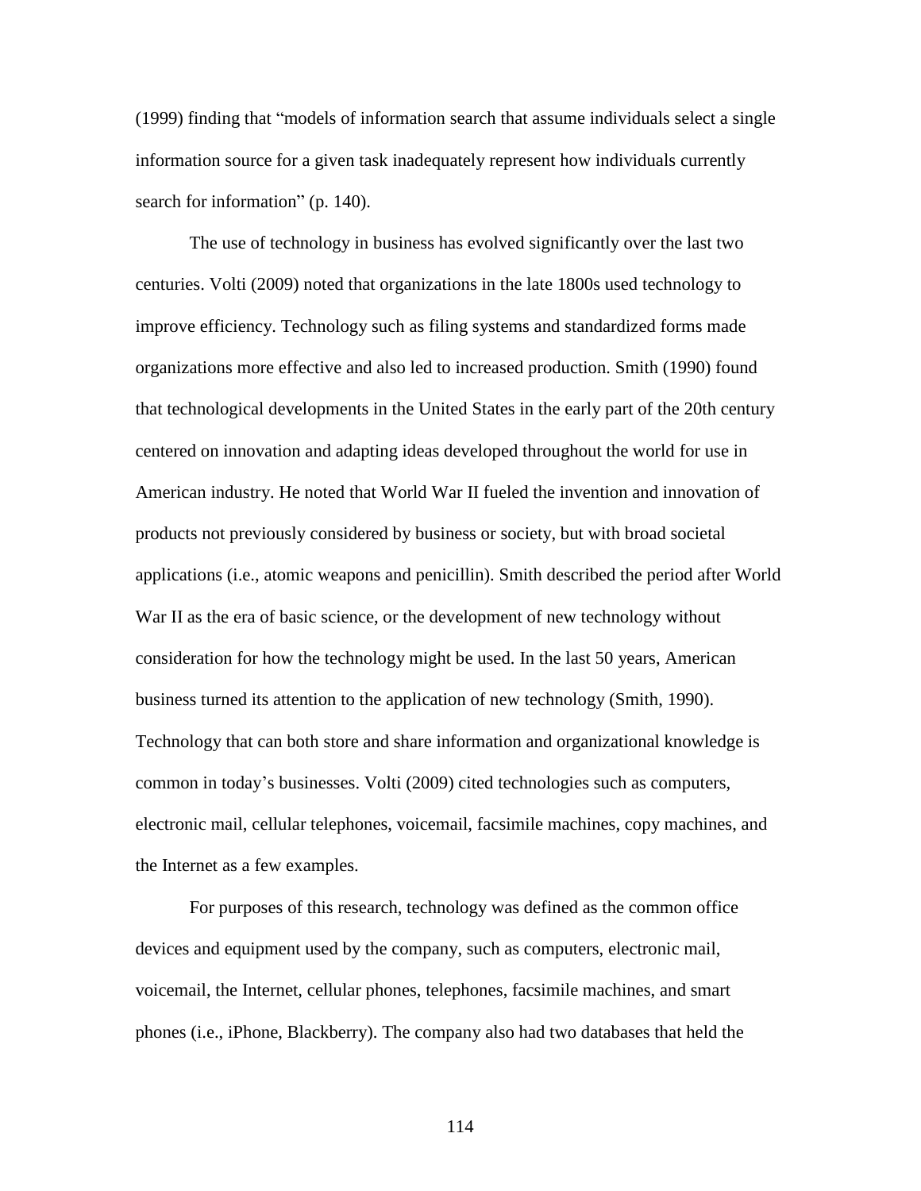(1999) finding that "models of information search that assume individuals select a single information source for a given task inadequately represent how individuals currently search for information" (p. 140).

The use of technology in business has evolved significantly over the last two centuries. Volti (2009) noted that organizations in the late 1800s used technology to improve efficiency. Technology such as filing systems and standardized forms made organizations more effective and also led to increased production. Smith (1990) found that technological developments in the United States in the early part of the 20th century centered on innovation and adapting ideas developed throughout the world for use in American industry. He noted that World War II fueled the invention and innovation of products not previously considered by business or society, but with broad societal applications (i.e., atomic weapons and penicillin). Smith described the period after World War II as the era of basic science, or the development of new technology without consideration for how the technology might be used. In the last 50 years, American business turned its attention to the application of new technology (Smith, 1990). Technology that can both store and share information and organizational knowledge is common in today's businesses. Volti (2009) cited technologies such as computers, electronic mail, cellular telephones, voicemail, facsimile machines, copy machines, and the Internet as a few examples.

For purposes of this research, technology was defined as the common office devices and equipment used by the company, such as computers, electronic mail, voicemail, the Internet, cellular phones, telephones, facsimile machines, and smart phones (i.e., iPhone, Blackberry). The company also had two databases that held the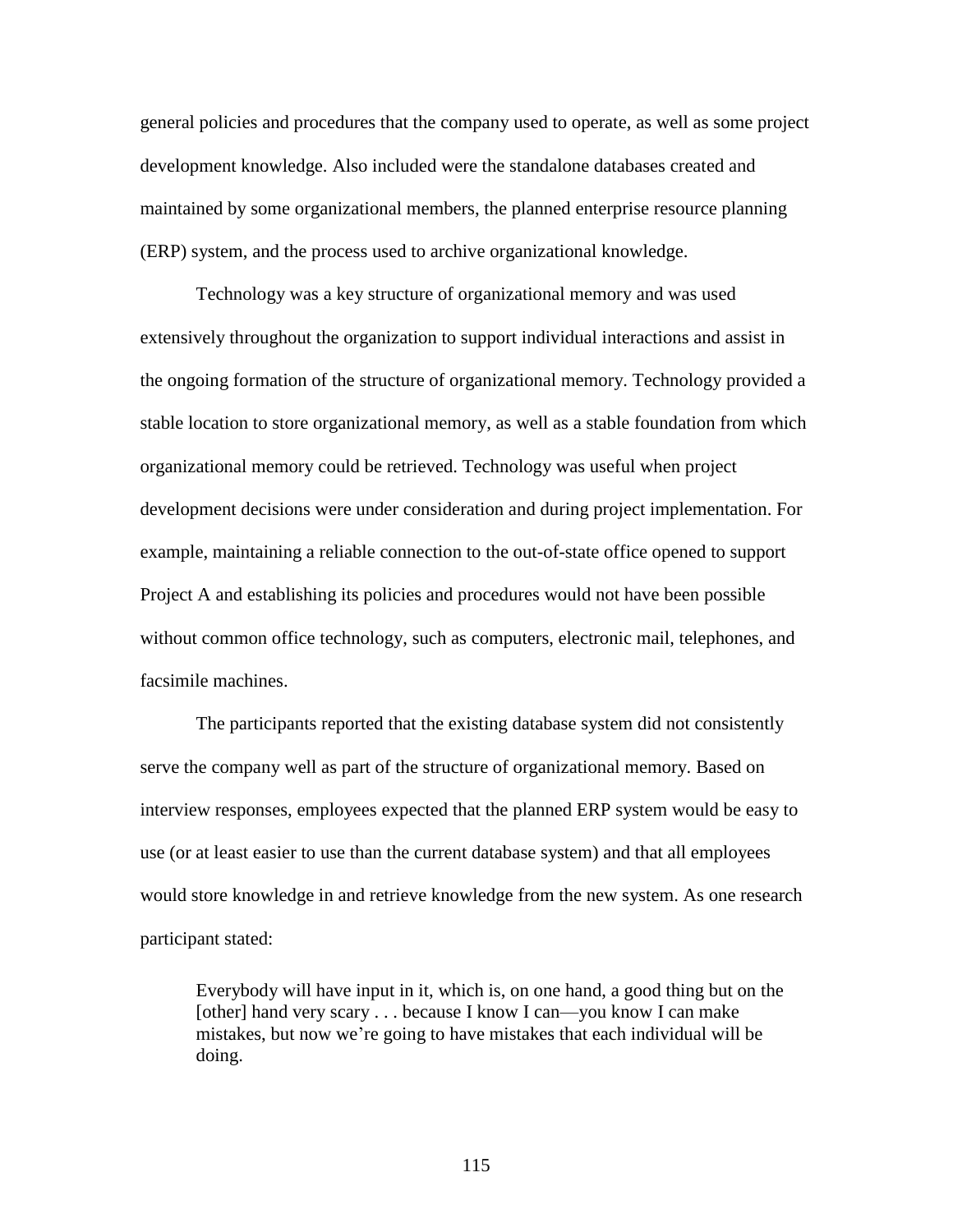general policies and procedures that the company used to operate, as well as some project development knowledge. Also included were the standalone databases created and maintained by some organizational members, the planned enterprise resource planning (ERP) system, and the process used to archive organizational knowledge.

Technology was a key structure of organizational memory and was used extensively throughout the organization to support individual interactions and assist in the ongoing formation of the structure of organizational memory. Technology provided a stable location to store organizational memory, as well as a stable foundation from which organizational memory could be retrieved. Technology was useful when project development decisions were under consideration and during project implementation. For example, maintaining a reliable connection to the out-of-state office opened to support Project A and establishing its policies and procedures would not have been possible without common office technology, such as computers, electronic mail, telephones, and facsimile machines.

The participants reported that the existing database system did not consistently serve the company well as part of the structure of organizational memory. Based on interview responses, employees expected that the planned ERP system would be easy to use (or at least easier to use than the current database system) and that all employees would store knowledge in and retrieve knowledge from the new system. As one research participant stated:

> Everybody will have input in it, which is, on one hand, a good thing but on the [other] hand very scary . . . because I know I can—you know I can make mistakes, but now we're going to have mistakes that each individual will be doing.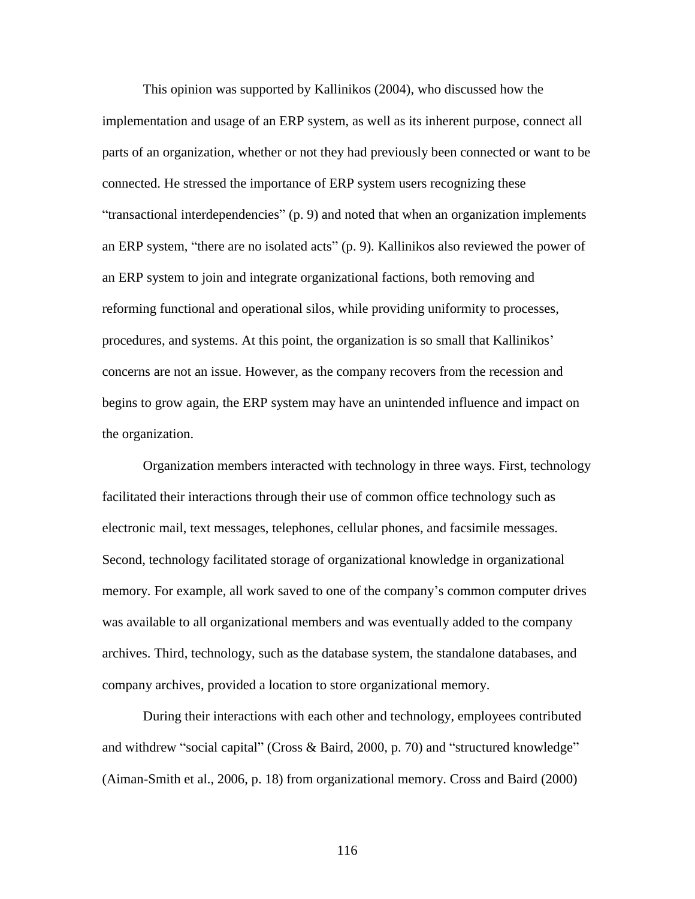This opinion was supported by Kallinikos (2004), who discussed how the implementation and usage of an ERP system, as well as its inherent purpose, connect all parts of an organization, whether or not they had previously been connected or want to be connected. He stressed the importance of ERP system users recognizing these “transactional interdependencies” (p. 9) and noted that when an organization implements an ERP system, “there are no isolated acts” (p. 9). Kallinikos also reviewed the power of an ERP system to join and integrate organizational factions, both removing and reforming functional and operational silos, while providing uniformity to processes, procedures, and systems. At this point, the organization is so small that Kallinikos’ concerns are not an issue. However, as the company recovers from the recession and begins to grow again, the ERP system may have an unintended influence and impact on the organization.

Organization members interacted with technology in three ways. First, technology facilitated their interactions through their use of common office technology such as electronic mail, text messages, telephones, cellular phones, and facsimile messages. Second, technology facilitated storage of organizational knowledge in organizational memory. For example, all work saved to one of the company’s common computer drives was available to all organizational members and was eventually added to the company archives. Third, technology, such as the database system, the standalone databases, and company archives, provided a location to store organizational memory.

During their interactions with each other and technology, employees contributed and withdrew “social capital” (Cross & Baird, 2000, p. 70) and “structured knowledge” (Aiman-Smith et al., 2006, p. 18) from organizational memory. Cross and Baird (2000)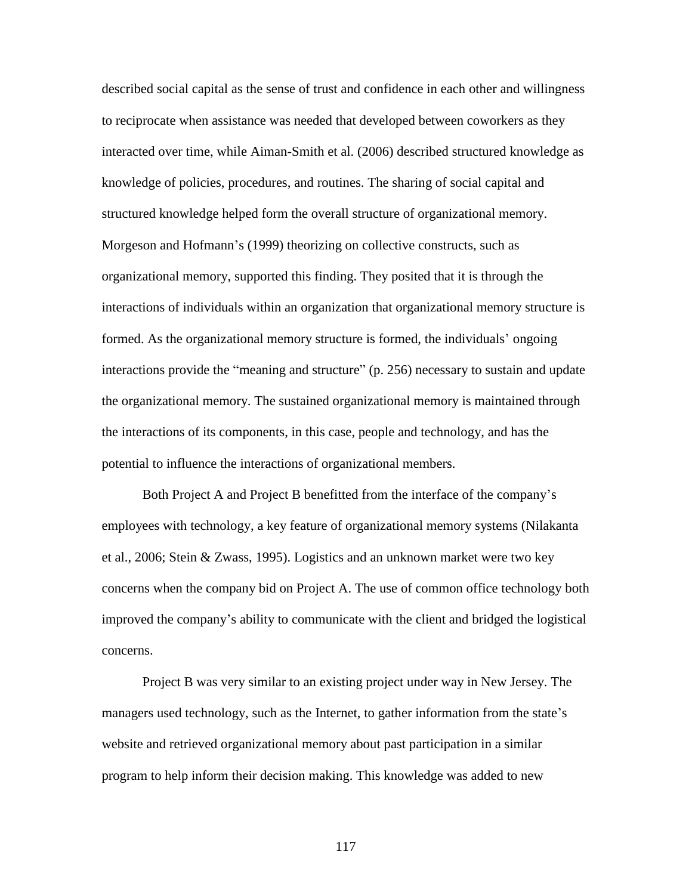described social capital as the sense of trust and confidence in each other and willingness to reciprocate when assistance was needed that developed between coworkers as they interacted over time, while Aiman-Smith et al. (2006) described structured knowledge as knowledge of policies, procedures, and routines. The sharing of social capital and structured knowledge helped form the overall structure of organizational memory. Morgeson and Hofmann's (1999) theorizing on collective constructs, such as organizational memory, supported this finding. They posited that it is through the interactions of individuals within an organization that organizational memory structure is formed. As the organizational memory structure is formed, the individuals' ongoing interactions provide the "meaning and structure" (p. 256) necessary to sustain and update the organizational memory. The sustained organizational memory is maintained through the interactions of its components, in this case, people and technology, and has the potential to influence the interactions of organizational members.

Both Project A and Project B benefitted from the interface of the company's employees with technology, a key feature of organizational memory systems (Nilakanta et al., 2006; Stein & Zwass, 1995). Logistics and an unknown market were two key concerns when the company bid on Project A. The use of common office technology both improved the company's ability to communicate with the client and bridged the logistical concerns.

Project B was very similar to an existing project under way in New Jersey. The managers used technology, such as the Internet, to gather information from the state's website and retrieved organizational memory about past participation in a similar program to help inform their decision making. This knowledge was added to new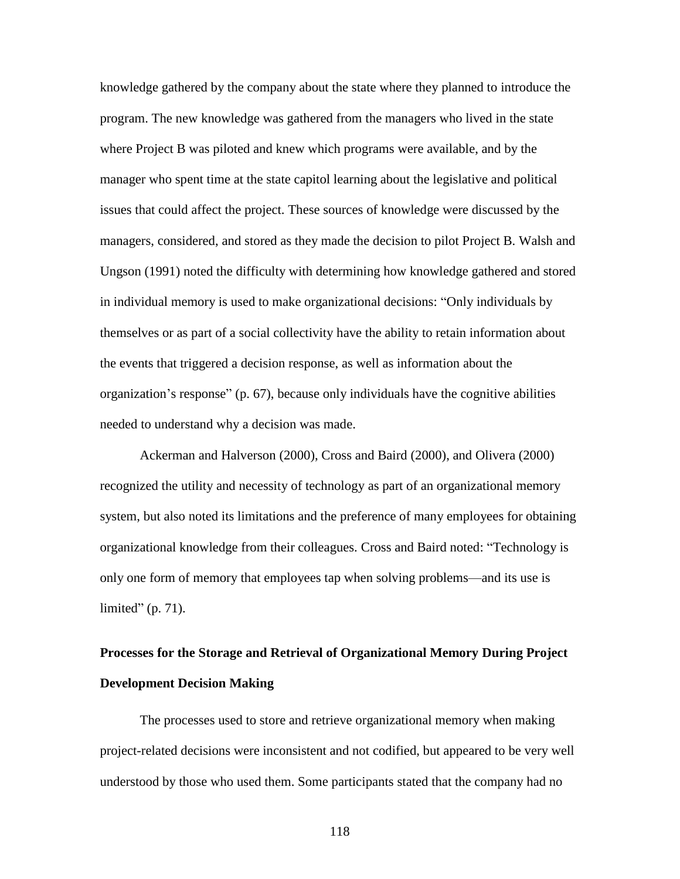knowledge gathered by the company about the state where they planned to introduce the program. The new knowledge was gathered from the managers who lived in the state where Project B was piloted and knew which programs were available, and by the manager who spent time at the state capitol learning about the legislative and political issues that could affect the project. These sources of knowledge were discussed by the managers, considered, and stored as they made the decision to pilot Project B. Walsh and Ungson (1991) noted the difficulty with determining how knowledge gathered and stored in individual memory is used to make organizational decisions: "Only individuals by themselves or as part of a social collectivity have the ability to retain information about the events that triggered a decision response, as well as information about the organization's response" (p. 67), because only individuals have the cognitive abilities needed to understand why a decision was made.

Ackerman and Halverson (2000), Cross and Baird (2000), and Olivera (2000) recognized the utility and necessity of technology as part of an organizational memory system, but also noted its limitations and the preference of many employees for obtaining organizational knowledge from their colleagues. Cross and Baird noted: "Technology is only one form of memory that employees tap when solving problems—and its use is limited" (p. 71).

**Processes for the Storage and Retrieval of Organizational Memory During Project Development Decision Making**

The processes used to store and retrieve organizational memory when making project-related decisions were inconsistent and not codified, but appeared to be very well understood by those who used them. Some participants stated that the company had no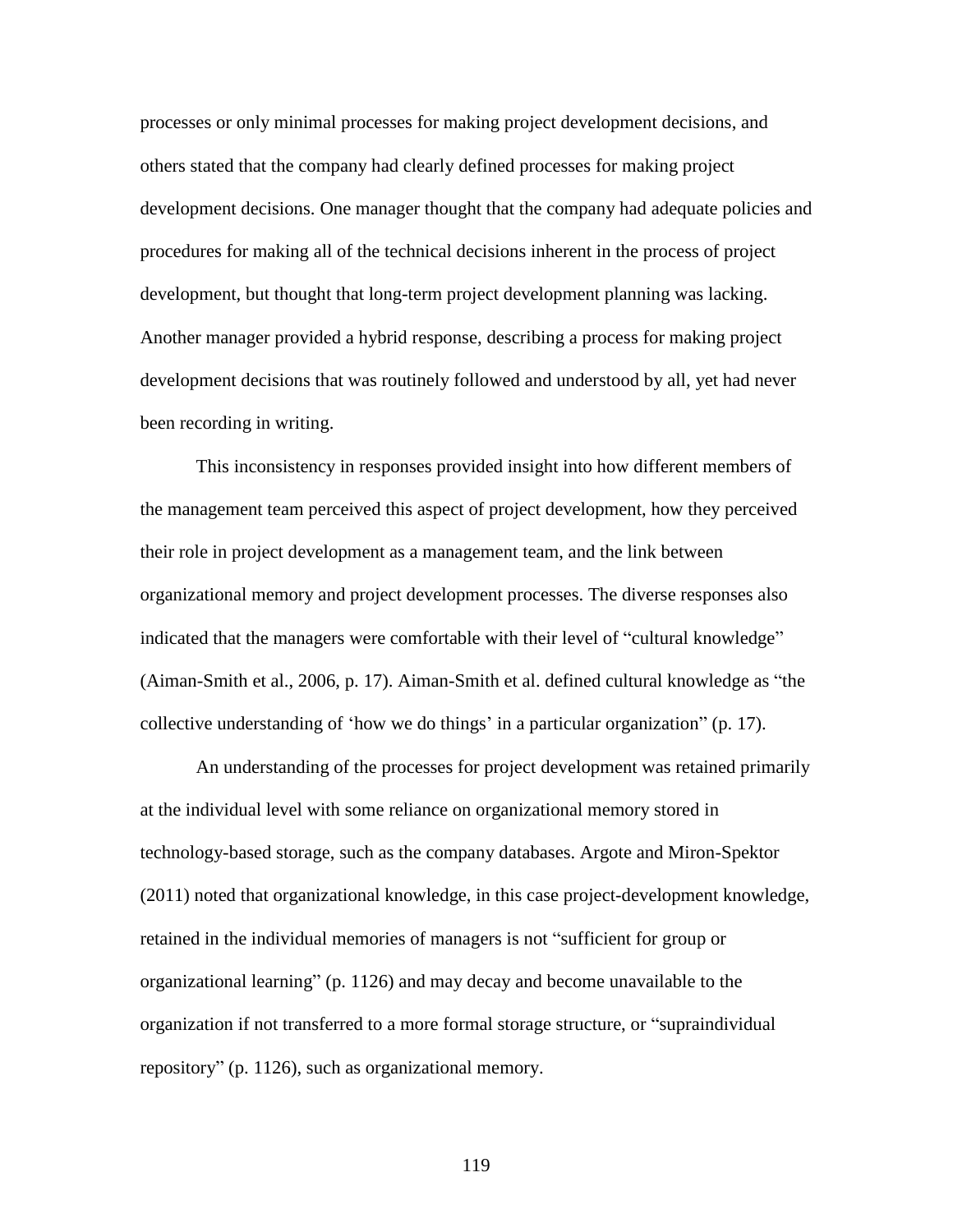processes or only minimal processes for making project development decisions, and others stated that the company had clearly defined processes for making project development decisions. One manager thought that the company had adequate policies and procedures for making all of the technical decisions inherent in the process of project development, but thought that long-term project development planning was lacking. Another manager provided a hybrid response, describing a process for making project development decisions that was routinely followed and understood by all, yet had never been recording in writing.

This inconsistency in responses provided insight into how different members of the management team perceived this aspect of project development, how they perceived their role in project development as a management team, and the link between organizational memory and project development processes. The diverse responses also indicated that the managers were comfortable with their level of "cultural knowledge" (Aiman-Smith et al., 2006, p. 17). Aiman-Smith et al. defined cultural knowledge as "the collective understanding of 'how we do things' in a particular organization" (p. 17).

An understanding of the processes for project development was retained primarily at the individual level with some reliance on organizational memory stored in technology-based storage, such as the company databases. Argote and Miron-Spektor (2011) noted that organizational knowledge, in this case project-development knowledge, retained in the individual memories of managers is not "sufficient for group or organizational learning" (p. 1126) and may decay and become unavailable to the organization if not transferred to a more formal storage structure, or "supraindividual repository" (p. 1126), such as organizational memory.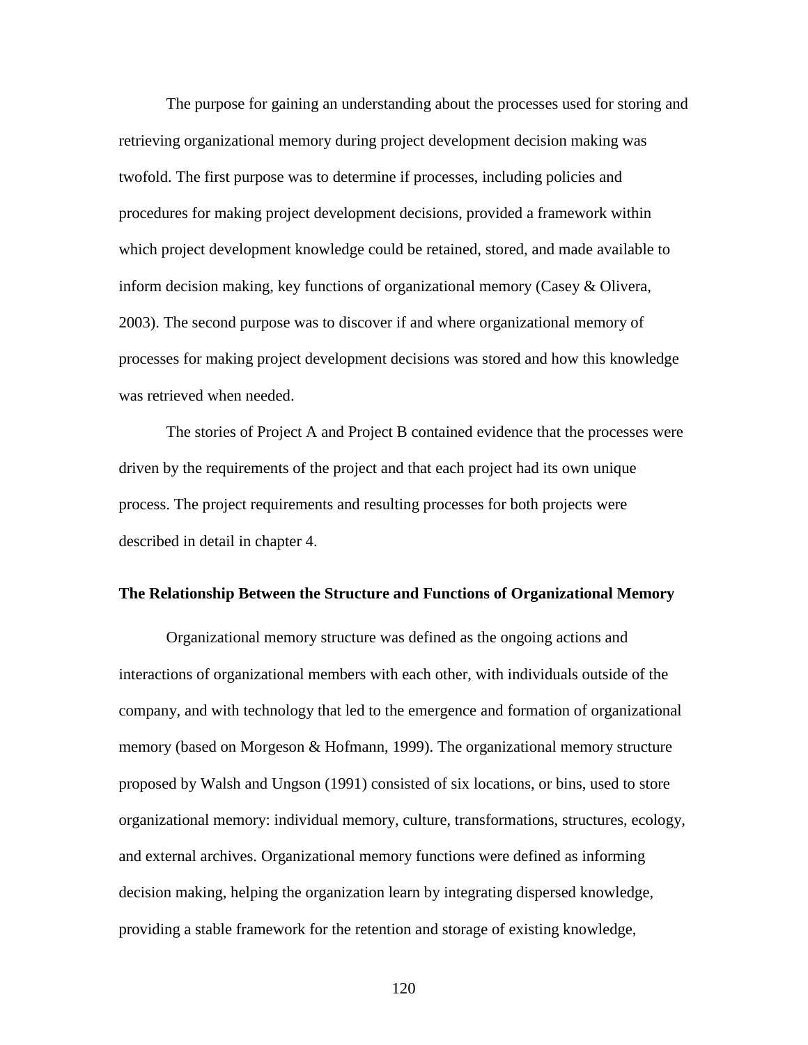The purpose for gaining an understanding about the processes used for storing and retrieving organizational memory during project development decision making was twofold. The first purpose was to determine if processes, including policies and procedures for making project development decisions, provided a framework within which project development knowledge could be retained, stored, and made available to inform decision making, key functions of organizational memory (Casey & Olivera, 2003). The second purpose was to discover if and where organizational memory of processes for making project development decisions was stored and how this knowledge was retrieved when needed.

The stories of Project A and Project B contained evidence that the processes were driven by the requirements of the project and that each project had its own unique process. The project requirements and resulting processes for both projects were described in detail in chapter 4.

**The Relationship Between the Structure and Functions of Organizational Memory**

Organizational memory structure was defined as the ongoing actions and interactions of organizational members with each other, with individuals outside of the company, and with technology that led to the emergence and formation of organizational memory (based on Morgeson & Hofmann, 1999). The organizational memory structure proposed by Walsh and Ungson (1991) consisted of six locations, or bins, used to store organizational memory: individual memory, culture, transformations, structures, ecology, and external archives. Organizational memory functions were defined as informing decision making, helping the organization learn by integrating dispersed knowledge, providing a stable framework for the retention and storage of existing knowledge,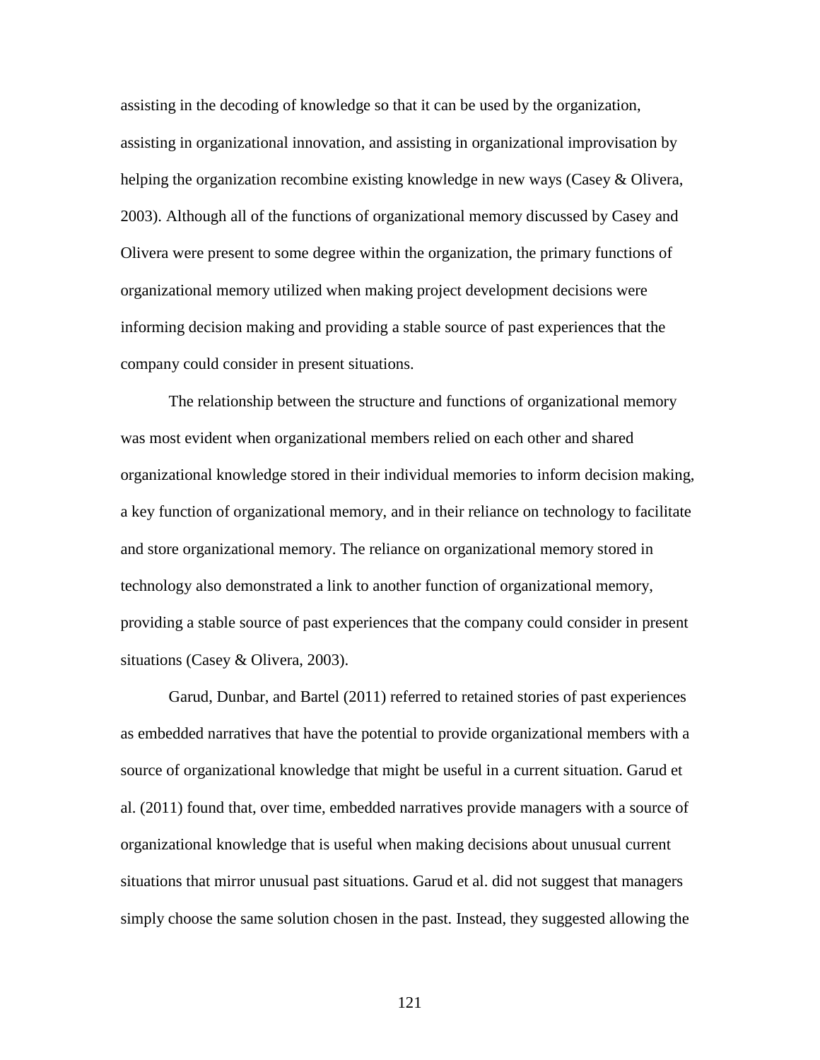assisting in the decoding of knowledge so that it can be used by the organization, assisting in organizational innovation, and assisting in organizational improvisation by helping the organization recombine existing knowledge in new ways (Casey & Olivera, 2003). Although all of the functions of organizational memory discussed by Casey and Olivera were present to some degree within the organization, the primary functions of organizational memory utilized when making project development decisions were informing decision making and providing a stable source of past experiences that the company could consider in present situations.

The relationship between the structure and functions of organizational memory was most evident when organizational members relied on each other and shared organizational knowledge stored in their individual memories to inform decision making, a key function of organizational memory, and in their reliance on technology to facilitate and store organizational memory. The reliance on organizational memory stored in technology also demonstrated a link to another function of organizational memory, providing a stable source of past experiences that the company could consider in present situations (Casey & Olivera, 2003).

Garud, Dunbar, and Bartel (2011) referred to retained stories of past experiences as embedded narratives that have the potential to provide organizational members with a source of organizational knowledge that might be useful in a current situation. Garud et al. (2011) found that, over time, embedded narratives provide managers with a source of organizational knowledge that is useful when making decisions about unusual current situations that mirror unusual past situations. Garud et al. did not suggest that managers simply choose the same solution chosen in the past. Instead, they suggested allowing the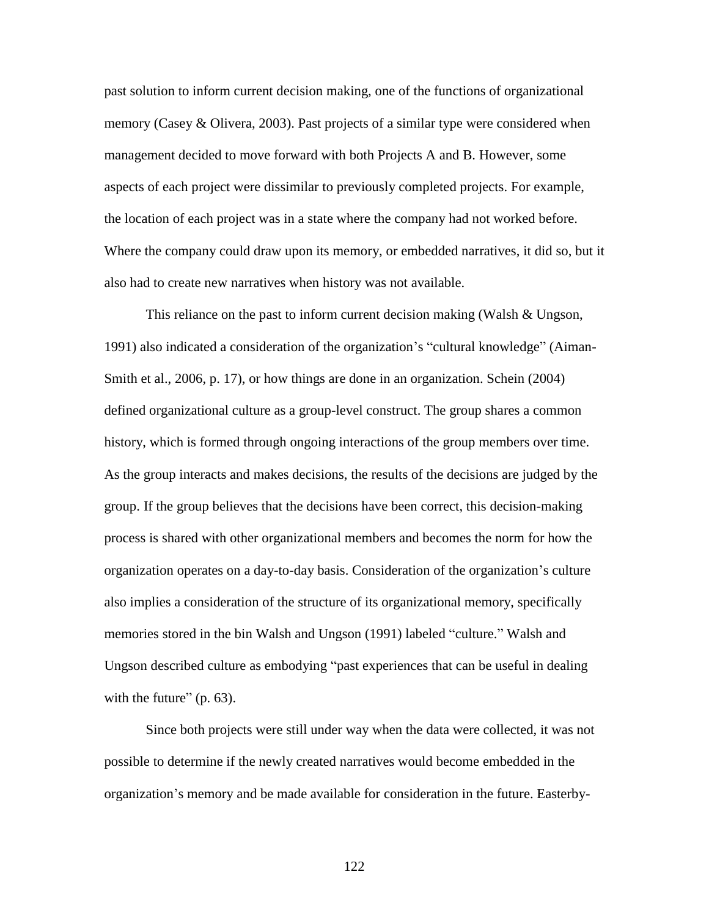past solution to inform current decision making, one of the functions of organizational memory (Casey & Olivera, 2003). Past projects of a similar type were considered when management decided to move forward with both Projects A and B. However, some aspects of each project were dissimilar to previously completed projects. For example, the location of each project was in a state where the company had not worked before. Where the company could draw upon its memory, or embedded narratives, it did so, but it also had to create new narratives when history was not available.

This reliance on the past to inform current decision making (Walsh & Ungson, 1991) also indicated a consideration of the organization's "cultural knowledge" (Aiman-Smith et al., 2006, p. 17), or how things are done in an organization. Schein (2004) defined organizational culture as a group-level construct. The group shares a common history, which is formed through ongoing interactions of the group members over time. As the group interacts and makes decisions, the results of the decisions are judged by the group. If the group believes that the decisions have been correct, this decision-making process is shared with other organizational members and becomes the norm for how the organization operates on a day-to-day basis. Consideration of the organization's culture also implies a consideration of the structure of its organizational memory, specifically memories stored in the bin Walsh and Ungson (1991) labeled "culture." Walsh and Ungson described culture as embodying "past experiences that can be useful in dealing with the future" (p. 63).

Since both projects were still under way when the data were collected, it was not possible to determine if the newly created narratives would become embedded in the organization's memory and be made available for consideration in the future. Easterby-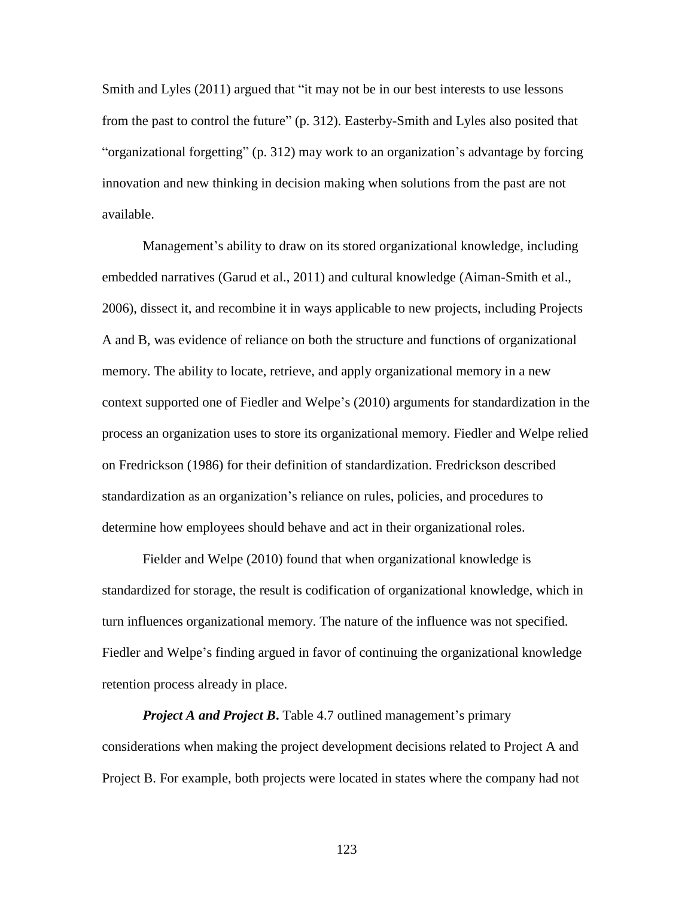Smith and Lyles (2011) argued that "it may not be in our best interests to use lessons from the past to control the future" (p. 312). Easterby-Smith and Lyles also posited that "organizational forgetting" (p. 312) may work to an organization's advantage by forcing innovation and new thinking in decision making when solutions from the past are not available.

Management's ability to draw on its stored organizational knowledge, including embedded narratives (Garud et al., 2011) and cultural knowledge (Aiman-Smith et al., 2006), dissect it, and recombine it in ways applicable to new projects, including Projects A and B, was evidence of reliance on both the structure and functions of organizational memory. The ability to locate, retrieve, and apply organizational memory in a new context supported one of Fiedler and Welpe's (2010) arguments for standardization in the process an organization uses to store its organizational memory. Fiedler and Welpe relied on Fredrickson (1986) for their definition of standardization. Fredrickson described standardization as an organization's reliance on rules, policies, and procedures to determine how employees should behave and act in their organizational roles.

Fielder and Welpe (2010) found that when organizational knowledge is standardized for storage, the result is codification of organizational knowledge, which in turn influences organizational memory. The nature of the influence was not specified. Fiedler and Welpe's finding argued in favor of continuing the organizational knowledge retention process already in place.

***Project A and Project B*.** Table 4.7 outlined management's primary considerations when making the project development decisions related to Project A and Project B. For example, both projects were located in states where the company had not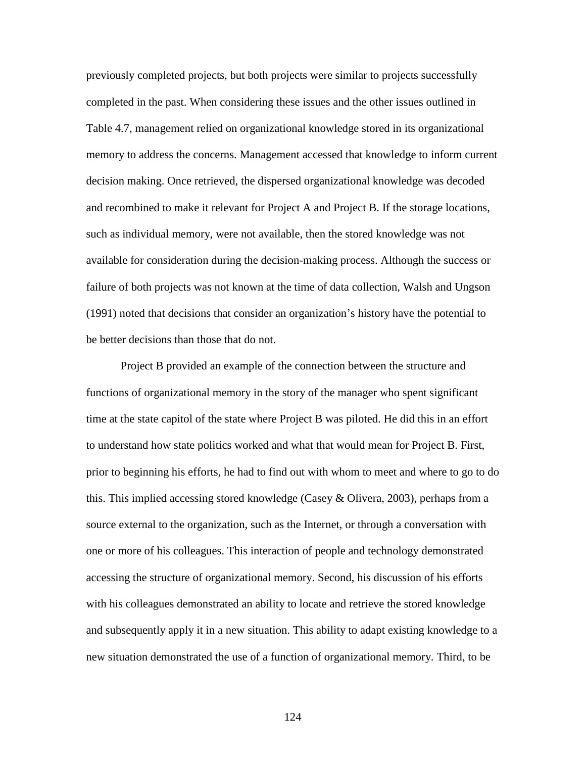previously completed projects, but both projects were similar to projects successfully completed in the past. When considering these issues and the other issues outlined in Table 4.7, management relied on organizational knowledge stored in its organizational memory to address the concerns. Management accessed that knowledge to inform current decision making. Once retrieved, the dispersed organizational knowledge was decoded and recombined to make it relevant for Project A and Project B. If the storage locations, such as individual memory, were not available, then the stored knowledge was not available for consideration during the decision-making process. Although the success or failure of both projects was not known at the time of data collection, Walsh and Ungson (1991) noted that decisions that consider an organization's history have the potential to be better decisions than those that do not.

Project B provided an example of the connection between the structure and functions of organizational memory in the story of the manager who spent significant time at the state capitol of the state where Project B was piloted. He did this in an effort to understand how state politics worked and what that would mean for Project B. First, prior to beginning his efforts, he had to find out with whom to meet and where to go to do this. This implied accessing stored knowledge (Casey & Olivera, 2003), perhaps from a source external to the organization, such as the Internet, or through a conversation with one or more of his colleagues. This interaction of people and technology demonstrated accessing the structure of organizational memory. Second, his discussion of his efforts with his colleagues demonstrated an ability to locate and retrieve the stored knowledge and subsequently apply it in a new situation. This ability to adapt existing knowledge to a new situation demonstrated the use of a function of organizational memory. Third, to be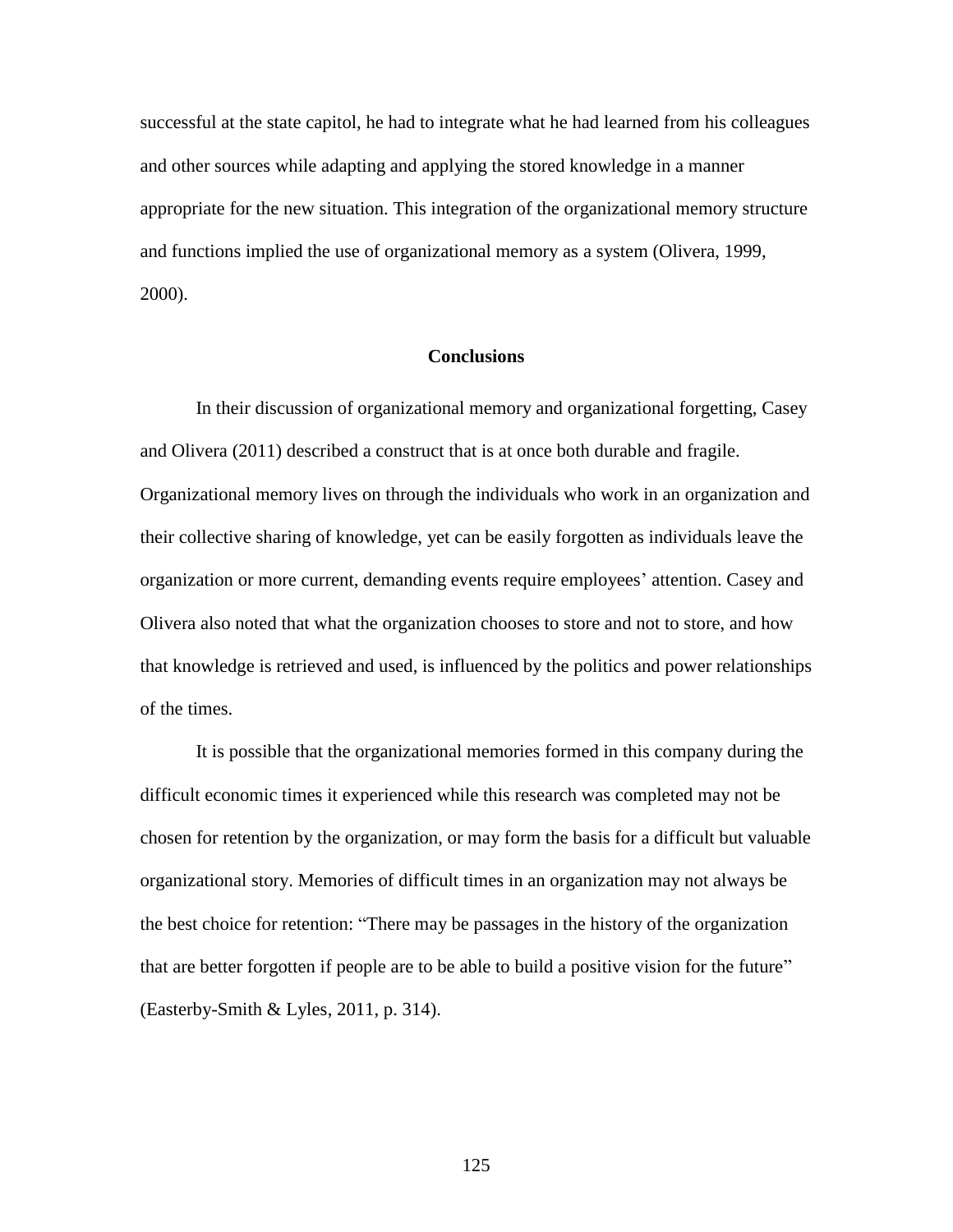successful at the state capitol, he had to integrate what he had learned from his colleagues and other sources while adapting and applying the stored knowledge in a manner appropriate for the new situation. This integration of the organizational memory structure and functions implied the use of organizational memory as a system (Olivera, 1999, 2000).

## Conclusions

In their discussion of organizational memory and organizational forgetting, Casey and Olivera (2011) described a construct that is at once both durable and fragile. Organizational memory lives on through the individuals who work in an organization and their collective sharing of knowledge, yet can be easily forgotten as individuals leave the organization or more current, demanding events require employees' attention. Casey and Olivera also noted that what the organization chooses to store and not to store, and how that knowledge is retrieved and used, is influenced by the politics and power relationships of the times.

It is possible that the organizational memories formed in this company during the difficult economic times it experienced while this research was completed may not be chosen for retention by the organization, or may form the basis for a difficult but valuable organizational story. Memories of difficult times in an organization may not always be the best choice for retention: "There may be passages in the history of the organization that are better forgotten if people are to be able to build a positive vision for the future" (Easterby-Smith & Lyles, 2011, p. 314).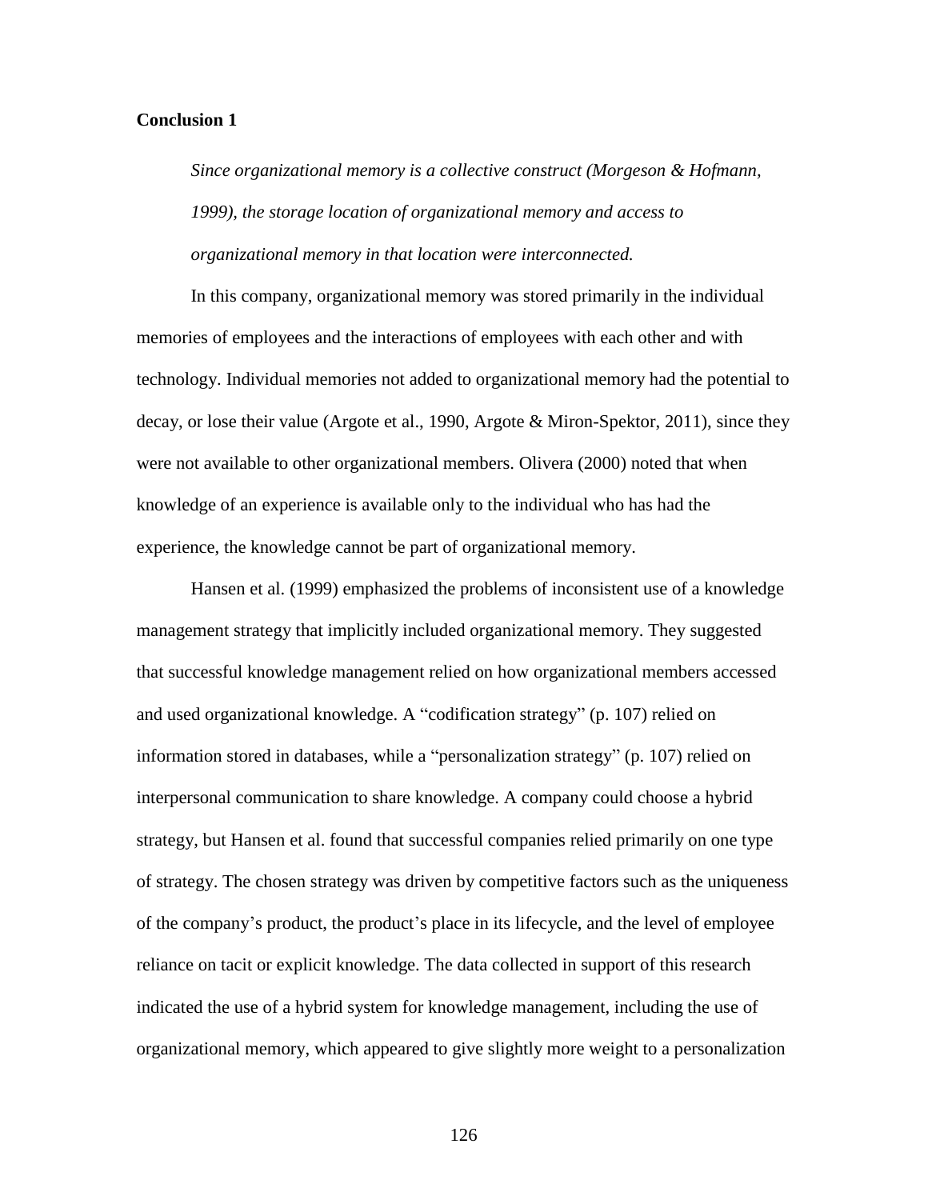**Conclusion 1**

*Since organizational memory is a collective construct (Morgeson & Hofmann, 1999), the storage location of organizational memory and access to organizational memory in that location were interconnected.*

In this company, organizational memory was stored primarily in the individual memories of employees and the interactions of employees with each other and with technology. Individual memories not added to organizational memory had the potential to decay, or lose their value (Argote et al., 1990, Argote & Miron-Spektor, 2011), since they were not available to other organizational members. Olivera (2000) noted that when knowledge of an experience is available only to the individual who has had the experience, the knowledge cannot be part of organizational memory.

Hansen et al. (1999) emphasized the problems of inconsistent use of a knowledge management strategy that implicitly included organizational memory. They suggested that successful knowledge management relied on how organizational members accessed and used organizational knowledge. A "codification strategy" (p. 107) relied on information stored in databases, while a "personalization strategy" (p. 107) relied on interpersonal communication to share knowledge. A company could choose a hybrid strategy, but Hansen et al. found that successful companies relied primarily on one type of strategy. The chosen strategy was driven by competitive factors such as the uniqueness of the company's product, the product's place in its lifecycle, and the level of employee reliance on tacit or explicit knowledge. The data collected in support of this research indicated the use of a hybrid system for knowledge management, including the use of organizational memory, which appeared to give slightly more weight to a personalization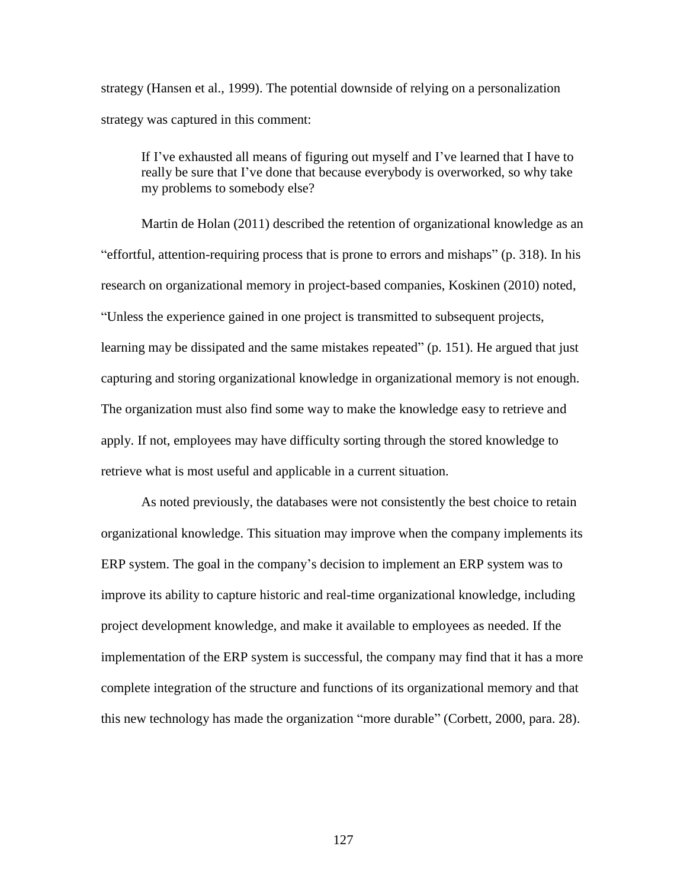strategy (Hansen et al., 1999). The potential downside of relying on a personalization strategy was captured in this comment:

> If I've exhausted all means of figuring out myself and I've learned that I have to really be sure that I've done that because everybody is overworked, so why take my problems to somebody else?

Martin de Holan (2011) described the retention of organizational knowledge as an "effortful, attention-requiring process that is prone to errors and mishaps" (p. 318). In his research on organizational memory in project-based companies, Koskinen (2010) noted, "Unless the experience gained in one project is transmitted to subsequent projects, learning may be dissipated and the same mistakes repeated" (p. 151). He argued that just capturing and storing organizational knowledge in organizational memory is not enough. The organization must also find some way to make the knowledge easy to retrieve and apply. If not, employees may have difficulty sorting through the stored knowledge to retrieve what is most useful and applicable in a current situation.

As noted previously, the databases were not consistently the best choice to retain organizational knowledge. This situation may improve when the company implements its ERP system. The goal in the company's decision to implement an ERP system was to improve its ability to capture historic and real-time organizational knowledge, including project development knowledge, and make it available to employees as needed. If the implementation of the ERP system is successful, the company may find that it has a more complete integration of the structure and functions of its organizational memory and that this new technology has made the organization "more durable" (Corbett, 2000, para. 28).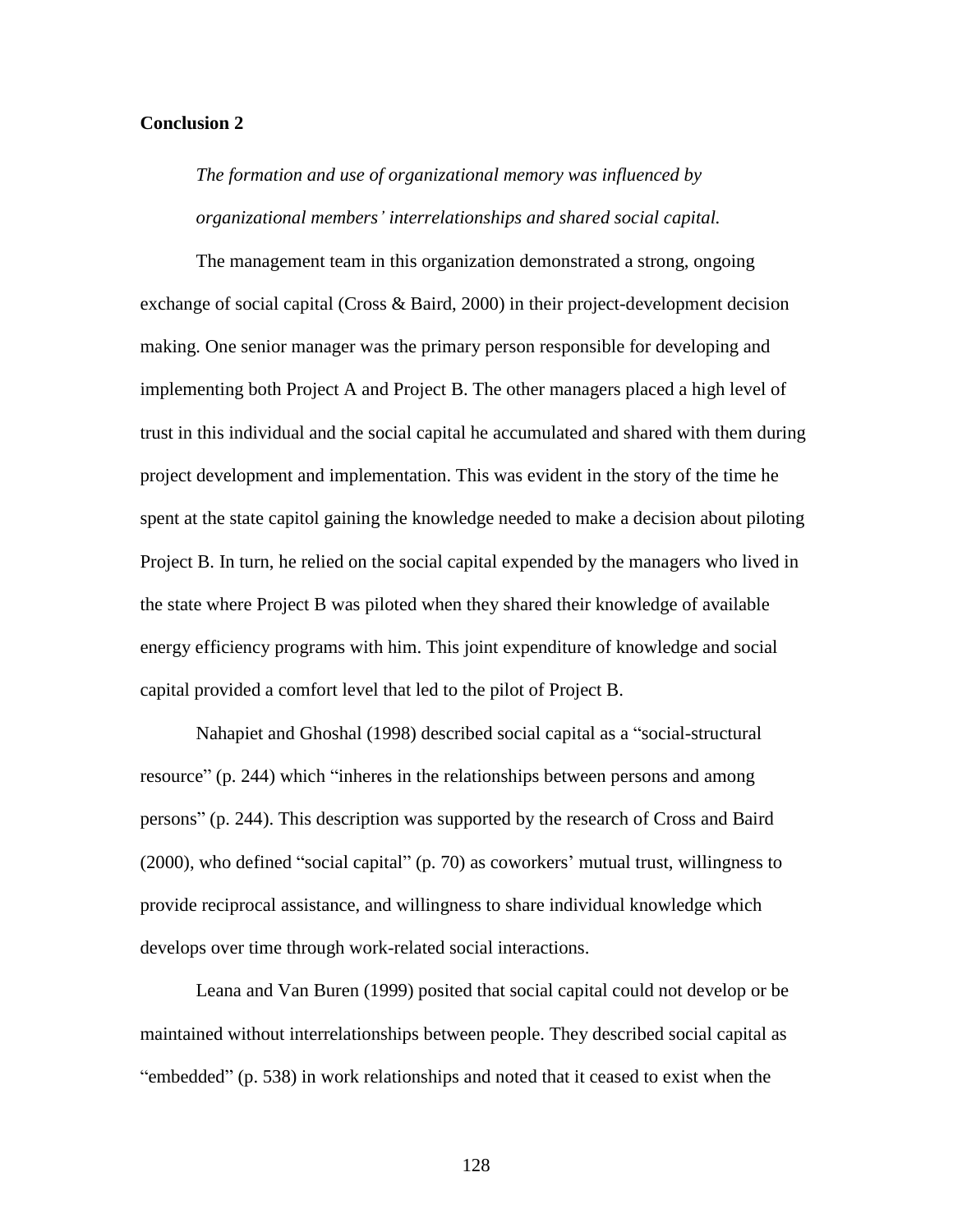**Conclusion 2**

*The formation and use of organizational memory was influenced by organizational members' interrelationships and shared social capital.*

The management team in this organization demonstrated a strong, ongoing exchange of social capital (Cross & Baird, 2000) in their project-development decision making. One senior manager was the primary person responsible for developing and implementing both Project A and Project B. The other managers placed a high level of trust in this individual and the social capital he accumulated and shared with them during project development and implementation. This was evident in the story of the time he spent at the state capitol gaining the knowledge needed to make a decision about piloting Project B. In turn, he relied on the social capital expended by the managers who lived in the state where Project B was piloted when they shared their knowledge of available energy efficiency programs with him. This joint expenditure of knowledge and social capital provided a comfort level that led to the pilot of Project B.

Nahapiet and Ghoshal (1998) described social capital as a "social-structural resource" (p. 244) which "inheres in the relationships between persons and among persons" (p. 244). This description was supported by the research of Cross and Baird (2000), who defined "social capital" (p. 70) as coworkers' mutual trust, willingness to provide reciprocal assistance, and willingness to share individual knowledge which develops over time through work-related social interactions.

Leana and Van Buren (1999) posited that social capital could not develop or be maintained without interrelationships between people. They described social capital as "embedded" (p. 538) in work relationships and noted that it ceased to exist when the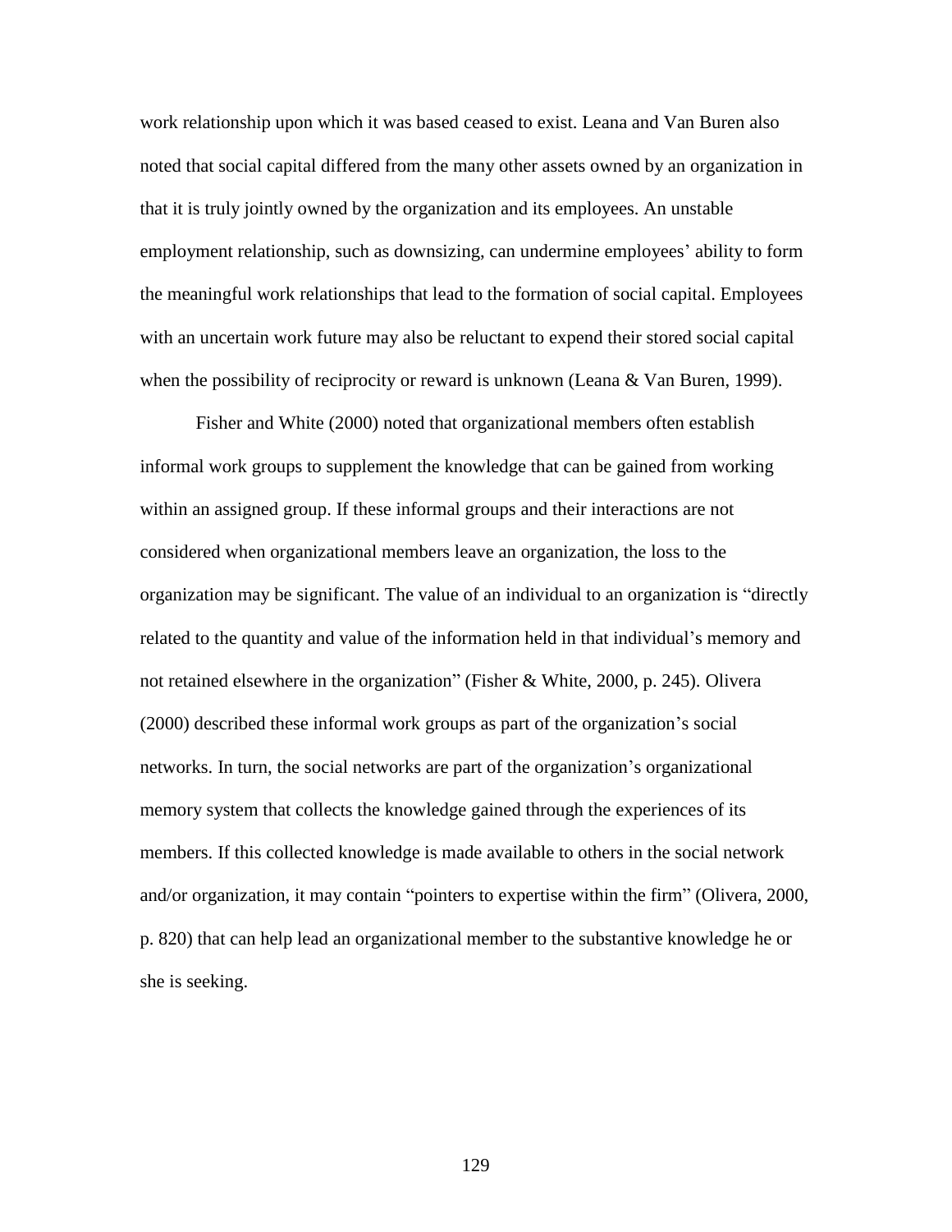work relationship upon which it was based ceased to exist. Leana and Van Buren also noted that social capital differed from the many other assets owned by an organization in that it is truly jointly owned by the organization and its employees. An unstable employment relationship, such as downsizing, can undermine employees' ability to form the meaningful work relationships that lead to the formation of social capital. Employees with an uncertain work future may also be reluctant to expend their stored social capital when the possibility of reciprocity or reward is unknown (Leana & Van Buren, 1999).

Fisher and White (2000) noted that organizational members often establish informal work groups to supplement the knowledge that can be gained from working within an assigned group. If these informal groups and their interactions are not considered when organizational members leave an organization, the loss to the organization may be significant. The value of an individual to an organization is "directly related to the quantity and value of the information held in that individual's memory and not retained elsewhere in the organization" (Fisher & White, 2000, p. 245). Olivera (2000) described these informal work groups as part of the organization's social networks. In turn, the social networks are part of the organization's organizational memory system that collects the knowledge gained through the experiences of its members. If this collected knowledge is made available to others in the social network and/or organization, it may contain "pointers to expertise within the firm" (Olivera, 2000, p. 820) that can help lead an organizational member to the substantive knowledge he or she is seeking.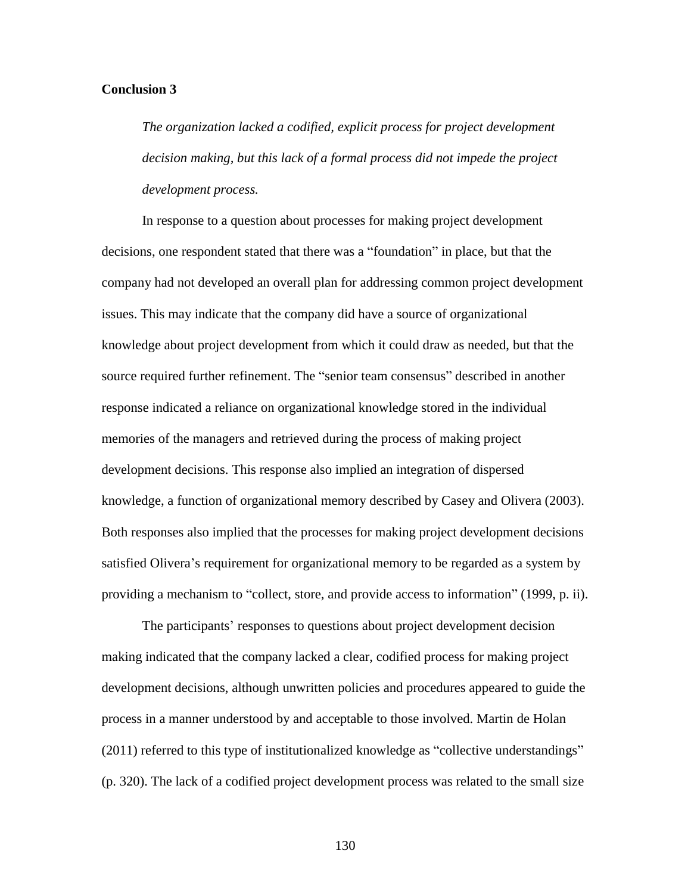**Conclusion 3**

*The organization lacked a codified, explicit process for project development decision making, but this lack of a formal process did not impede the project development process.*

In response to a question about processes for making project development decisions, one respondent stated that there was a "foundation" in place, but that the company had not developed an overall plan for addressing common project development issues. This may indicate that the company did have a source of organizational knowledge about project development from which it could draw as needed, but that the source required further refinement. The "senior team consensus" described in another response indicated a reliance on organizational knowledge stored in the individual memories of the managers and retrieved during the process of making project development decisions. This response also implied an integration of dispersed knowledge, a function of organizational memory described by Casey and Olivera (2003). Both responses also implied that the processes for making project development decisions satisfied Olivera's requirement for organizational memory to be regarded as a system by providing a mechanism to "collect, store, and provide access to information" (1999, p. ii).

The participants' responses to questions about project development decision making indicated that the company lacked a clear, codified process for making project development decisions, although unwritten policies and procedures appeared to guide the process in a manner understood by and acceptable to those involved. Martin de Holan (2011) referred to this type of institutionalized knowledge as "collective understandings" (p. 320). The lack of a codified project development process was related to the small size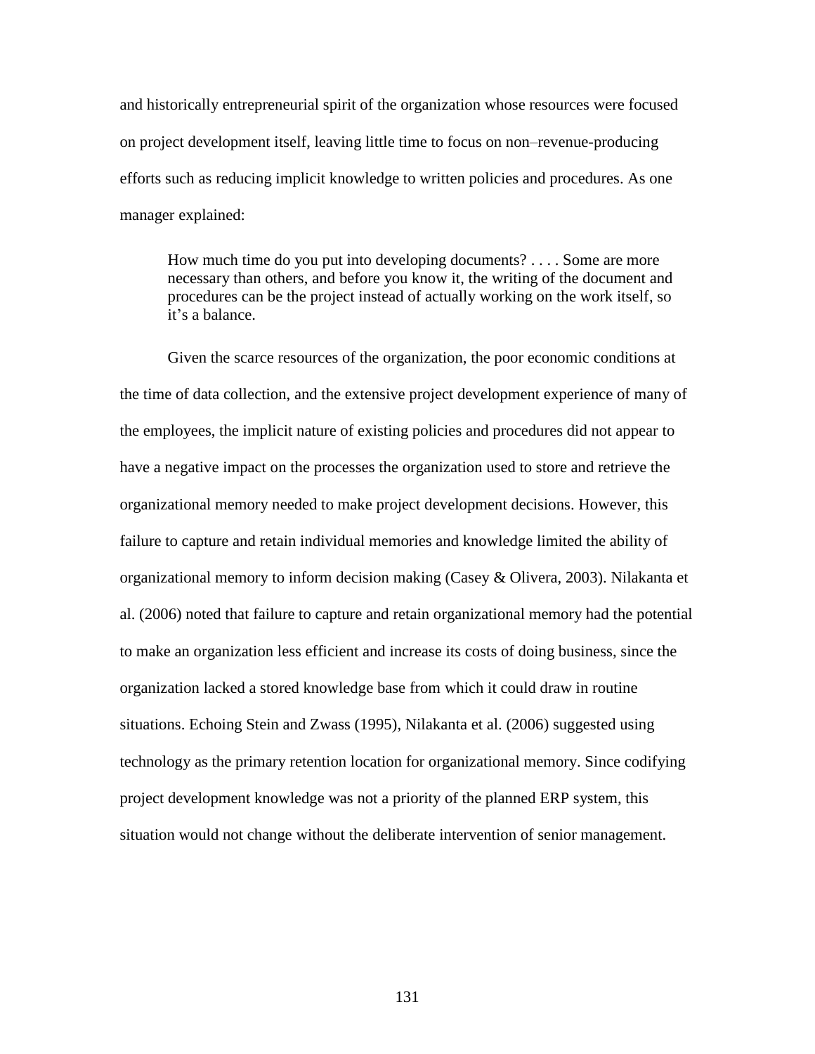and historically entrepreneurial spirit of the organization whose resources were focused on project development itself, leaving little time to focus on non–revenue-producing efforts such as reducing implicit knowledge to written policies and procedures. As one manager explained:

> How much time do you put into developing documents? . . . . Some are more necessary than others, and before you know it, the writing of the document and procedures can be the project instead of actually working on the work itself, so it's a balance.

Given the scarce resources of the organization, the poor economic conditions at the time of data collection, and the extensive project development experience of many of the employees, the implicit nature of existing policies and procedures did not appear to have a negative impact on the processes the organization used to store and retrieve the organizational memory needed to make project development decisions. However, this failure to capture and retain individual memories and knowledge limited the ability of organizational memory to inform decision making (Casey & Olivera, 2003). Nilakanta et al. (2006) noted that failure to capture and retain organizational memory had the potential to make an organization less efficient and increase its costs of doing business, since the organization lacked a stored knowledge base from which it could draw in routine situations. Echoing Stein and Zwass (1995), Nilakanta et al. (2006) suggested using technology as the primary retention location for organizational memory. Since codifying project development knowledge was not a priority of the planned ERP system, this situation would not change without the deliberate intervention of senior management.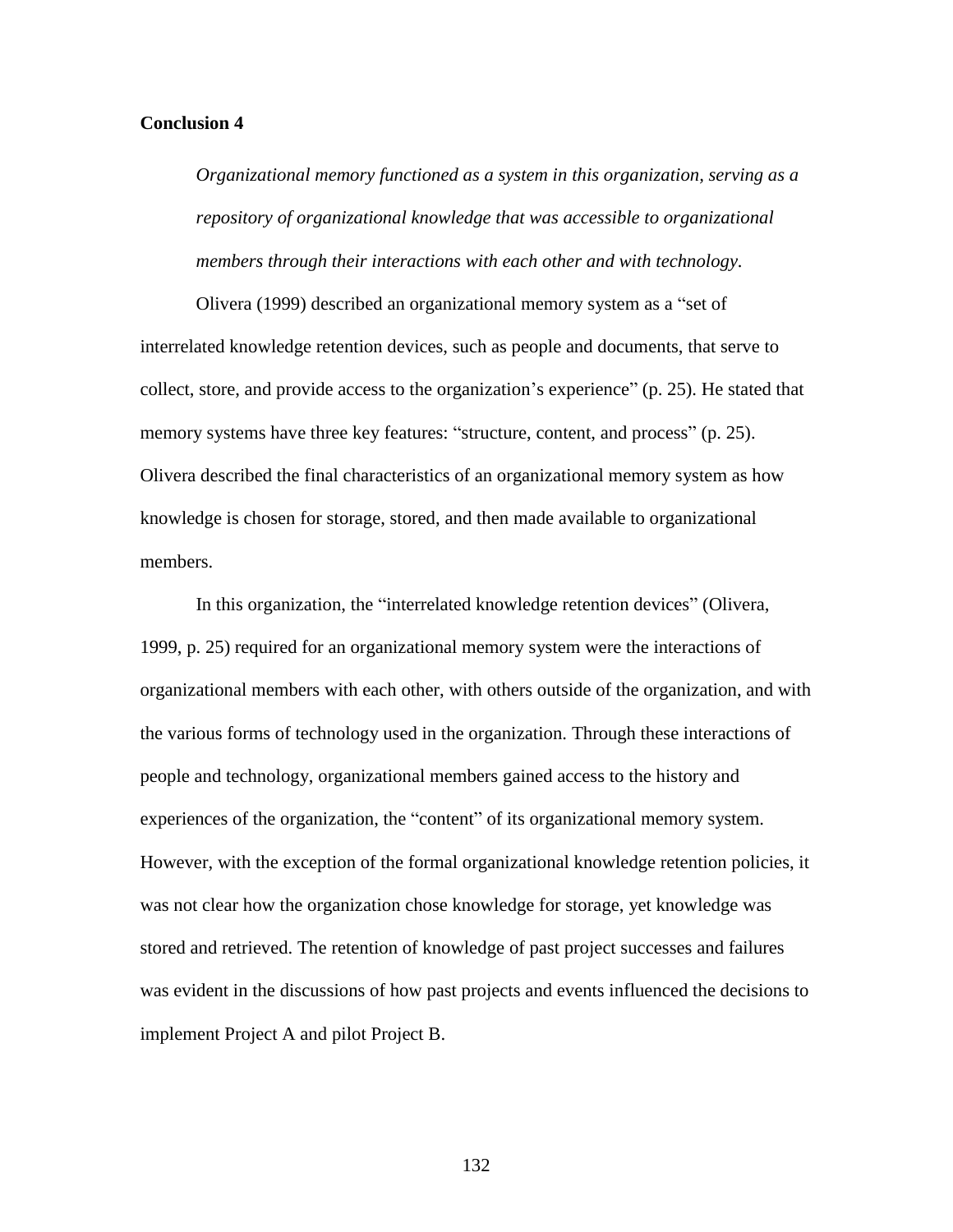**Conclusion 4**

*Organizational memory functioned as a system in this organization, serving as a repository of organizational knowledge that was accessible to organizational members through their interactions with each other and with technology.*

Olivera (1999) described an organizational memory system as a "set of interrelated knowledge retention devices, such as people and documents, that serve to collect, store, and provide access to the organization's experience" (p. 25). He stated that memory systems have three key features: "structure, content, and process" (p. 25). Olivera described the final characteristics of an organizational memory system as how knowledge is chosen for storage, stored, and then made available to organizational members.

In this organization, the "interrelated knowledge retention devices" (Olivera, 1999, p. 25) required for an organizational memory system were the interactions of organizational members with each other, with others outside of the organization, and with the various forms of technology used in the organization. Through these interactions of people and technology, organizational members gained access to the history and experiences of the organization, the "content" of its organizational memory system. However, with the exception of the formal organizational knowledge retention policies, it was not clear how the organization chose knowledge for storage, yet knowledge was stored and retrieved. The retention of knowledge of past project successes and failures was evident in the discussions of how past projects and events influenced the decisions to implement Project A and pilot Project B.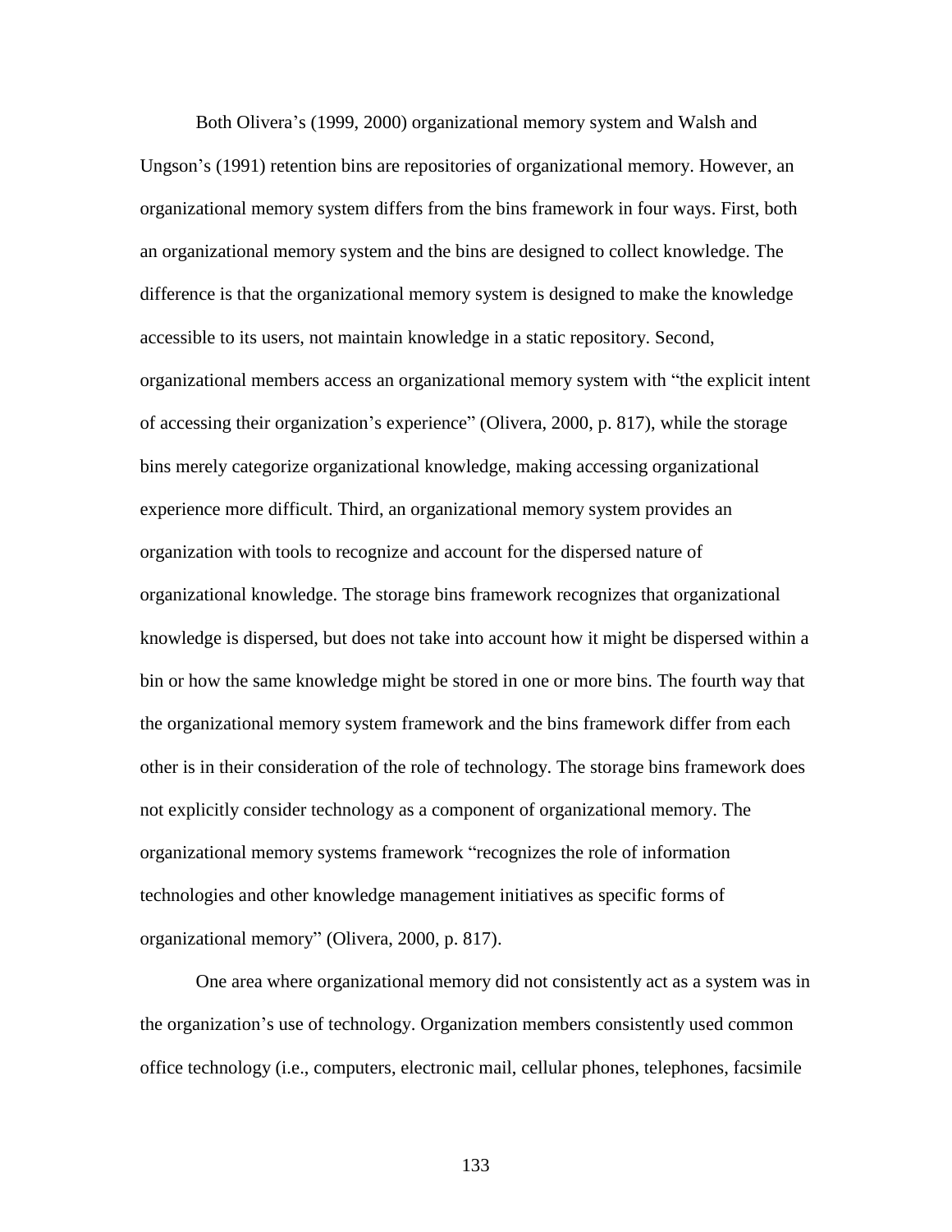Both Olivera's (1999, 2000) organizational memory system and Walsh and Ungson's (1991) retention bins are repositories of organizational memory. However, an organizational memory system differs from the bins framework in four ways. First, both an organizational memory system and the bins are designed to collect knowledge. The difference is that the organizational memory system is designed to make the knowledge accessible to its users, not maintain knowledge in a static repository. Second, organizational members access an organizational memory system with "the explicit intent of accessing their organization's experience" (Olivera, 2000, p. 817), while the storage bins merely categorize organizational knowledge, making accessing organizational experience more difficult. Third, an organizational memory system provides an organization with tools to recognize and account for the dispersed nature of organizational knowledge. The storage bins framework recognizes that organizational knowledge is dispersed, but does not take into account how it might be dispersed within a bin or how the same knowledge might be stored in one or more bins. The fourth way that the organizational memory system framework and the bins framework differ from each other is in their consideration of the role of technology. The storage bins framework does not explicitly consider technology as a component of organizational memory. The organizational memory systems framework "recognizes the role of information technologies and other knowledge management initiatives as specific forms of organizational memory" (Olivera, 2000, p. 817).

One area where organizational memory did not consistently act as a system was in the organization's use of technology. Organization members consistently used common office technology (i.e., computers, electronic mail, cellular phones, telephones, facsimile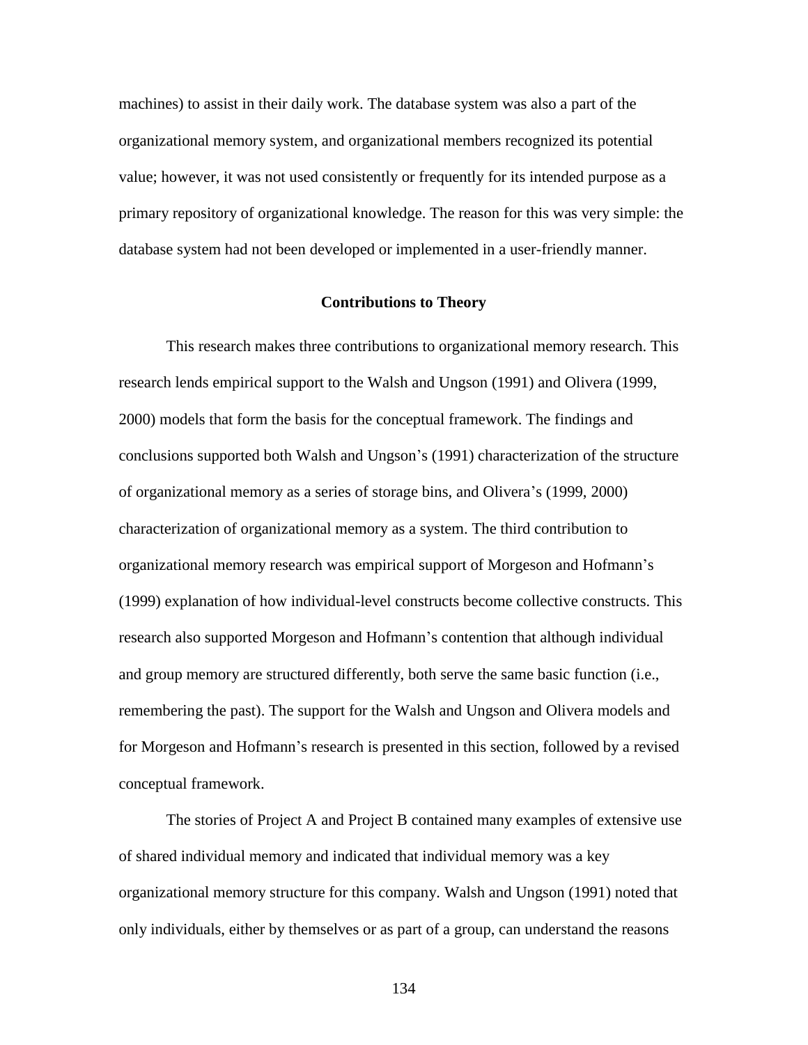machines) to assist in their daily work. The database system was also a part of the organizational memory system, and organizational members recognized its potential value; however, it was not used consistently or frequently for its intended purpose as a primary repository of organizational knowledge. The reason for this was very simple: the database system had not been developed or implemented in a user-friendly manner.

## Contributions to Theory

This research makes three contributions to organizational memory research. This research lends empirical support to the Walsh and Ungson (1991) and Olivera (1999, 2000) models that form the basis for the conceptual framework. The findings and conclusions supported both Walsh and Ungson's (1991) characterization of the structure of organizational memory as a series of storage bins, and Olivera's (1999, 2000) characterization of organizational memory as a system. The third contribution to organizational memory research was empirical support of Morgeson and Hofmann's (1999) explanation of how individual-level constructs become collective constructs. This research also supported Morgeson and Hofmann's contention that although individual and group memory are structured differently, both serve the same basic function (i.e., remembering the past). The support for the Walsh and Ungson and Olivera models and for Morgeson and Hofmann's research is presented in this section, followed by a revised conceptual framework.

The stories of Project A and Project B contained many examples of extensive use of shared individual memory and indicated that individual memory was a key organizational memory structure for this company. Walsh and Ungson (1991) noted that only individuals, either by themselves or as part of a group, can understand the reasons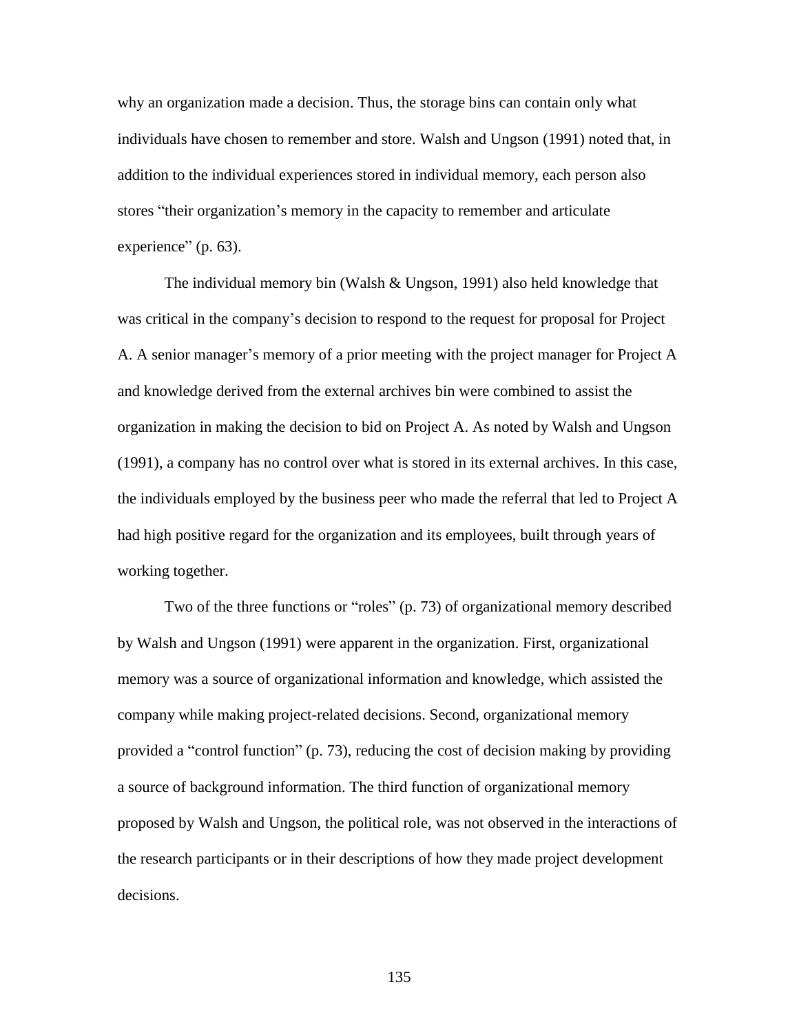why an organization made a decision. Thus, the storage bins can contain only what individuals have chosen to remember and store. Walsh and Ungson (1991) noted that, in addition to the individual experiences stored in individual memory, each person also stores "their organization's memory in the capacity to remember and articulate experience" (p. 63).

The individual memory bin (Walsh & Ungson, 1991) also held knowledge that was critical in the company's decision to respond to the request for proposal for Project A. A senior manager's memory of a prior meeting with the project manager for Project A and knowledge derived from the external archives bin were combined to assist the organization in making the decision to bid on Project A. As noted by Walsh and Ungson (1991), a company has no control over what is stored in its external archives. In this case, the individuals employed by the business peer who made the referral that led to Project A had high positive regard for the organization and its employees, built through years of working together.

Two of the three functions or "roles" (p. 73) of organizational memory described by Walsh and Ungson (1991) were apparent in the organization. First, organizational memory was a source of organizational information and knowledge, which assisted the company while making project-related decisions. Second, organizational memory provided a "control function" (p. 73), reducing the cost of decision making by providing a source of background information. The third function of organizational memory proposed by Walsh and Ungson, the political role, was not observed in the interactions of the research participants or in their descriptions of how they made project development decisions.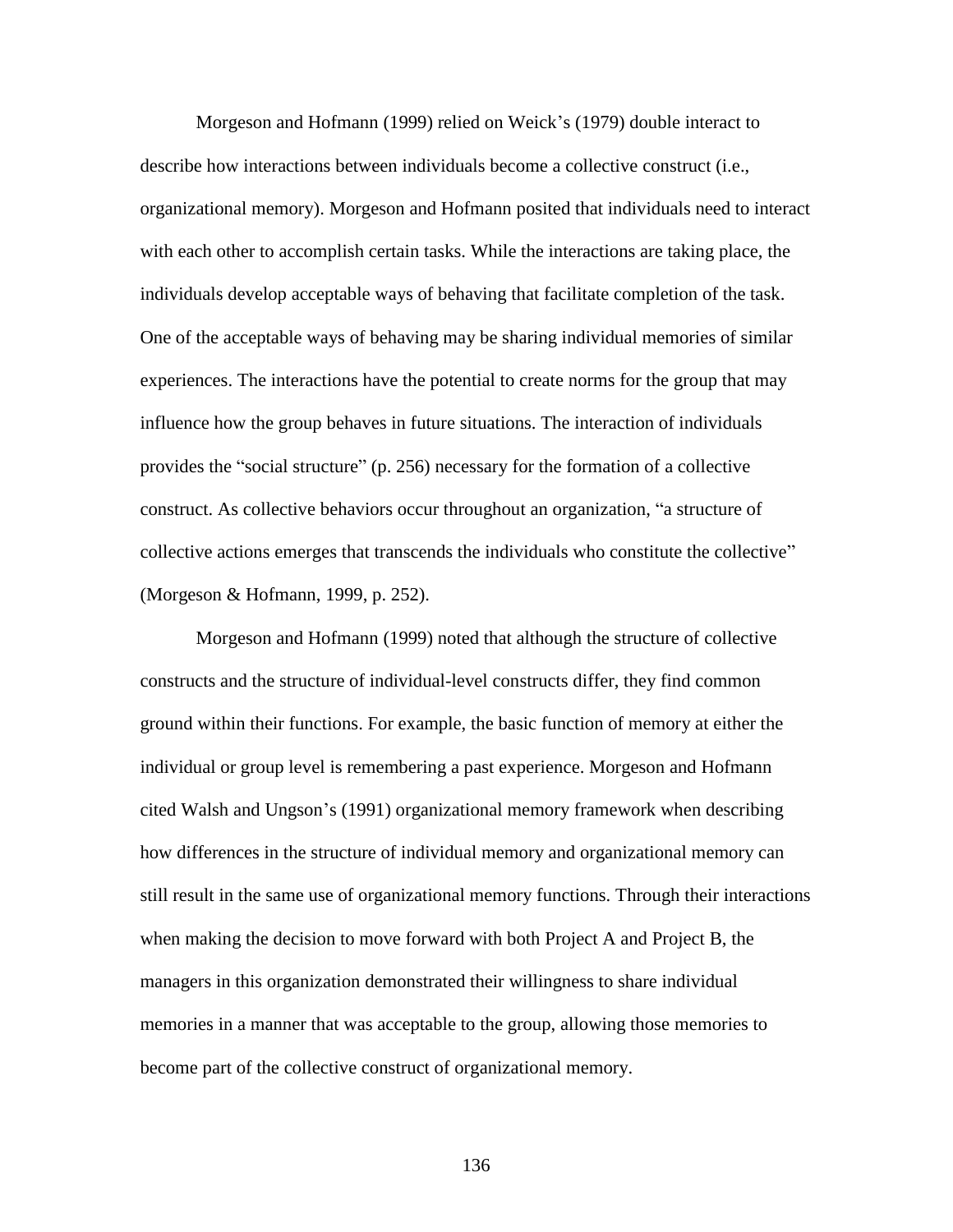Morgeson and Hofmann (1999) relied on Weick's (1979) double interact to describe how interactions between individuals become a collective construct (i.e., organizational memory). Morgeson and Hofmann posited that individuals need to interact with each other to accomplish certain tasks. While the interactions are taking place, the individuals develop acceptable ways of behaving that facilitate completion of the task. One of the acceptable ways of behaving may be sharing individual memories of similar experiences. The interactions have the potential to create norms for the group that may influence how the group behaves in future situations. The interaction of individuals provides the "social structure" (p. 256) necessary for the formation of a collective construct. As collective behaviors occur throughout an organization, "a structure of collective actions emerges that transcends the individuals who constitute the collective" (Morgeson & Hofmann, 1999, p. 252).

Morgeson and Hofmann (1999) noted that although the structure of collective constructs and the structure of individual-level constructs differ, they find common ground within their functions. For example, the basic function of memory at either the individual or group level is remembering a past experience. Morgeson and Hofmann cited Walsh and Ungson's (1991) organizational memory framework when describing how differences in the structure of individual memory and organizational memory can still result in the same use of organizational memory functions. Through their interactions when making the decision to move forward with both Project A and Project B, the managers in this organization demonstrated their willingness to share individual memories in a manner that was acceptable to the group, allowing those memories to become part of the collective construct of organizational memory.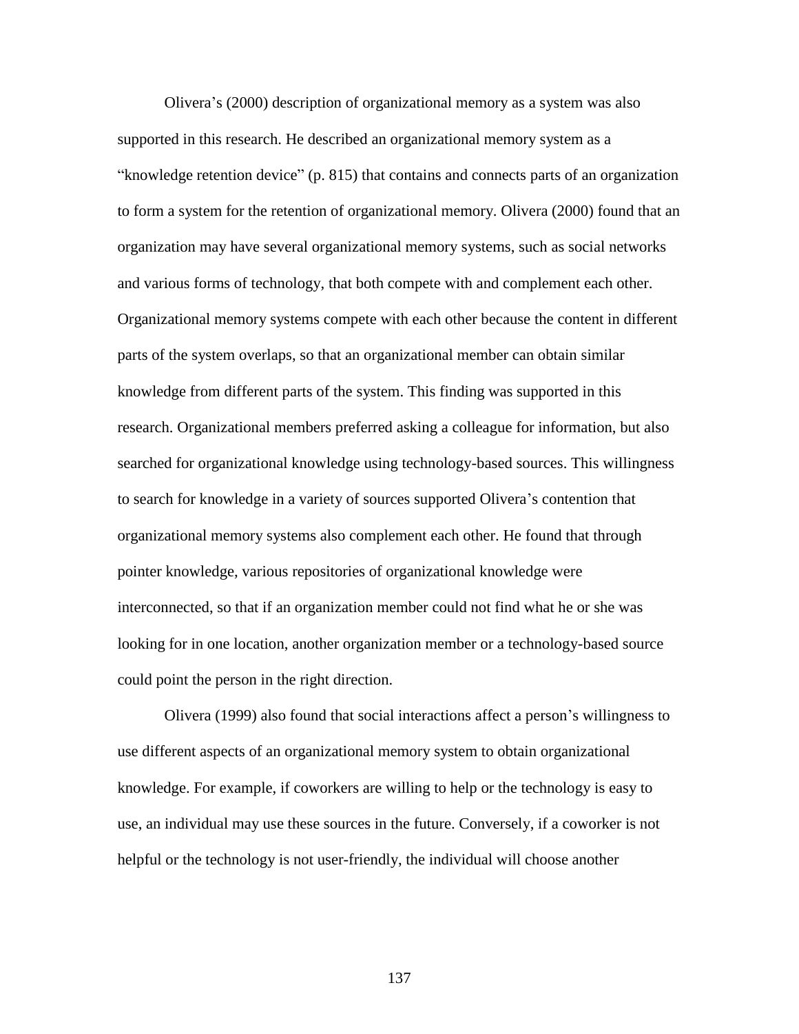Olivera's (2000) description of organizational memory as a system was also supported in this research. He described an organizational memory system as a "knowledge retention device" (p. 815) that contains and connects parts of an organization to form a system for the retention of organizational memory. Olivera (2000) found that an organization may have several organizational memory systems, such as social networks and various forms of technology, that both compete with and complement each other. Organizational memory systems compete with each other because the content in different parts of the system overlaps, so that an organizational member can obtain similar knowledge from different parts of the system. This finding was supported in this research. Organizational members preferred asking a colleague for information, but also searched for organizational knowledge using technology-based sources. This willingness to search for knowledge in a variety of sources supported Olivera's contention that organizational memory systems also complement each other. He found that through pointer knowledge, various repositories of organizational knowledge were interconnected, so that if an organization member could not find what he or she was looking for in one location, another organization member or a technology-based source could point the person in the right direction.

Olivera (1999) also found that social interactions affect a person's willingness to use different aspects of an organizational memory system to obtain organizational knowledge. For example, if coworkers are willing to help or the technology is easy to use, an individual may use these sources in the future. Conversely, if a coworker is not helpful or the technology is not user-friendly, the individual will choose another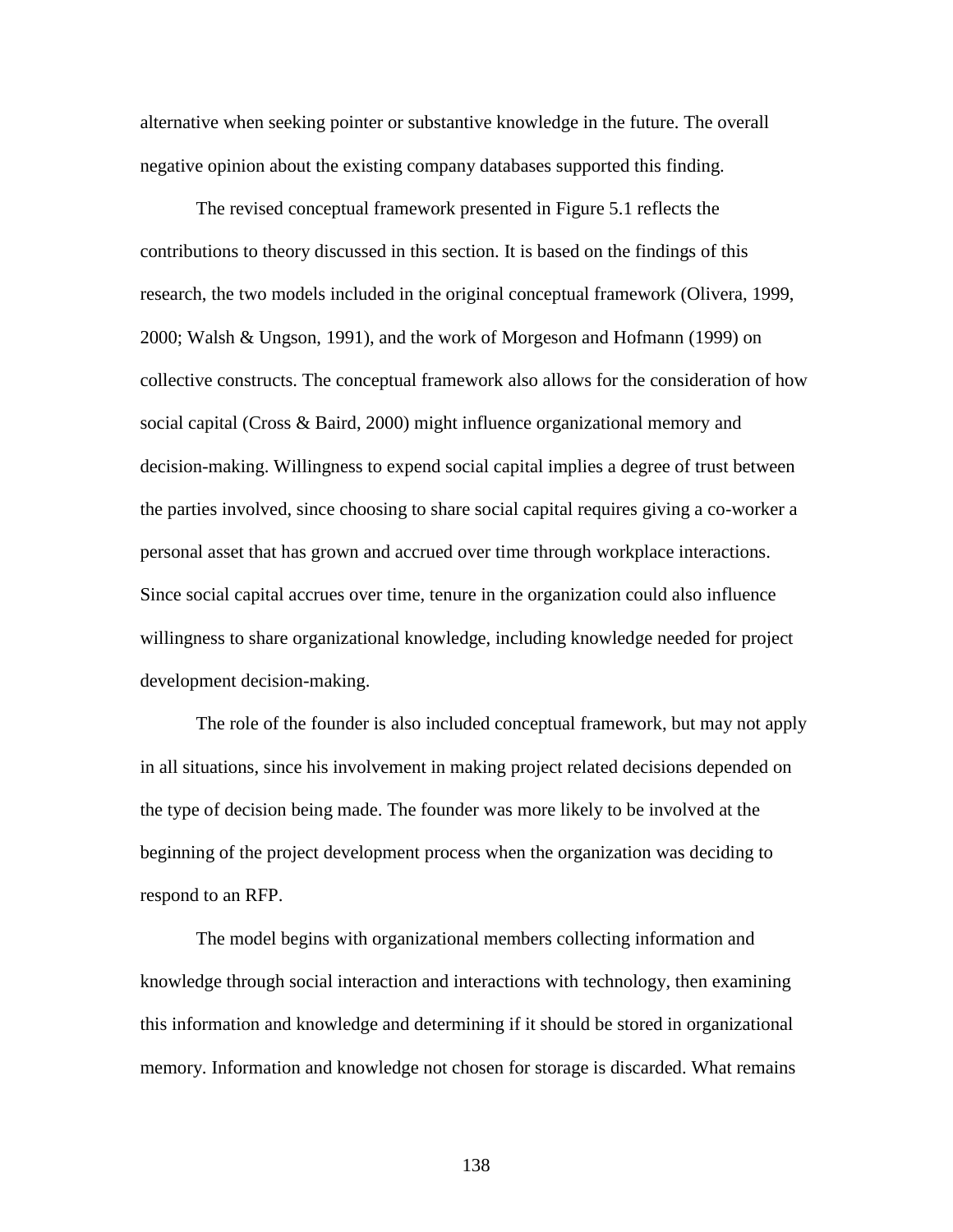alternative when seeking pointer or substantive knowledge in the future. The overall negative opinion about the existing company databases supported this finding.

The revised conceptual framework presented in Figure 5.1 reflects the contributions to theory discussed in this section. It is based on the findings of this research, the two models included in the original conceptual framework (Olivera, 1999, 2000; Walsh & Ungson, 1991), and the work of Morgeson and Hofmann (1999) on collective constructs. The conceptual framework also allows for the consideration of how social capital (Cross & Baird, 2000) might influence organizational memory and decision-making. Willingness to expend social capital implies a degree of trust between the parties involved, since choosing to share social capital requires giving a co-worker a personal asset that has grown and accrued over time through workplace interactions. Since social capital accrues over time, tenure in the organization could also influence willingness to share organizational knowledge, including knowledge needed for project development decision-making.

The role of the founder is also included conceptual framework, but may not apply in all situations, since his involvement in making project related decisions depended on the type of decision being made. The founder was more likely to be involved at the beginning of the project development process when the organization was deciding to respond to an RFP.

The model begins with organizational members collecting information and knowledge through social interaction and interactions with technology, then examining this information and knowledge and determining if it should be stored in organizational memory. Information and knowledge not chosen for storage is discarded. What remains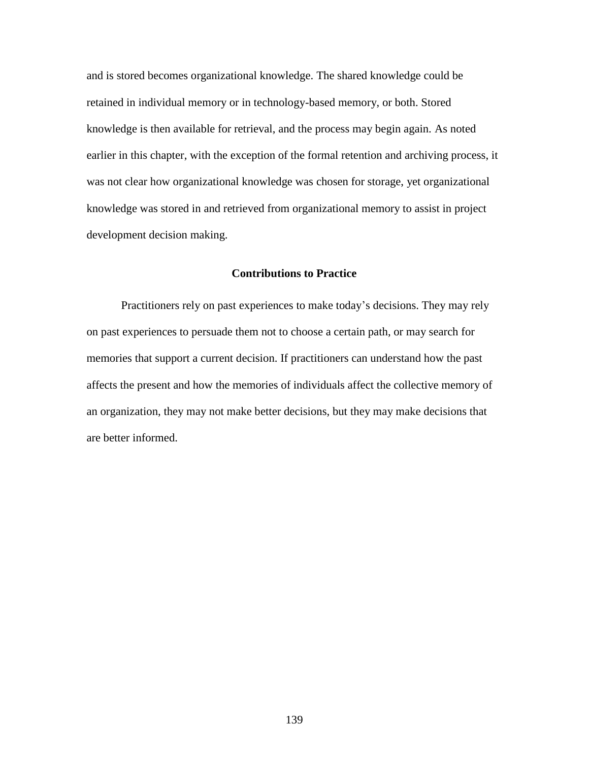and is stored becomes organizational knowledge. The shared knowledge could be retained in individual memory or in technology-based memory, or both. Stored knowledge is then available for retrieval, and the process may begin again. As noted earlier in this chapter, with the exception of the formal retention and archiving process, it was not clear how organizational knowledge was chosen for storage, yet organizational knowledge was stored in and retrieved from organizational memory to assist in project development decision making.

## Contributions to Practice

Practitioners rely on past experiences to make today's decisions. They may rely on past experiences to persuade them not to choose a certain path, or may search for memories that support a current decision. If practitioners can understand how the past affects the present and how the memories of individuals affect the collective memory of an organization, they may not make better decisions, but they may make decisions that are better informed.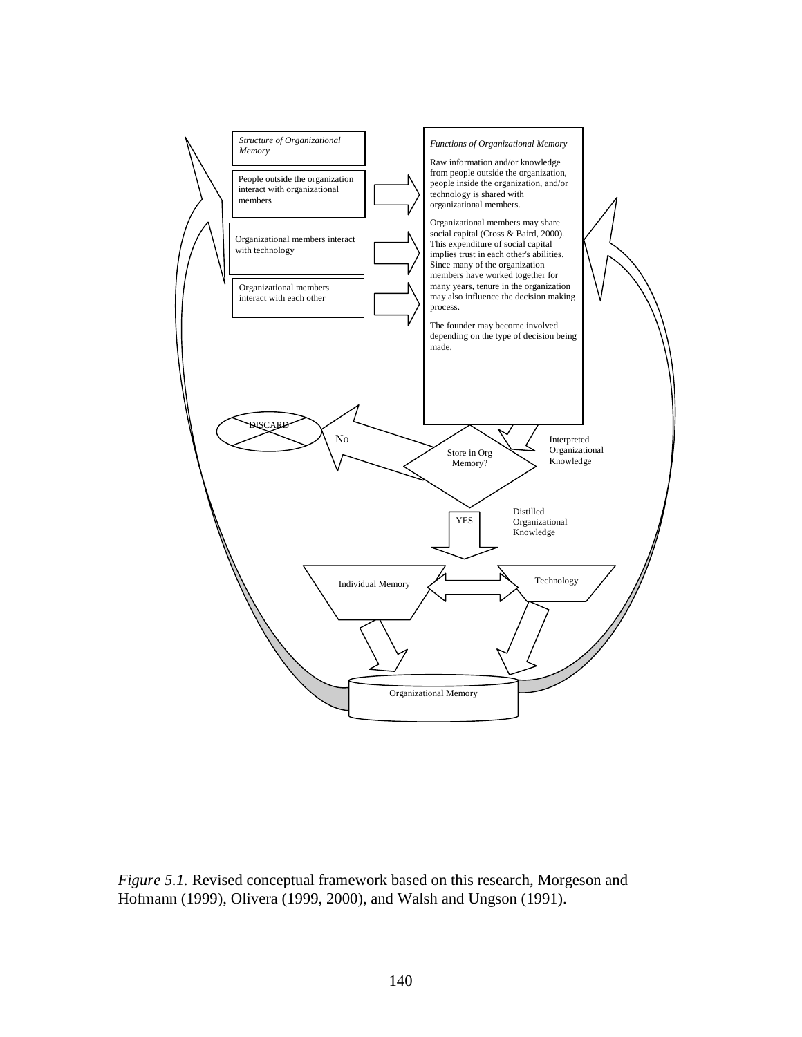*Structure of Organizational Memory*

People outside the organization interact with organizational members

Organizational members interact with technology

Organizational members interact with each other

*Functions of Organizational Memory*

Raw information and/or knowledge from people outside the organization, people inside the organization, and/or technology is shared with organizational members.

Organizational members may share social capital (Cross & Baird, 2000). This expenditure of social capital implies trust in each other's abilities. Since many of the organization members have worked together for many years, tenure in the organization may also influence the decision making process.

The founder may become involved depending on the type of decision being made.

DISCARD

No

Store in Org Memory?

Interpreted Organizational Knowledge

YES

Distilled Organizational Knowledge

Individual Memory

Technology

Organizational Memory

*Figure 5.1.* Revised conceptual framework based on this research, Morgeson and Hofmann (1999), Olivera (1999, 2000), and Walsh and Ungson (1991).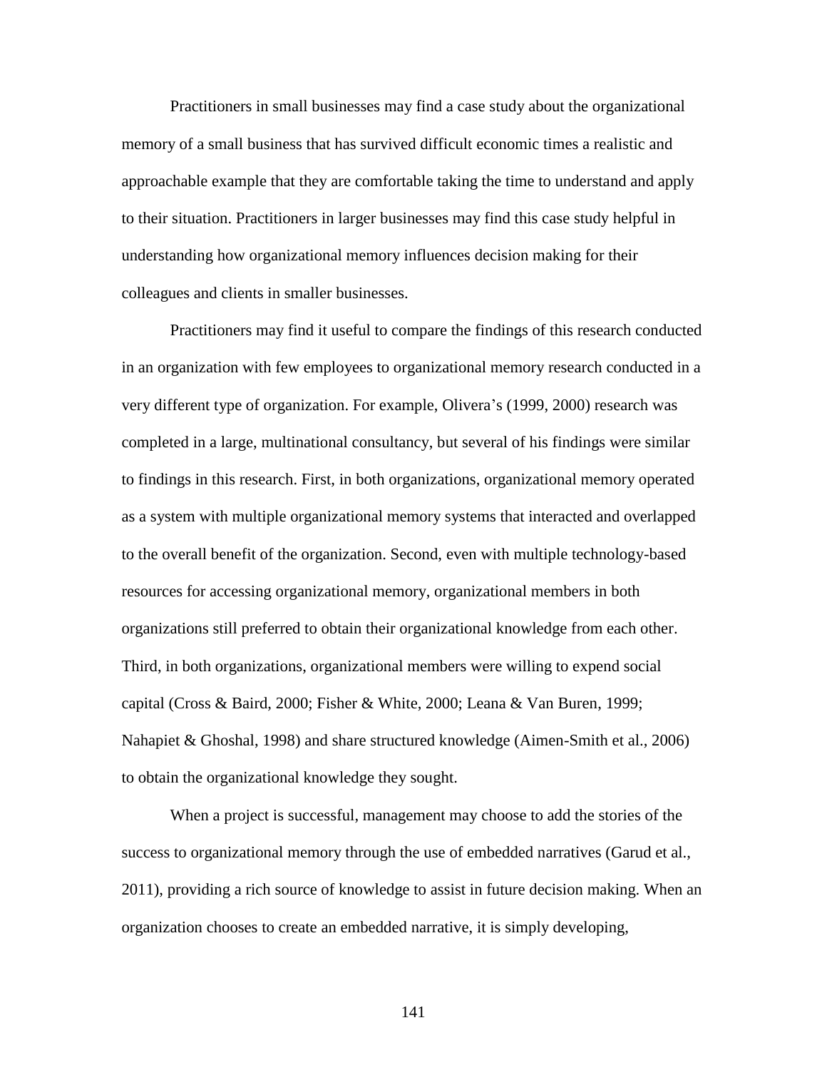Practitioners in small businesses may find a case study about the organizational memory of a small business that has survived difficult economic times a realistic and approachable example that they are comfortable taking the time to understand and apply to their situation. Practitioners in larger businesses may find this case study helpful in understanding how organizational memory influences decision making for their colleagues and clients in smaller businesses.

Practitioners may find it useful to compare the findings of this research conducted in an organization with few employees to organizational memory research conducted in a very different type of organization. For example, Olivera's (1999, 2000) research was completed in a large, multinational consultancy, but several of his findings were similar to findings in this research. First, in both organizations, organizational memory operated as a system with multiple organizational memory systems that interacted and overlapped to the overall benefit of the organization. Second, even with multiple technology-based resources for accessing organizational memory, organizational members in both organizations still preferred to obtain their organizational knowledge from each other. Third, in both organizations, organizational members were willing to expend social capital (Cross & Baird, 2000; Fisher & White, 2000; Leana & Van Buren, 1999; Nahapiet & Ghoshal, 1998) and share structured knowledge (Aimen-Smith et al., 2006) to obtain the organizational knowledge they sought.

When a project is successful, management may choose to add the stories of the success to organizational memory through the use of embedded narratives (Garud et al., 2011), providing a rich source of knowledge to assist in future decision making. When an organization chooses to create an embedded narrative, it is simply developing,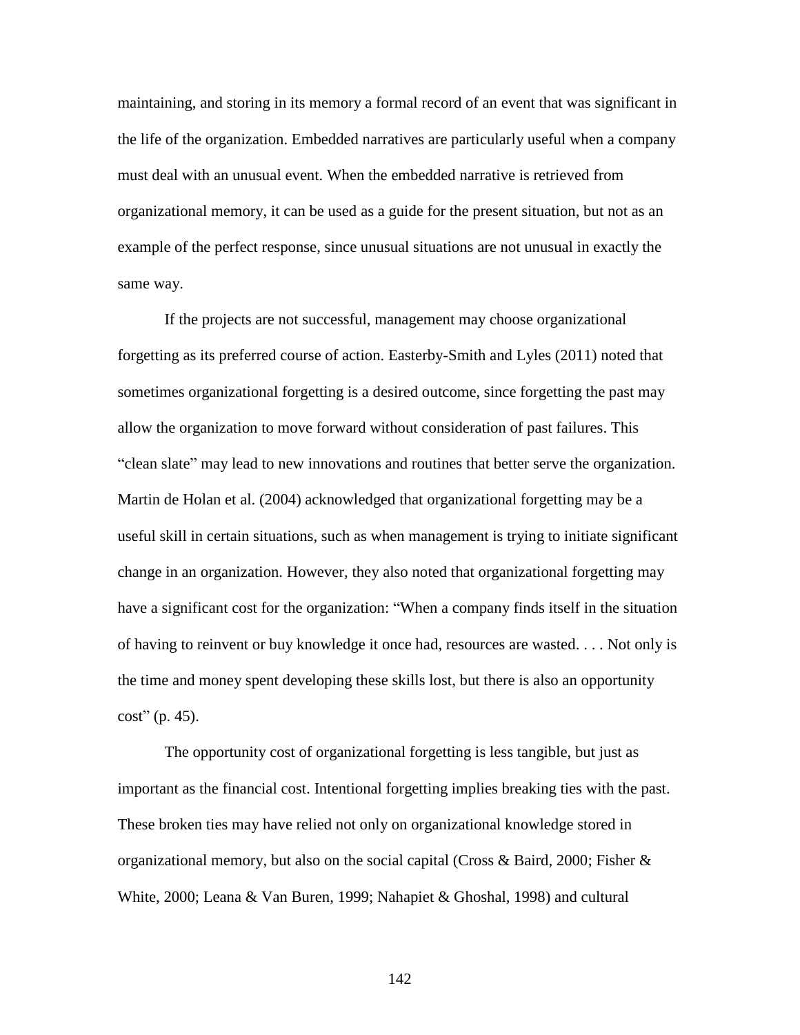maintaining, and storing in its memory a formal record of an event that was significant in the life of the organization. Embedded narratives are particularly useful when a company must deal with an unusual event. When the embedded narrative is retrieved from organizational memory, it can be used as a guide for the present situation, but not as an example of the perfect response, since unusual situations are not unusual in exactly the same way.

If the projects are not successful, management may choose organizational forgetting as its preferred course of action. Easterby-Smith and Lyles (2011) noted that sometimes organizational forgetting is a desired outcome, since forgetting the past may allow the organization to move forward without consideration of past failures. This "clean slate" may lead to new innovations and routines that better serve the organization. Martin de Holan et al. (2004) acknowledged that organizational forgetting may be a useful skill in certain situations, such as when management is trying to initiate significant change in an organization. However, they also noted that organizational forgetting may have a significant cost for the organization: "When a company finds itself in the situation of having to reinvent or buy knowledge it once had, resources are wasted. . . . Not only is the time and money spent developing these skills lost, but there is also an opportunity cost" (p. 45).

The opportunity cost of organizational forgetting is less tangible, but just as important as the financial cost. Intentional forgetting implies breaking ties with the past. These broken ties may have relied not only on organizational knowledge stored in organizational memory, but also on the social capital (Cross & Baird, 2000; Fisher & White, 2000; Leana & Van Buren, 1999; Nahapiet & Ghoshal, 1998) and cultural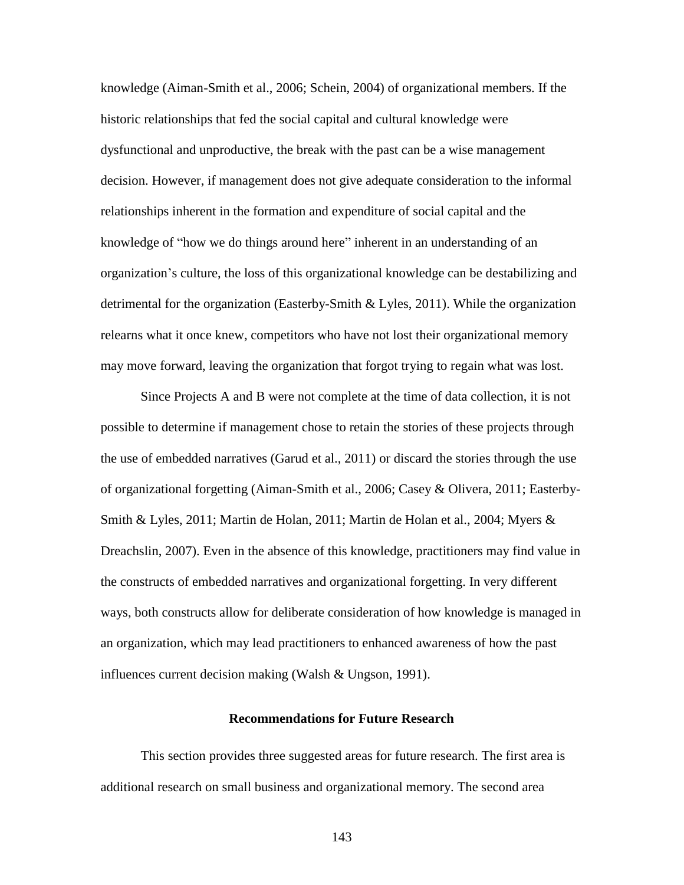knowledge (Aiman-Smith et al., 2006; Schein, 2004) of organizational members. If the historic relationships that fed the social capital and cultural knowledge were dysfunctional and unproductive, the break with the past can be a wise management decision. However, if management does not give adequate consideration to the informal relationships inherent in the formation and expenditure of social capital and the knowledge of "how we do things around here" inherent in an understanding of an organization's culture, the loss of this organizational knowledge can be destabilizing and detrimental for the organization (Easterby-Smith & Lyles, 2011). While the organization relearns what it once knew, competitors who have not lost their organizational memory may move forward, leaving the organization that forgot trying to regain what was lost.

Since Projects A and B were not complete at the time of data collection, it is not possible to determine if management chose to retain the stories of these projects through the use of embedded narratives (Garud et al., 2011) or discard the stories through the use of organizational forgetting (Aiman-Smith et al., 2006; Casey & Olivera, 2011; Easterby-Smith & Lyles, 2011; Martin de Holan, 2011; Martin de Holan et al., 2004; Myers & Dreachslin, 2007). Even in the absence of this knowledge, practitioners may find value in the constructs of embedded narratives and organizational forgetting. In very different ways, both constructs allow for deliberate consideration of how knowledge is managed in an organization, which may lead practitioners to enhanced awareness of how the past influences current decision making (Walsh & Ungson, 1991).

## Recommendations for Future Research

This section provides three suggested areas for future research. The first area is additional research on small business and organizational memory. The second area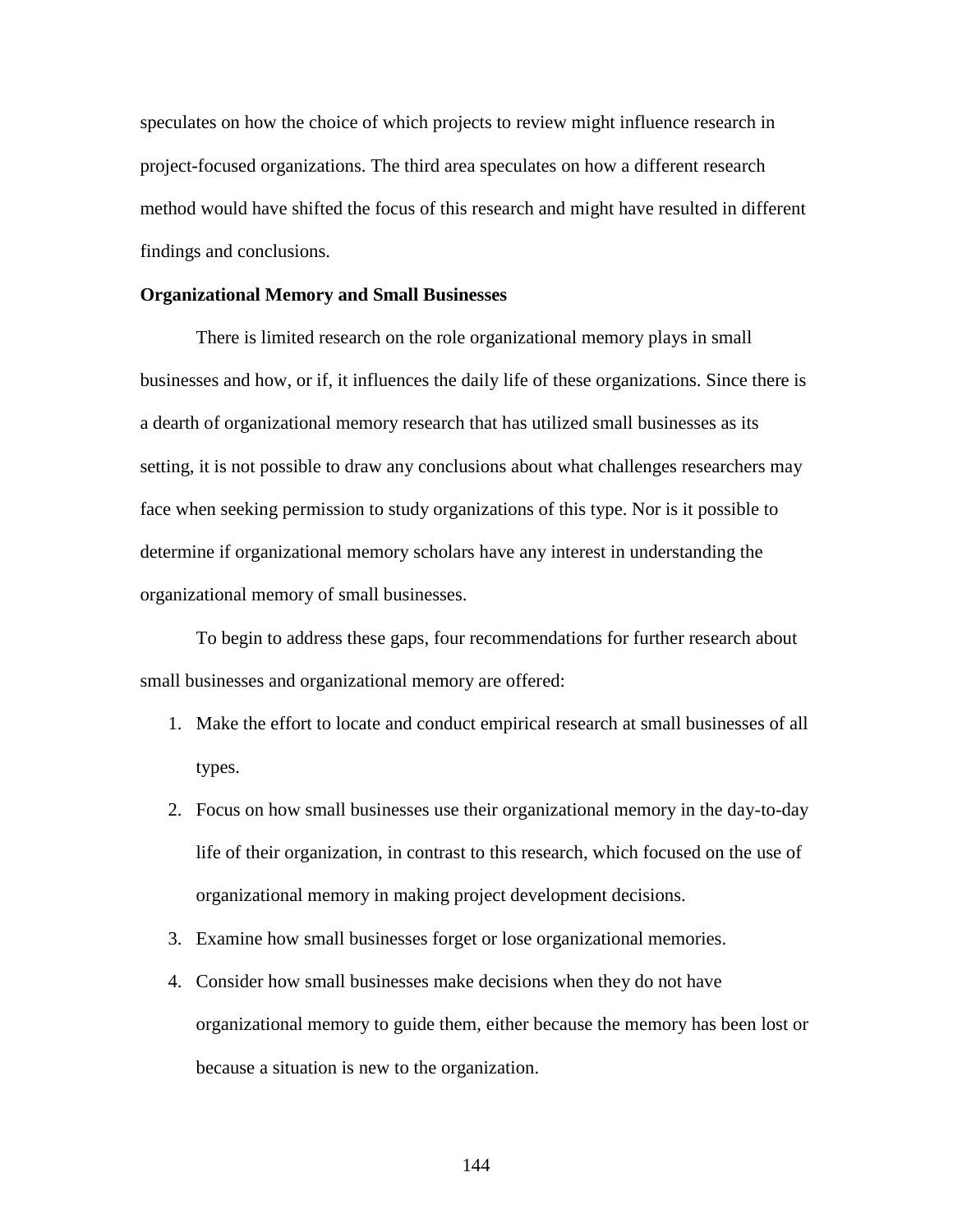speculates on how the choice of which projects to review might influence research in project-focused organizations. The third area speculates on how a different research method would have shifted the focus of this research and might have resulted in different findings and conclusions.

**Organizational Memory and Small Businesses**

There is limited research on the role organizational memory plays in small businesses and how, or if, it influences the daily life of these organizations. Since there is a dearth of organizational memory research that has utilized small businesses as its setting, it is not possible to draw any conclusions about what challenges researchers may face when seeking permission to study organizations of this type. Nor is it possible to determine if organizational memory scholars have any interest in understanding the organizational memory of small businesses.

To begin to address these gaps, four recommendations for further research about small businesses and organizational memory are offered:

1. Make the effort to locate and conduct empirical research at small businesses of all types.
2. Focus on how small businesses use their organizational memory in the day-to-day life of their organization, in contrast to this research, which focused on the use of organizational memory in making project development decisions.
3. Examine how small businesses forget or lose organizational memories.
4. Consider how small businesses make decisions when they do not have organizational memory to guide them, either because the memory has been lost or because a situation is new to the organization.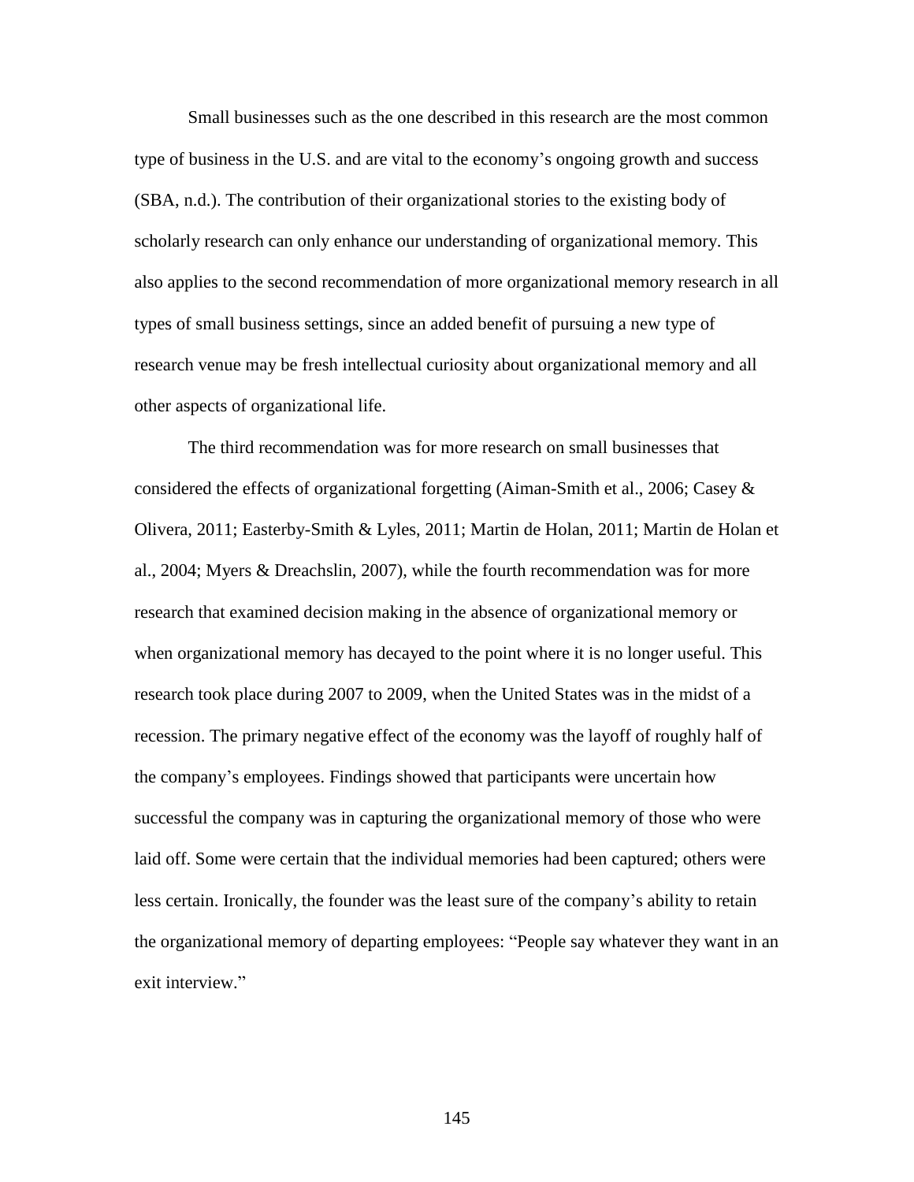Small businesses such as the one described in this research are the most common type of business in the U.S. and are vital to the economy's ongoing growth and success (SBA, n.d.). The contribution of their organizational stories to the existing body of scholarly research can only enhance our understanding of organizational memory. This also applies to the second recommendation of more organizational memory research in all types of small business settings, since an added benefit of pursuing a new type of research venue may be fresh intellectual curiosity about organizational memory and all other aspects of organizational life.

The third recommendation was for more research on small businesses that considered the effects of organizational forgetting (Aiman-Smith et al., 2006; Casey & Olivera, 2011; Easterby-Smith & Lyles, 2011; Martin de Holan, 2011; Martin de Holan et al., 2004; Myers & Dreachslin, 2007), while the fourth recommendation was for more research that examined decision making in the absence of organizational memory or when organizational memory has decayed to the point where it is no longer useful. This research took place during 2007 to 2009, when the United States was in the midst of a recession. The primary negative effect of the economy was the layoff of roughly half of the company's employees. Findings showed that participants were uncertain how successful the company was in capturing the organizational memory of those who were laid off. Some were certain that the individual memories had been captured; others were less certain. Ironically, the founder was the least sure of the company's ability to retain the organizational memory of departing employees: "People say whatever they want in an exit interview."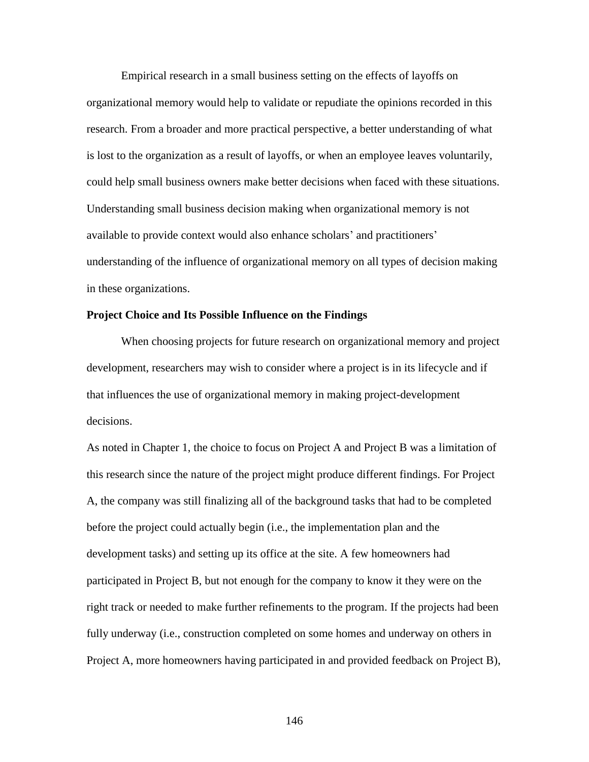Empirical research in a small business setting on the effects of layoffs on organizational memory would help to validate or repudiate the opinions recorded in this research. From a broader and more practical perspective, a better understanding of what is lost to the organization as a result of layoffs, or when an employee leaves voluntarily, could help small business owners make better decisions when faced with these situations. Understanding small business decision making when organizational memory is not available to provide context would also enhance scholars' and practitioners' understanding of the influence of organizational memory on all types of decision making in these organizations.

**Project Choice and Its Possible Influence on the Findings**

When choosing projects for future research on organizational memory and project development, researchers may wish to consider where a project is in its lifecycle and if that influences the use of organizational memory in making project-development decisions.

As noted in Chapter 1, the choice to focus on Project A and Project B was a limitation of this research since the nature of the project might produce different findings. For Project A, the company was still finalizing all of the background tasks that had to be completed before the project could actually begin (i.e., the implementation plan and the development tasks) and setting up its office at the site. A few homeowners had participated in Project B, but not enough for the company to know it they were on the right track or needed to make further refinements to the program. If the projects had been fully underway (i.e., construction completed on some homes and underway on others in Project A, more homeowners having participated in and provided feedback on Project B),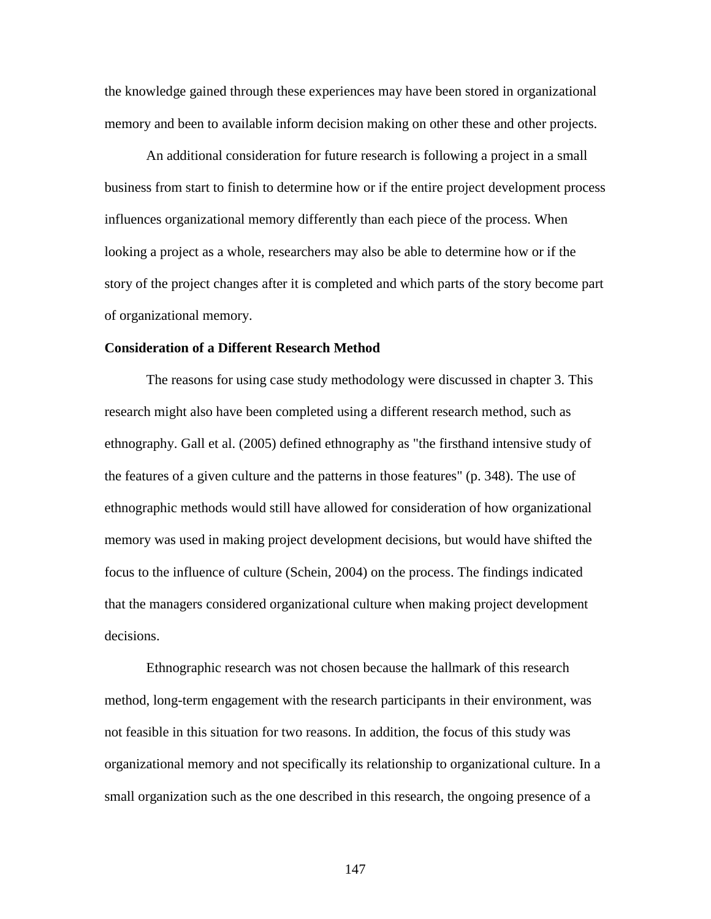the knowledge gained through these experiences may have been stored in organizational memory and been to available inform decision making on other these and other projects.

An additional consideration for future research is following a project in a small business from start to finish to determine how or if the entire project development process influences organizational memory differently than each piece of the process. When looking a project as a whole, researchers may also be able to determine how or if the story of the project changes after it is completed and which parts of the story become part of organizational memory.

**Consideration of a Different Research Method**

The reasons for using case study methodology were discussed in chapter 3. This research might also have been completed using a different research method, such as ethnography. Gall et al. (2005) defined ethnography as "the firsthand intensive study of the features of a given culture and the patterns in those features" (p. 348). The use of ethnographic methods would still have allowed for consideration of how organizational memory was used in making project development decisions, but would have shifted the focus to the influence of culture (Schein, 2004) on the process. The findings indicated that the managers considered organizational culture when making project development decisions.

Ethnographic research was not chosen because the hallmark of this research method, long-term engagement with the research participants in their environment, was not feasible in this situation for two reasons. In addition, the focus of this study was organizational memory and not specifically its relationship to organizational culture. In a small organization such as the one described in this research, the ongoing presence of a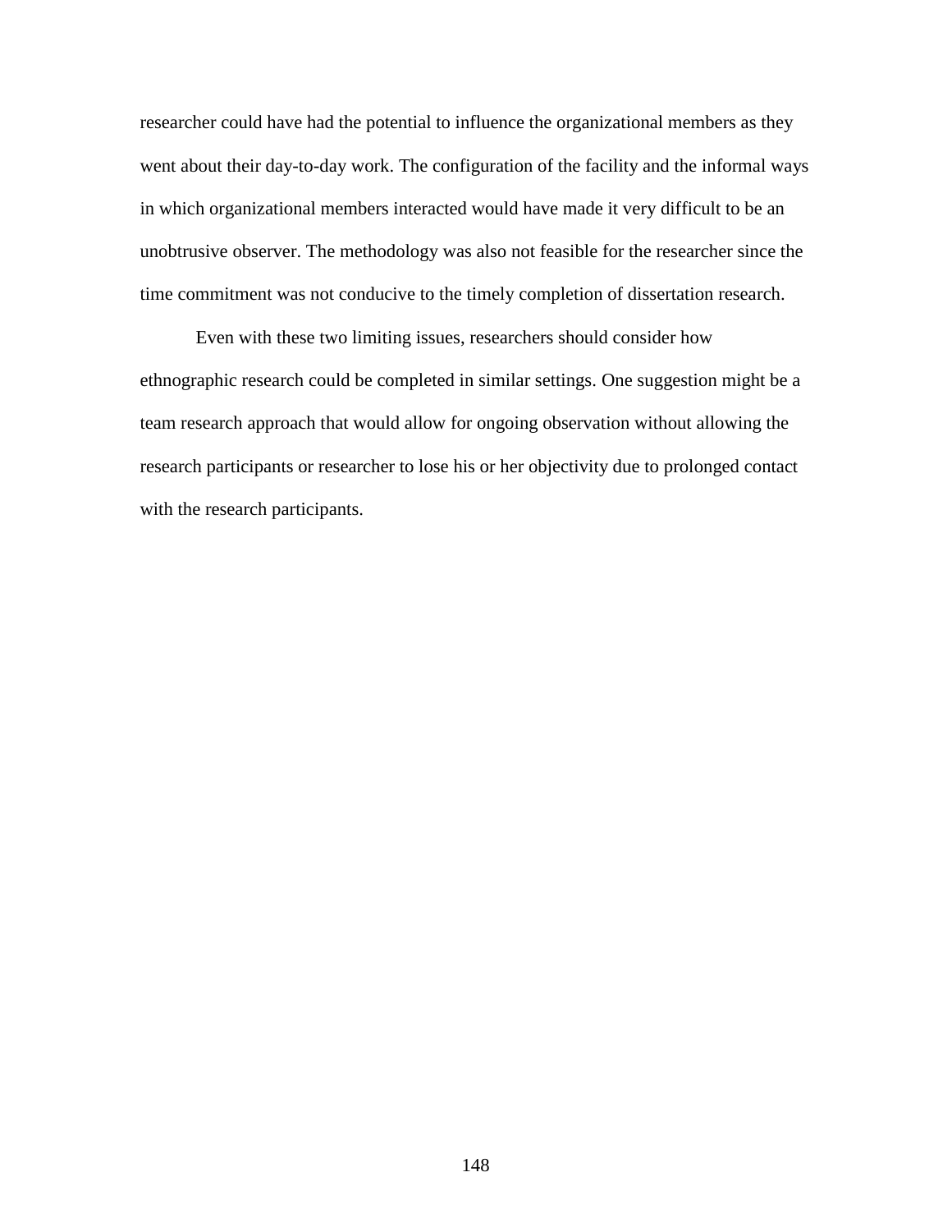researcher could have had the potential to influence the organizational members as they went about their day-to-day work. The configuration of the facility and the informal ways in which organizational members interacted would have made it very difficult to be an unobtrusive observer. The methodology was also not feasible for the researcher since the time commitment was not conducive to the timely completion of dissertation research.

Even with these two limiting issues, researchers should consider how ethnographic research could be completed in similar settings. One suggestion might be a team research approach that would allow for ongoing observation without allowing the research participants or researcher to lose his or her objectivity due to prolonged contact with the research participants.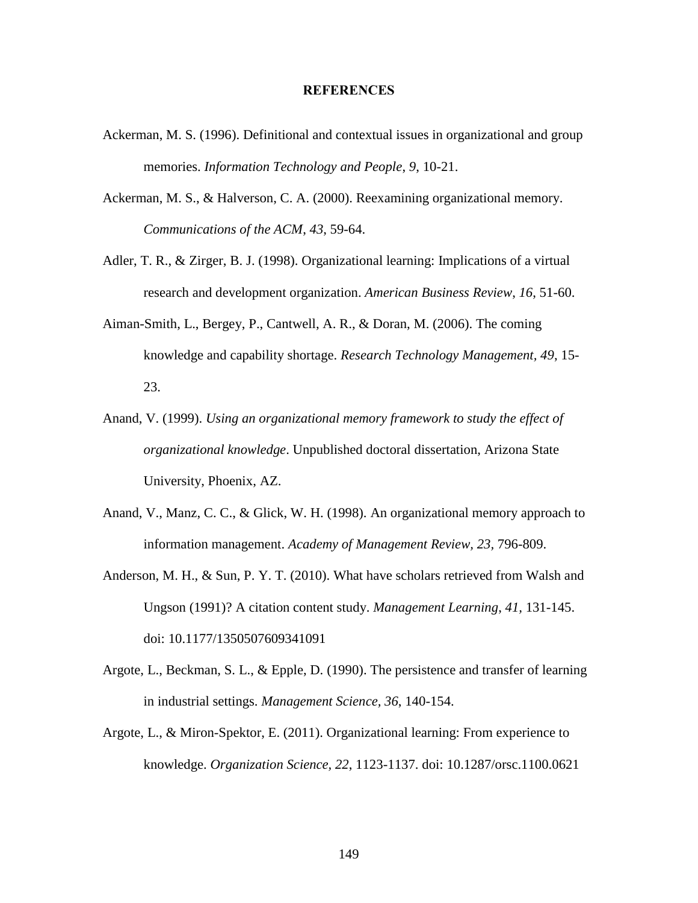# REFERENCES

Ackerman, M. S. (1996). Definitional and contextual issues in organizational and group memories. *Information Technology and People*, *9*, 10-21.

Ackerman, M. S., & Halverson, C. A. (2000). Reexamining organizational memory. *Communications of the ACM*, *43*, 59-64.

Adler, T. R., & Zirger, B. J. (1998). Organizational learning: Implications of a virtual research and development organization. *American Business Review*, *16*, 51-60.

Aiman-Smith, L., Bergey, P., Cantwell, A. R., & Doran, M. (2006). The coming knowledge and capability shortage. *Research Technology Management*, *49*, 15-23.

Anand, V. (1999). *Using an organizational memory framework to study the effect of organizational knowledge*. Unpublished doctoral dissertation, Arizona State University, Phoenix, AZ.

Anand, V., Manz, C. C., & Glick, W. H. (1998). An organizational memory approach to information management. *Academy of Management Review, 23,* 796-809.

Anderson, M. H., & Sun, P. Y. T. (2010). What have scholars retrieved from Walsh and Ungson (1991)? A citation content study. *Management Learning*, *41,* 131-145. doi: 10.1177/1350507609341091

Argote, L., Beckman, S. L., & Epple, D. (1990). The persistence and transfer of learning in industrial settings. *Management Science, 36*, 140-154.

Argote, L., & Miron-Spektor, E. (2011). Organizational learning: From experience to knowledge. *Organization Science*, *22*, 1123-1137. doi: 10.1287/orsc.1100.0621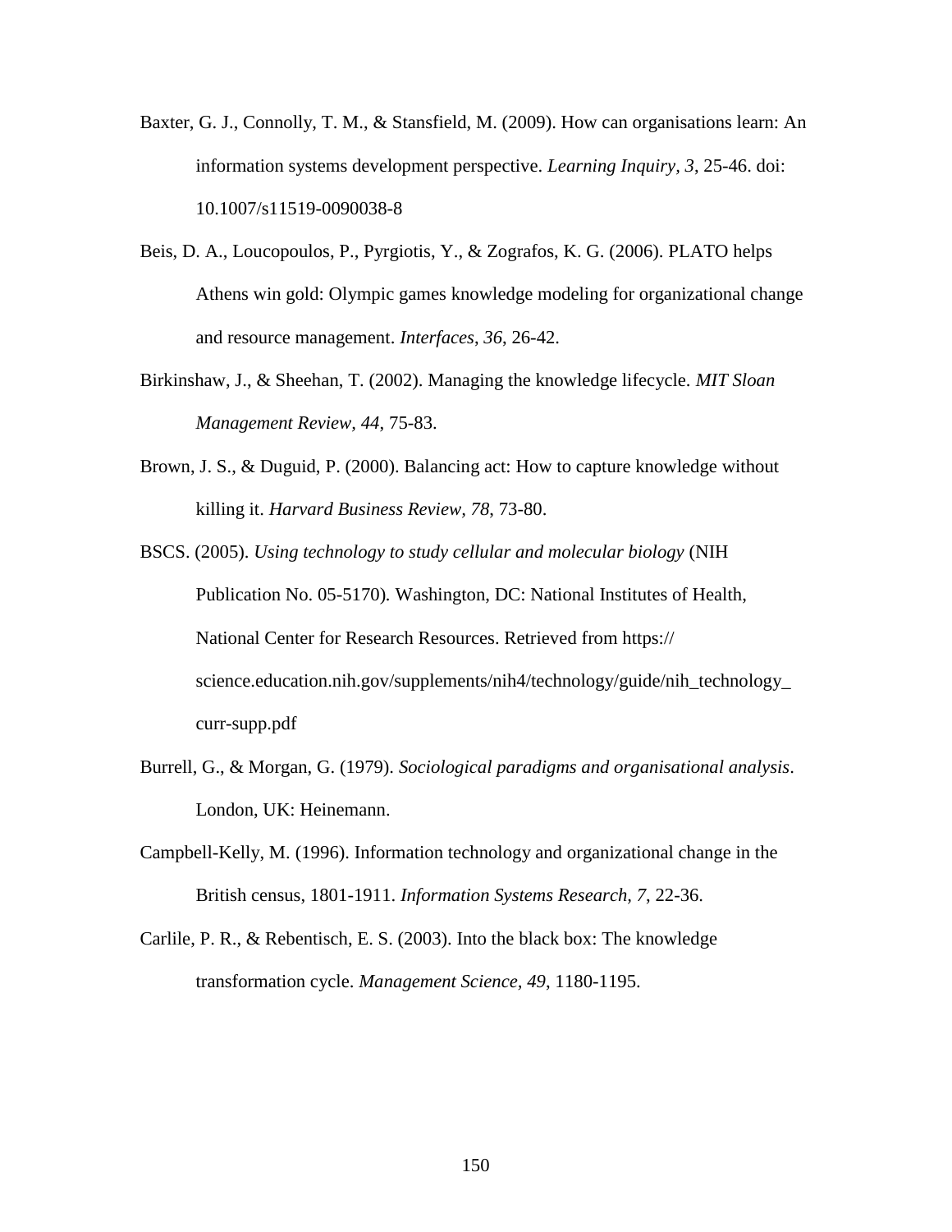Baxter, G. J., Connolly, T. M., & Stansfield, M. (2009). How can organisations learn: An information systems development perspective. *Learning Inquiry, 3*, 25-46. doi: 10.1007/s11519-0090038-8

Beis, D. A., Loucopoulos, P., Pyrgiotis, Y., & Zografos, K. G. (2006). PLATO helps Athens win gold: Olympic games knowledge modeling for organizational change and resource management. *Interfaces*, *36*, 26-42.

Birkinshaw, J., & Sheehan, T. (2002). Managing the knowledge lifecycle. *MIT Sloan Management Review, 44*, 75-83.

Brown, J. S., & Duguid, P. (2000). Balancing act: How to capture knowledge without killing it. *Harvard Business Review, 78*, 73-80.

BSCS. (2005). *Using technology to study cellular and molecular biology* (NIH Publication No. 05-5170). Washington, DC: National Institutes of Health, National Center for Research Resources. Retrieved from https:// science.education.nih.gov/supplements/nih4/technology/guide/nih_technology_ curr-supp.pdf

Burrell, G., & Morgan, G. (1979). *Sociological paradigms and organisational analysis*. London, UK: Heinemann.

Campbell-Kelly, M. (1996). Information technology and organizational change in the British census, 1801-1911. *Information Systems Research, 7*, 22-36.

Carlile, P. R., & Rebentisch, E. S. (2003). Into the black box: The knowledge transformation cycle. *Management Science, 49*, 1180-1195.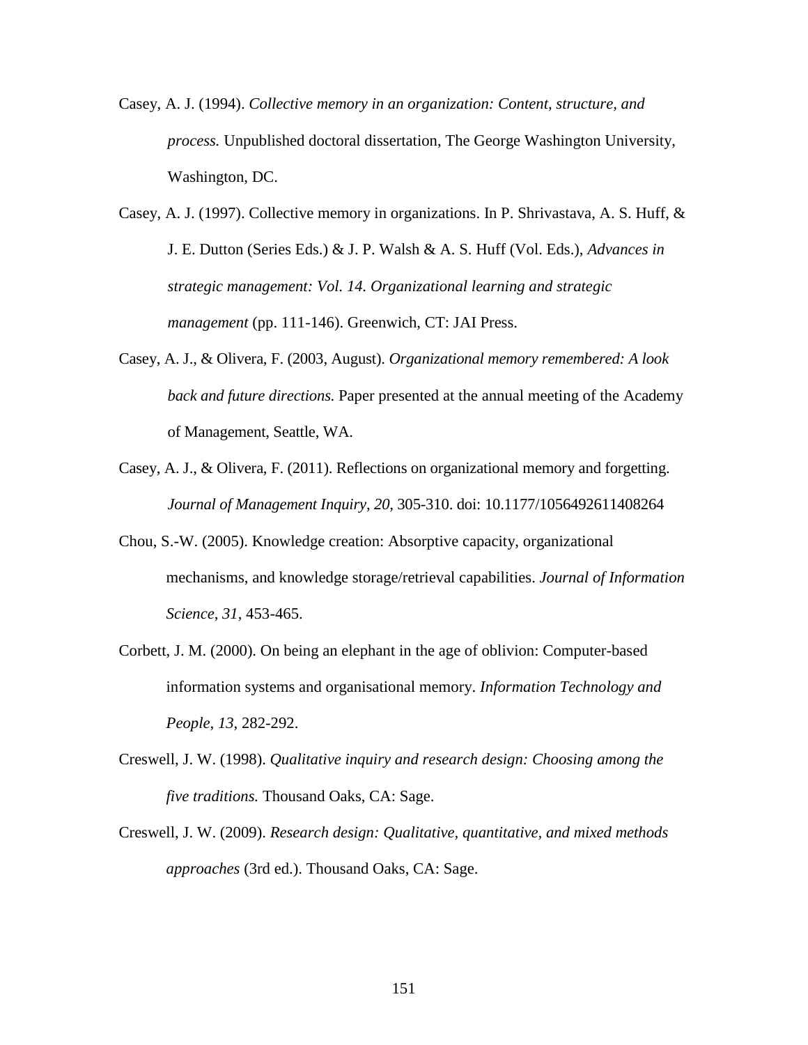Casey, A. J. (1994). *Collective memory in an organization: Content, structure, and process.* Unpublished doctoral dissertation, The George Washington University, Washington, DC.

Casey, A. J. (1997). Collective memory in organizations. In P. Shrivastava, A. S. Huff, & J. E. Dutton (Series Eds.) & J. P. Walsh & A. S. Huff (Vol. Eds.), *Advances in strategic management: Vol. 14. Organizational learning and strategic management* (pp. 111-146). Greenwich, CT: JAI Press.

Casey, A. J., & Olivera, F. (2003, August). *Organizational memory remembered: A look back and future directions.* Paper presented at the annual meeting of the Academy of Management, Seattle, WA.

Casey, A. J., & Olivera, F. (2011). Reflections on organizational memory and forgetting. *Journal of Management Inquiry*, *20*, 305-310. doi: 10.1177/1056492611408264

Chou, S.-W. (2005). Knowledge creation: Absorptive capacity, organizational mechanisms, and knowledge storage/retrieval capabilities. *Journal of Information Science*, *31*, 453-465.

Corbett, J. M. (2000). On being an elephant in the age of oblivion: Computer-based information systems and organisational memory. *Information Technology and People*, *13*, 282-292.

Creswell, J. W. (1998). *Qualitative inquiry and research design: Choosing among the five traditions.* Thousand Oaks, CA: Sage.

Creswell, J. W. (2009). *Research design: Qualitative, quantitative, and mixed methods approaches* (3rd ed.). Thousand Oaks, CA: Sage.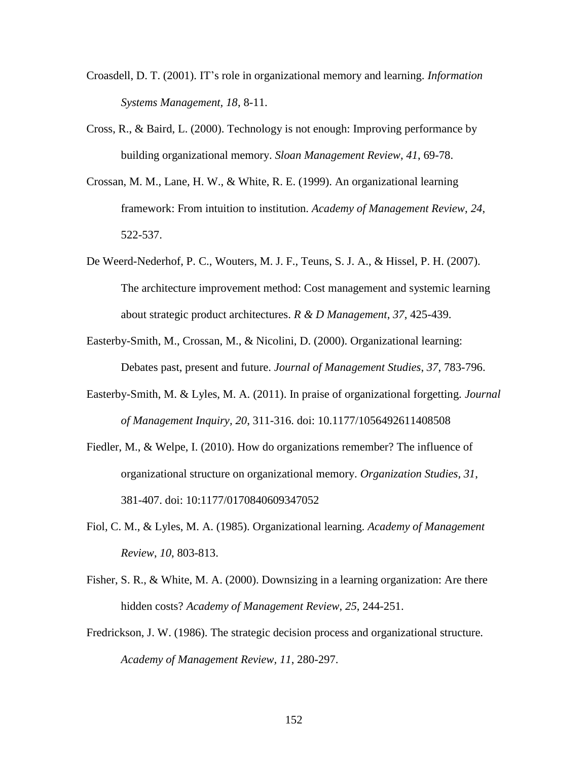Croasdell, D. T. (2001). IT's role in organizational memory and learning. *Information Systems Management*, *18*, 8-11.

Cross, R., & Baird, L. (2000). Technology is not enough: Improving performance by building organizational memory. *Sloan Management Review*, *41*, 69-78.

Crossan, M. M., Lane, H. W., & White, R. E. (1999). An organizational learning framework: From intuition to institution. *Academy of Management Review*, *24*, 522-537.

De Weerd-Nederhof, P. C., Wouters, M. J. F., Teuns, S. J. A., & Hissel, P. H. (2007). The architecture improvement method: Cost management and systemic learning about strategic product architectures. *R & D Management*, *37*, 425-439.

Easterby-Smith, M., Crossan, M., & Nicolini, D. (2000). Organizational learning: Debates past, present and future. *Journal of Management Studies*, *37*, 783-796.

Easterby-Smith, M. & Lyles, M. A. (2011). In praise of organizational forgetting. *Journal of Management Inquiry, 20*, 311-316. doi: 10.1177/1056492611408508

Fiedler, M., & Welpe, I. (2010). How do organizations remember? The influence of organizational structure on organizational memory. *Organization Studies*, *31*, 381-407. doi: 10:1177/0170840609347052

Fiol, C. M., & Lyles, M. A. (1985). Organizational learning. *Academy of Management Review*, *10*, 803-813.

Fisher, S. R., & White, M. A. (2000). Downsizing in a learning organization: Are there hidden costs? *Academy of Management Review*, *25*, 244-251.

Fredrickson, J. W. (1986). The strategic decision process and organizational structure. *Academy of Management Review, 11*, 280-297.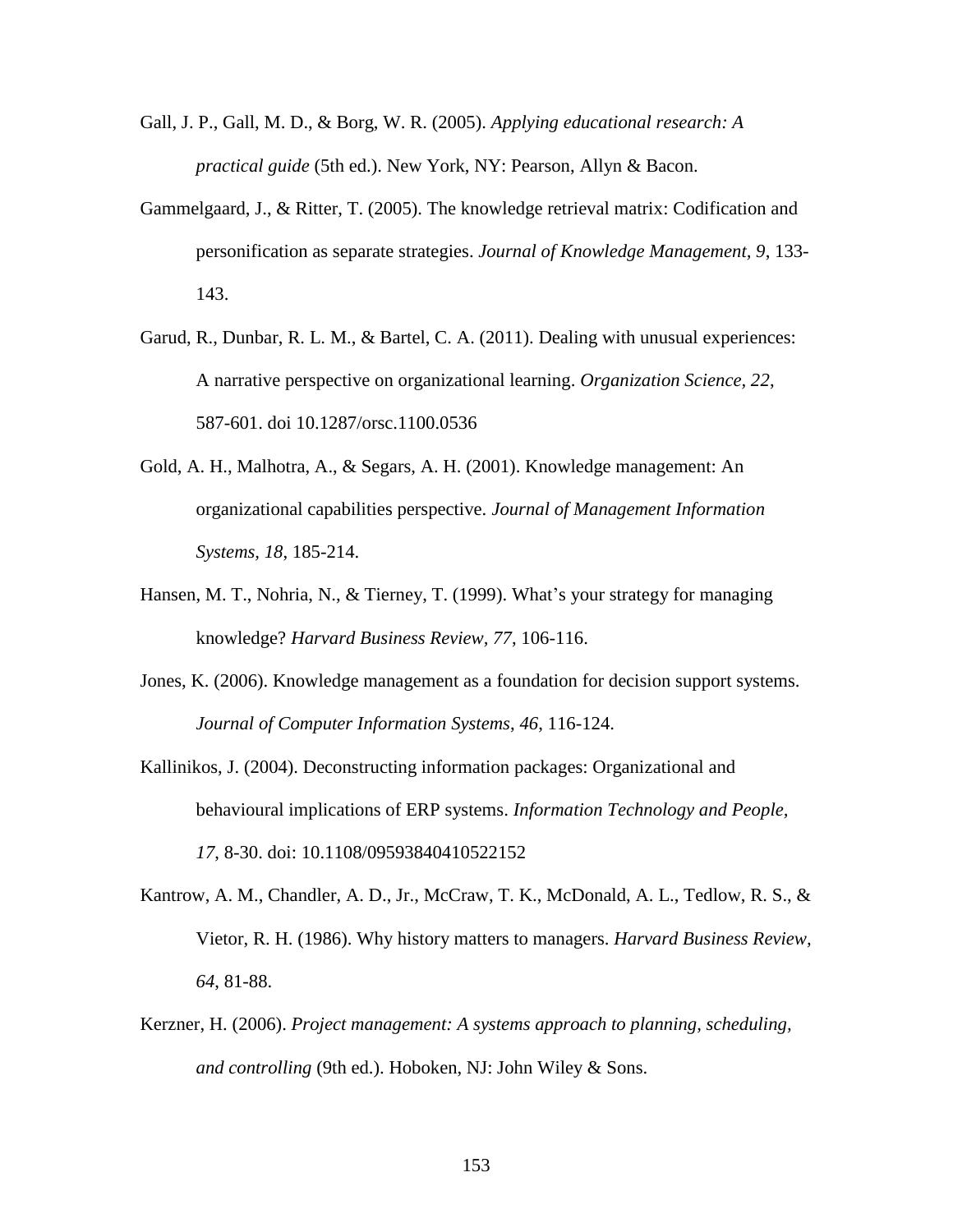Gall, J. P., Gall, M. D., & Borg, W. R. (2005). *Applying educational research: A practical guide* (5th ed.). New York, NY: Pearson, Allyn & Bacon.

Gammelgaard, J., & Ritter, T. (2005). The knowledge retrieval matrix: Codification and personification as separate strategies. *Journal of Knowledge Management, 9*, 133-143.

Garud, R., Dunbar, R. L. M., & Bartel, C. A. (2011). Dealing with unusual experiences: A narrative perspective on organizational learning. *Organization Science, 22*, 587-601. doi 10.1287/orsc.1100.0536

Gold, A. H., Malhotra, A., & Segars, A. H. (2001). Knowledge management: An organizational capabilities perspective. *Journal of Management Information Systems, 18*, 185-214.

Hansen, M. T., Nohria, N., & Tierney, T. (1999). What's your strategy for managing knowledge? *Harvard Business Review, 77*, 106-116.

Jones, K. (2006). Knowledge management as a foundation for decision support systems. *Journal of Computer Information Systems, 46*, 116-124.

Kallinikos, J. (2004). Deconstructing information packages: Organizational and behavioural implications of ERP systems. *Information Technology and People, 17*, 8-30. doi: 10.1108/09593840410522152

Kantrow, A. M., Chandler, A. D., Jr., McCraw, T. K., McDonald, A. L., Tedlow, R. S., & Vietor, R. H. (1986). Why history matters to managers. *Harvard Business Review, 64*, 81-88.

Kerzner, H. (2006). *Project management: A systems approach to planning, scheduling, and controlling* (9th ed.). Hoboken, NJ: John Wiley & Sons.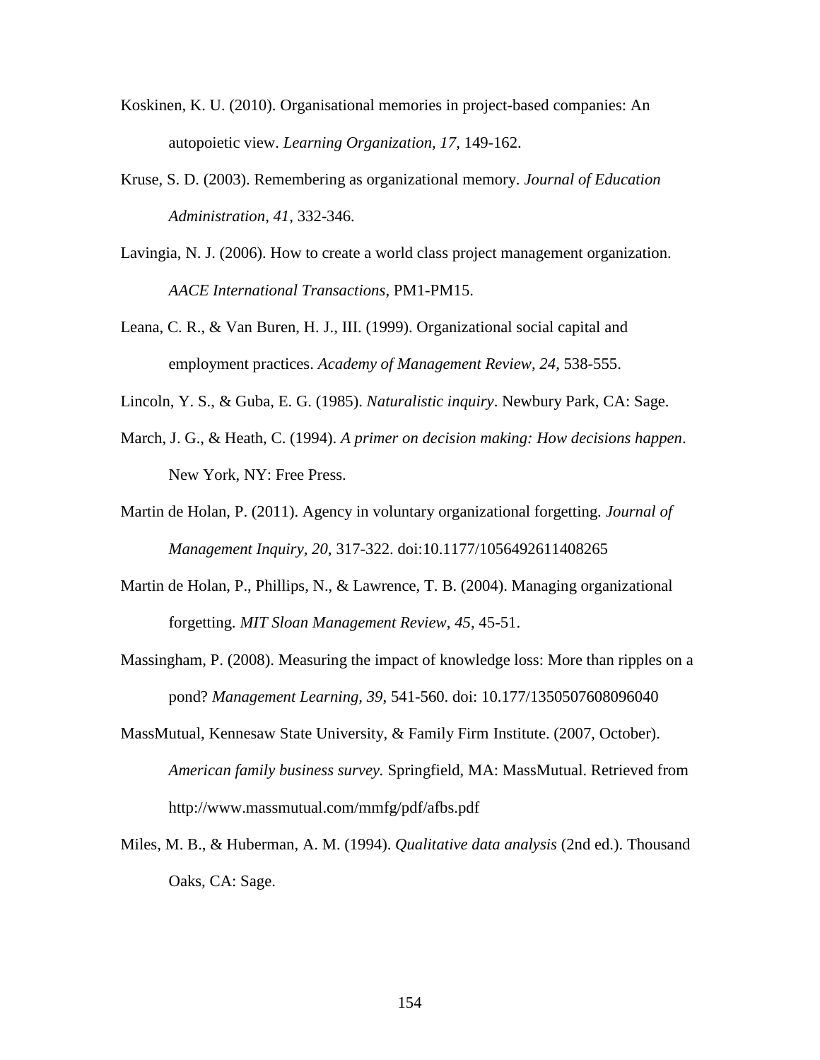Koskinen, K. U. (2010). Organisational memories in project-based companies: An autopoietic view. *Learning Organization*, *17*, 149-162.

Kruse, S. D. (2003). Remembering as organizational memory. *Journal of Education Administration*, *41*, 332-346.

Lavingia, N. J. (2006). How to create a world class project management organization. *AACE International Transactions*, PM1-PM15.

Leana, C. R., & Van Buren, H. J., III. (1999). Organizational social capital and employment practices. *Academy of Management Review*, *24*, 538-555.

Lincoln, Y. S., & Guba, E. G. (1985). *Naturalistic inquiry*. Newbury Park, CA: Sage.

March, J. G., & Heath, C. (1994). *A primer on decision making: How decisions happen*. New York, NY: Free Press.

Martin de Holan, P. (2011). Agency in voluntary organizational forgetting. *Journal of Management Inquiry*, *20*, 317-322. doi:10.1177/1056492611408265

Martin de Holan, P., Phillips, N., & Lawrence, T. B. (2004). Managing organizational forgetting. *MIT Sloan Management Review*, *45*, 45-51.

Massingham, P. (2008). Measuring the impact of knowledge loss: More than ripples on a pond? *Management Learning*, *39*, 541-560. doi: 10.177/1350507608096040

MassMutual, Kennesaw State University, & Family Firm Institute. (2007, October). *American family business survey.* Springfield, MA: MassMutual. Retrieved from http://www.massmutual.com/mmfg/pdf/afbs.pdf

Miles, M. B., & Huberman, A. M. (1994). *Qualitative data analysis* (2nd ed.). Thousand Oaks, CA: Sage.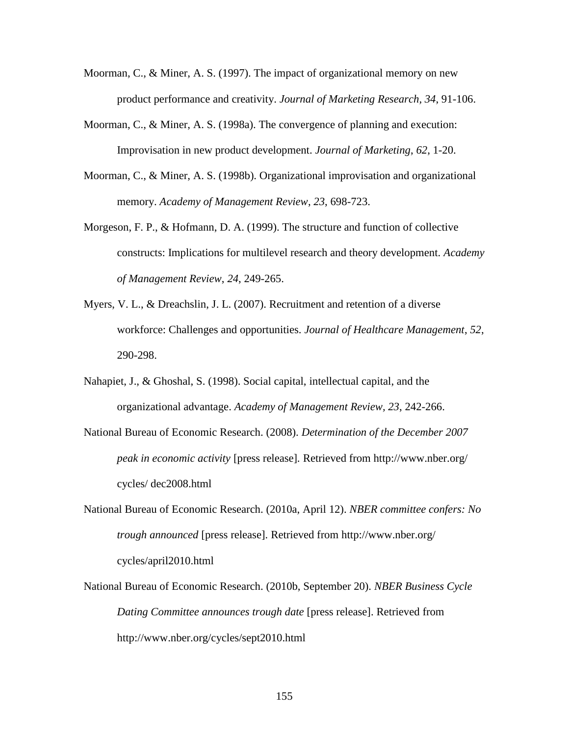Moorman, C., & Miner, A. S. (1997). The impact of organizational memory on new product performance and creativity. *Journal of Marketing Research*, *34*, 91-106.

Moorman, C., & Miner, A. S. (1998a). The convergence of planning and execution: Improvisation in new product development. *Journal of Marketing*, *62*, 1-20.

Moorman, C., & Miner, A. S. (1998b). Organizational improvisation and organizational memory. *Academy of Management Review*, *23*, 698-723.

Morgeson, F. P., & Hofmann, D. A. (1999). The structure and function of collective constructs: Implications for multilevel research and theory development. *Academy of Management Review*, *24*, 249-265.

Myers, V. L., & Dreachslin, J. L. (2007). Recruitment and retention of a diverse workforce: Challenges and opportunities. *Journal of Healthcare Management*, *52*, 290-298.

Nahapiet, J., & Ghoshal, S. (1998). Social capital, intellectual capital, and the organizational advantage. *Academy of Management Review*, *23*, 242-266.

National Bureau of Economic Research. (2008). *Determination of the December 2007 peak in economic activity* [press release]. Retrieved from http://www.nber.org/cycles/ dec2008.html

National Bureau of Economic Research. (2010a, April 12). *NBER committee confers: No trough announced* [press release]. Retrieved from http://www.nber.org/cycles/april2010.html

National Bureau of Economic Research. (2010b, September 20). *NBER Business Cycle Dating Committee announces trough date* [press release]. Retrieved from http://www.nber.org/cycles/sept2010.html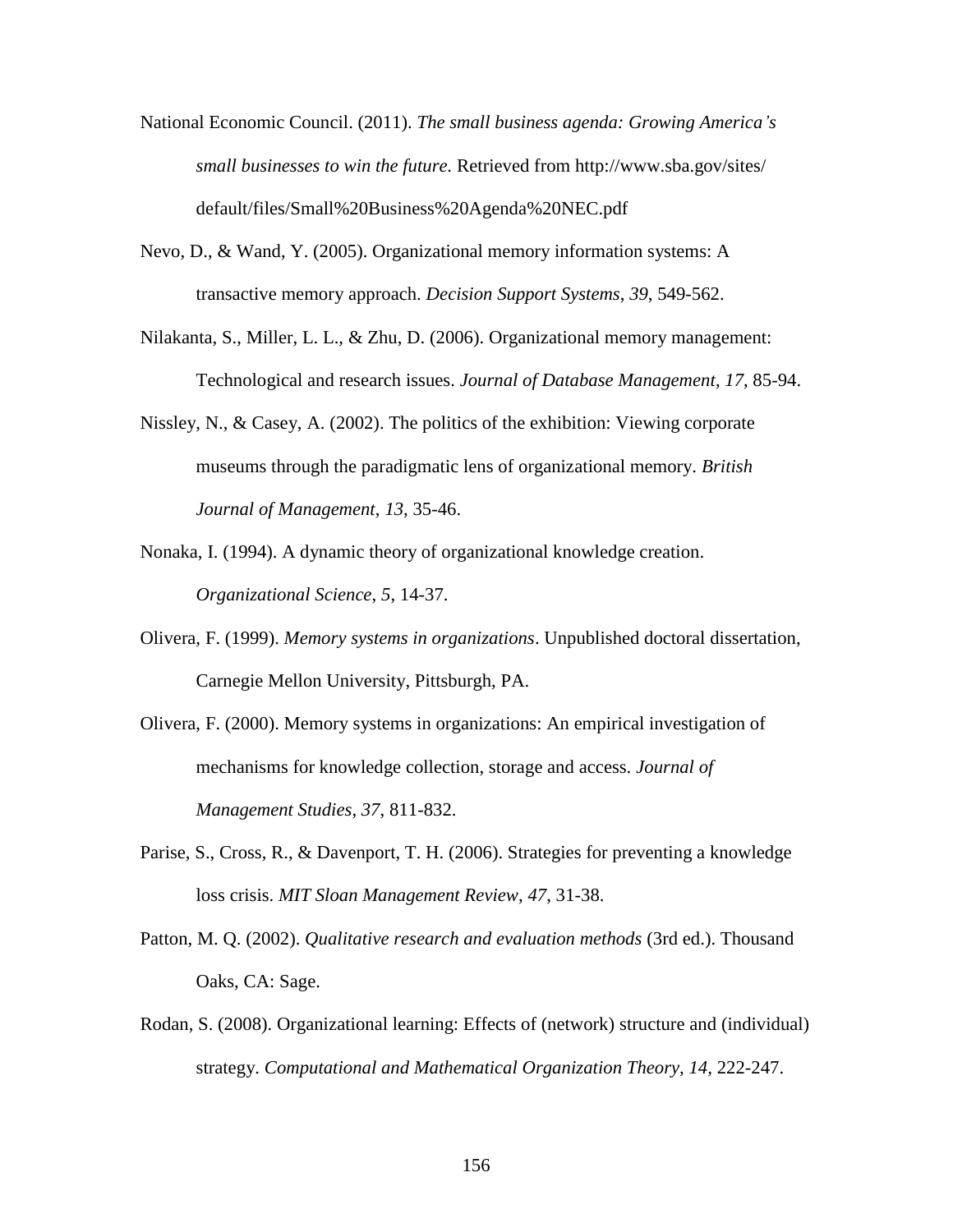National Economic Council. (2011). *The small business agenda: Growing America's small businesses to win the future.* Retrieved from http://www.sba.gov/sites/default/files/Small%20Business%20Agenda%20NEC.pdf

Nevo, D., & Wand, Y. (2005). Organizational memory information systems: A transactive memory approach. *Decision Support Systems, 39*, 549-562.

Nilakanta, S., Miller, L. L., & Zhu, D. (2006). Organizational memory management: Technological and research issues. *Journal of Database Management*, *17*, 85-94.

Nissley, N., & Casey, A. (2002). The politics of the exhibition: Viewing corporate museums through the paradigmatic lens of organizational memory. *British Journal of Management*, *13*, 35-46.

Nonaka, I. (1994). A dynamic theory of organizational knowledge creation. *Organizational Science*, *5*, 14-37.

Olivera, F. (1999). *Memory systems in organizations*. Unpublished doctoral dissertation, Carnegie Mellon University, Pittsburgh, PA.

Olivera, F. (2000). Memory systems in organizations: An empirical investigation of mechanisms for knowledge collection, storage and access. *Journal of Management Studies, 37*, 811-832.

Parise, S., Cross, R., & Davenport, T. H. (2006). Strategies for preventing a knowledge loss crisis. *MIT Sloan Management Review*, *47*, 31-38.

Patton, M. Q. (2002). *Qualitative research and evaluation methods* (3rd ed.). Thousand Oaks, CA: Sage.

Rodan, S. (2008). Organizational learning: Effects of (network) structure and (individual) strategy. *Computational and Mathematical Organization Theory, 14,* 222-247.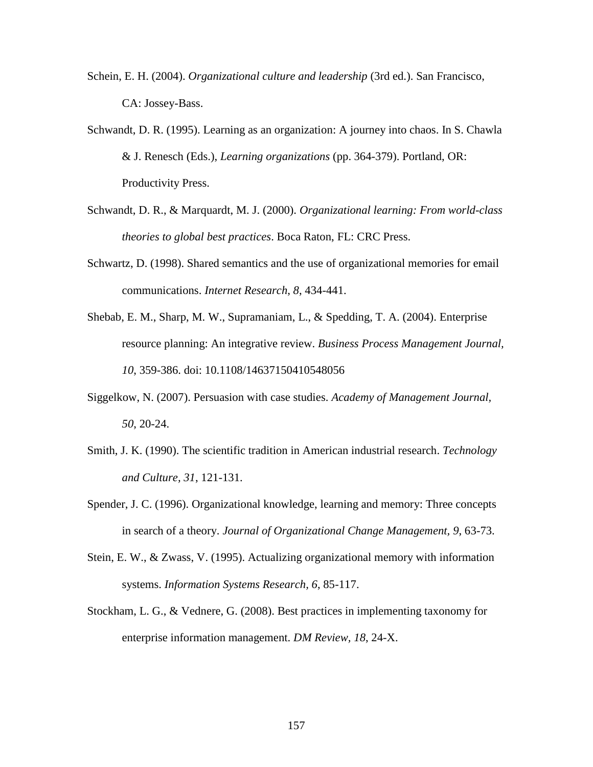Schein, E. H. (2004). *Organizational culture and leadership* (3rd ed.). San Francisco, CA: Jossey-Bass.

Schwandt, D. R. (1995). Learning as an organization: A journey into chaos. In S. Chawla & J. Renesch (Eds.), *Learning organizations* (pp. 364-379). Portland, OR: Productivity Press.

Schwandt, D. R., & Marquardt, M. J. (2000). *Organizational learning: From world-class theories to global best practices*. Boca Raton, FL: CRC Press.

Schwartz, D. (1998). Shared semantics and the use of organizational memories for email communications. *Internet Research, 8*, 434-441.

Shebab, E. M., Sharp, M. W., Supramaniam, L., & Spedding, T. A. (2004). Enterprise resource planning: An integrative review. *Business Process Management Journal, 10*, 359-386. doi: 10.1108/14637150410548056

Siggelkow, N. (2007). Persuasion with case studies. *Academy of Management Journal, 50*, 20-24.

Smith, J. K. (1990). The scientific tradition in American industrial research. *Technology and Culture, 31*, 121-131.

Spender, J. C. (1996). Organizational knowledge, learning and memory: Three concepts in search of a theory. *Journal of Organizational Change Management, 9*, 63-73.

Stein, E. W., & Zwass, V. (1995). Actualizing organizational memory with information systems. *Information Systems Research, 6*, 85-117.

Stockham, L. G., & Vednere, G. (2008). Best practices in implementing taxonomy for enterprise information management. *DM Review, 18*, 24-X.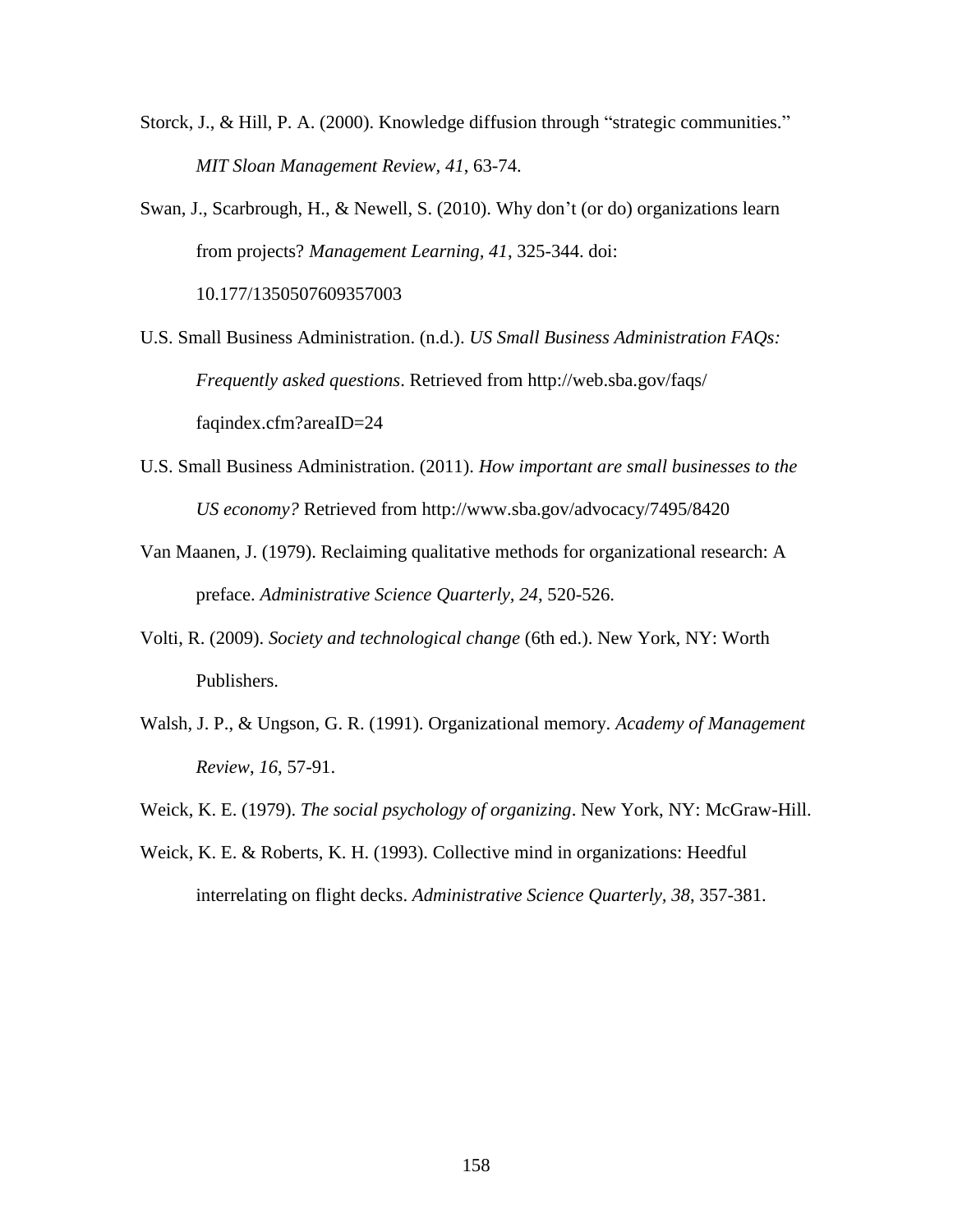Storck, J., & Hill, P. A. (2000). Knowledge diffusion through "strategic communities." *MIT Sloan Management Review*, *41*, 63-74.

Swan, J., Scarbrough, H., & Newell, S. (2010). Why don't (or do) organizations learn from projects? *Management Learning*, *41*, 325-344. doi: 10.177/1350507609357003

U.S. Small Business Administration. (n.d.). *US Small Business Administration FAQs: Frequently asked questions*. Retrieved from http://web.sba.gov/faqs/faqindex.cfm?areaID=24

U.S. Small Business Administration. (2011). *How important are small businesses to the US economy?* Retrieved from http://www.sba.gov/advocacy/7495/8420

Van Maanen, J. (1979). Reclaiming qualitative methods for organizational research: A preface. *Administrative Science Quarterly, 24*, 520-526.

Volti, R. (2009). *Society and technological change* (6th ed.). New York, NY: Worth Publishers.

Walsh, J. P., & Ungson, G. R. (1991). Organizational memory. *Academy of Management Review*, *16*, 57-91.

Weick, K. E. (1979). *The social psychology of organizing*. New York, NY: McGraw-Hill.

Weick, K. E. & Roberts, K. H. (1993). Collective mind in organizations: Heedful interrelating on flight decks. *Administrative Science Quarterly, 38*, 357-381.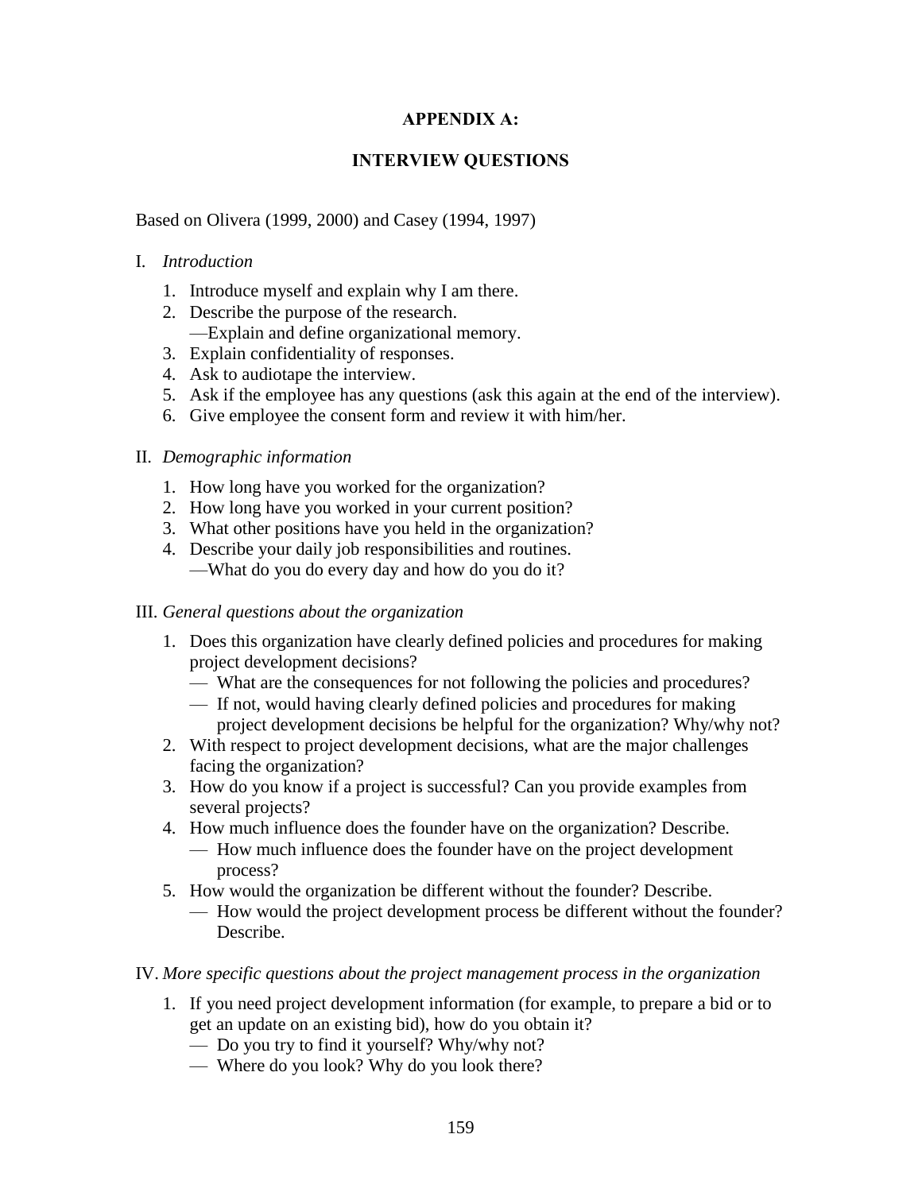# APPENDIX A:

# INTERVIEW QUESTIONS

Based on Olivera (1999, 2000) and Casey (1994, 1997)

I. *Introduction*

1. Introduce myself and explain why I am there.
2. Describe the purpose of the research.
   —Explain and define organizational memory.
3. Explain confidentiality of responses.
4. Ask to audiotape the interview.
5. Ask if the employee has any questions (ask this again at the end of the interview).
6. Give employee the consent form and review it with him/her.

II. *Demographic information*

1. How long have you worked for the organization?
2. How long have you worked in your current position?
3. What other positions have you held in the organization?
4. Describe your daily job responsibilities and routines.
   —What do you do every day and how do you do it?

III. *General questions about the organization*

1. Does this organization have clearly defined policies and procedures for making project development decisions?
   - What are the consequences for not following the policies and procedures?
   - If not, would having clearly defined policies and procedures for making project development decisions be helpful for the organization? Why/why not?
2. With respect to project development decisions, what are the major challenges facing the organization?
3. How do you know if a project is successful? Can you provide examples from several projects?
4. How much influence does the founder have on the organization? Describe.
   - How much influence does the founder have on the project development process?
5. How would the organization be different without the founder? Describe.
   - How would the project development process be different without the founder? Describe.

IV. *More specific questions about the project management process in the organization*

1. If you need project development information (for example, to prepare a bid or to get an update on an existing bid), how do you obtain it?
   - Do you try to find it yourself? Why/why not?
   - Where do you look? Why do you look there?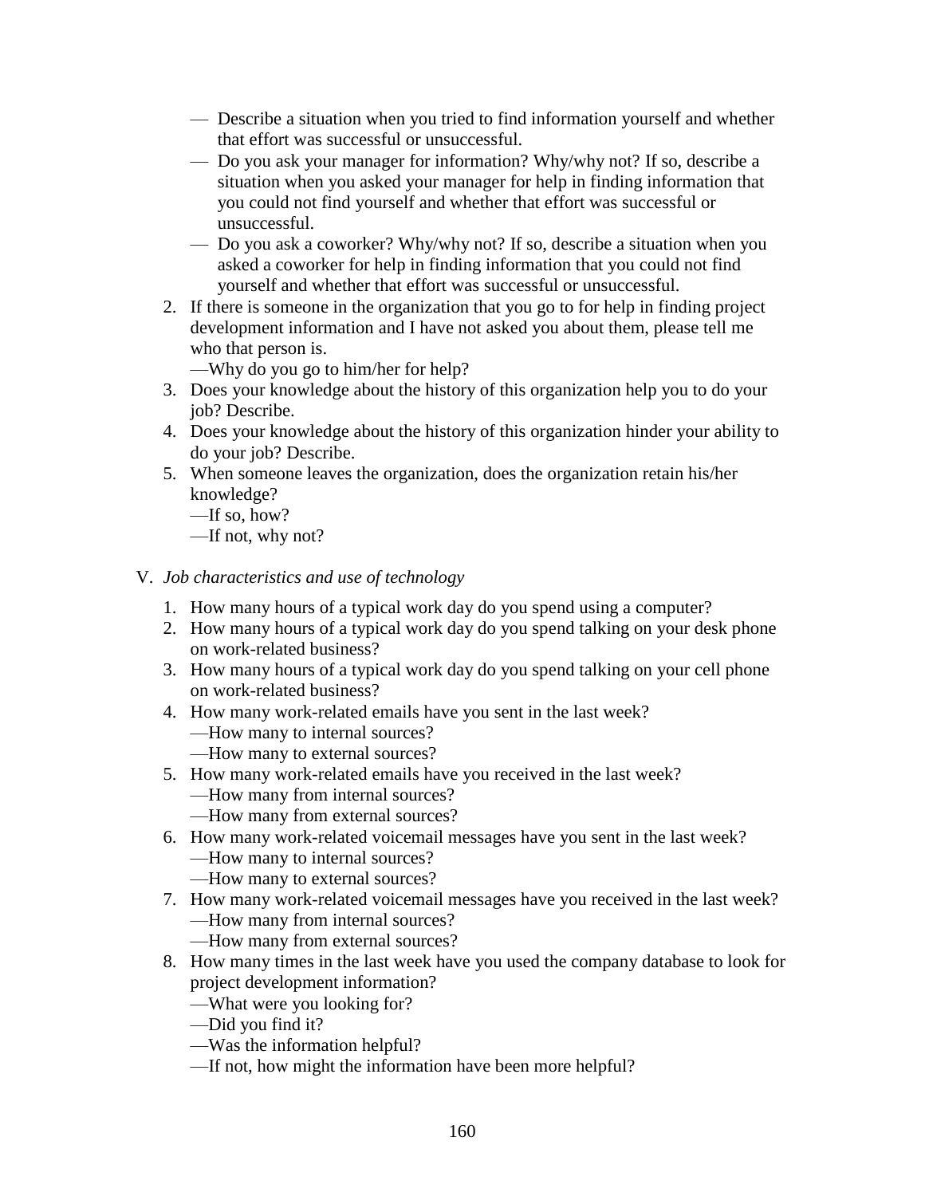- Describe a situation when you tried to find information yourself and whether that effort was successful or unsuccessful.
- Do you ask your manager for information? Why/why not? If so, describe a situation when you asked your manager for help in finding information that you could not find yourself and whether that effort was successful or unsuccessful.
- Do you ask a coworker? Why/why not? If so, describe a situation when you asked a coworker for help in finding information that you could not find yourself and whether that effort was successful or unsuccessful.

2. If there is someone in the organization that you go to for help in finding project development information and I have not asked you about them, please tell me who that person is.
   —Why do you go to him/her for help?
3. Does your knowledge about the history of this organization help you to do your job? Describe.
4. Does your knowledge about the history of this organization hinder your ability to do your job? Describe.
5. When someone leaves the organization, does the organization retain his/her knowledge?
   —If so, how?
   —If not, why not?

V. *Job characteristics and use of technology*

1. How many hours of a typical work day do you spend using a computer?
2. How many hours of a typical work day do you spend talking on your desk phone on work-related business?
3. How many hours of a typical work day do you spend talking on your cell phone on work-related business?
4. How many work-related emails have you sent in the last week?
   —How many to internal sources?
   —How many to external sources?
5. How many work-related emails have you received in the last week?
   —How many from internal sources?
   —How many from external sources?
6. How many work-related voicemail messages have you sent in the last week?
   —How many to internal sources?
   —How many to external sources?
7. How many work-related voicemail messages have you received in the last week?
   —How many from internal sources?
   —How many from external sources?
8. How many times in the last week have you used the company database to look for project development information?
   —What were you looking for?
   —Did you find it?
   —Was the information helpful?
   —If not, how might the information have been more helpful?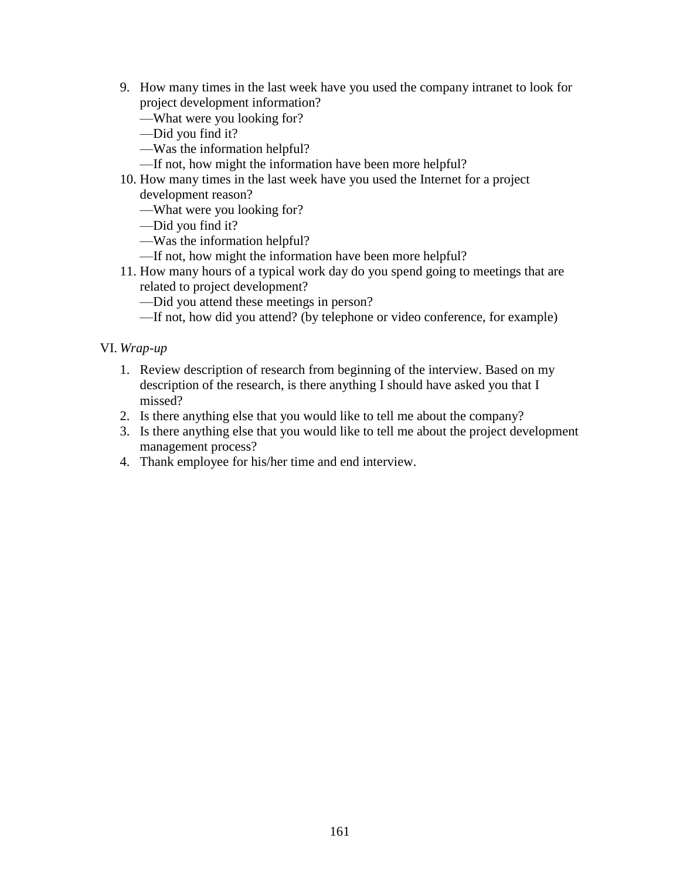9. How many times in the last week have you used the company intranet to look for project development information?
   —What were you looking for?
   —Did you find it?
   —Was the information helpful?
   —If not, how might the information have been more helpful?
10. How many times in the last week have you used the Internet for a project development reason?
    —What were you looking for?
    —Did you find it?
    —Was the information helpful?
    —If not, how might the information have been more helpful?
11. How many hours of a typical work day do you spend going to meetings that are related to project development?
    —Did you attend these meetings in person?
    —If not, how did you attend? (by telephone or video conference, for example)

VI. *Wrap-up*

1. Review description of research from beginning of the interview. Based on my description of the research, is there anything I should have asked you that I missed?
2. Is there anything else that you would like to tell me about the company?
3. Is there anything else that you would like to tell me about the project development management process?
4. Thank employee for his/her time and end interview.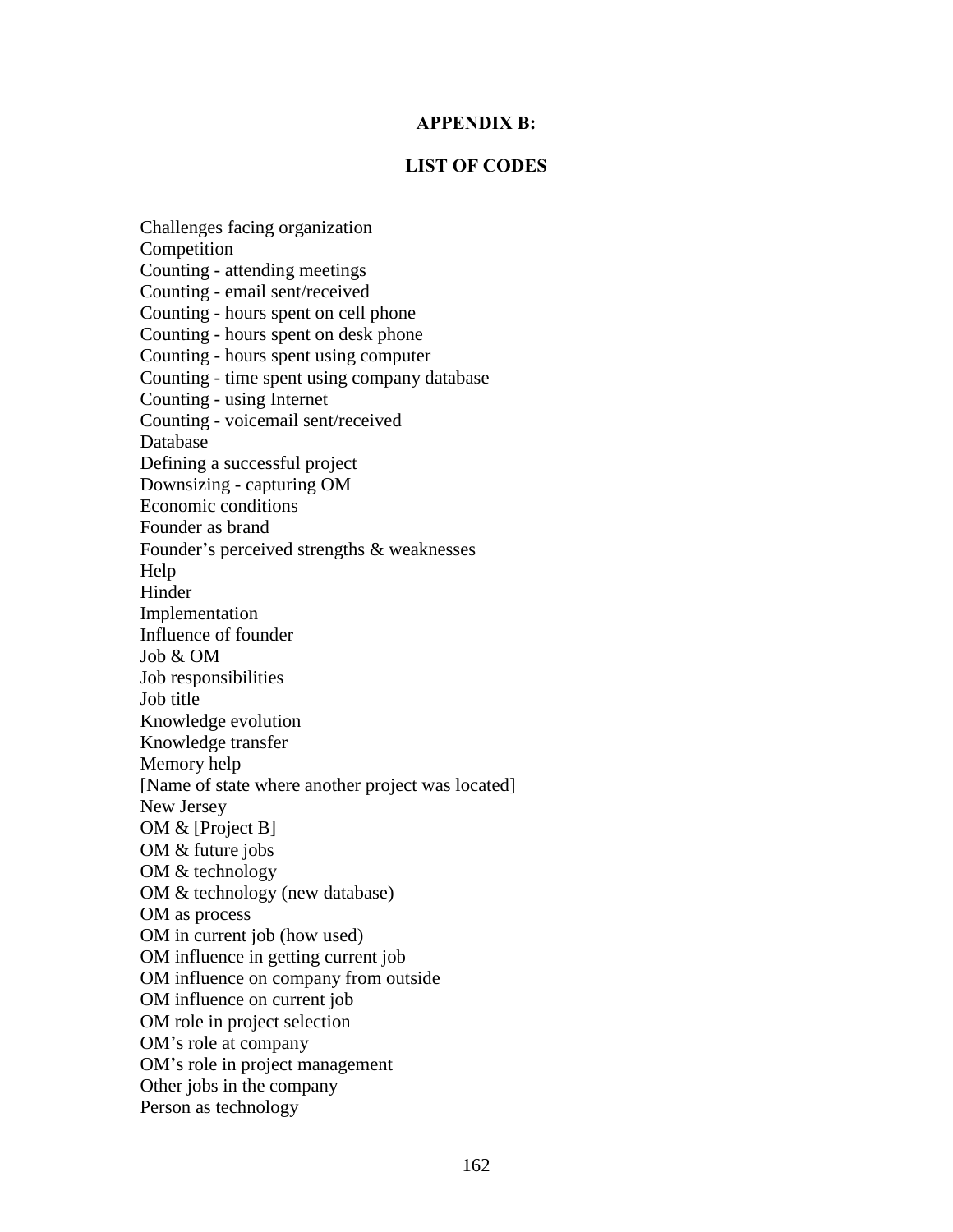# APPENDIX B:

## LIST OF CODES

Challenges facing organization
Competition
Counting - attending meetings
Counting - email sent/received
Counting - hours spent on cell phone
Counting - hours spent on desk phone
Counting - hours spent using computer
Counting - time spent using company database
Counting - using Internet
Counting - voicemail sent/received
Database
Defining a successful project
Downsizing - capturing OM
Economic conditions
Founder as brand
Founder’s perceived strengths & weaknesses
Help
Hinder
Implementation
Influence of founder
Job & OM
Job responsibilities
Job title
Knowledge evolution
Knowledge transfer
Memory help
[Name of state where another project was located]
New Jersey
OM & [Project B]
OM & future jobs
OM & technology
OM & technology (new database)
OM as process
OM in current job (how used)
OM influence in getting current job
OM influence on company from outside
OM influence on current job
OM role in project selection
OM’s role at company
OM’s role in project management
Other jobs in the company
Person as technology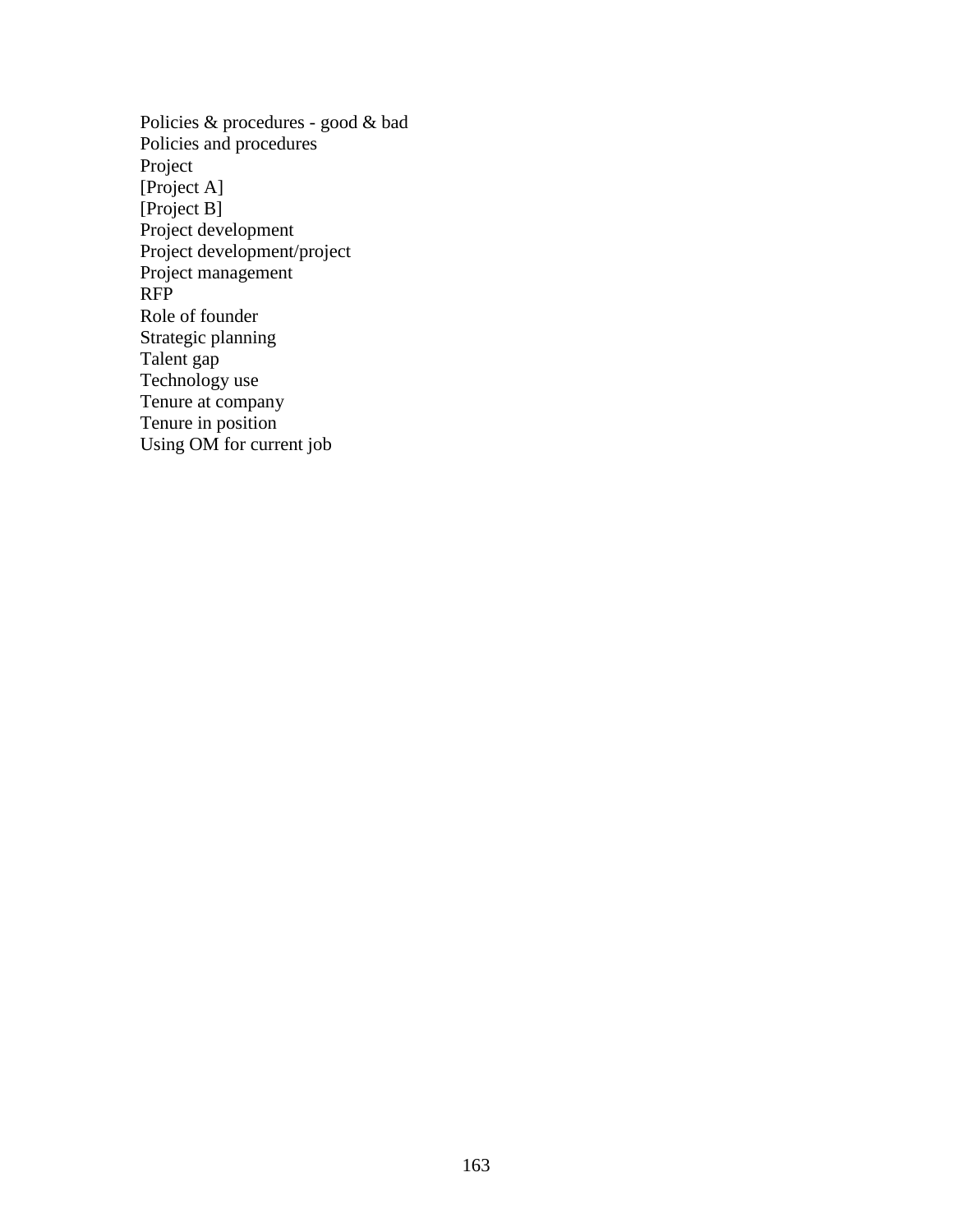Policies & procedures - good & bad
Policies and procedures
Project
[Project A]
[Project B]
Project development
Project development/project
Project management
RFP
Role of founder
Strategic planning
Talent gap
Technology use
Tenure at company
Tenure in position
Using OM for current job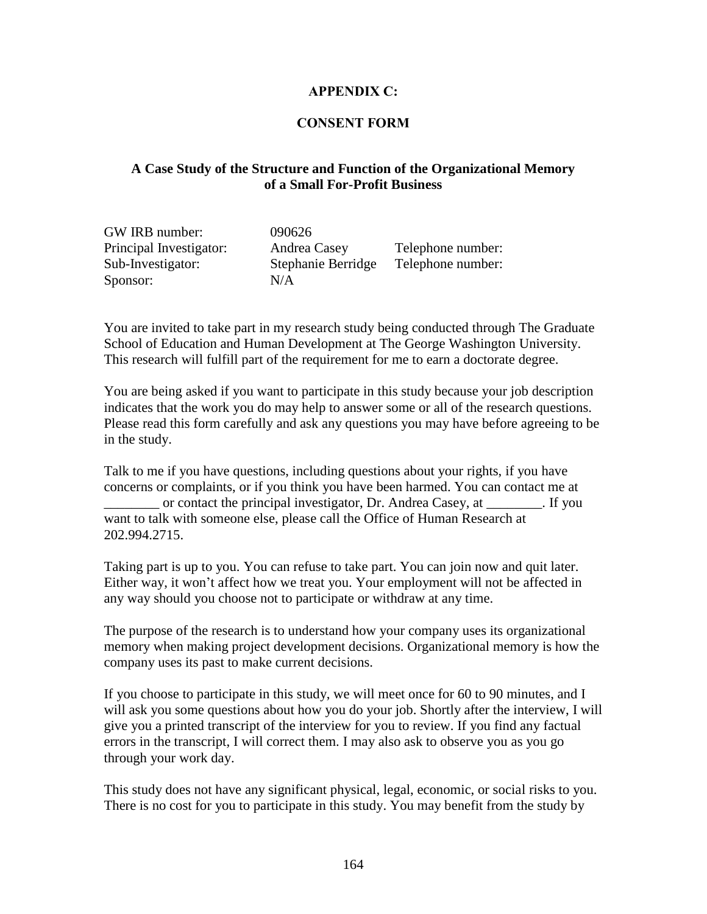## APPENDIX C:

## CONSENT FORM

### A Case Study of the Structure and Function of the Organizational Memory of a Small For-Profit Business

| | | |
|---|---|---|
| GW IRB number: | 090626 | |
| Principal Investigator: | Andrea Casey | Telephone number: |
| Sub-Investigator: | Stephanie Berridge | Telephone number: |
| Sponsor: | N/A | |

You are invited to take part in my research study being conducted through The Graduate School of Education and Human Development at The George Washington University. This research will fulfill part of the requirement for me to earn a doctorate degree.

You are being asked if you want to participate in this study because your job description indicates that the work you do may help to answer some or all of the research questions. Please read this form carefully and ask any questions you may have before agreeing to be in the study.

Talk to me if you have questions, including questions about your rights, if you have concerns or complaints, or if you think you have been harmed. You can contact me at ________ or contact the principal investigator, Dr. Andrea Casey, at ________. If you want to talk with someone else, please call the Office of Human Research at 202.994.2715.

Taking part is up to you. You can refuse to take part. You can join now and quit later. Either way, it won't affect how we treat you. Your employment will not be affected in any way should you choose not to participate or withdraw at any time.

The purpose of the research is to understand how your company uses its organizational memory when making project development decisions. Organizational memory is how the company uses its past to make current decisions.

If you choose to participate in this study, we will meet once for 60 to 90 minutes, and I will ask you some questions about how you do your job. Shortly after the interview, I will give you a printed transcript of the interview for you to review. If you find any factual errors in the transcript, I will correct them. I may also ask to observe you as you go through your work day.

This study does not have any significant physical, legal, economic, or social risks to you. There is no cost for you to participate in this study. You may benefit from the study by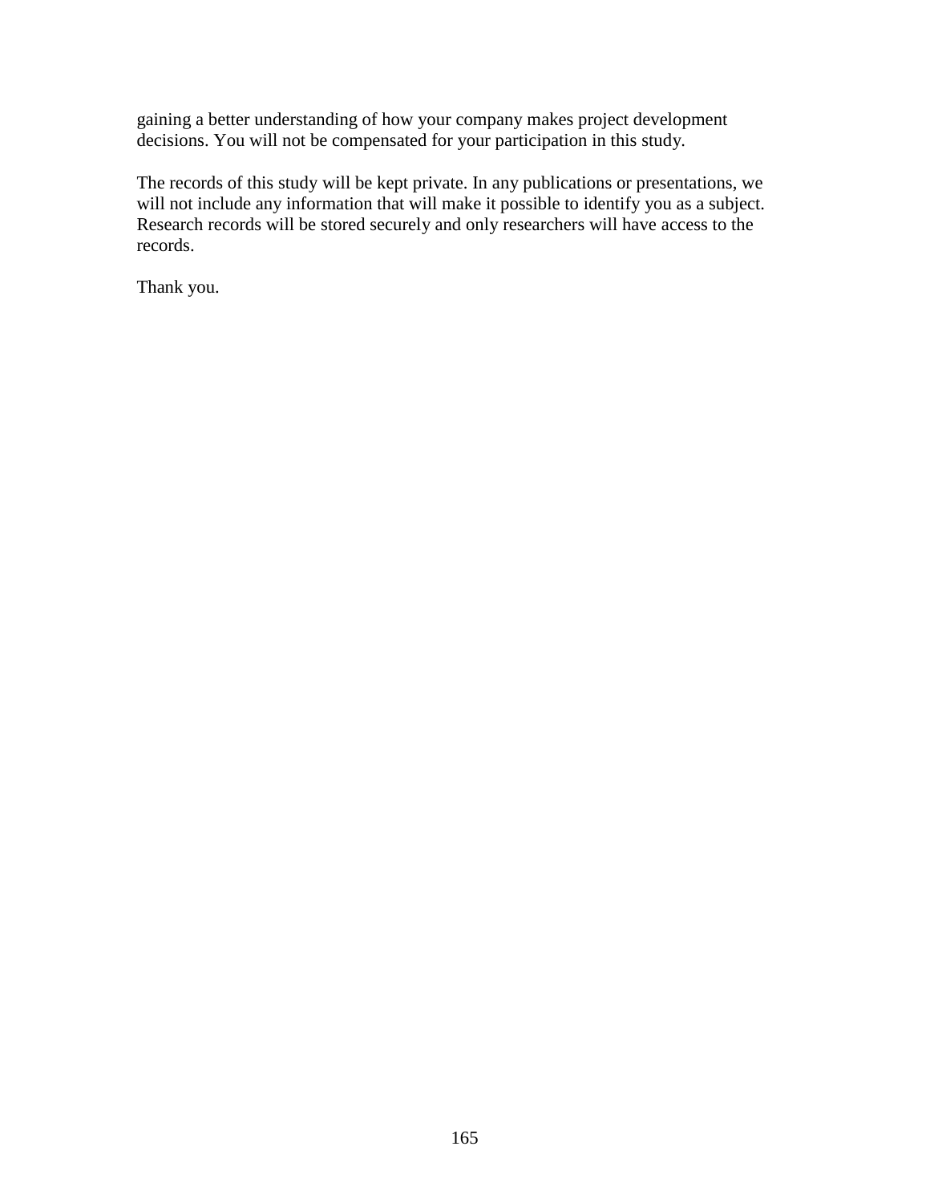gaining a better understanding of how your company makes project development decisions. You will not be compensated for your participation in this study.

The records of this study will be kept private. In any publications or presentations, we will not include any information that will make it possible to identify you as a subject. Research records will be stored securely and only researchers will have access to the records.

Thank you.